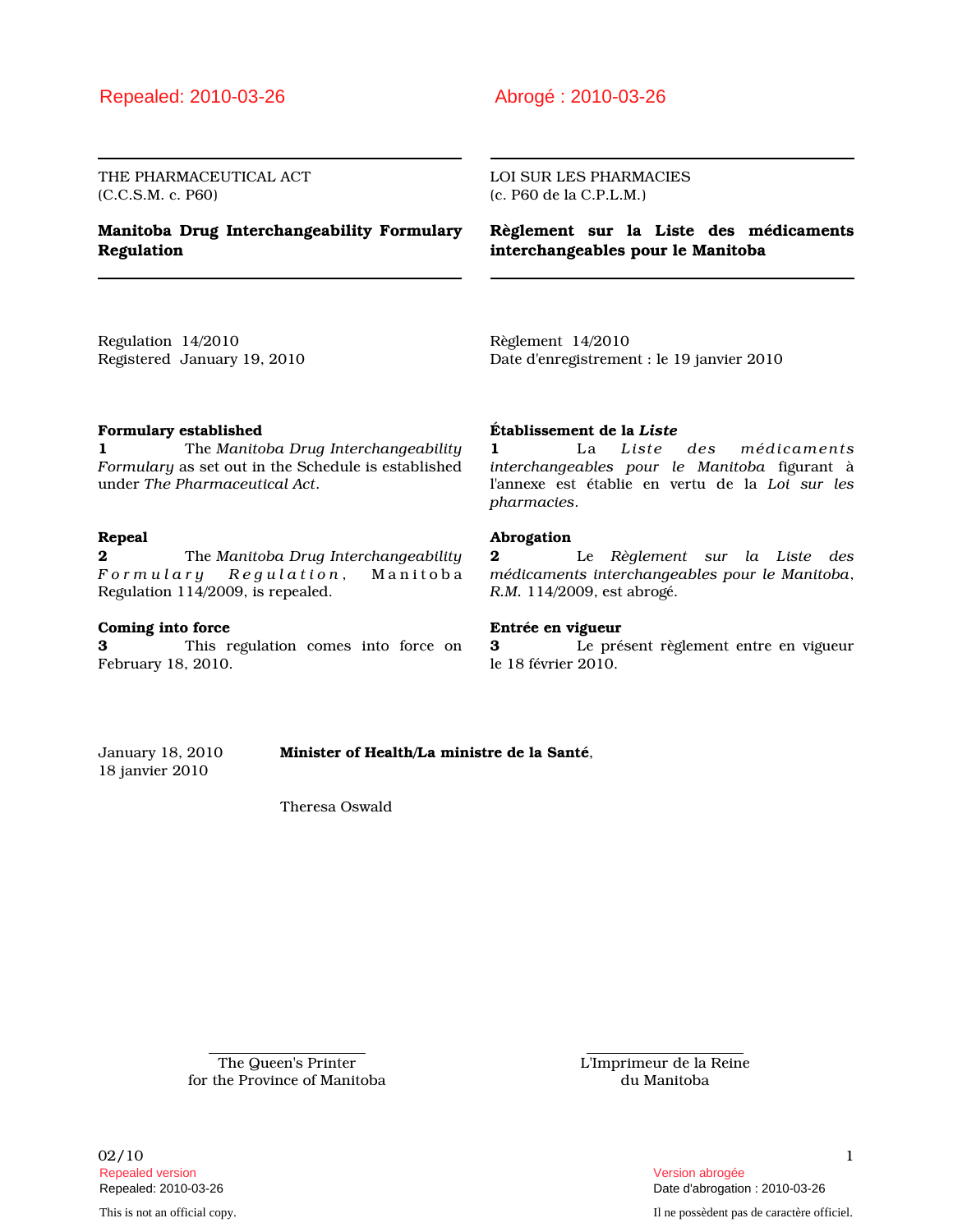Repealed: 2010-03-26

THE PHARMACEUTICAL ACT
(C.C.S.M. c. P60)

# Manitoba Drug Interchangeability Formulary Regulation

Regulation 14/2010
Registered January 19, 2010

**Formulary established**
**1** The *Manitoba Drug Interchangeability Formulary* as set out in the Schedule is established under *The Pharmaceutical Act*.

**Repeal**
**2** The *Manitoba Drug Interchangeability Formulary Regulation*, Manitoba Regulation 114/2009, is repealed.

**Coming into force**
**3** This regulation comes into force on February 18, 2010.

Abrogé : 2010-03-26

LOI SUR LES PHARMACIES
(c. P60 de la C.P.L.M.)

# Règlement sur la Liste des médicaments interchangeables pour le Manitoba

Règlement 14/2010
Date d'enregistrement : le 19 janvier 2010

**Établissement de la *Liste***
**1** La *Liste des médicaments interchangeables pour le Manitoba* figurant à l'annexe est établie en vertu de la *Loi sur les pharmacies*.

**Abrogation**
**2** Le *Règlement sur la Liste des médicaments interchangeables pour le Manitoba*, *R.M.* 114/2009, est abrogé.

**Entrée en vigueur**
**3** Le présent règlement entre en vigueur le 18 février 2010.

January 18, 2010
18 janvier 2010

**Minister of Health/La ministre de la Santé**,

Theresa Oswald

The Queen's Printer
for the Province of Manitoba

L'Imprimeur de la Reine
du Manitoba

Repealed version
Repealed: 2010-03-26

This is not an official copy.

Version abrogée
Date d'abrogation : 2010-03-26

Il ne possèdent pas de caractère officiel.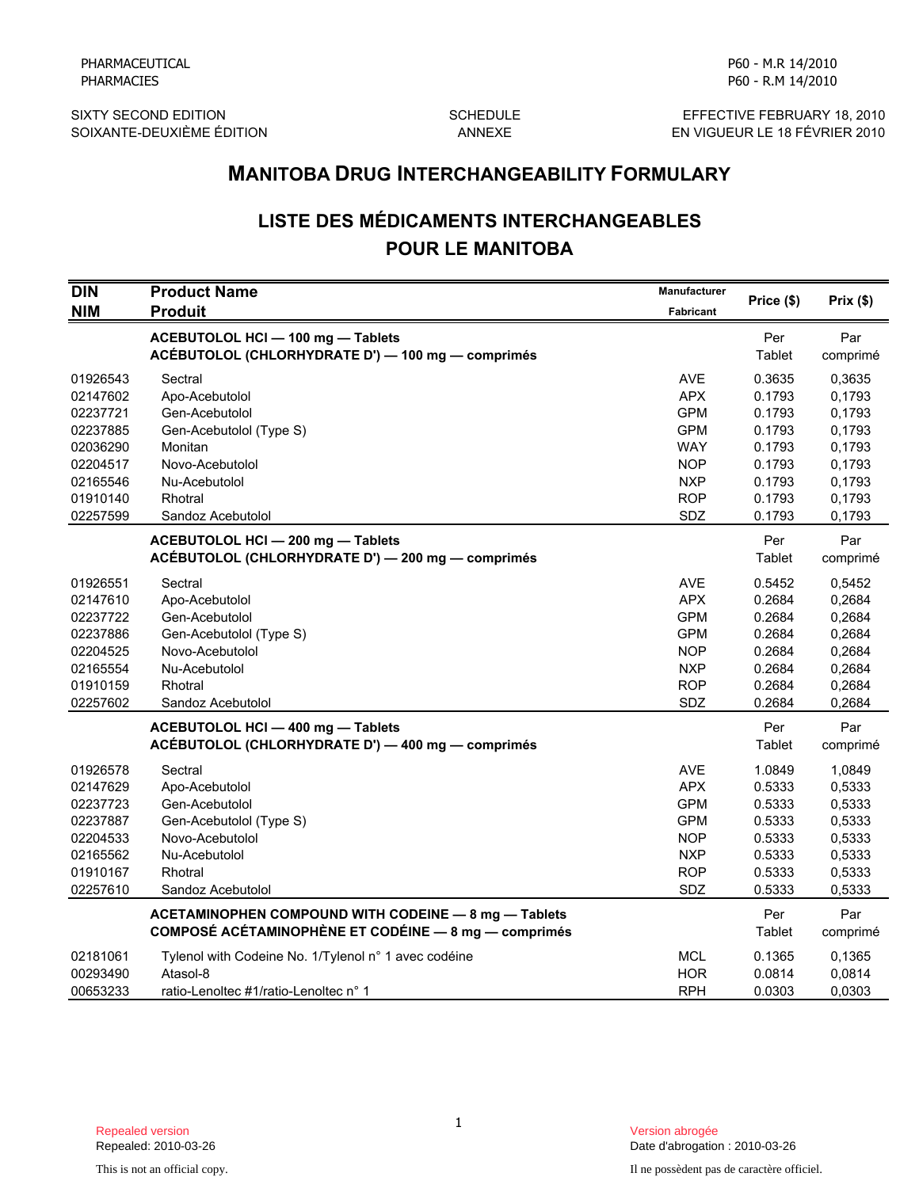PHARMACEUTICAL
PHARMACIES

P60 - M.R 14/2010
P60 - R.M 14/2010

SIXTY SECOND EDITION
SOIXANTE-DEUXIÈME ÉDITION

SCHEDULE
ANNEXE

EFFECTIVE FEBRUARY 18, 2010
EN VIGUEUR LE 18 FÉVRIER 2010

# MANITOBA DRUG INTERCHANGEABILITY FORMULARY

# LISTE DES MÉDICAMENTS INTERCHANGEABLES POUR LE MANITOBA

| DIN<br>NIM | Product Name<br>Produit | Manufacturer<br>Fabricant | Price ($) | Prix ($) |
|---|---|---|---|---|
| | **ACEBUTOLOL HCl — 100 mg — Tablets**<br>**ACÉBUTOLOL (CHLORHYDRATE D') — 100 mg — comprimés** | | Per Tablet | Par comprimé |
| 01926543 | Sectral | AVE | 0.3635 | 0,3635 |
| 02147602 | Apo-Acebutolol | APX | 0.1793 | 0,1793 |
| 02237721 | Gen-Acebutolol | GPM | 0.1793 | 0,1793 |
| 02237885 | Gen-Acebutolol (Type S) | GPM | 0.1793 | 0,1793 |
| 02036290 | Monitan | WAY | 0.1793 | 0,1793 |
| 02204517 | Novo-Acebutolol | NOP | 0.1793 | 0,1793 |
| 02165546 | Nu-Acebutolol | NXP | 0.1793 | 0,1793 |
| 01910140 | Rhotral | ROP | 0.1793 | 0,1793 |
| 02257599 | Sandoz Acebutolol | SDZ | 0.1793 | 0,1793 |
| | **ACEBUTOLOL HCl — 200 mg — Tablets**<br>**ACÉBUTOLOL (CHLORHYDRATE D') — 200 mg — comprimés** | | Per Tablet | Par comprimé |
| 01926551 | Sectral | AVE | 0.5452 | 0,5452 |
| 02147610 | Apo-Acebutolol | APX | 0.2684 | 0,2684 |
| 02237722 | Gen-Acebutolol | GPM | 0.2684 | 0,2684 |
| 02237886 | Gen-Acebutolol (Type S) | GPM | 0.2684 | 0,2684 |
| 02204525 | Novo-Acebutolol | NOP | 0.2684 | 0,2684 |
| 02165554 | Nu-Acebutolol | NXP | 0.2684 | 0,2684 |
| 01910159 | Rhotral | ROP | 0.2684 | 0,2684 |
| 02257602 | Sandoz Acebutolol | SDZ | 0.2684 | 0,2684 |
| | **ACEBUTOLOL HCl — 400 mg — Tablets**<br>**ACÉBUTOLOL (CHLORHYDRATE D') — 400 mg — comprimés** | | Per Tablet | Par comprimé |
| 01926578 | Sectral | AVE | 1.0849 | 1,0849 |
| 02147629 | Apo-Acebutolol | APX | 0.5333 | 0,5333 |
| 02237723 | Gen-Acebutolol | GPM | 0.5333 | 0,5333 |
| 02237887 | Gen-Acebutolol (Type S) | GPM | 0.5333 | 0,5333 |
| 02204533 | Novo-Acebutolol | NOP | 0.5333 | 0,5333 |
| 02165562 | Nu-Acebutolol | NXP | 0.5333 | 0,5333 |
| 01910167 | Rhotral | ROP | 0.5333 | 0,5333 |
| 02257610 | Sandoz Acebutolol | SDZ | 0.5333 | 0,5333 |
| | **ACETAMINOPHEN COMPOUND WITH CODEINE — 8 mg — Tablets**<br>**COMPOSÉ ACÉTAMINOPHÈNE ET CODÉINE — 8 mg — comprimés** | | Per Tablet | Par comprimé |
| 02181061 | Tylenol with Codeine No. 1/Tylenol n° 1 avec codéine | MCL | 0.1365 | 0,1365 |
| 00293490 | Atasol-8 | HOR | 0.0814 | 0,0814 |
| 00653233 | ratio-Lenoltec #1/ratio-Lenoltec n° 1 | RPH | 0.0303 | 0,0303 |

Repealed version
Repealed: 2010-03-26

This is not an official copy.

Version abrogée
Date d'abrogation : 2010-03-26

Il ne possèdent pas de caractère officiel.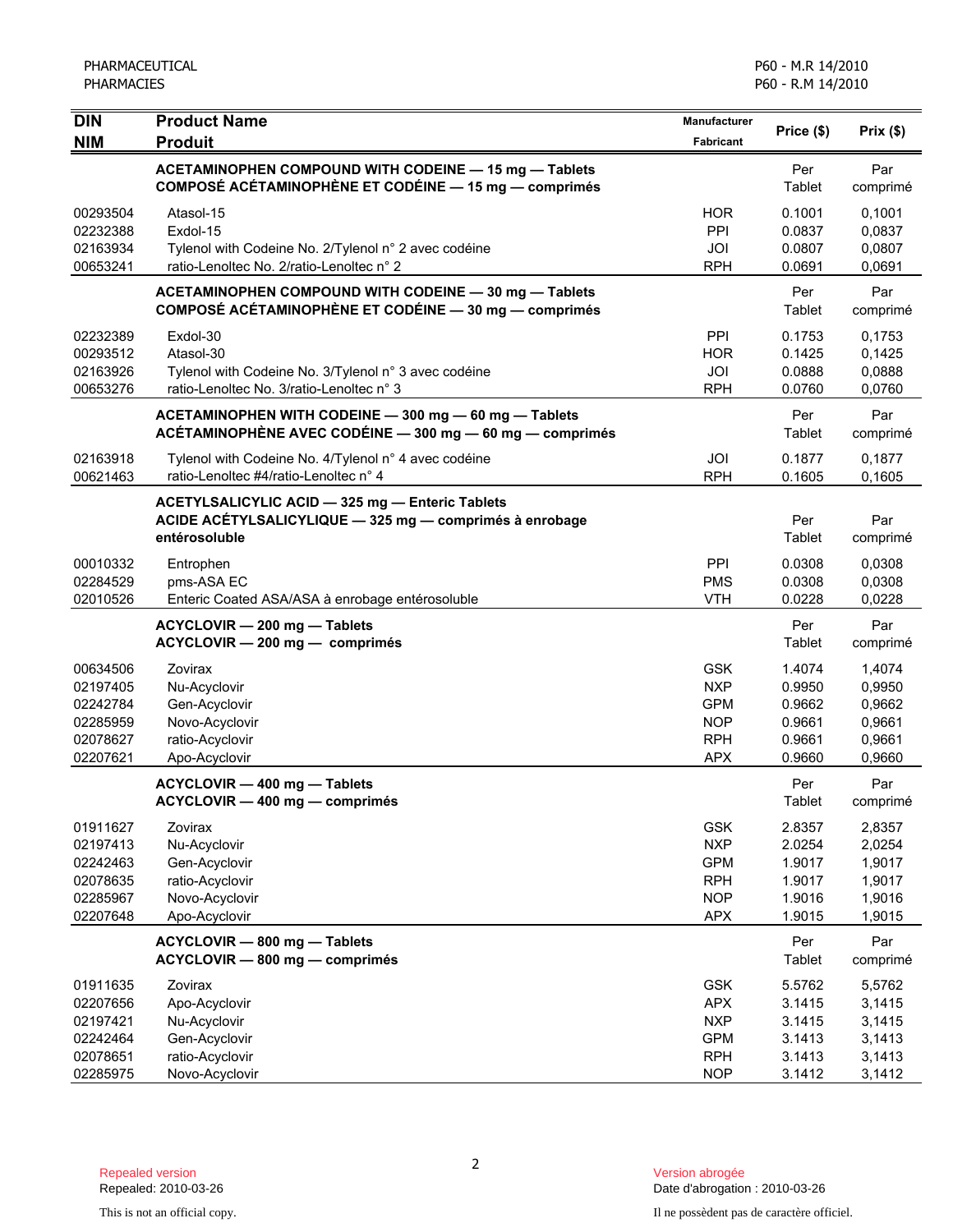| DIN<br>NIM | Product Name<br>Produit | Manufacturer<br>Fabricant | Price ($) | Prix ($) |
|---|---|---|---|---|
| | **ACETAMINOPHEN COMPOUND WITH CODEINE — 15 mg — Tablets<br>COMPOSÉ ACÉTAMINOPHÈNE ET CODÉINE — 15 mg — comprimés** | | Per Tablet | Par comprimé |
| 00293504 | Atasol-15 | HOR | 0.1001 | 0,1001 |
| 02232388 | Exdol-15 | PPI | 0.0837 | 0,0837 |
| 02163934 | Tylenol with Codeine No. 2/Tylenol n° 2 avec codéine | JOI | 0.0807 | 0,0807 |
| 00653241 | ratio-Lenoltec No. 2/ratio-Lenoltec n° 2 | RPH | 0.0691 | 0,0691 |
| | **ACETAMINOPHEN COMPOUND WITH CODEINE — 30 mg — Tablets<br>COMPOSÉ ACÉTAMINOPHÈNE ET CODÉINE — 30 mg — comprimés** | | Per Tablet | Par comprimé |
| 02232389 | Exdol-30 | PPI | 0.1753 | 0,1753 |
| 00293512 | Atasol-30 | HOR | 0.1425 | 0,1425 |
| 02163926 | Tylenol with Codeine No. 3/Tylenol n° 3 avec codéine | JOI | 0.0888 | 0,0888 |
| 00653276 | ratio-Lenoltec No. 3/ratio-Lenoltec n° 3 | RPH | 0.0760 | 0,0760 |
| | **ACETAMINOPHEN WITH CODEINE — 300 mg — 60 mg — Tablets<br>ACÉTAMINOPHÈNE AVEC CODÉINE — 300 mg — 60 mg — comprimés** | | Per Tablet | Par comprimé |
| 02163918 | Tylenol with Codeine No. 4/Tylenol n° 4 avec codéine | JOI | 0.1877 | 0,1877 |
| 00621463 | ratio-Lenoltec #4/ratio-Lenoltec n° 4 | RPH | 0.1605 | 0,1605 |
| | **ACETYLSALICYLIC ACID — 325 mg — Enteric Tablets<br>ACIDE ACÉTYLSALICYLIQUE — 325 mg — comprimés à enrobage entérosoluble** | | Per Tablet | Par comprimé |
| 00010332 | Entrophen | PPI | 0.0308 | 0,0308 |
| 02284529 | pms-ASA EC | PMS | 0.0308 | 0,0308 |
| 02010526 | Enteric Coated ASA/ASA à enrobage entérosoluble | VTH | 0.0228 | 0,0228 |
| | **ACYCLOVIR — 200 mg — Tablets<br>ACYCLOVIR — 200 mg — comprimés** | | Per Tablet | Par comprimé |
| 00634506 | Zovirax | GSK | 1.4074 | 1,4074 |
| 02197405 | Nu-Acyclovir | NXP | 0.9950 | 0,9950 |
| 02242784 | Gen-Acyclovir | GPM | 0.9662 | 0,9662 |
| 02285959 | Novo-Acyclovir | NOP | 0.9661 | 0,9661 |
| 02078627 | ratio-Acyclovir | RPH | 0.9661 | 0,9661 |
| 02207621 | Apo-Acyclovir | APX | 0.9660 | 0,9660 |
| | **ACYCLOVIR — 400 mg — Tablets<br>ACYCLOVIR — 400 mg — comprimés** | | Per Tablet | Par comprimé |
| 01911627 | Zovirax | GSK | 2.8357 | 2,8357 |
| 02197413 | Nu-Acyclovir | NXP | 2.0254 | 2,0254 |
| 02242463 | Gen-Acyclovir | GPM | 1.9017 | 1,9017 |
| 02078635 | ratio-Acyclovir | RPH | 1.9017 | 1,9017 |
| 02285967 | Novo-Acyclovir | NOP | 1.9016 | 1,9016 |
| 02207648 | Apo-Acyclovir | APX | 1.9015 | 1,9015 |
| | **ACYCLOVIR — 800 mg — Tablets<br>ACYCLOVIR — 800 mg — comprimés** | | Per Tablet | Par comprimé |
| 01911635 | Zovirax | GSK | 5.5762 | 5,5762 |
| 02207656 | Apo-Acyclovir | APX | 3.1415 | 3,1415 |
| 02197421 | Nu-Acyclovir | NXP | 3.1415 | 3,1415 |
| 02242464 | Gen-Acyclovir | GPM | 3.1413 | 3,1413 |
| 02078651 | ratio-Acyclovir | RPH | 3.1413 | 3,1413 |
| 02285975 | Novo-Acyclovir | NOP | 3.1412 | 3,1412 |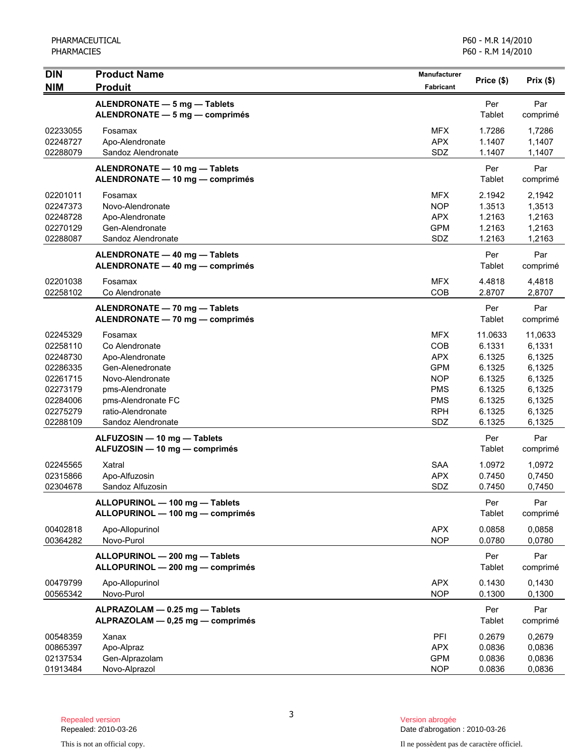| DIN<br>NIM | Product Name<br>Produit | Manufacturer<br>Fabricant | Price ($) | Prix ($) |
|---|---|---|---|---|
| | **ALENDRONATE — 5 mg — Tablets**<br>**ALENDRONATE — 5 mg — comprimés** | | Per Tablet | Par comprimé |
| 02233055 | Fosamax | MFX | 1.7286 | 1,7286 |
| 02248727 | Apo-Alendronate | APX | 1.1407 | 1,1407 |
| 02288079 | Sandoz Alendronate | SDZ | 1.1407 | 1,1407 |
| | **ALENDRONATE — 10 mg — Tablets**<br>**ALENDRONATE — 10 mg — comprimés** | | Per Tablet | Par comprimé |
| 02201011 | Fosamax | MFX | 2.1942 | 2,1942 |
| 02247373 | Novo-Alendronate | NOP | 1.3513 | 1,3513 |
| 02248728 | Apo-Alendronate | APX | 1.2163 | 1,2163 |
| 02270129 | Gen-Alendronate | GPM | 1.2163 | 1,2163 |
| 02288087 | Sandoz Alendronate | SDZ | 1.2163 | 1,2163 |
| | **ALENDRONATE — 40 mg — Tablets**<br>**ALENDRONATE — 40 mg — comprimés** | | Per Tablet | Par comprimé |
| 02201038 | Fosamax | MFX | 4.4818 | 4,4818 |
| 02258102 | Co Alendronate | COB | 2.8707 | 2,8707 |
| | **ALENDRONATE — 70 mg — Tablets**<br>**ALENDRONATE — 70 mg — comprimés** | | Per Tablet | Par comprimé |
| 02245329 | Fosamax | MFX | 11.0633 | 11,0633 |
| 02258110 | Co Alendronate | COB | 6.1331 | 6,1331 |
| 02248730 | Apo-Alendronate | APX | 6.1325 | 6,1325 |
| 02286335 | Gen-Alenedronate | GPM | 6.1325 | 6,1325 |
| 02261715 | Novo-Alendronate | NOP | 6.1325 | 6,1325 |
| 02273179 | pms-Alendronate | PMS | 6.1325 | 6,1325 |
| 02284006 | pms-Alendronate FC | PMS | 6.1325 | 6,1325 |
| 02275279 | ratio-Alendronate | RPH | 6.1325 | 6,1325 |
| 02288109 | Sandoz Alendronate | SDZ | 6.1325 | 6,1325 |
| | **ALFUZOSIN — 10 mg — Tablets**<br>**ALFUZOSIN — 10 mg — comprimés** | | Per Tablet | Par comprimé |
| 02245565 | Xatral | SAA | 1.0972 | 1,0972 |
| 02315866 | Apo-Alfuzosin | APX | 0.7450 | 0,7450 |
| 02304678 | Sandoz Alfuzosin | SDZ | 0.7450 | 0,7450 |
| | **ALLOPURINOL — 100 mg — Tablets**<br>**ALLOPURINOL — 100 mg — comprimés** | | Per Tablet | Par comprimé |
| 00402818 | Apo-Allopurinol | APX | 0.0858 | 0,0858 |
| 00364282 | Novo-Purol | NOP | 0.0780 | 0,0780 |
| | **ALLOPURINOL — 200 mg — Tablets**<br>**ALLOPURINOL — 200 mg — comprimés** | | Per Tablet | Par comprimé |
| 00479799 | Apo-Allopurinol | APX | 0.1430 | 0,1430 |
| 00565342 | Novo-Purol | NOP | 0.1300 | 0,1300 |
| | **ALPRAZOLAM — 0.25 mg — Tablets**<br>**ALPRAZOLAM — 0,25 mg — comprimés** | | Per Tablet | Par comprimé |
| 00548359 | Xanax | PFI | 0.2679 | 0,2679 |
| 00865397 | Apo-Alpraz | APX | 0.0836 | 0,0836 |
| 02137534 | Gen-Alprazolam | GPM | 0.0836 | 0,0836 |
| 01913484 | Novo-Alprazol | NOP | 0.0836 | 0,0836 |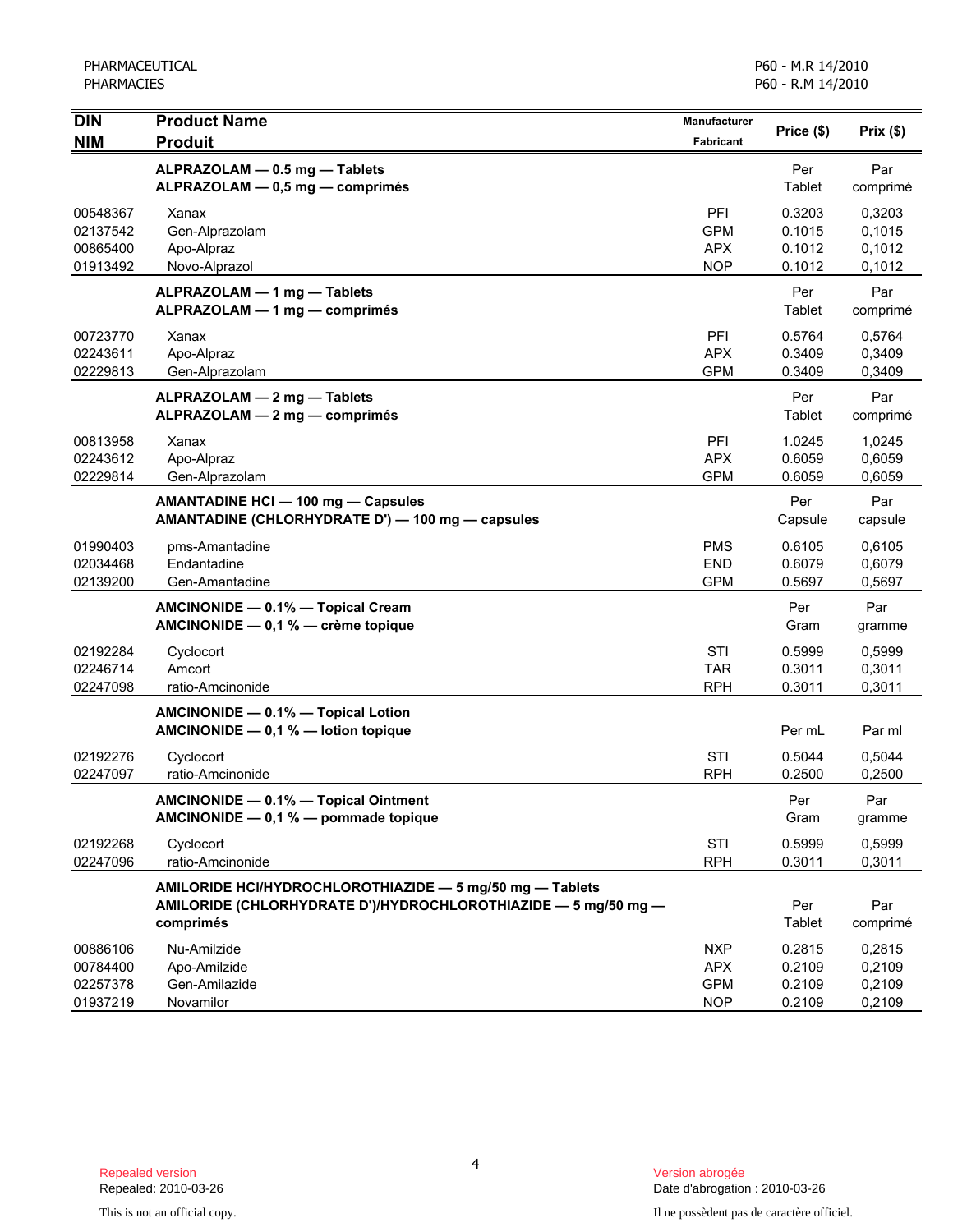| DIN<br>NIM | Product Name<br>Produit | Manufacturer<br>Fabricant | Price ($) | Prix ($) |
|---|---|---|---|---|
| | **ALPRAZOLAM — 0.5 mg — Tablets**<br>**ALPRAZOLAM — 0,5 mg — comprimés** | | Per Tablet | Par comprimé |
| 00548367 | Xanax | PFI | 0.3203 | 0,3203 |
| 02137542 | Gen-Alprazolam | GPM | 0.1015 | 0,1015 |
| 00865400 | Apo-Alpraz | APX | 0.1012 | 0,1012 |
| 01913492 | Novo-Alprazol | NOP | 0.1012 | 0,1012 |
| | **ALPRAZOLAM — 1 mg — Tablets**<br>**ALPRAZOLAM — 1 mg — comprimés** | | Per Tablet | Par comprimé |
| 00723770 | Xanax | PFI | 0.5764 | 0,5764 |
| 02243611 | Apo-Alpraz | APX | 0.3409 | 0,3409 |
| 02229813 | Gen-Alprazolam | GPM | 0.3409 | 0,3409 |
| | **ALPRAZOLAM — 2 mg — Tablets**<br>**ALPRAZOLAM — 2 mg — comprimés** | | Per Tablet | Par comprimé |
| 00813958 | Xanax | PFI | 1.0245 | 1,0245 |
| 02243612 | Apo-Alpraz | APX | 0.6059 | 0,6059 |
| 02229814 | Gen-Alprazolam | GPM | 0.6059 | 0,6059 |
| | **AMANTADINE HCl — 100 mg — Capsules**<br>**AMANTADINE (CHLORHYDRATE D') — 100 mg — capsules** | | Per Capsule | Par capsule |
| 01990403 | pms-Amantadine | PMS | 0.6105 | 0,6105 |
| 02034468 | Endantadine | END | 0.6079 | 0,6079 |
| 02139200 | Gen-Amantadine | GPM | 0.5697 | 0,5697 |
| | **AMCINONIDE — 0.1% — Topical Cream**<br>**AMCINONIDE — 0,1 % — crème topique** | | Per Gram | Par gramme |
| 02192284 | Cyclocort | STI | 0.5999 | 0,5999 |
| 02246714 | Amcort | TAR | 0.3011 | 0,3011 |
| 02247098 | ratio-Amcinonide | RPH | 0.3011 | 0,3011 |
| | **AMCINONIDE — 0.1% — Topical Lotion**<br>**AMCINONIDE — 0,1 % — lotion topique** | | Per mL | Par ml |
| 02192276 | Cyclocort | STI | 0.5044 | 0,5044 |
| 02247097 | ratio-Amcinonide | RPH | 0.2500 | 0,2500 |
| | **AMCINONIDE — 0.1% — Topical Ointment**<br>**AMCINONIDE — 0,1 % — pommade topique** | | Per Gram | Par gramme |
| 02192268 | Cyclocort | STI | 0.5999 | 0,5999 |
| 02247096 | ratio-Amcinonide | RPH | 0.3011 | 0,3011 |
| | **AMILORIDE HCl/HYDROCHLOROTHIAZIDE — 5 mg/50 mg — Tablets**<br>**AMILORIDE (CHLORHYDRATE D')/HYDROCHLOROTHIAZIDE — 5 mg/50 mg — comprimés** | | Per Tablet | Par comprimé |
| 00886106 | Nu-Amilzide | NXP | 0.2815 | 0,2815 |
| 00784400 | Apo-Amilzide | APX | 0.2109 | 0,2109 |
| 02257378 | Gen-Amilazide | GPM | 0.2109 | 0,2109 |
| 01937219 | Novamilor | NOP | 0.2109 | 0,2109 |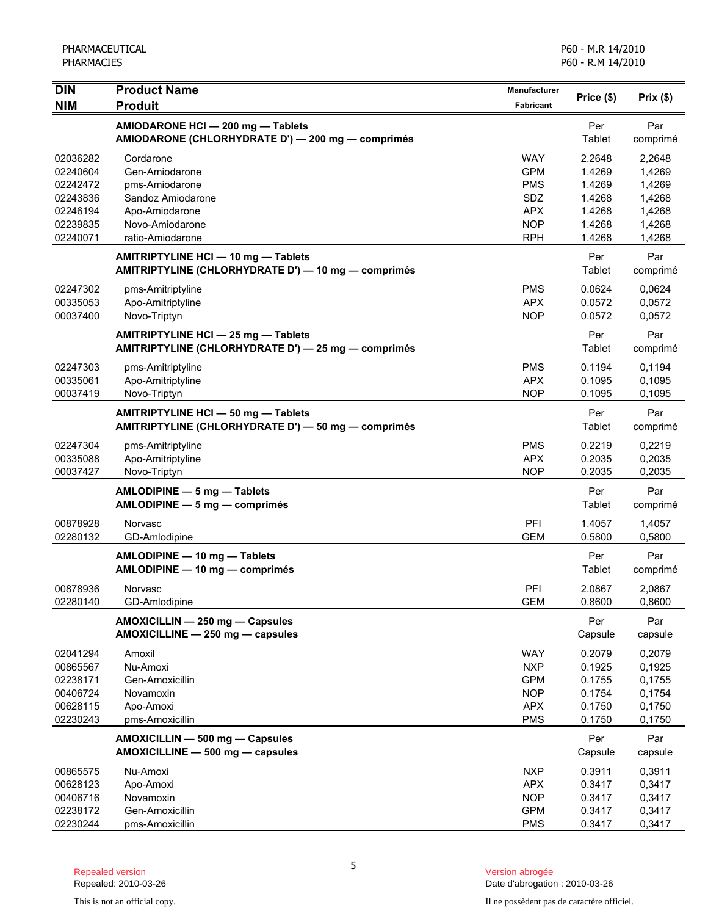| DIN<br>NIM | Product Name<br>Produit | Manufacturer<br>Fabricant | Price ($) | Prix ($) |
|---|---|---|---|---|
| | **AMIODARONE HCl — 200 mg — Tablets<br>AMIODARONE (CHLORHYDRATE D') — 200 mg — comprimés** | | Per Tablet | Par comprimé |
| 02036282 | Cordarone | WAY | 2.2648 | 2,2648 |
| 02240604 | Gen-Amiodarone | GPM | 1.4269 | 1,4269 |
| 02242472 | pms-Amiodarone | PMS | 1.4269 | 1,4269 |
| 02243836 | Sandoz Amiodarone | SDZ | 1.4268 | 1,4268 |
| 02246194 | Apo-Amiodarone | APX | 1.4268 | 1,4268 |
| 02239835 | Novo-Amiodarone | NOP | 1.4268 | 1,4268 |
| 02240071 | ratio-Amiodarone | RPH | 1.4268 | 1,4268 |
| | **AMITRIPTYLINE HCl — 10 mg — Tablets<br>AMITRIPTYLINE (CHLORHYDRATE D') — 10 mg — comprimés** | | Per Tablet | Par comprimé |
| 02247302 | pms-Amitriptyline | PMS | 0.0624 | 0,0624 |
| 00335053 | Apo-Amitriptyline | APX | 0.0572 | 0,0572 |
| 00037400 | Novo-Triptyn | NOP | 0.0572 | 0,0572 |
| | **AMITRIPTYLINE HCl — 25 mg — Tablets<br>AMITRIPTYLINE (CHLORHYDRATE D') — 25 mg — comprimés** | | Per Tablet | Par comprimé |
| 02247303 | pms-Amitriptyline | PMS | 0.1194 | 0,1194 |
| 00335061 | Apo-Amitriptyline | APX | 0.1095 | 0,1095 |
| 00037419 | Novo-Triptyn | NOP | 0.1095 | 0,1095 |
| | **AMITRIPTYLINE HCl — 50 mg — Tablets<br>AMITRIPTYLINE (CHLORHYDRATE D') — 50 mg — comprimés** | | Per Tablet | Par comprimé |
| 02247304 | pms-Amitriptyline | PMS | 0.2219 | 0,2219 |
| 00335088 | Apo-Amitriptyline | APX | 0.2035 | 0,2035 |
| 00037427 | Novo-Triptyn | NOP | 0.2035 | 0,2035 |
| | **AMLODIPINE — 5 mg — Tablets<br>AMLODIPINE — 5 mg — comprimés** | | Per Tablet | Par comprimé |
| 00878928 | Norvasc | PFI | 1.4057 | 1,4057 |
| 02280132 | GD-Amlodipine | GEM | 0.5800 | 0,5800 |
| | **AMLODIPINE — 10 mg — Tablets<br>AMLODIPINE — 10 mg — comprimés** | | Per Tablet | Par comprimé |
| 00878936 | Norvasc | PFI | 2.0867 | 2,0867 |
| 02280140 | GD-Amlodipine | GEM | 0.8600 | 0,8600 |
| | **AMOXICILLIN — 250 mg — Capsules<br>AMOXICILLINE — 250 mg — capsules** | | Per Capsule | Par capsule |
| 02041294 | Amoxil | WAY | 0.2079 | 0,2079 |
| 00865567 | Nu-Amoxi | NXP | 0.1925 | 0,1925 |
| 02238171 | Gen-Amoxicillin | GPM | 0.1755 | 0,1755 |
| 00406724 | Novamoxin | NOP | 0.1754 | 0,1754 |
| 00628115 | Apo-Amoxi | APX | 0.1750 | 0,1750 |
| 02230243 | pms-Amoxicillin | PMS | 0.1750 | 0,1750 |
| | **AMOXICILLIN — 500 mg — Capsules<br>AMOXICILLINE — 500 mg — capsules** | | Per Capsule | Par capsule |
| 00865575 | Nu-Amoxi | NXP | 0.3911 | 0,3911 |
| 00628123 | Apo-Amoxi | APX | 0.3417 | 0,3417 |
| 00406716 | Novamoxin | NOP | 0.3417 | 0,3417 |
| 02238172 | Gen-Amoxicillin | GPM | 0.3417 | 0,3417 |
| 02230244 | pms-Amoxicillin | PMS | 0.3417 | 0,3417 |

Repealed version
Repealed: 2010-03-26

This is not an official copy.

Version abrogée
Date d'abrogation : 2010-03-26

Il ne possèdent pas de caractère officiel.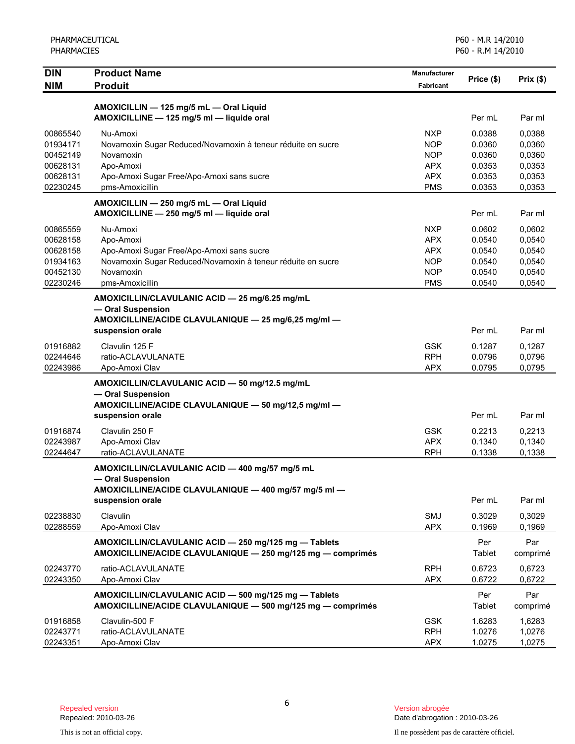| DIN<br>NIM | Product Name<br>Produit | Manufacturer<br>Fabricant | Price ($) | Prix ($) |
|---|---|---|---|---|
| | **AMOXICILLIN — 125 mg/5 mL — Oral Liquid**<br>**AMOXICILLINE — 125 mg/5 ml — liquide oral** | | Per mL | Par ml |
| 00865540 | Nu-Amoxi | NXP | 0.0388 | 0,0388 |
| 01934171 | Novamoxin Sugar Reduced/Novamoxin à teneur réduite en sucre | NOP | 0.0360 | 0,0360 |
| 00452149 | Novamoxin | NOP | 0.0360 | 0,0360 |
| 00628131 | Apo-Amoxi | APX | 0.0353 | 0,0353 |
| 00628131 | Apo-Amoxi Sugar Free/Apo-Amoxi sans sucre | APX | 0.0353 | 0,0353 |
| 02230245 | pms-Amoxicillin | PMS | 0.0353 | 0,0353 |
| | **AMOXICILLIN — 250 mg/5 mL — Oral Liquid**<br>**AMOXICILLINE — 250 mg/5 ml — liquide oral** | | Per mL | Par ml |
| 00865559 | Nu-Amoxi | NXP | 0.0602 | 0,0602 |
| 00628158 | Apo-Amoxi | APX | 0.0540 | 0,0540 |
| 00628158 | Apo-Amoxi Sugar Free/Apo-Amoxi sans sucre | APX | 0.0540 | 0,0540 |
| 01934163 | Novamoxin Sugar Reduced/Novamoxin à teneur réduite en sucre | NOP | 0.0540 | 0,0540 |
| 00452130 | Novamoxin | NOP | 0.0540 | 0,0540 |
| 02230246 | pms-Amoxicillin | PMS | 0.0540 | 0,0540 |
| | **AMOXICILLIN/CLAVULANIC ACID — 25 mg/6.25 mg/mL — Oral Suspension**<br>**AMOXICILLINE/ACIDE CLAVULANIQUE — 25 mg/6,25 mg/ml — suspension orale** | | Per mL | Par ml |
| 01916882 | Clavulin 125 F | GSK | 0.1287 | 0,1287 |
| 02244646 | ratio-ACLAVULANATE | RPH | 0.0796 | 0,0796 |
| 02243986 | Apo-Amoxi Clav | APX | 0.0795 | 0,0795 |
| | **AMOXICILLIN/CLAVULANIC ACID — 50 mg/12.5 mg/mL — Oral Suspension**<br>**AMOXICILLINE/ACIDE CLAVULANIQUE — 50 mg/12,5 mg/ml — suspension orale** | | Per mL | Par ml |
| 01916874 | Clavulin 250 F | GSK | 0.2213 | 0,2213 |
| 02243987 | Apo-Amoxi Clav | APX | 0.1340 | 0,1340 |
| 02244647 | ratio-ACLAVULANATE | RPH | 0.1338 | 0,1338 |
| | **AMOXICILLIN/CLAVULANIC ACID — 400 mg/57 mg/5 mL — Oral Suspension**<br>**AMOXICILLINE/ACIDE CLAVULANIQUE — 400 mg/57 mg/5 ml — suspension orale** | | Per mL | Par ml |
| 02238830 | Clavulin | SMJ | 0.3029 | 0,3029 |
| 02288559 | Apo-Amoxi Clav | APX | 0.1969 | 0,1969 |
| | **AMOXICILLIN/CLAVULANIC ACID — 250 mg/125 mg — Tablets**<br>**AMOXICILLINE/ACIDE CLAVULANIQUE — 250 mg/125 mg — comprimés** | | Per Tablet | Par comprimé |
| 02243770 | ratio-ACLAVULANATE | RPH | 0.6723 | 0,6723 |
| 02243350 | Apo-Amoxi Clav | APX | 0.6722 | 0,6722 |
| | **AMOXICILLIN/CLAVULANIC ACID — 500 mg/125 mg — Tablets**<br>**AMOXICILLINE/ACIDE CLAVULANIQUE — 500 mg/125 mg — comprimés** | | Per Tablet | Par comprimé |
| 01916858 | Clavulin-500 F | GSK | 1.6283 | 1,6283 |
| 02243771 | ratio-ACLAVULANATE | RPH | 1.0276 | 1,0276 |
| 02243351 | Apo-Amoxi Clav | APX | 1.0275 | 1,0275 |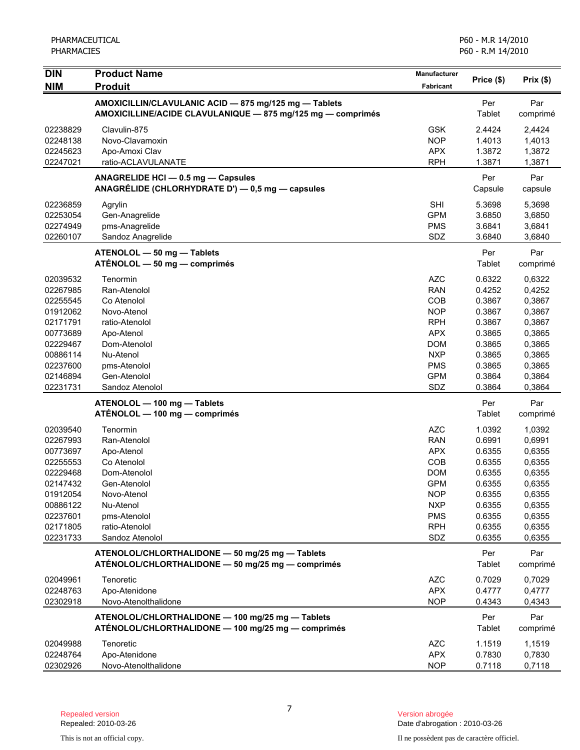| DIN<br>NIM | Product Name<br>Produit | Manufacturer<br>Fabricant | Price ($) | Prix ($) |
|---|---|---|---|---|
| | **AMOXICILLIN/CLAVULANIC ACID — 875 mg/125 mg — Tablets**<br>**AMOXICILLINE/ACIDE CLAVULANIQUE — 875 mg/125 mg — comprimés** | | Per Tablet | Par comprimé |
| 02238829 | Clavulin-875 | GSK | 2.4424 | 2,4424 |
| 02248138 | Novo-Clavamoxin | NOP | 1.4013 | 1,4013 |
| 02245623 | Apo-Amoxi Clav | APX | 1.3872 | 1,3872 |
| 02247021 | ratio-ACLAVULANATE | RPH | 1.3871 | 1,3871 |
| | **ANAGRELIDE HCl — 0.5 mg — Capsules**<br>**ANAGRÉLIDE (CHLORHYDRATE D') — 0,5 mg — capsules** | | Per Capsule | Par capsule |
| 02236859 | Agrylin | SHI | 5.3698 | 5,3698 |
| 02253054 | Gen-Anagrelide | GPM | 3.6850 | 3,6850 |
| 02274949 | pms-Anagrelide | PMS | 3.6841 | 3,6841 |
| 02260107 | Sandoz Anagrelide | SDZ | 3.6840 | 3,6840 |
| | **ATENOLOL — 50 mg — Tablets**<br>**ATÉNOLOL — 50 mg — comprimés** | | Per Tablet | Par comprimé |
| 02039532 | Tenormin | AZC | 0.6322 | 0,6322 |
| 02267985 | Ran-Atenolol | RAN | 0.4252 | 0,4252 |
| 02255545 | Co Atenolol | COB | 0.3867 | 0,3867 |
| 01912062 | Novo-Atenol | NOP | 0.3867 | 0,3867 |
| 02171791 | ratio-Atenolol | RPH | 0.3867 | 0,3867 |
| 00773689 | Apo-Atenol | APX | 0.3865 | 0,3865 |
| 02229467 | Dom-Atenolol | DOM | 0.3865 | 0,3865 |
| 00886114 | Nu-Atenol | NXP | 0.3865 | 0,3865 |
| 02237600 | pms-Atenolol | PMS | 0.3865 | 0,3865 |
| 02146894 | Gen-Atenolol | GPM | 0.3864 | 0,3864 |
| 02231731 | Sandoz Atenolol | SDZ | 0.3864 | 0,3864 |
| | **ATENOLOL — 100 mg — Tablets**<br>**ATÉNOLOL — 100 mg — comprimés** | | Per Tablet | Par comprimé |
| 02039540 | Tenormin | AZC | 1.0392 | 1,0392 |
| 02267993 | Ran-Atenolol | RAN | 0.6991 | 0,6991 |
| 00773697 | Apo-Atenol | APX | 0.6355 | 0,6355 |
| 02255553 | Co Atenolol | COB | 0.6355 | 0,6355 |
| 02229468 | Dom-Atenolol | DOM | 0.6355 | 0,6355 |
| 02147432 | Gen-Atenolol | GPM | 0.6355 | 0,6355 |
| 01912054 | Novo-Atenol | NOP | 0.6355 | 0,6355 |
| 00886122 | Nu-Atenol | NXP | 0.6355 | 0,6355 |
| 02237601 | pms-Atenolol | PMS | 0.6355 | 0,6355 |
| 02171805 | ratio-Atenolol | RPH | 0.6355 | 0,6355 |
| 02231733 | Sandoz Atenolol | SDZ | 0.6355 | 0,6355 |
| | **ATENOLOL/CHLORTHALIDONE — 50 mg/25 mg — Tablets**<br>**ATÉNOLOL/CHLORTHALIDONE — 50 mg/25 mg — comprimés** | | Per Tablet | Par comprimé |
| 02049961 | Tenoretic | AZC | 0.7029 | 0,7029 |
| 02248763 | Apo-Atenidone | APX | 0.4777 | 0,4777 |
| 02302918 | Novo-Atenolthalidone | NOP | 0.4343 | 0,4343 |
| | **ATENOLOL/CHLORTHALIDONE — 100 mg/25 mg — Tablets**<br>**ATÉNOLOL/CHLORTHALIDONE — 100 mg/25 mg — comprimés** | | Per Tablet | Par comprimé |
| 02049988 | Tenoretic | AZC | 1.1519 | 1,1519 |
| 02248764 | Apo-Atenidone | APX | 0.7830 | 0,7830 |
| 02302926 | Novo-Atenolthalidone | NOP | 0.7118 | 0,7118 |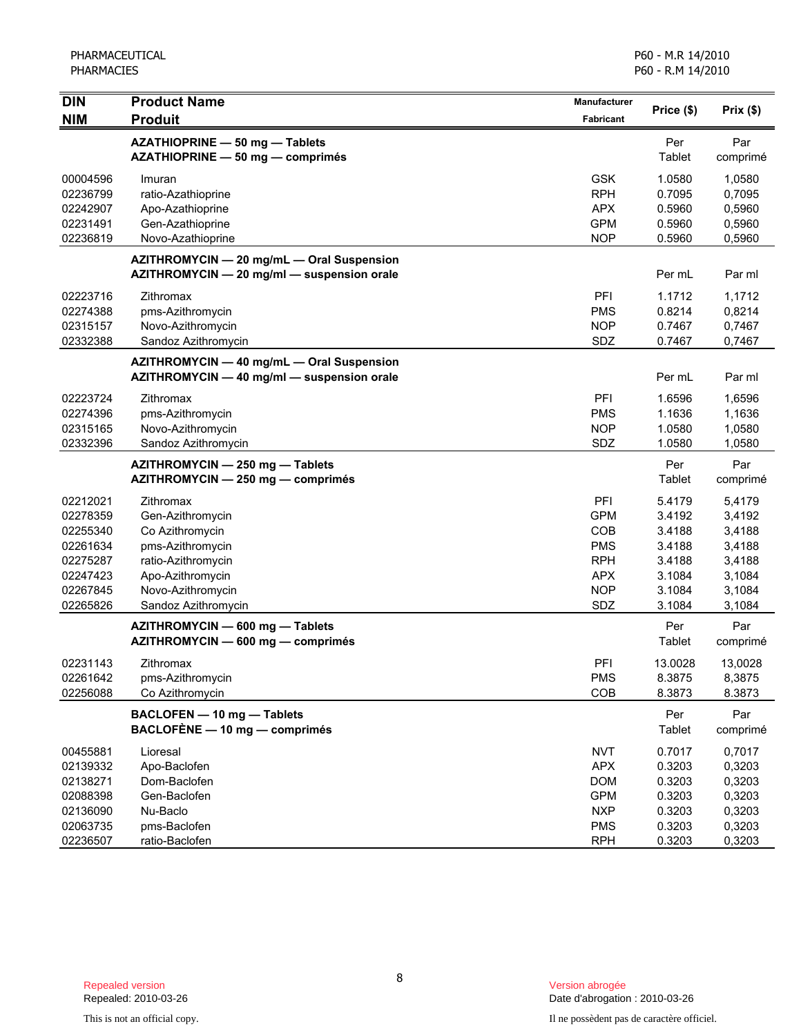| DIN<br>NIM | Product Name<br>Produit | Manufacturer<br>Fabricant | Price ($) | Prix ($) |
|---|---|---|---|---|
| | **AZATHIOPRINE — 50 mg — Tablets**<br>**AZATHIOPRINE — 50 mg — comprimés** | | Per Tablet | Par comprimé |
| 00004596 | Imuran | GSK | 1.0580 | 1,0580 |
| 02236799 | ratio-Azathioprine | RPH | 0.7095 | 0,7095 |
| 02242907 | Apo-Azathioprine | APX | 0.5960 | 0,5960 |
| 02231491 | Gen-Azathioprine | GPM | 0.5960 | 0,5960 |
| 02236819 | Novo-Azathioprine | NOP | 0.5960 | 0,5960 |
| | **AZITHROMYCIN — 20 mg/mL — Oral Suspension**<br>**AZITHROMYCIN — 20 mg/ml — suspension orale** | | Per mL | Par ml |
| 02223716 | Zithromax | PFI | 1.1712 | 1,1712 |
| 02274388 | pms-Azithromycin | PMS | 0.8214 | 0,8214 |
| 02315157 | Novo-Azithromycin | NOP | 0.7467 | 0,7467 |
| 02332388 | Sandoz Azithromycin | SDZ | 0.7467 | 0,7467 |
| | **AZITHROMYCIN — 40 mg/mL — Oral Suspension**<br>**AZITHROMYCIN — 40 mg/ml — suspension orale** | | Per mL | Par ml |
| 02223724 | Zithromax | PFI | 1.6596 | 1,6596 |
| 02274396 | pms-Azithromycin | PMS | 1.1636 | 1,1636 |
| 02315165 | Novo-Azithromycin | NOP | 1.0580 | 1,0580 |
| 02332396 | Sandoz Azithromycin | SDZ | 1.0580 | 1,0580 |
| | **AZITHROMYCIN — 250 mg — Tablets**<br>**AZITHROMYCIN — 250 mg — comprimés** | | Per Tablet | Par comprimé |
| 02212021 | Zithromax | PFI | 5.4179 | 5,4179 |
| 02278359 | Gen-Azithromycin | GPM | 3.4192 | 3,4192 |
| 02255340 | Co Azithromycin | COB | 3.4188 | 3,4188 |
| 02261634 | pms-Azithromycin | PMS | 3.4188 | 3,4188 |
| 02275287 | ratio-Azithromycin | RPH | 3.4188 | 3,4188 |
| 02247423 | Apo-Azithromycin | APX | 3.1084 | 3,1084 |
| 02267845 | Novo-Azithromycin | NOP | 3.1084 | 3,1084 |
| 02265826 | Sandoz Azithromycin | SDZ | 3.1084 | 3,1084 |
| | **AZITHROMYCIN — 600 mg — Tablets**<br>**AZITHROMYCIN — 600 mg — comprimés** | | Per Tablet | Par comprimé |
| 02231143 | Zithromax | PFI | 13.0028 | 13,0028 |
| 02261642 | pms-Azithromycin | PMS | 8.3875 | 8,3875 |
| 02256088 | Co Azithromycin | COB | 8.3873 | 8.3873 |
| | **BACLOFEN — 10 mg — Tablets**<br>**BACLOFÈNE — 10 mg — comprimés** | | Per Tablet | Par comprimé |
| 00455881 | Lioresal | NVT | 0.7017 | 0,7017 |
| 02139332 | Apo-Baclofen | APX | 0.3203 | 0,3203 |
| 02138271 | Dom-Baclofen | DOM | 0.3203 | 0,3203 |
| 02088398 | Gen-Baclofen | GPM | 0.3203 | 0,3203 |
| 02136090 | Nu-Baclo | NXP | 0.3203 | 0,3203 |
| 02063735 | pms-Baclofen | PMS | 0.3203 | 0,3203 |
| 02236507 | ratio-Baclofen | RPH | 0.3203 | 0,3203 |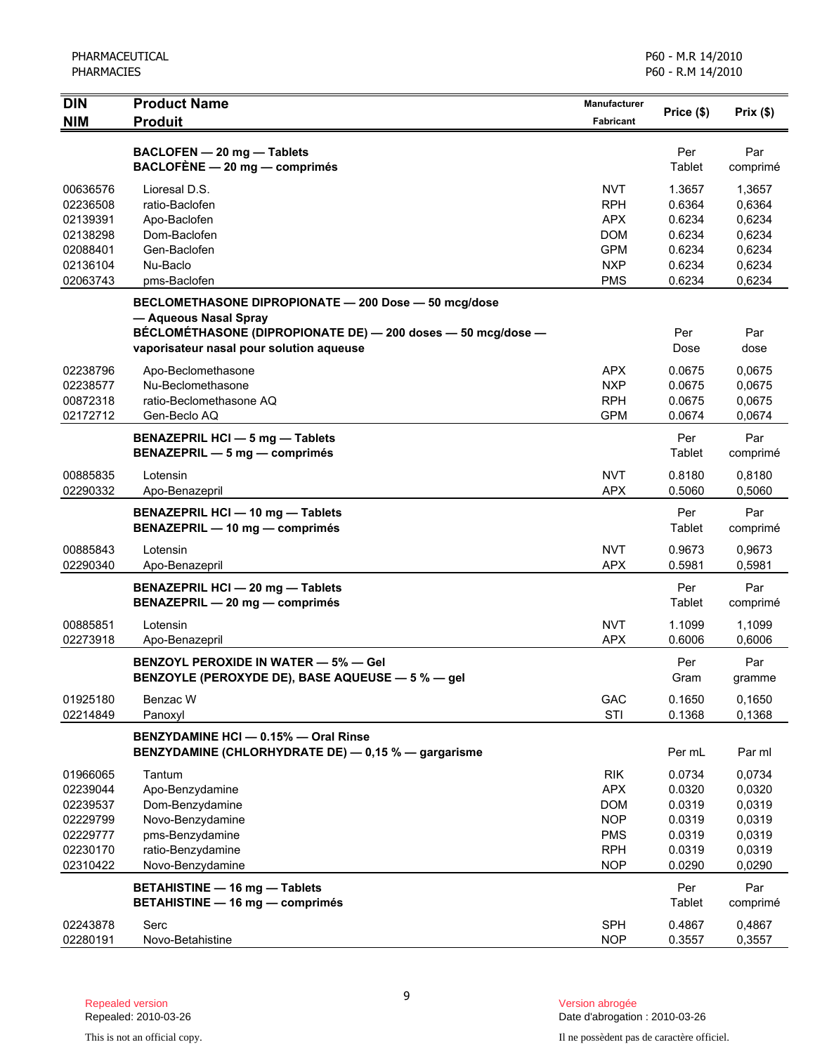| DIN<br>NIM | Product Name<br>Produit | Manufacturer<br>Fabricant | Price ($) | Prix ($) |
|---|---|---|---|---|
| | **BACLOFEN — 20 mg — Tablets**<br>**BACLOFÈNE — 20 mg — comprimés** | | Per Tablet | Par comprimé |
| 00636576 | Lioresal D.S. | NVT | 1.3657 | 1,3657 |
| 02236508 | ratio-Baclofen | RPH | 0.6364 | 0,6364 |
| 02139391 | Apo-Baclofen | APX | 0.6234 | 0,6234 |
| 02138298 | Dom-Baclofen | DOM | 0.6234 | 0,6234 |
| 02088401 | Gen-Baclofen | GPM | 0.6234 | 0,6234 |
| 02136104 | Nu-Baclo | NXP | 0.6234 | 0,6234 |
| 02063743 | pms-Baclofen | PMS | 0.6234 | 0,6234 |
| | **BECLOMETHASONE DIPROPIONATE — 200 Dose — 50 mcg/dose — Aqueous Nasal Spray**<br>**BÉCLOMÉTHASONE (DIPROPIONATE DE) — 200 doses — 50 mcg/dose — vaporisateur nasal pour solution aqueuse** | | Per Dose | Par dose |
| 02238796 | Apo-Beclomethasone | APX | 0.0675 | 0,0675 |
| 02238577 | Nu-Beclomethasone | NXP | 0.0675 | 0,0675 |
| 00872318 | ratio-Beclomethasone AQ | RPH | 0.0675 | 0,0675 |
| 02172712 | Gen-Beclo AQ | GPM | 0.0674 | 0,0674 |
| | **BENAZEPRIL HCl — 5 mg — Tablets**<br>**BENAZEPRIL — 5 mg — comprimés** | | Per Tablet | Par comprimé |
| 00885835 | Lotensin | NVT | 0.8180 | 0,8180 |
| 02290332 | Apo-Benazepril | APX | 0.5060 | 0,5060 |
| | **BENAZEPRIL HCl — 10 mg — Tablets**<br>**BENAZEPRIL — 10 mg — comprimés** | | Per Tablet | Par comprimé |
| 00885843 | Lotensin | NVT | 0.9673 | 0,9673 |
| 02290340 | Apo-Benazepril | APX | 0.5981 | 0,5981 |
| | **BENAZEPRIL HCl — 20 mg — Tablets**<br>**BENAZEPRIL — 20 mg — comprimés** | | Per Tablet | Par comprimé |
| 00885851 | Lotensin | NVT | 1.1099 | 1,1099 |
| 02273918 | Apo-Benazepril | APX | 0.6006 | 0,6006 |
| | **BENZOYL PEROXIDE IN WATER — 5% — Gel**<br>**BENZOYLE (PEROXYDE DE), BASE AQUEUSE — 5 % — gel** | | Per Gram | Par gramme |
| 01925180 | Benzac W | GAC | 0.1650 | 0,1650 |
| 02214849 | Panoxyl | STI | 0.1368 | 0,1368 |
| | **BENZYDAMINE HCl — 0.15% — Oral Rinse**<br>**BENZYDAMINE (CHLORHYDRATE DE) — 0,15 % — gargarisme** | | Per mL | Par ml |
| 01966065 | Tantum | RIK | 0.0734 | 0,0734 |
| 02239044 | Apo-Benzydamine | APX | 0.0320 | 0,0320 |
| 02239537 | Dom-Benzydamine | DOM | 0.0319 | 0,0319 |
| 02229799 | Novo-Benzydamine | NOP | 0.0319 | 0,0319 |
| 02229777 | pms-Benzydamine | PMS | 0.0319 | 0,0319 |
| 02230170 | ratio-Benzydamine | RPH | 0.0319 | 0,0319 |
| 02310422 | Novo-Benzydamine | NOP | 0.0290 | 0,0290 |
| | **BETAHISTINE — 16 mg — Tablets**<br>**BETAHISTINE — 16 mg — comprimés** | | Per Tablet | Par comprimé |
| 02243878 | Serc | SPH | 0.4867 | 0,4867 |
| 02280191 | Novo-Betahistine | NOP | 0.3557 | 0,3557 |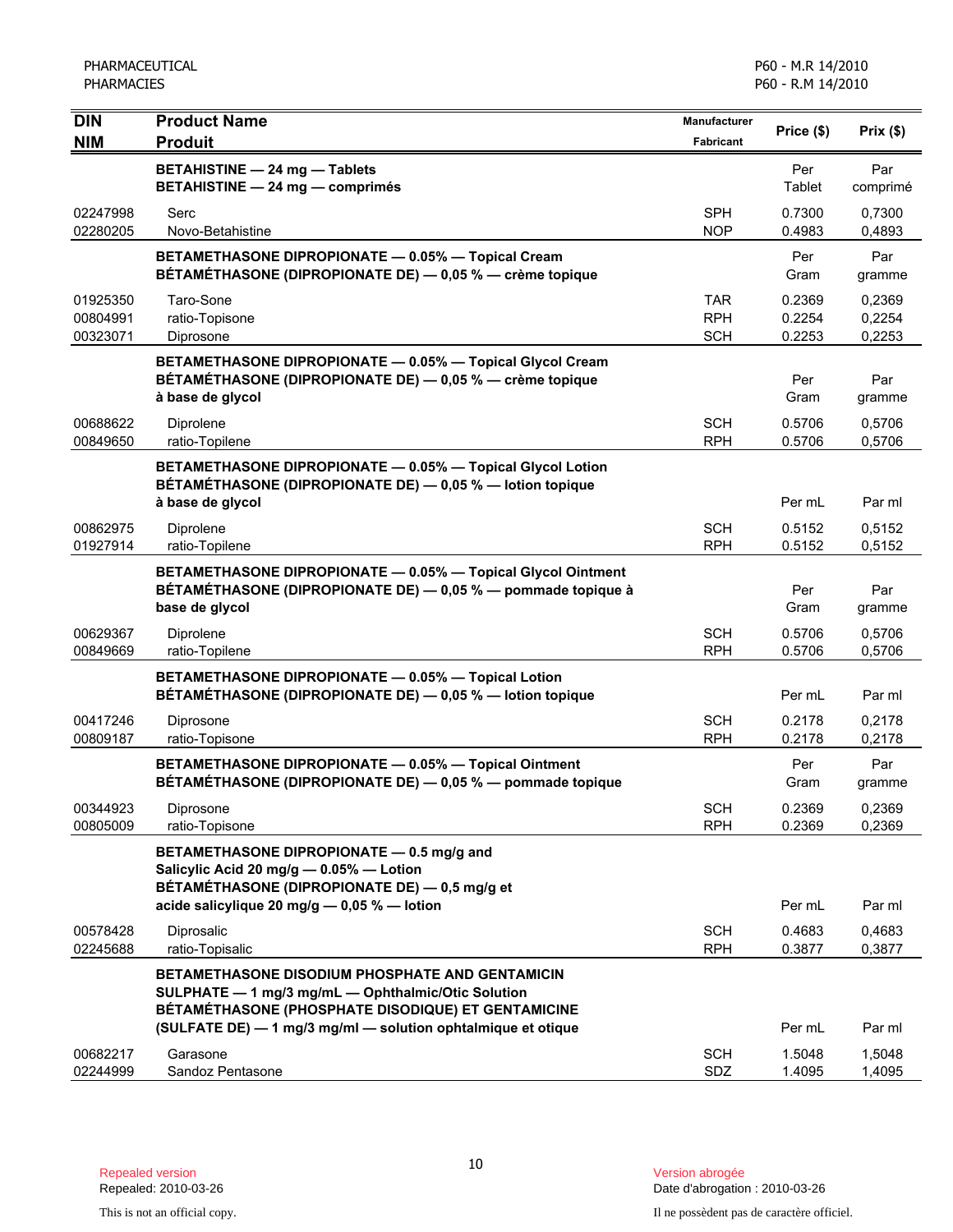PHARMACEUTICAL
PHARMACIES

P60 - M.R 14/2010
P60 - R.M 14/2010

| DIN NIM | Product Name Produit | Manufacturer Fabricant | Price ($) | Prix ($) |
|---|---|---|---|---|
| | **BETAHISTINE — 24 mg — Tablets** **BETAHISTINE — 24 mg — comprimés** | | Per Tablet | Par comprimé |
| 02247998 | Serc | SPH | 0.7300 | 0,7300 |
| 02280205 | Novo-Betahistine | NOP | 0.4983 | 0,4893 |
| | **BETAMETHASONE DIPROPIONATE — 0.05% — Topical Cream** **BÉTAMÉTHASONE (DIPROPIONATE DE) — 0,05 % — crème topique** | | Per Gram | Par gramme |
| 01925350 | Taro-Sone | TAR | 0.2369 | 0,2369 |
| 00804991 | ratio-Topisone | RPH | 0.2254 | 0,2254 |
| 00323071 | Diprosone | SCH | 0.2253 | 0,2253 |
| | **BETAMETHASONE DIPROPIONATE — 0.05% — Topical Glycol Cream** **BÉTAMÉTHASONE (DIPROPIONATE DE) — 0,05 % — crème topique à base de glycol** | | Per Gram | Par gramme |
| 00688622 | Diprolene | SCH | 0.5706 | 0,5706 |
| 00849650 | ratio-Topilene | RPH | 0.5706 | 0,5706 |
| | **BETAMETHASONE DIPROPIONATE — 0.05% — Topical Glycol Lotion** **BÉTAMÉTHASONE (DIPROPIONATE DE) — 0,05 % — lotion topique à base de glycol** | | Per mL | Par ml |
| 00862975 | Diprolene | SCH | 0.5152 | 0,5152 |
| 01927914 | ratio-Topilene | RPH | 0.5152 | 0,5152 |
| | **BETAMETHASONE DIPROPIONATE — 0.05% — Topical Glycol Ointment** **BÉTAMÉTHASONE (DIPROPIONATE DE) — 0,05 % — pommade topique à base de glycol** | | Per Gram | Par gramme |
| 00629367 | Diprolene | SCH | 0.5706 | 0,5706 |
| 00849669 | ratio-Topilene | RPH | 0.5706 | 0,5706 |
| | **BETAMETHASONE DIPROPIONATE — 0.05% — Topical Lotion** **BÉTAMÉTHASONE (DIPROPIONATE DE) — 0,05 % — lotion topique** | | Per mL | Par ml |
| 00417246 | Diprosone | SCH | 0.2178 | 0,2178 |
| 00809187 | ratio-Topisone | RPH | 0.2178 | 0,2178 |
| | **BETAMETHASONE DIPROPIONATE — 0.05% — Topical Ointment** **BÉTAMÉTHASONE (DIPROPIONATE DE) — 0,05 % — pommade topique** | | Per Gram | Par gramme |
| 00344923 | Diprosone | SCH | 0.2369 | 0,2369 |
| 00805009 | ratio-Topisone | RPH | 0.2369 | 0,2369 |
| | **BETAMETHASONE DIPROPIONATE — 0.5 mg/g and Salicylic Acid 20 mg/g — 0.05% — Lotion** **BÉTAMÉTHASONE (DIPROPIONATE DE) — 0,5 mg/g et acide salicylique 20 mg/g — 0,05 % — lotion** | | Per mL | Par ml |
| 00578428 | Diprosalic | SCH | 0.4683 | 0,4683 |
| 02245688 | ratio-Topisalic | RPH | 0.3877 | 0,3877 |
| | **BETAMETHASONE DISODIUM PHOSPHATE AND GENTAMICIN SULPHATE — 1 mg/3 mg/mL — Ophthalmic/Otic Solution** **BÉTAMÉTHASONE (PHOSPHATE DISODIQUE) ET GENTAMICINE (SULFATE DE) — 1 mg/3 mg/ml — solution ophtalmique et otique** | | Per mL | Par ml |
| 00682217 | Garasone | SCH | 1.5048 | 1,5048 |
| 02244999 | Sandoz Pentasone | SDZ | 1.4095 | 1,4095 |

Repealed version
Repealed: 2010-03-26

This is not an official copy.

Version abrogée
Date d'abrogation : 2010-03-26

Il ne possèdent pas de caractère officiel.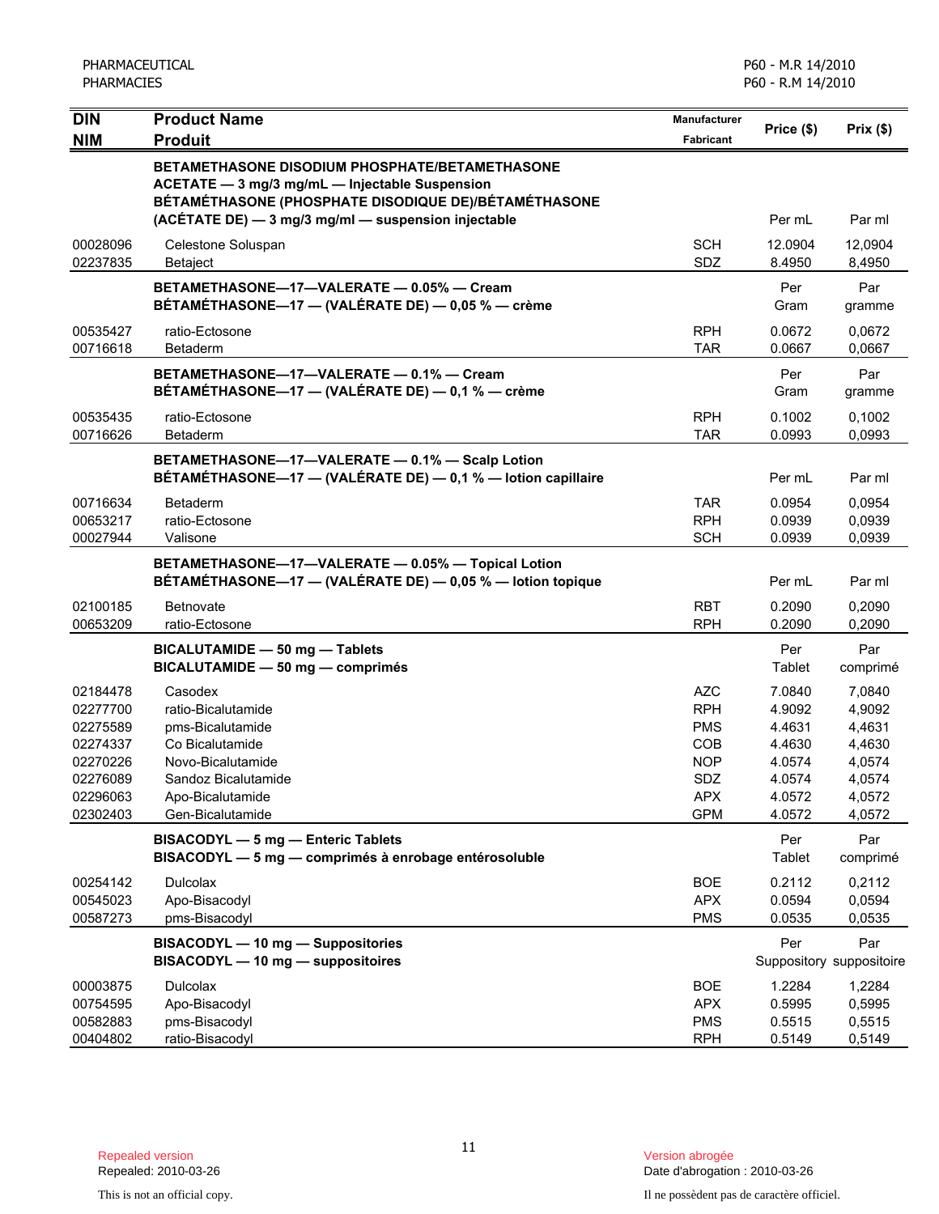| DIN<br>NIM | Product Name<br>Produit | Manufacturer<br>Fabricant | Price ($) | Prix ($) |
|---|---|---|---|---|
| | **BETAMETHASONE DISODIUM PHOSPHATE/BETAMETHASONE ACETATE — 3 mg/3 mg/mL — Injectable Suspension**<br>**BÉTAMÉTHASONE (PHOSPHATE DISODIQUE DE)/BÉTAMÉTHASONE (ACÉTATE DE) — 3 mg/3 mg/ml — suspension injectable** | | Per mL | Par ml |
| 00028096 | Celestone Soluspan | SCH | 12.0904 | 12,0904 |
| 02237835 | Betaject | SDZ | 8.4950 | 8,4950 |
| | **BETAMETHASONE—17—VALERATE — 0.05% — Cream**<br>**BÉTAMÉTHASONE—17 — (VALÉRATE DE) — 0,05 % — crème** | | Per Gram | Par gramme |
| 00535427 | ratio-Ectosone | RPH | 0.0672 | 0,0672 |
| 00716618 | Betaderm | TAR | 0.0667 | 0,0667 |
| | **BETAMETHASONE—17—VALERATE — 0.1% — Cream**<br>**BÉTAMÉTHASONE—17 — (VALÉRATE DE) — 0,1 % — crème** | | Per Gram | Par gramme |
| 00535435 | ratio-Ectosone | RPH | 0.1002 | 0,1002 |
| 00716626 | Betaderm | TAR | 0.0993 | 0,0993 |
| | **BETAMETHASONE—17—VALERATE — 0.1% — Scalp Lotion**<br>**BÉTAMÉTHASONE—17 — (VALÉRATE DE) — 0,1 % — lotion capillaire** | | Per mL | Par ml |
| 00716634 | Betaderm | TAR | 0.0954 | 0,0954 |
| 00653217 | ratio-Ectosone | RPH | 0.0939 | 0,0939 |
| 00027944 | Valisone | SCH | 0.0939 | 0,0939 |
| | **BETAMETHASONE—17—VALERATE — 0.05% — Topical Lotion**<br>**BÉTAMÉTHASONE—17 — (VALÉRATE DE) — 0,05 % — lotion topique** | | Per mL | Par ml |
| 02100185 | Betnovate | RBT | 0.2090 | 0,2090 |
| 00653209 | ratio-Ectosone | RPH | 0.2090 | 0,2090 |
| | **BICALUTAMIDE — 50 mg — Tablets**<br>**BICALUTAMIDE — 50 mg — comprimés** | | Per Tablet | Par comprimé |
| 02184478 | Casodex | AZC | 7.0840 | 7,0840 |
| 02277700 | ratio-Bicalutamide | RPH | 4.9092 | 4,9092 |
| 02275589 | pms-Bicalutamide | PMS | 4.4631 | 4,4631 |
| 02274337 | Co Bicalutamide | COB | 4.4630 | 4,4630 |
| 02270226 | Novo-Bicalutamide | NOP | 4.0574 | 4,0574 |
| 02276089 | Sandoz Bicalutamide | SDZ | 4.0574 | 4,0574 |
| 02296063 | Apo-Bicalutamide | APX | 4.0572 | 4,0572 |
| 02302403 | Gen-Bicalutamide | GPM | 4.0572 | 4,0572 |
| | **BISACODYL — 5 mg — Enteric Tablets**<br>**BISACODYL — 5 mg — comprimés à enrobage entérosoluble** | | Per Tablet | Par comprimé |
| 00254142 | Dulcolax | BOE | 0.2112 | 0,2112 |
| 00545023 | Apo-Bisacodyl | APX | 0.0594 | 0,0594 |
| 00587273 | pms-Bisacodyl | PMS | 0.0535 | 0,0535 |
| | **BISACODYL — 10 mg — Suppositories**<br>**BISACODYL — 10 mg — suppositoires** | | Per Suppository | Par suppositoire |
| 00003875 | Dulcolax | BOE | 1.2284 | 1,2284 |
| 00754595 | Apo-Bisacodyl | APX | 0.5995 | 0,5995 |
| 00582883 | pms-Bisacodyl | PMS | 0.5515 | 0,5515 |
| 00404802 | ratio-Bisacodyl | RPH | 0.5149 | 0,5149 |

Repealed version
Repealed: 2010-03-26

This is not an official copy.

Version abrogée
Date d'abrogation : 2010-03-26

Il ne possèdent pas de caractère officiel.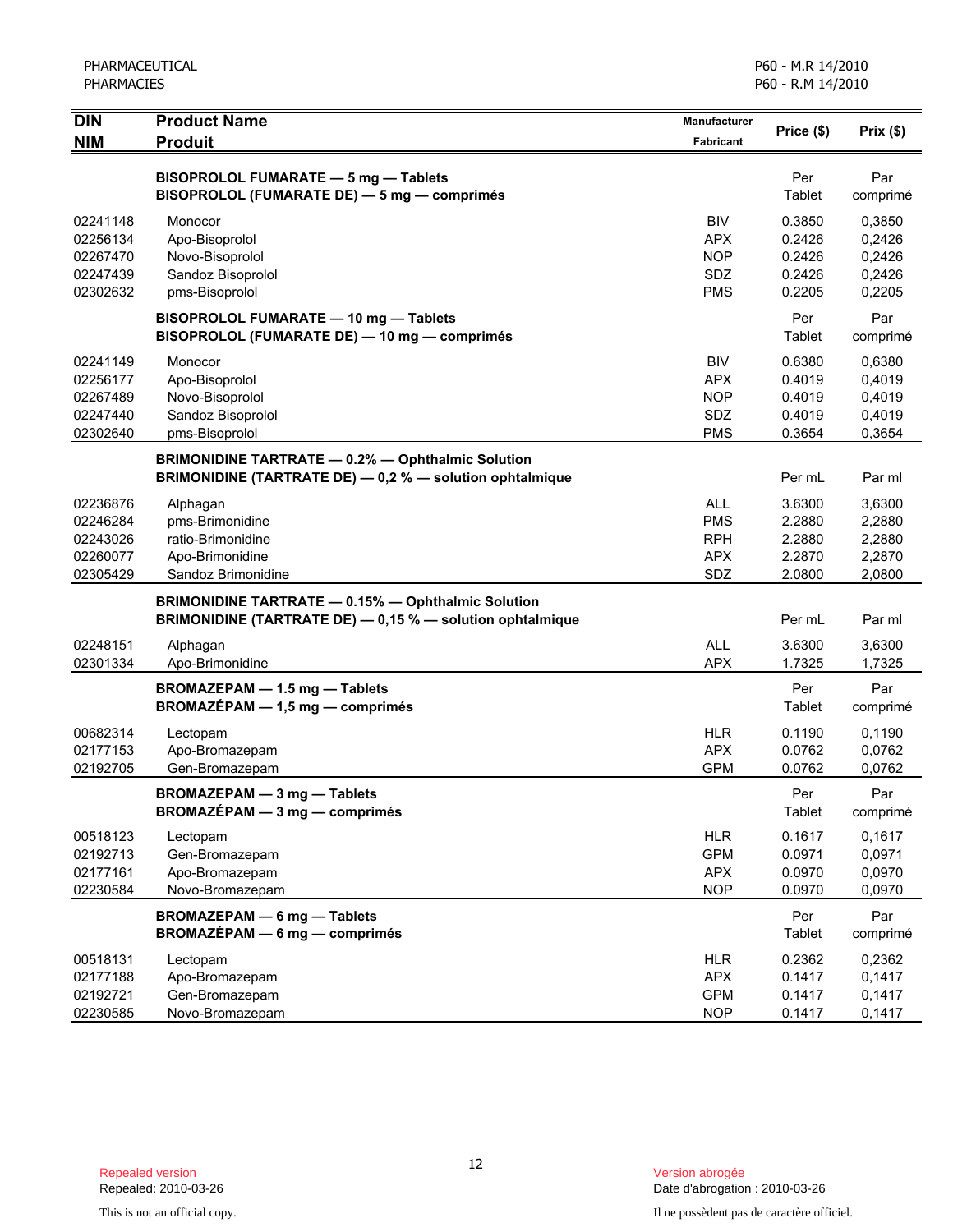| DIN<br>NIM | Product Name<br>Produit | Manufacturer<br>Fabricant | Price ($) | Prix ($) |
|---|---|---|---|---|
| | **BISOPROLOL FUMARATE — 5 mg — Tablets**<br>**BISOPROLOL (FUMARATE DE) — 5 mg — comprimés** | | Per Tablet | Par comprimé |
| 02241148 | Monocor | BIV | 0.3850 | 0,3850 |
| 02256134 | Apo-Bisoprolol | APX | 0.2426 | 0,2426 |
| 02267470 | Novo-Bisoprolol | NOP | 0.2426 | 0,2426 |
| 02247439 | Sandoz Bisoprolol | SDZ | 0.2426 | 0,2426 |
| 02302632 | pms-Bisoprolol | PMS | 0.2205 | 0,2205 |
| | **BISOPROLOL FUMARATE — 10 mg — Tablets**<br>**BISOPROLOL (FUMARATE DE) — 10 mg — comprimés** | | Per Tablet | Par comprimé |
| 02241149 | Monocor | BIV | 0.6380 | 0,6380 |
| 02256177 | Apo-Bisoprolol | APX | 0.4019 | 0,4019 |
| 02267489 | Novo-Bisoprolol | NOP | 0.4019 | 0,4019 |
| 02247440 | Sandoz Bisoprolol | SDZ | 0.4019 | 0,4019 |
| 02302640 | pms-Bisoprolol | PMS | 0.3654 | 0,3654 |
| | **BRIMONIDINE TARTRATE — 0.2% — Ophthalmic Solution**<br>**BRIMONIDINE (TARTRATE DE) — 0,2 % — solution ophtalmique** | | Per mL | Par ml |
| 02236876 | Alphagan | ALL | 3.6300 | 3,6300 |
| 02246284 | pms-Brimonidine | PMS | 2.2880 | 2,2880 |
| 02243026 | ratio-Brimonidine | RPH | 2.2880 | 2,2880 |
| 02260077 | Apo-Brimonidine | APX | 2.2870 | 2,2870 |
| 02305429 | Sandoz Brimonidine | SDZ | 2.0800 | 2,0800 |
| | **BRIMONIDINE TARTRATE — 0.15% — Ophthalmic Solution**<br>**BRIMONIDINE (TARTRATE DE) — 0,15 % — solution ophtalmique** | | Per mL | Par ml |
| 02248151 | Alphagan | ALL | 3.6300 | 3,6300 |
| 02301334 | Apo-Brimonidine | APX | 1.7325 | 1,7325 |
| | **BROMAZEPAM — 1.5 mg — Tablets**<br>**BROMAZÉPAM — 1,5 mg — comprimés** | | Per Tablet | Par comprimé |
| 00682314 | Lectopam | HLR | 0.1190 | 0,1190 |
| 02177153 | Apo-Bromazepam | APX | 0.0762 | 0,0762 |
| 02192705 | Gen-Bromazepam | GPM | 0.0762 | 0,0762 |
| | **BROMAZEPAM — 3 mg — Tablets**<br>**BROMAZÉPAM — 3 mg — comprimés** | | Per Tablet | Par comprimé |
| 00518123 | Lectopam | HLR | 0.1617 | 0,1617 |
| 02192713 | Gen-Bromazepam | GPM | 0.0971 | 0,0971 |
| 02177161 | Apo-Bromazepam | APX | 0.0970 | 0,0970 |
| 02230584 | Novo-Bromazepam | NOP | 0.0970 | 0,0970 |
| | **BROMAZEPAM — 6 mg — Tablets**<br>**BROMAZÉPAM — 6 mg — comprimés** | | Per Tablet | Par comprimé |
| 00518131 | Lectopam | HLR | 0.2362 | 0,2362 |
| 02177188 | Apo-Bromazepam | APX | 0.1417 | 0,1417 |
| 02192721 | Gen-Bromazepam | GPM | 0.1417 | 0,1417 |
| 02230585 | Novo-Bromazepam | NOP | 0.1417 | 0,1417 |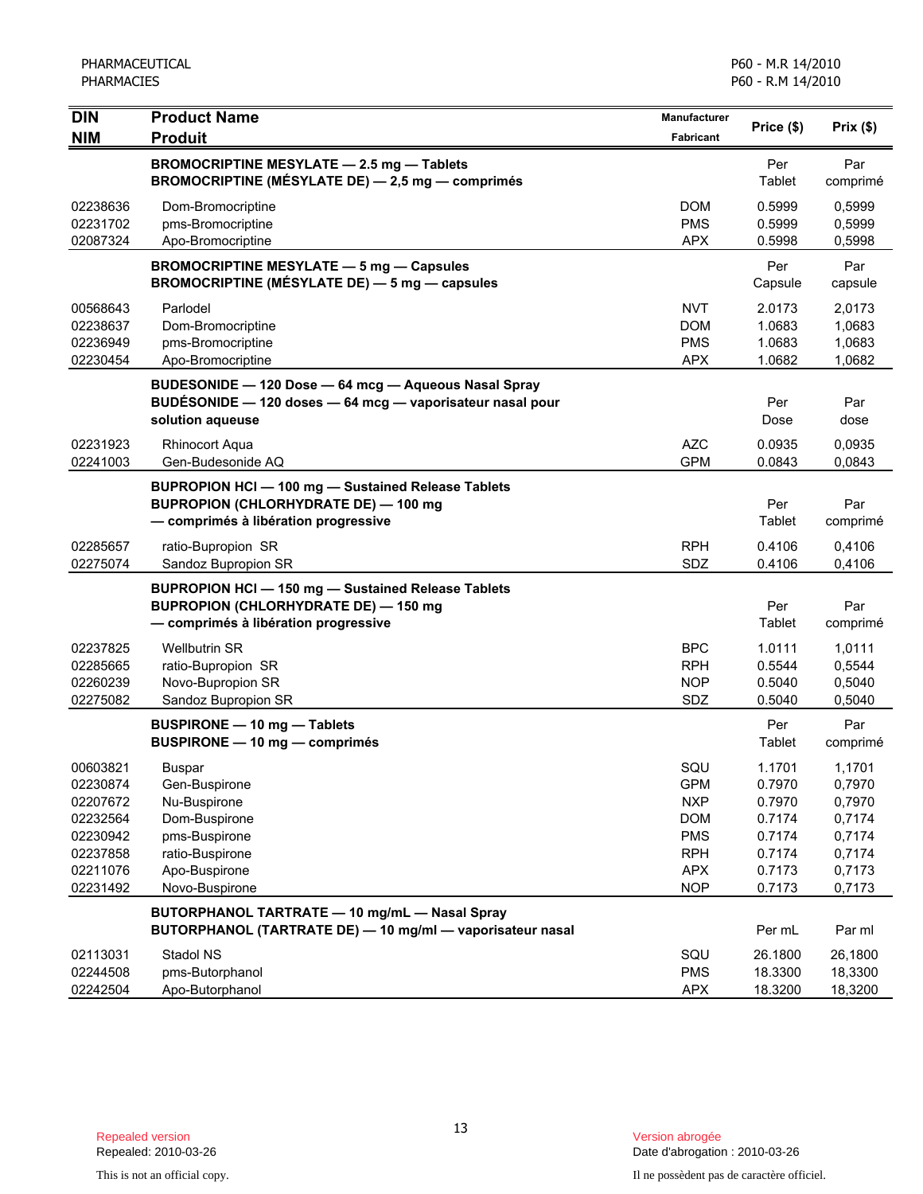| DIN<br>NIM | Product Name<br>Produit | Manufacturer<br>Fabricant | Price ($) | Prix ($) |
|---|---|---|---|---|
| | **BROMOCRIPTINE MESYLATE — 2.5 mg — Tablets**<br>**BROMOCRIPTINE (MÉSYLATE DE) — 2,5 mg — comprimés** | | Per Tablet | Par comprimé |
| 02238636 | Dom-Bromocriptine | DOM | 0.5999 | 0,5999 |
| 02231702 | pms-Bromocriptine | PMS | 0.5999 | 0,5999 |
| 02087324 | Apo-Bromocriptine | APX | 0.5998 | 0,5998 |
| | **BROMOCRIPTINE MESYLATE — 5 mg — Capsules**<br>**BROMOCRIPTINE (MÉSYLATE DE) — 5 mg — capsules** | | Per Capsule | Par capsule |
| 00568643 | Parlodel | NVT | 2.0173 | 2,0173 |
| 02238637 | Dom-Bromocriptine | DOM | 1.0683 | 1,0683 |
| 02236949 | pms-Bromocriptine | PMS | 1.0683 | 1,0683 |
| 02230454 | Apo-Bromocriptine | APX | 1.0682 | 1,0682 |
| | **BUDESONIDE — 120 Dose — 64 mcg — Aqueous Nasal Spray**<br>**BUDÉSONIDE — 120 doses — 64 mcg — vaporisateur nasal pour solution aqueuse** | | Per Dose | Par dose |
| 02231923 | Rhinocort Aqua | AZC | 0.0935 | 0,0935 |
| 02241003 | Gen-Budesonide AQ | GPM | 0.0843 | 0,0843 |
| | **BUPROPION HCl — 100 mg — Sustained Release Tablets**<br>**BUPROPION (CHLORHYDRATE DE) — 100 mg — comprimés à libération progressive** | | Per Tablet | Par comprimé |
| 02285657 | ratio-Bupropion SR | RPH | 0.4106 | 0,4106 |
| 02275074 | Sandoz Bupropion SR | SDZ | 0.4106 | 0,4106 |
| | **BUPROPION HCl — 150 mg — Sustained Release Tablets**<br>**BUPROPION (CHLORHYDRATE DE) — 150 mg — comprimés à libération progressive** | | Per Tablet | Par comprimé |
| 02237825 | Wellbutrin SR | BPC | 1.0111 | 1,0111 |
| 02285665 | ratio-Bupropion SR | RPH | 0.5544 | 0,5544 |
| 02260239 | Novo-Bupropion SR | NOP | 0.5040 | 0,5040 |
| 02275082 | Sandoz Bupropion SR | SDZ | 0.5040 | 0,5040 |
| | **BUSPIRONE — 10 mg — Tablets**<br>**BUSPIRONE — 10 mg — comprimés** | | Per Tablet | Par comprimé |
| 00603821 | Buspar | SQU | 1.1701 | 1,1701 |
| 02230874 | Gen-Buspirone | GPM | 0.7970 | 0,7970 |
| 02207672 | Nu-Buspirone | NXP | 0.7970 | 0,7970 |
| 02232564 | Dom-Buspirone | DOM | 0.7174 | 0,7174 |
| 02230942 | pms-Buspirone | PMS | 0.7174 | 0,7174 |
| 02237858 | ratio-Buspirone | RPH | 0.7174 | 0,7174 |
| 02211076 | Apo-Buspirone | APX | 0.7173 | 0,7173 |
| 02231492 | Novo-Buspirone | NOP | 0.7173 | 0,7173 |
| | **BUTORPHANOL TARTRATE — 10 mg/mL — Nasal Spray**<br>**BUTORPHANOL (TARTRATE DE) — 10 mg/ml — vaporisateur nasal** | | Per mL | Par ml |
| 02113031 | Stadol NS | SQU | 26.1800 | 26,1800 |
| 02244508 | pms-Butorphanol | PMS | 18.3300 | 18,3300 |
| 02242504 | Apo-Butorphanol | APX | 18.3200 | 18,3200 |

Repealed version
Repealed: 2010-03-26

This is not an official copy.

Version abrogée
Date d'abrogation : 2010-03-26

Il ne possèdent pas de caractère officiel.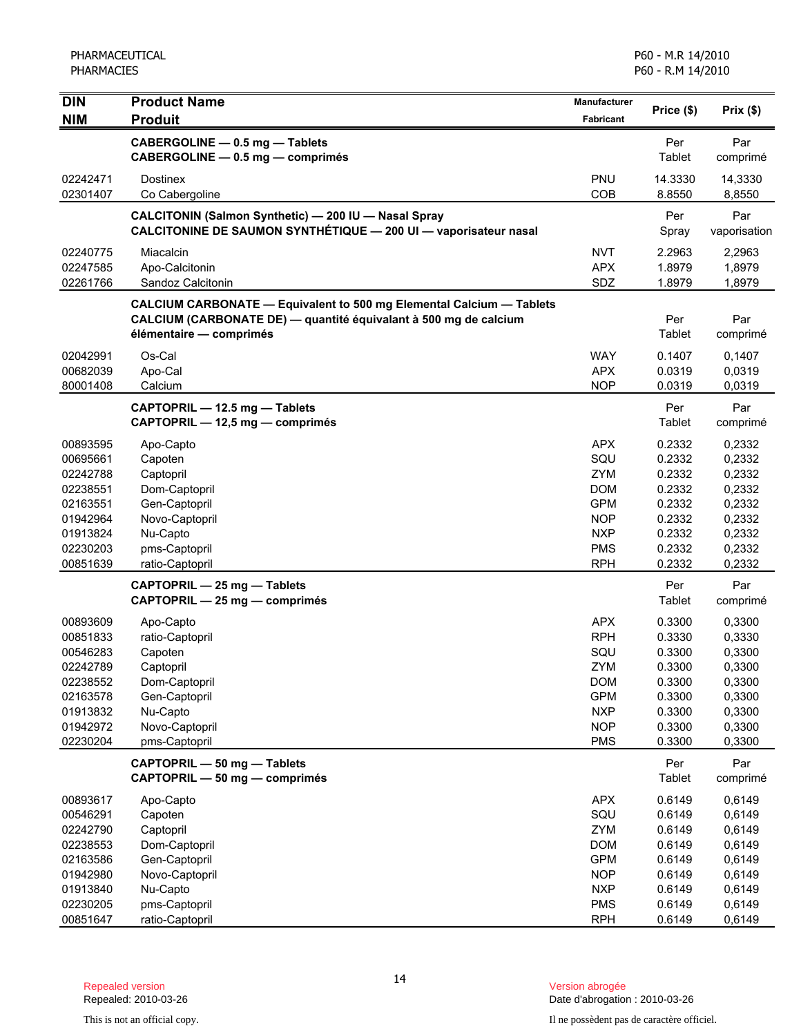| DIN<br>NIM | Product Name<br>Produit | Manufacturer<br>Fabricant | Price ($) | Prix ($) |
|---|---|---|---|---|
| | **CABERGOLINE — 0.5 mg — Tablets**<br>**CABERGOLINE — 0.5 mg — comprimés** | | Per Tablet | Par comprimé |
| 02242471 | Dostinex | PNU | 14.3330 | 14,3330 |
| 02301407 | Co Cabergoline | COB | 8.8550 | 8,8550 |
| | **CALCITONIN (Salmon Synthetic) — 200 IU — Nasal Spray**<br>**CALCITONINE DE SAUMON SYNTHÉTIQUE — 200 UI — vaporisateur nasal** | | Per Spray | Par vaporisation |
| 02240775 | Miacalcin | NVT | 2.2963 | 2,2963 |
| 02247585 | Apo-Calcitonin | APX | 1.8979 | 1,8979 |
| 02261766 | Sandoz Calcitonin | SDZ | 1.8979 | 1,8979 |
| | **CALCIUM CARBONATE — Equivalent to 500 mg Elemental Calcium — Tablets**<br>**CALCIUM (CARBONATE DE) — quantité équivalant à 500 mg de calcium élémentaire — comprimés** | | Per Tablet | Par comprimé |
| 02042991 | Os-Cal | WAY | 0.1407 | 0,1407 |
| 00682039 | Apo-Cal | APX | 0.0319 | 0,0319 |
| 80001408 | Calcium | NOP | 0.0319 | 0,0319 |
| | **CAPTOPRIL — 12.5 mg — Tablets**<br>**CAPTOPRIL — 12,5 mg — comprimés** | | Per Tablet | Par comprimé |
| 00893595 | Apo-Capto | APX | 0.2332 | 0,2332 |
| 00695661 | Capoten | SQU | 0.2332 | 0,2332 |
| 02242788 | Captopril | ZYM | 0.2332 | 0,2332 |
| 02238551 | Dom-Captopril | DOM | 0.2332 | 0,2332 |
| 02163551 | Gen-Captopril | GPM | 0.2332 | 0,2332 |
| 01942964 | Novo-Captopril | NOP | 0.2332 | 0,2332 |
| 01913824 | Nu-Capto | NXP | 0.2332 | 0,2332 |
| 02230203 | pms-Captopril | PMS | 0.2332 | 0,2332 |
| 00851639 | ratio-Captopril | RPH | 0.2332 | 0,2332 |
| | **CAPTOPRIL — 25 mg — Tablets**<br>**CAPTOPRIL — 25 mg — comprimés** | | Per Tablet | Par comprimé |
| 00893609 | Apo-Capto | APX | 0.3300 | 0,3300 |
| 00851833 | ratio-Captopril | RPH | 0.3330 | 0,3330 |
| 00546283 | Capoten | SQU | 0.3300 | 0,3300 |
| 02242789 | Captopril | ZYM | 0.3300 | 0,3300 |
| 02238552 | Dom-Captopril | DOM | 0.3300 | 0,3300 |
| 02163578 | Gen-Captopril | GPM | 0.3300 | 0,3300 |
| 01913832 | Nu-Capto | NXP | 0.3300 | 0,3300 |
| 01942972 | Novo-Captopril | NOP | 0.3300 | 0,3300 |
| 02230204 | pms-Captopril | PMS | 0.3300 | 0,3300 |
| | **CAPTOPRIL — 50 mg — Tablets**<br>**CAPTOPRIL — 50 mg — comprimés** | | Per Tablet | Par comprimé |
| 00893617 | Apo-Capto | APX | 0.6149 | 0,6149 |
| 00546291 | Capoten | SQU | 0.6149 | 0,6149 |
| 02242790 | Captopril | ZYM | 0.6149 | 0,6149 |
| 02238553 | Dom-Captopril | DOM | 0.6149 | 0,6149 |
| 02163586 | Gen-Captopril | GPM | 0.6149 | 0,6149 |
| 01942980 | Novo-Captopril | NOP | 0.6149 | 0,6149 |
| 01913840 | Nu-Capto | NXP | 0.6149 | 0,6149 |
| 02230205 | pms-Captopril | PMS | 0.6149 | 0,6149 |
| 00851647 | ratio-Captopril | RPH | 0.6149 | 0,6149 |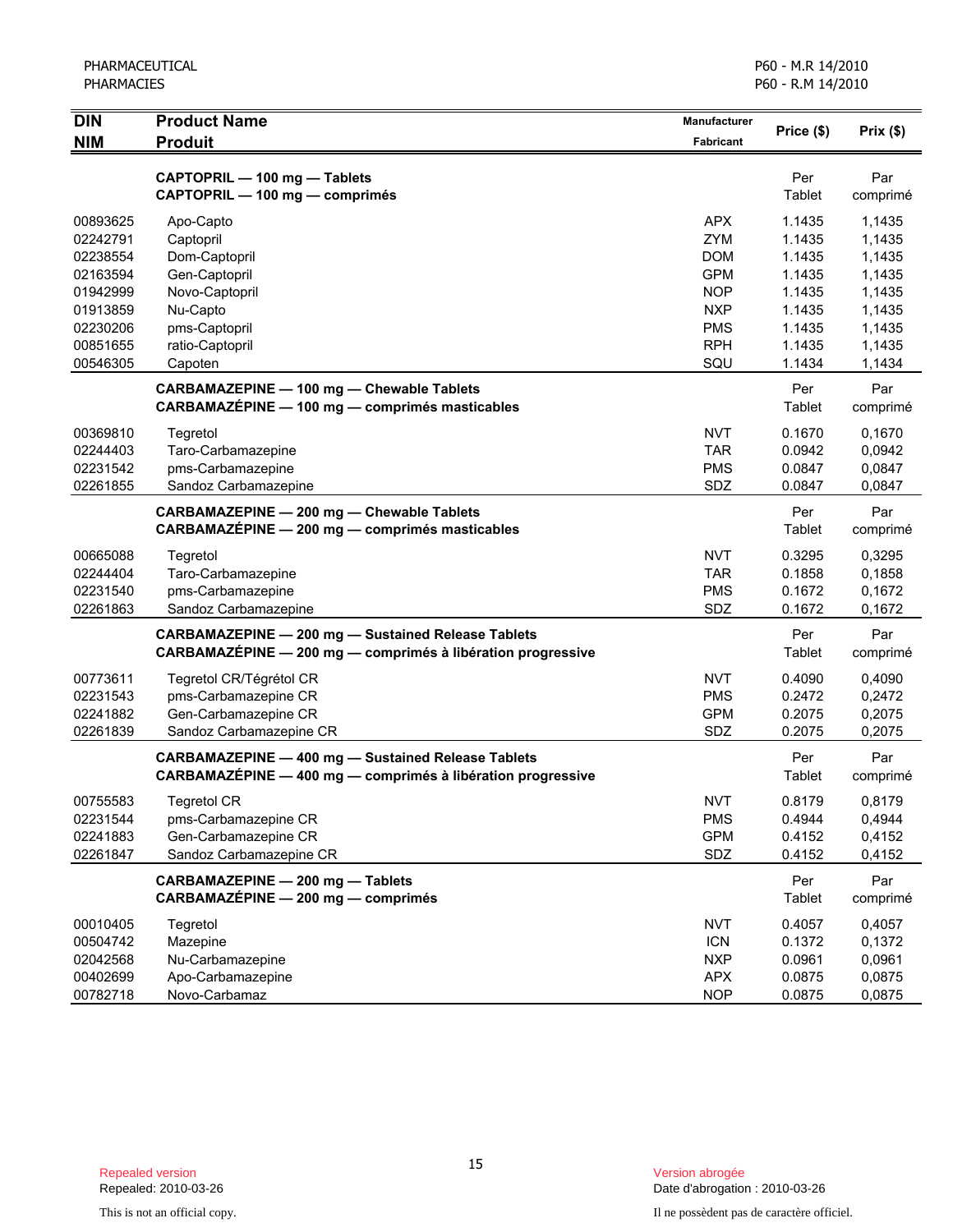| DIN<br>NIM | Product Name<br>Produit | Manufacturer<br>Fabricant | Price ($) | Prix ($) |
|---|---|---|---|---|
| | **CAPTOPRIL — 100 mg — Tablets**<br>**CAPTOPRIL — 100 mg — comprimés** | | Per Tablet | Par comprimé |
| 00893625 | Apo-Capto | APX | 1.1435 | 1,1435 |
| 02242791 | Captopril | ZYM | 1.1435 | 1,1435 |
| 02238554 | Dom-Captopril | DOM | 1.1435 | 1,1435 |
| 02163594 | Gen-Captopril | GPM | 1.1435 | 1,1435 |
| 01942999 | Novo-Captopril | NOP | 1.1435 | 1,1435 |
| 01913859 | Nu-Capto | NXP | 1.1435 | 1,1435 |
| 02230206 | pms-Captopril | PMS | 1.1435 | 1,1435 |
| 00851655 | ratio-Captopril | RPH | 1.1435 | 1,1435 |
| 00546305 | Capoten | SQU | 1.1434 | 1,1434 |
| | **CARBAMAZEPINE — 100 mg — Chewable Tablets**<br>**CARBAMAZÉPINE — 100 mg — comprimés masticables** | | Per Tablet | Par comprimé |
| 00369810 | Tegretol | NVT | 0.1670 | 0,1670 |
| 02244403 | Taro-Carbamazepine | TAR | 0.0942 | 0,0942 |
| 02231542 | pms-Carbamazepine | PMS | 0.0847 | 0,0847 |
| 02261855 | Sandoz Carbamazepine | SDZ | 0.0847 | 0,0847 |
| | **CARBAMAZEPINE — 200 mg — Chewable Tablets**<br>**CARBAMAZÉPINE — 200 mg — comprimés masticables** | | Per Tablet | Par comprimé |
| 00665088 | Tegretol | NVT | 0.3295 | 0,3295 |
| 02244404 | Taro-Carbamazepine | TAR | 0.1858 | 0,1858 |
| 02231540 | pms-Carbamazepine | PMS | 0.1672 | 0,1672 |
| 02261863 | Sandoz Carbamazepine | SDZ | 0.1672 | 0,1672 |
| | **CARBAMAZEPINE — 200 mg — Sustained Release Tablets**<br>**CARBAMAZÉPINE — 200 mg — comprimés à libération progressive** | | Per Tablet | Par comprimé |
| 00773611 | Tegretol CR/Tégrétol CR | NVT | 0.4090 | 0,4090 |
| 02231543 | pms-Carbamazepine CR | PMS | 0.2472 | 0,2472 |
| 02241882 | Gen-Carbamazepine CR | GPM | 0.2075 | 0,2075 |
| 02261839 | Sandoz Carbamazepine CR | SDZ | 0.2075 | 0,2075 |
| | **CARBAMAZEPINE — 400 mg — Sustained Release Tablets**<br>**CARBAMAZÉPINE — 400 mg — comprimés à libération progressive** | | Per Tablet | Par comprimé |
| 00755583 | Tegretol CR | NVT | 0.8179 | 0,8179 |
| 02231544 | pms-Carbamazepine CR | PMS | 0.4944 | 0,4944 |
| 02241883 | Gen-Carbamazepine CR | GPM | 0.4152 | 0,4152 |
| 02261847 | Sandoz Carbamazepine CR | SDZ | 0.4152 | 0,4152 |
| | **CARBAMAZEPINE — 200 mg — Tablets**<br>**CARBAMAZÉPINE — 200 mg — comprimés** | | Per Tablet | Par comprimé |
| 00010405 | Tegretol | NVT | 0.4057 | 0,4057 |
| 00504742 | Mazepine | ICN | 0.1372 | 0,1372 |
| 02042568 | Nu-Carbamazepine | NXP | 0.0961 | 0,0961 |
| 00402699 | Apo-Carbamazepine | APX | 0.0875 | 0,0875 |
| 00782718 | Novo-Carbamaz | NOP | 0.0875 | 0,0875 |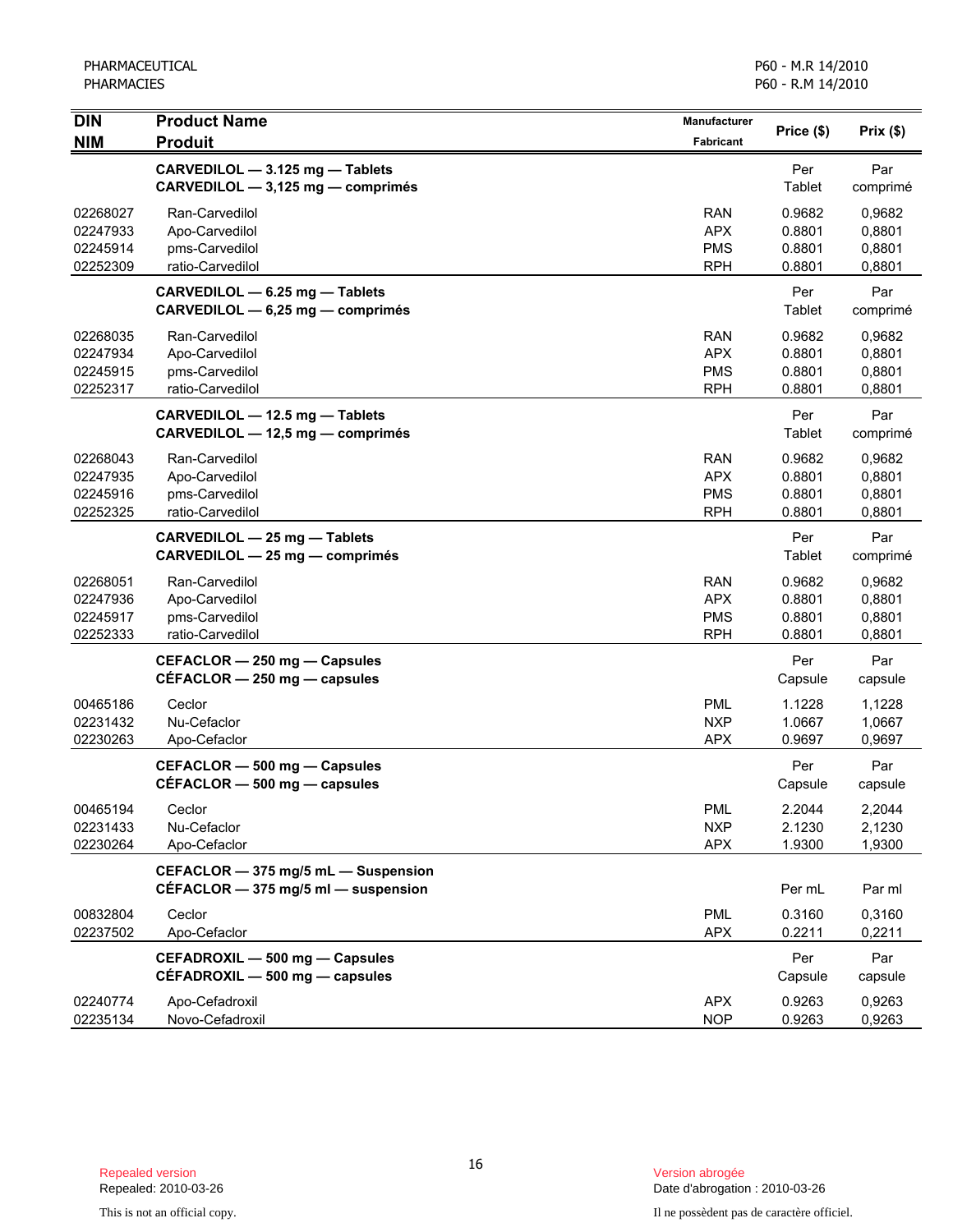PHARMACEUTICAL
PHARMACIES

P60 - M.R 14/2010
P60 - R.M 14/2010

| DIN<br>NIM | Product Name<br>Produit | Manufacturer<br>Fabricant | Price ($) | Prix ($) |
|---|---|---|---|---|
| | **CARVEDILOL — 3.125 mg — Tablets**<br>**CARVEDILOL — 3,125 mg — comprimés** | | Per Tablet | Par comprimé |
| 02268027 | Ran-Carvedilol | RAN | 0.9682 | 0,9682 |
| 02247933 | Apo-Carvedilol | APX | 0.8801 | 0,8801 |
| 02245914 | pms-Carvedilol | PMS | 0.8801 | 0,8801 |
| 02252309 | ratio-Carvedilol | RPH | 0.8801 | 0,8801 |
| | **CARVEDILOL — 6.25 mg — Tablets**<br>**CARVEDILOL — 6,25 mg — comprimés** | | Per Tablet | Par comprimé |
| 02268035 | Ran-Carvedilol | RAN | 0.9682 | 0,9682 |
| 02247934 | Apo-Carvedilol | APX | 0.8801 | 0,8801 |
| 02245915 | pms-Carvedilol | PMS | 0.8801 | 0,8801 |
| 02252317 | ratio-Carvedilol | RPH | 0.8801 | 0,8801 |
| | **CARVEDILOL — 12.5 mg — Tablets**<br>**CARVEDILOL — 12,5 mg — comprimés** | | Per Tablet | Par comprimé |
| 02268043 | Ran-Carvedilol | RAN | 0.9682 | 0,9682 |
| 02247935 | Apo-Carvedilol | APX | 0.8801 | 0,8801 |
| 02245916 | pms-Carvedilol | PMS | 0.8801 | 0,8801 |
| 02252325 | ratio-Carvedilol | RPH | 0.8801 | 0,8801 |
| | **CARVEDILOL — 25 mg — Tablets**<br>**CARVEDILOL — 25 mg — comprimés** | | Per Tablet | Par comprimé |
| 02268051 | Ran-Carvedilol | RAN | 0.9682 | 0,9682 |
| 02247936 | Apo-Carvedilol | APX | 0.8801 | 0,8801 |
| 02245917 | pms-Carvedilol | PMS | 0.8801 | 0,8801 |
| 02252333 | ratio-Carvedilol | RPH | 0.8801 | 0,8801 |
| | **CEFACLOR — 250 mg — Capsules**<br>**CÉFACLOR — 250 mg — capsules** | | Per Capsule | Par capsule |
| 00465186 | Ceclor | PML | 1.1228 | 1,1228 |
| 02231432 | Nu-Cefaclor | NXP | 1.0667 | 1,0667 |
| 02230263 | Apo-Cefaclor | APX | 0.9697 | 0,9697 |
| | **CEFACLOR — 500 mg — Capsules**<br>**CÉFACLOR — 500 mg — capsules** | | Per Capsule | Par capsule |
| 00465194 | Ceclor | PML | 2.2044 | 2,2044 |
| 02231433 | Nu-Cefaclor | NXP | 2.1230 | 2,1230 |
| 02230264 | Apo-Cefaclor | APX | 1.9300 | 1,9300 |
| | **CEFACLOR — 375 mg/5 mL — Suspension**<br>**CÉFACLOR — 375 mg/5 ml — suspension** | | Per mL | Par ml |
| 00832804 | Ceclor | PML | 0.3160 | 0,3160 |
| 02237502 | Apo-Cefaclor | APX | 0.2211 | 0,2211 |
| | **CEFADROXIL — 500 mg — Capsules**<br>**CÉFADROXIL — 500 mg — capsules** | | Per Capsule | Par capsule |
| 02240774 | Apo-Cefadroxil | APX | 0.9263 | 0,9263 |
| 02235134 | Novo-Cefadroxil | NOP | 0.9263 | 0,9263 |

Repealed version
Repealed: 2010-03-26

This is not an official copy.

Version abrogée
Date d'abrogation : 2010-03-26

Il ne possèdent pas de caractère officiel.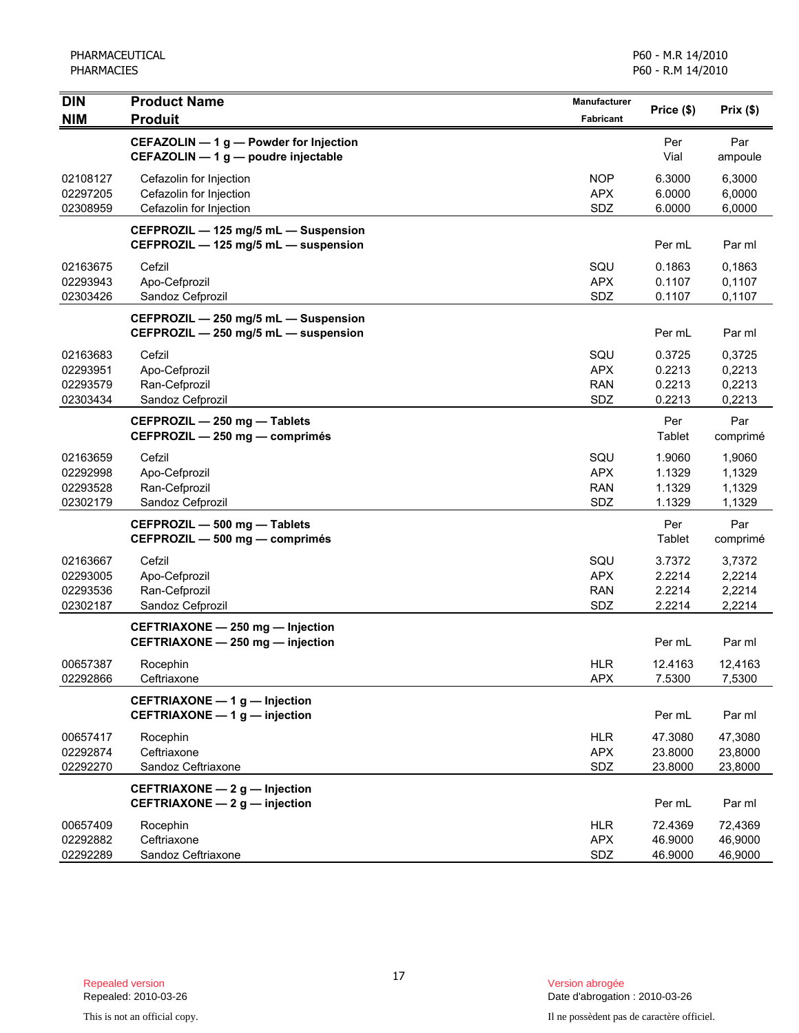| DIN<br>NIM | Product Name<br>Produit | Manufacturer<br>Fabricant | Price ($) | Prix ($) |
|---|---|---|---|---|
| | **CEFAZOLIN — 1 g — Powder for Injection**<br>**CEFAZOLIN — 1 g — poudre injectable** | | Per Vial | Par ampoule |
| 02108127 | Cefazolin for Injection | NOP | 6.3000 | 6,3000 |
| 02297205 | Cefazolin for Injection | APX | 6.0000 | 6,0000 |
| 02308959 | Cefazolin for Injection | SDZ | 6.0000 | 6,0000 |
| | **CEFPROZIL — 125 mg/5 mL — Suspension**<br>**CEFPROZIL — 125 mg/5 mL — suspension** | | Per mL | Par ml |
| 02163675 | Cefzil | SQU | 0.1863 | 0,1863 |
| 02293943 | Apo-Cefprozil | APX | 0.1107 | 0,1107 |
| 02303426 | Sandoz Cefprozil | SDZ | 0.1107 | 0,1107 |
| | **CEFPROZIL — 250 mg/5 mL — Suspension**<br>**CEFPROZIL — 250 mg/5 mL — suspension** | | Per mL | Par ml |
| 02163683 | Cefzil | SQU | 0.3725 | 0,3725 |
| 02293951 | Apo-Cefprozil | APX | 0.2213 | 0,2213 |
| 02293579 | Ran-Cefprozil | RAN | 0.2213 | 0,2213 |
| 02303434 | Sandoz Cefprozil | SDZ | 0.2213 | 0,2213 |
| | **CEFPROZIL — 250 mg — Tablets**<br>**CEFPROZIL — 250 mg — comprimés** | | Per Tablet | Par comprimé |
| 02163659 | Cefzil | SQU | 1.9060 | 1,9060 |
| 02292998 | Apo-Cefprozil | APX | 1.1329 | 1,1329 |
| 02293528 | Ran-Cefprozil | RAN | 1.1329 | 1,1329 |
| 02302179 | Sandoz Cefprozil | SDZ | 1.1329 | 1,1329 |
| | **CEFPROZIL — 500 mg — Tablets**<br>**CEFPROZIL — 500 mg — comprimés** | | Per Tablet | Par comprimé |
| 02163667 | Cefzil | SQU | 3.7372 | 3,7372 |
| 02293005 | Apo-Cefprozil | APX | 2.2214 | 2,2214 |
| 02293536 | Ran-Cefprozil | RAN | 2.2214 | 2,2214 |
| 02302187 | Sandoz Cefprozil | SDZ | 2.2214 | 2,2214 |
| | **CEFTRIAXONE — 250 mg — Injection**<br>**CEFTRIAXONE — 250 mg — injection** | | Per mL | Par ml |
| 00657387 | Rocephin | HLR | 12.4163 | 12,4163 |
| 02292866 | Ceftriaxone | APX | 7.5300 | 7,5300 |
| | **CEFTRIAXONE — 1 g — Injection**<br>**CEFTRIAXONE — 1 g — injection** | | Per mL | Par ml |
| 00657417 | Rocephin | HLR | 47.3080 | 47,3080 |
| 02292874 | Ceftriaxone | APX | 23.8000 | 23,8000 |
| 02292270 | Sandoz Ceftriaxone | SDZ | 23.8000 | 23,8000 |
| | **CEFTRIAXONE — 2 g — Injection**<br>**CEFTRIAXONE — 2 g — injection** | | Per mL | Par ml |
| 00657409 | Rocephin | HLR | 72.4369 | 72,4369 |
| 02292882 | Ceftriaxone | APX | 46.9000 | 46,9000 |
| 02292289 | Sandoz Ceftriaxone | SDZ | 46.9000 | 46,9000 |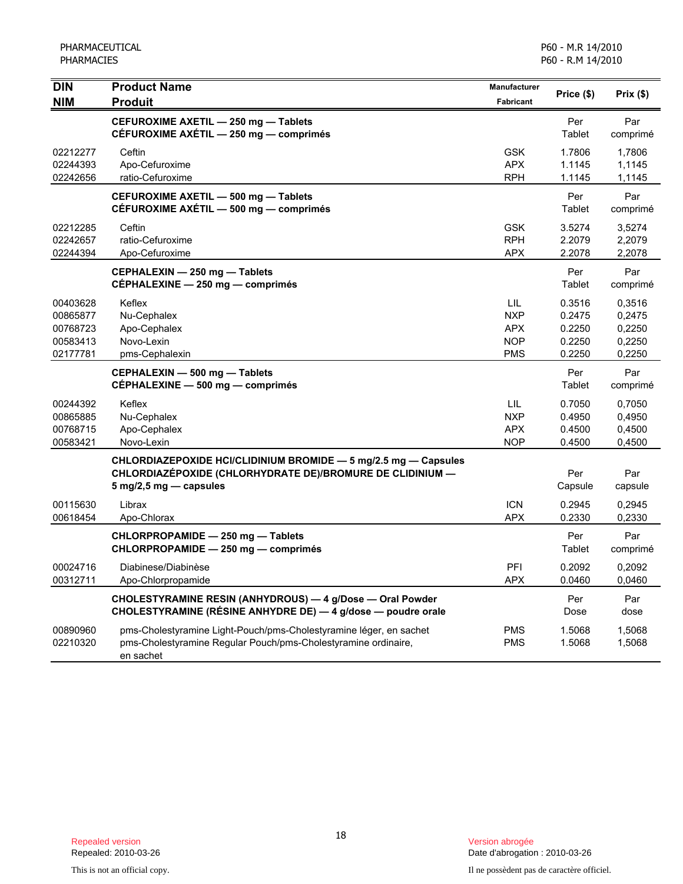| DIN / NIM | Product Name / Produit | Manufacturer / Fabricant | Price ($) | Prix ($) |
|---|---|---|---|---|
| | **CEFUROXIME AXETIL — 250 mg — Tablets**<br>**CÉFUROXIME AXÉTIL — 250 mg — comprimés** | | Per Tablet | Par comprimé |
| 02212277 | Ceftin | GSK | 1.7806 | 1,7806 |
| 02244393 | Apo-Cefuroxime | APX | 1.1145 | 1,1145 |
| 02242656 | ratio-Cefuroxime | RPH | 1.1145 | 1,1145 |
| | **CEFUROXIME AXETIL — 500 mg — Tablets**<br>**CÉFUROXIME AXÉTIL — 500 mg — comprimés** | | Per Tablet | Par comprimé |
| 02212285 | Ceftin | GSK | 3.5274 | 3,5274 |
| 02242657 | ratio-Cefuroxime | RPH | 2.2079 | 2,2079 |
| 02244394 | Apo-Cefuroxime | APX | 2.2078 | 2,2078 |
| | **CEPHALEXIN — 250 mg — Tablets**<br>**CÉPHALEXINE — 250 mg — comprimés** | | Per Tablet | Par comprimé |
| 00403628 | Keflex | LIL | 0.3516 | 0,3516 |
| 00865877 | Nu-Cephalex | NXP | 0.2475 | 0,2475 |
| 00768723 | Apo-Cephalex | APX | 0.2250 | 0,2250 |
| 00583413 | Novo-Lexin | NOP | 0.2250 | 0,2250 |
| 02177781 | pms-Cephalexin | PMS | 0.2250 | 0,2250 |
| | **CEPHALEXIN — 500 mg — Tablets**<br>**CÉPHALEXINE — 500 mg — comprimés** | | Per Tablet | Par comprimé |
| 00244392 | Keflex | LIL | 0.7050 | 0,7050 |
| 00865885 | Nu-Cephalex | NXP | 0.4950 | 0,4950 |
| 00768715 | Apo-Cephalex | APX | 0.4500 | 0,4500 |
| 00583421 | Novo-Lexin | NOP | 0.4500 | 0,4500 |
| | **CHLORDIAZEPOXIDE HCl/CLIDINIUM BROMIDE — 5 mg/2.5 mg — Capsules**<br>**CHLORDIAZÉPOXIDE (CHLORHYDRATE DE)/BROMURE DE CLIDINIUM — 5 mg/2,5 mg — capsules** | | Per Capsule | Par capsule |
| 00115630 | Librax | ICN | 0.2945 | 0,2945 |
| 00618454 | Apo-Chlorax | APX | 0.2330 | 0,2330 |
| | **CHLORPROPAMIDE — 250 mg — Tablets**<br>**CHLORPROPAMIDE — 250 mg — comprimés** | | Per Tablet | Par comprimé |
| 00024716 | Diabinese/Diabinèse | PFI | 0.2092 | 0,2092 |
| 00312711 | Apo-Chlorpropamide | APX | 0.0460 | 0,0460 |
| | **CHOLESTYRAMINE RESIN (ANHYDROUS) — 4 g/Dose — Oral Powder**<br>**CHOLESTYRAMINE (RÉSINE ANHYDRE DE) — 4 g/dose — poudre orale** | | Per Dose | Par dose |
| 00890960 | pms-Cholestyramine Light-Pouch/pms-Cholestyramine léger, en sachet | PMS | 1.5068 | 1,5068 |
| 02210320 | pms-Cholestyramine Regular Pouch/pms-Cholestyramine ordinaire, en sachet | PMS | 1.5068 | 1,5068 |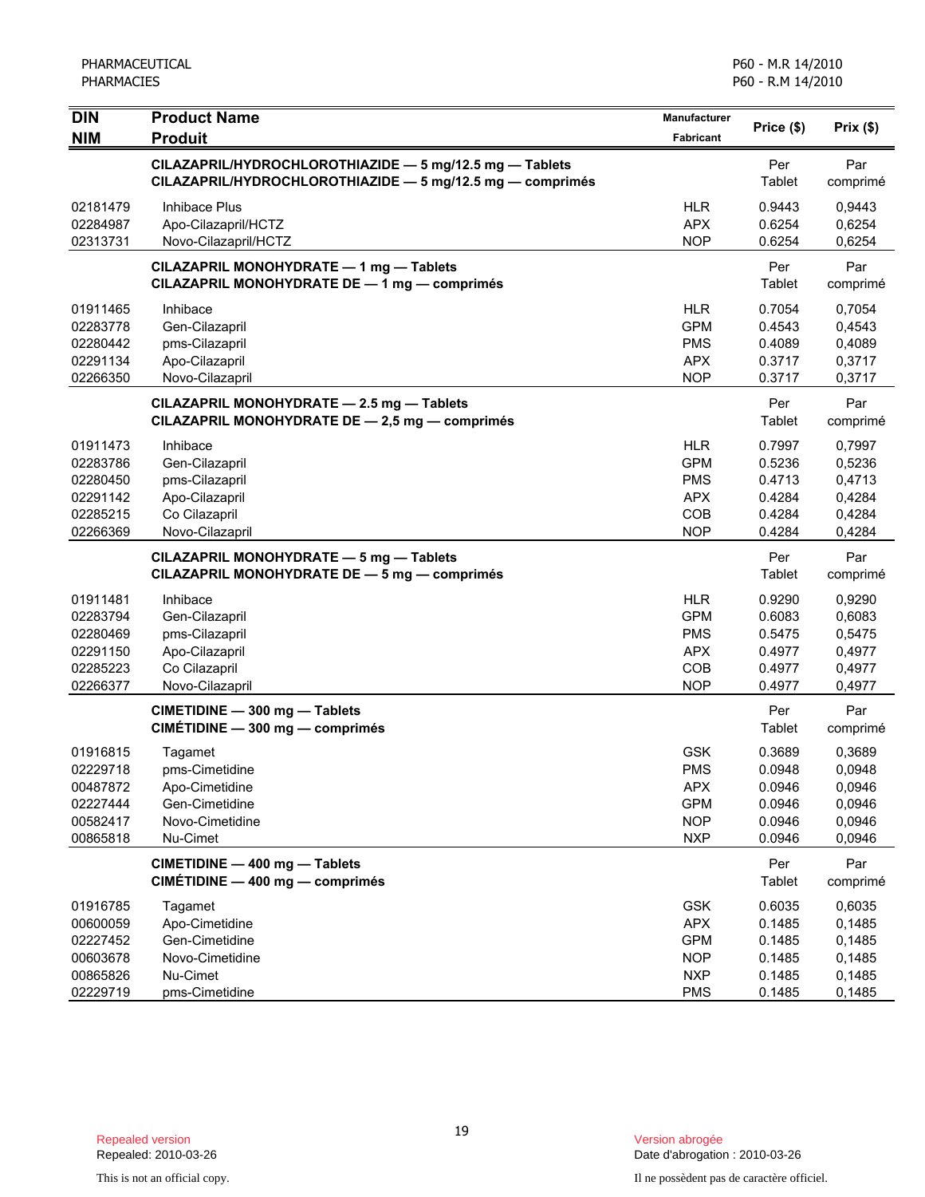| DIN<br>NIM | Product Name<br>Produit | Manufacturer<br>Fabricant | Price ($) | Prix ($) |
|---|---|---|---|---|
| | **CILAZAPRIL/HYDROCHLOROTHIAZIDE — 5 mg/12.5 mg — Tablets**<br>**CILAZAPRIL/HYDROCHLOROTHIAZIDE — 5 mg/12.5 mg — comprimés** | | Per Tablet | Par comprimé |
| 02181479 | Inhibace Plus | HLR | 0.9443 | 0,9443 |
| 02284987 | Apo-Cilazapril/HCTZ | APX | 0.6254 | 0,6254 |
| 02313731 | Novo-Cilazapril/HCTZ | NOP | 0.6254 | 0,6254 |
| | **CILAZAPRIL MONOHYDRATE — 1 mg — Tablets**<br>**CILAZAPRIL MONOHYDRATE DE — 1 mg — comprimés** | | Per Tablet | Par comprimé |
| 01911465 | Inhibace | HLR | 0.7054 | 0,7054 |
| 02283778 | Gen-Cilazapril | GPM | 0.4543 | 0,4543 |
| 02280442 | pms-Cilazapril | PMS | 0.4089 | 0,4089 |
| 02291134 | Apo-Cilazapril | APX | 0.3717 | 0,3717 |
| 02266350 | Novo-Cilazapril | NOP | 0.3717 | 0,3717 |
| | **CILAZAPRIL MONOHYDRATE — 2.5 mg — Tablets**<br>**CILAZAPRIL MONOHYDRATE DE — 2,5 mg — comprimés** | | Per Tablet | Par comprimé |
| 01911473 | Inhibace | HLR | 0.7997 | 0,7997 |
| 02283786 | Gen-Cilazapril | GPM | 0.5236 | 0,5236 |
| 02280450 | pms-Cilazapril | PMS | 0.4713 | 0,4713 |
| 02291142 | Apo-Cilazapril | APX | 0.4284 | 0,4284 |
| 02285215 | Co Cilazapril | COB | 0.4284 | 0,4284 |
| 02266369 | Novo-Cilazapril | NOP | 0.4284 | 0,4284 |
| | **CILAZAPRIL MONOHYDRATE — 5 mg — Tablets**<br>**CILAZAPRIL MONOHYDRATE DE — 5 mg — comprimés** | | Per Tablet | Par comprimé |
| 01911481 | Inhibace | HLR | 0.9290 | 0,9290 |
| 02283794 | Gen-Cilazapril | GPM | 0.6083 | 0,6083 |
| 02280469 | pms-Cilazapril | PMS | 0.5475 | 0,5475 |
| 02291150 | Apo-Cilazapril | APX | 0.4977 | 0,4977 |
| 02285223 | Co Cilazapril | COB | 0.4977 | 0,4977 |
| 02266377 | Novo-Cilazapril | NOP | 0.4977 | 0,4977 |
| | **CIMETIDINE — 300 mg — Tablets**<br>**CIMÉTIDINE — 300 mg — comprimés** | | Per Tablet | Par comprimé |
| 01916815 | Tagamet | GSK | 0.3689 | 0,3689 |
| 02229718 | pms-Cimetidine | PMS | 0.0948 | 0,0948 |
| 00487872 | Apo-Cimetidine | APX | 0.0946 | 0,0946 |
| 02227444 | Gen-Cimetidine | GPM | 0.0946 | 0,0946 |
| 00582417 | Novo-Cimetidine | NOP | 0.0946 | 0,0946 |
| 00865818 | Nu-Cimet | NXP | 0.0946 | 0,0946 |
| | **CIMETIDINE — 400 mg — Tablets**<br>**CIMÉTIDINE — 400 mg — comprimés** | | Per Tablet | Par comprimé |
| 01916785 | Tagamet | GSK | 0.6035 | 0,6035 |
| 00600059 | Apo-Cimetidine | APX | 0.1485 | 0,1485 |
| 02227452 | Gen-Cimetidine | GPM | 0.1485 | 0,1485 |
| 00603678 | Novo-Cimetidine | NOP | 0.1485 | 0,1485 |
| 00865826 | Nu-Cimet | NXP | 0.1485 | 0,1485 |
| 02229719 | pms-Cimetidine | PMS | 0.1485 | 0,1485 |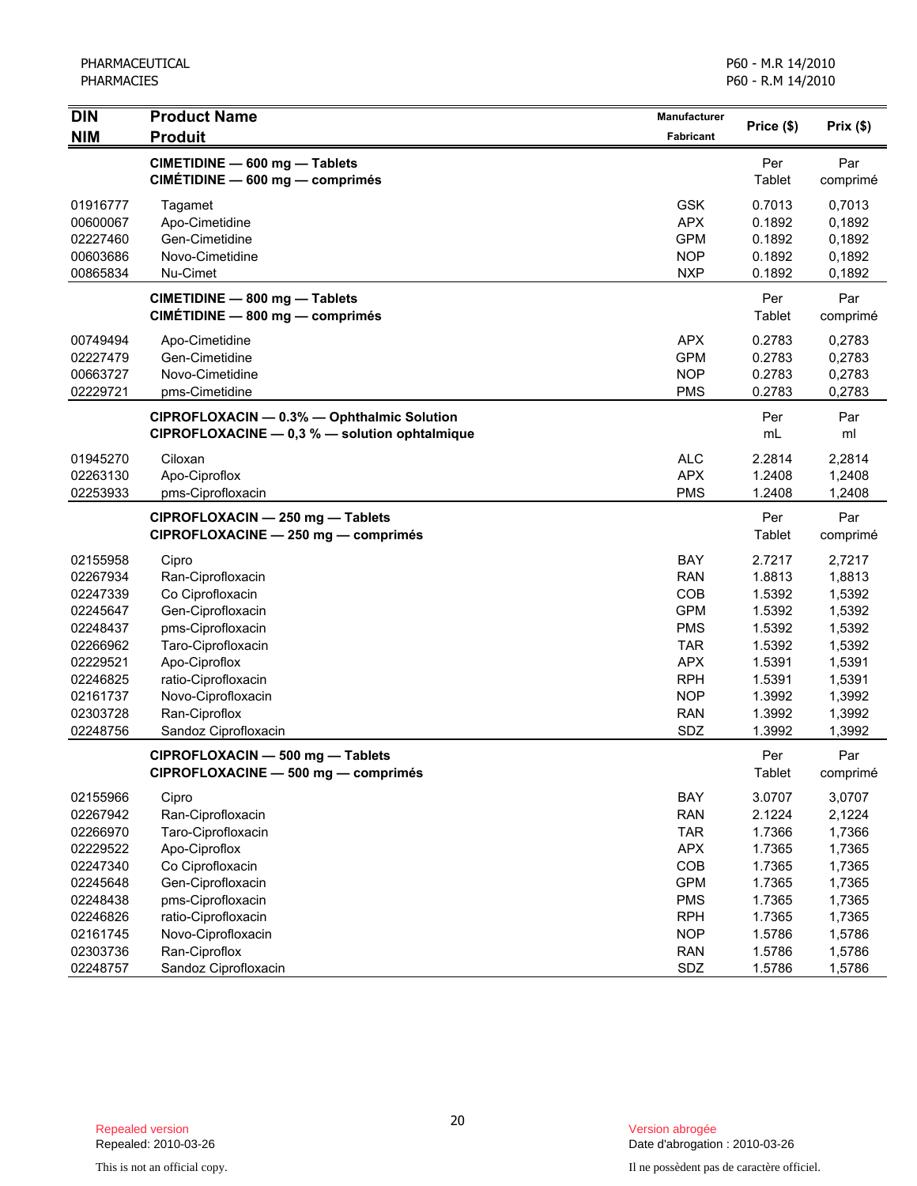| DIN<br>NIM | Product Name<br>Produit | Manufacturer<br>Fabricant | Price ($) | Prix ($) |
|---|---|---|---|---|
| | **CIMETIDINE — 600 mg — Tablets**<br>**CIMÉTIDINE — 600 mg — comprimés** | | Per Tablet | Par comprimé |
| 01916777 | Tagamet | GSK | 0.7013 | 0,7013 |
| 00600067 | Apo-Cimetidine | APX | 0.1892 | 0,1892 |
| 02227460 | Gen-Cimetidine | GPM | 0.1892 | 0,1892 |
| 00603686 | Novo-Cimetidine | NOP | 0.1892 | 0,1892 |
| 00865834 | Nu-Cimet | NXP | 0.1892 | 0,1892 |
| | **CIMETIDINE — 800 mg — Tablets**<br>**CIMÉTIDINE — 800 mg — comprimés** | | Per Tablet | Par comprimé |
| 00749494 | Apo-Cimetidine | APX | 0.2783 | 0,2783 |
| 02227479 | Gen-Cimetidine | GPM | 0.2783 | 0,2783 |
| 00663727 | Novo-Cimetidine | NOP | 0.2783 | 0,2783 |
| 02229721 | pms-Cimetidine | PMS | 0.2783 | 0,2783 |
| | **CIPROFLOXACIN — 0.3% — Ophthalmic Solution**<br>**CIPROFLOXACINE — 0,3 % — solution ophtalmique** | | Per mL | Par ml |
| 01945270 | Ciloxan | ALC | 2.2814 | 2,2814 |
| 02263130 | Apo-Ciproflox | APX | 1.2408 | 1,2408 |
| 02253933 | pms-Ciprofloxacin | PMS | 1.2408 | 1,2408 |
| | **CIPROFLOXACIN — 250 mg — Tablets**<br>**CIPROFLOXACINE — 250 mg — comprimés** | | Per Tablet | Par comprimé |
| 02155958 | Cipro | BAY | 2.7217 | 2,7217 |
| 02267934 | Ran-Ciprofloxacin | RAN | 1.8813 | 1,8813 |
| 02247339 | Co Ciprofloxacin | COB | 1.5392 | 1,5392 |
| 02245647 | Gen-Ciprofloxacin | GPM | 1.5392 | 1,5392 |
| 02248437 | pms-Ciprofloxacin | PMS | 1.5392 | 1,5392 |
| 02266962 | Taro-Ciprofloxacin | TAR | 1.5392 | 1,5392 |
| 02229521 | Apo-Ciproflox | APX | 1.5391 | 1,5391 |
| 02246825 | ratio-Ciprofloxacin | RPH | 1.5391 | 1,5391 |
| 02161737 | Novo-Ciprofloxacin | NOP | 1.3992 | 1,3992 |
| 02303728 | Ran-Ciproflox | RAN | 1.3992 | 1,3992 |
| 02248756 | Sandoz Ciprofloxacin | SDZ | 1.3992 | 1,3992 |
| | **CIPROFLOXACIN — 500 mg — Tablets**<br>**CIPROFLOXACINE — 500 mg — comprimés** | | Per Tablet | Par comprimé |
| 02155966 | Cipro | BAY | 3.0707 | 3,0707 |
| 02267942 | Ran-Ciprofloxacin | RAN | 2.1224 | 2,1224 |
| 02266970 | Taro-Ciprofloxacin | TAR | 1.7366 | 1,7366 |
| 02229522 | Apo-Ciproflox | APX | 1.7365 | 1,7365 |
| 02247340 | Co Ciprofloxacin | COB | 1.7365 | 1,7365 |
| 02245648 | Gen-Ciprofloxacin | GPM | 1.7365 | 1,7365 |
| 02248438 | pms-Ciprofloxacin | PMS | 1.7365 | 1,7365 |
| 02246826 | ratio-Ciprofloxacin | RPH | 1.7365 | 1,7365 |
| 02161745 | Novo-Ciprofloxacin | NOP | 1.5786 | 1,5786 |
| 02303736 | Ran-Ciproflox | RAN | 1.5786 | 1,5786 |
| 02248757 | Sandoz Ciprofloxacin | SDZ | 1.5786 | 1,5786 |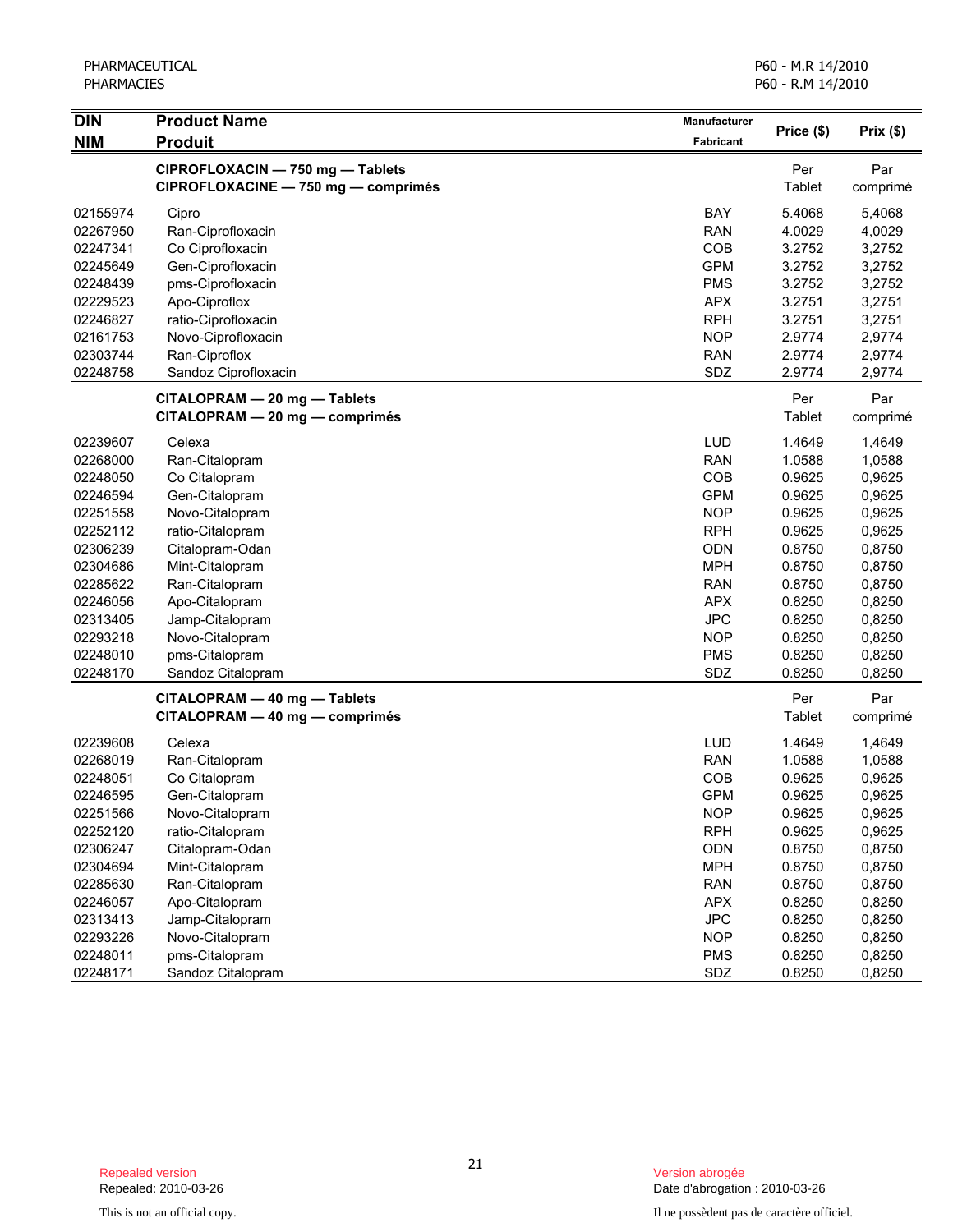| DIN<br>NIM | Product Name<br>Produit | Manufacturer<br>Fabricant | Price ($) | Prix ($) |
|---|---|---|---|---|
| | **CIPROFLOXACIN — 750 mg — Tablets**<br>**CIPROFLOXACINE — 750 mg — comprimés** | | Per Tablet | Par comprimé |
| 02155974 | Cipro | BAY | 5.4068 | 5,4068 |
| 02267950 | Ran-Ciprofloxacin | RAN | 4.0029 | 4,0029 |
| 02247341 | Co Ciprofloxacin | COB | 3.2752 | 3,2752 |
| 02245649 | Gen-Ciprofloxacin | GPM | 3.2752 | 3,2752 |
| 02248439 | pms-Ciprofloxacin | PMS | 3.2752 | 3,2752 |
| 02229523 | Apo-Ciproflox | APX | 3.2751 | 3,2751 |
| 02246827 | ratio-Ciprofloxacin | RPH | 3.2751 | 3,2751 |
| 02161753 | Novo-Ciprofloxacin | NOP | 2.9774 | 2,9774 |
| 02303744 | Ran-Ciproflox | RAN | 2.9774 | 2,9774 |
| 02248758 | Sandoz Ciprofloxacin | SDZ | 2.9774 | 2,9774 |
| | **CITALOPRAM — 20 mg — Tablets**<br>**CITALOPRAM — 20 mg — comprimés** | | Per Tablet | Par comprimé |
| 02239607 | Celexa | LUD | 1.4649 | 1,4649 |
| 02268000 | Ran-Citalopram | RAN | 1.0588 | 1,0588 |
| 02248050 | Co Citalopram | COB | 0.9625 | 0,9625 |
| 02246594 | Gen-Citalopram | GPM | 0.9625 | 0,9625 |
| 02251558 | Novo-Citalopram | NOP | 0.9625 | 0,9625 |
| 02252112 | ratio-Citalopram | RPH | 0.9625 | 0,9625 |
| 02306239 | Citalopram-Odan | ODN | 0.8750 | 0,8750 |
| 02304686 | Mint-Citalopram | MPH | 0.8750 | 0,8750 |
| 02285622 | Ran-Citalopram | RAN | 0.8750 | 0,8750 |
| 02246056 | Apo-Citalopram | APX | 0.8250 | 0,8250 |
| 02313405 | Jamp-Citalopram | JPC | 0.8250 | 0,8250 |
| 02293218 | Novo-Citalopram | NOP | 0.8250 | 0,8250 |
| 02248010 | pms-Citalopram | PMS | 0.8250 | 0,8250 |
| 02248170 | Sandoz Citalopram | SDZ | 0.8250 | 0,8250 |
| | **CITALOPRAM — 40 mg — Tablets**<br>**CITALOPRAM — 40 mg — comprimés** | | Per Tablet | Par comprimé |
| 02239608 | Celexa | LUD | 1.4649 | 1,4649 |
| 02268019 | Ran-Citalopram | RAN | 1.0588 | 1,0588 |
| 02248051 | Co Citalopram | COB | 0.9625 | 0,9625 |
| 02246595 | Gen-Citalopram | GPM | 0.9625 | 0,9625 |
| 02251566 | Novo-Citalopram | NOP | 0.9625 | 0,9625 |
| 02252120 | ratio-Citalopram | RPH | 0.9625 | 0,9625 |
| 02306247 | Citalopram-Odan | ODN | 0.8750 | 0,8750 |
| 02304694 | Mint-Citalopram | MPH | 0.8750 | 0,8750 |
| 02285630 | Ran-Citalopram | RAN | 0.8750 | 0,8750 |
| 02246057 | Apo-Citalopram | APX | 0.8250 | 0,8250 |
| 02313413 | Jamp-Citalopram | JPC | 0.8250 | 0,8250 |
| 02293226 | Novo-Citalopram | NOP | 0.8250 | 0,8250 |
| 02248011 | pms-Citalopram | PMS | 0.8250 | 0,8250 |
| 02248171 | Sandoz Citalopram | SDZ | 0.8250 | 0,8250 |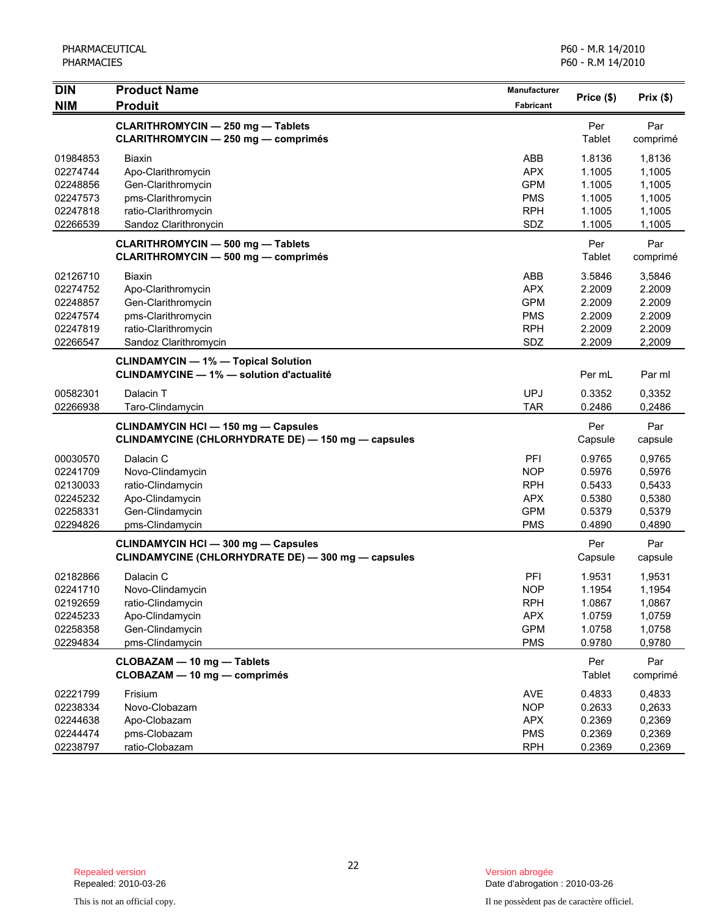| DIN<br>NIM | Product Name<br>Produit | Manufacturer<br>Fabricant | Price ($) | Prix ($) |
|---|---|---|---|---|
| | **CLARITHROMYCIN — 250 mg — Tablets**<br>**CLARITHROMYCIN — 250 mg — comprimés** | | Per Tablet | Par comprimé |
| 01984853 | Biaxin | ABB | 1.8136 | 1,8136 |
| 02274744 | Apo-Clarithromycin | APX | 1.1005 | 1,1005 |
| 02248856 | Gen-Clarithromycin | GPM | 1.1005 | 1,1005 |
| 02247573 | pms-Clarithromycin | PMS | 1.1005 | 1,1005 |
| 02247818 | ratio-Clarithromycin | RPH | 1.1005 | 1,1005 |
| 02266539 | Sandoz Clarithronycin | SDZ | 1.1005 | 1,1005 |
| | **CLARITHROMYCIN — 500 mg — Tablets**<br>**CLARITHROMYCIN — 500 mg — comprimés** | | Per Tablet | Par comprimé |
| 02126710 | Biaxin | ABB | 3.5846 | 3,5846 |
| 02274752 | Apo-Clarithromycin | APX | 2.2009 | 2.2009 |
| 02248857 | Gen-Clarithromycin | GPM | 2.2009 | 2.2009 |
| 02247574 | pms-Clarithromycin | PMS | 2.2009 | 2.2009 |
| 02247819 | ratio-Clarithromycin | RPH | 2.2009 | 2.2009 |
| 02266547 | Sandoz Clarithromycin | SDZ | 2.2009 | 2,2009 |
| | **CLINDAMYCIN — 1% — Topical Solution**<br>**CLINDAMYCINE — 1% — solution d'actualité** | | Per mL | Par ml |
| 00582301 | Dalacin T | UPJ | 0.3352 | 0,3352 |
| 02266938 | Taro-Clindamycin | TAR | 0.2486 | 0,2486 |
| | **CLINDAMYCIN HCl — 150 mg — Capsules**<br>**CLINDAMYCINE (CHLORHYDRATE DE) — 150 mg — capsules** | | Per Capsule | Par capsule |
| 00030570 | Dalacin C | PFI | 0.9765 | 0,9765 |
| 02241709 | Novo-Clindamycin | NOP | 0.5976 | 0,5976 |
| 02130033 | ratio-Clindamycin | RPH | 0.5433 | 0,5433 |
| 02245232 | Apo-Clindamycin | APX | 0.5380 | 0,5380 |
| 02258331 | Gen-Clindamycin | GPM | 0.5379 | 0,5379 |
| 02294826 | pms-Clindamycin | PMS | 0.4890 | 0,4890 |
| | **CLINDAMYCIN HCl — 300 mg — Capsules**<br>**CLINDAMYCINE (CHLORHYDRATE DE) — 300 mg — capsules** | | Per Capsule | Par capsule |
| 02182866 | Dalacin C | PFI | 1.9531 | 1,9531 |
| 02241710 | Novo-Clindamycin | NOP | 1.1954 | 1,1954 |
| 02192659 | ratio-Clindamycin | RPH | 1.0867 | 1,0867 |
| 02245233 | Apo-Clindamycin | APX | 1.0759 | 1,0759 |
| 02258358 | Gen-Clindamycin | GPM | 1.0758 | 1,0758 |
| 02294834 | pms-Clindamycin | PMS | 0.9780 | 0,9780 |
| | **CLOBAZAM — 10 mg — Tablets**<br>**CLOBAZAM — 10 mg — comprimés** | | Per Tablet | Par comprimé |
| 02221799 | Frisium | AVE | 0.4833 | 0,4833 |
| 02238334 | Novo-Clobazam | NOP | 0.2633 | 0,2633 |
| 02244638 | Apo-Clobazam | APX | 0.2369 | 0,2369 |
| 02244474 | pms-Clobazam | PMS | 0.2369 | 0,2369 |
| 02238797 | ratio-Clobazam | RPH | 0.2369 | 0,2369 |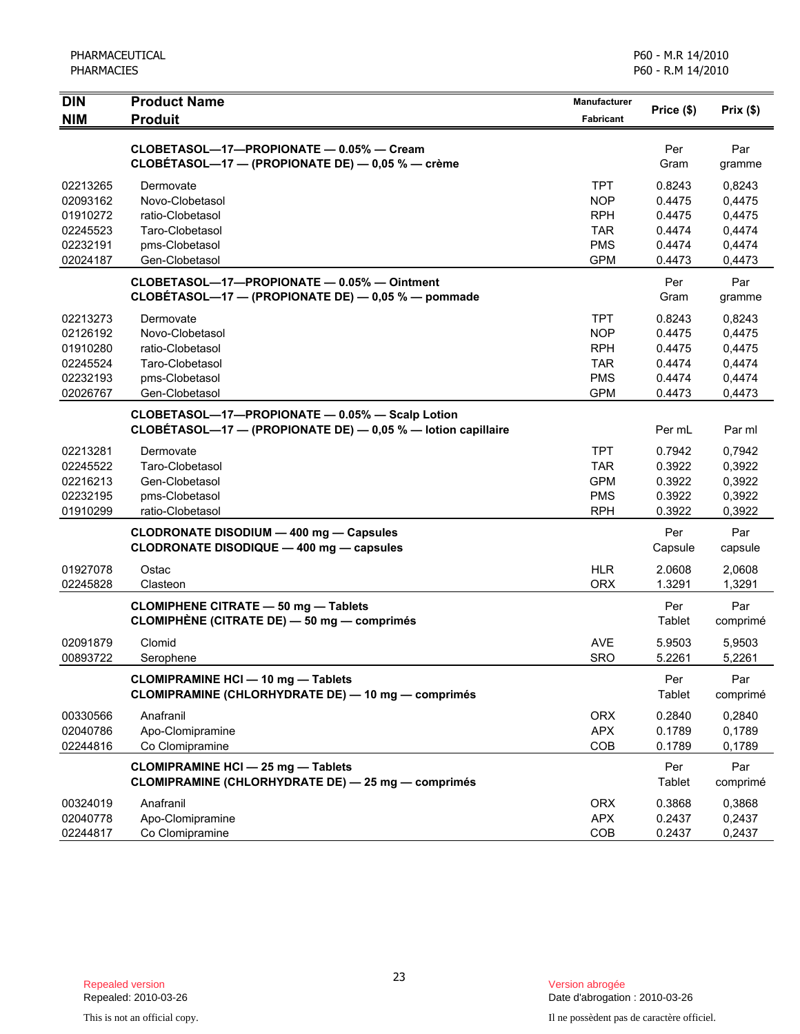| DIN<br>NIM | Product Name<br>Produit | Manufacturer<br>Fabricant | Price ($) | Prix ($) |
|---|---|---|---|---|
| | **CLOBETASOL—17—PROPIONATE — 0.05% — Cream**<br>**CLOBÉTASOL—17 — (PROPIONATE DE) — 0,05 % — crème** | | Per Gram | Par gramme |
| 02213265 | Dermovate | TPT | 0.8243 | 0,8243 |
| 02093162 | Novo-Clobetasol | NOP | 0.4475 | 0,4475 |
| 01910272 | ratio-Clobetasol | RPH | 0.4475 | 0,4475 |
| 02245523 | Taro-Clobetasol | TAR | 0.4474 | 0,4474 |
| 02232191 | pms-Clobetasol | PMS | 0.4474 | 0,4474 |
| 02024187 | Gen-Clobetasol | GPM | 0.4473 | 0,4473 |
| | **CLOBETASOL—17—PROPIONATE — 0.05% — Ointment**<br>**CLOBÉTASOL—17 — (PROPIONATE DE) — 0,05 % — pommade** | | Per Gram | Par gramme |
| 02213273 | Dermovate | TPT | 0.8243 | 0,8243 |
| 02126192 | Novo-Clobetasol | NOP | 0.4475 | 0,4475 |
| 01910280 | ratio-Clobetasol | RPH | 0.4475 | 0,4475 |
| 02245524 | Taro-Clobetasol | TAR | 0.4474 | 0,4474 |
| 02232193 | pms-Clobetasol | PMS | 0.4474 | 0,4474 |
| 02026767 | Gen-Clobetasol | GPM | 0.4473 | 0,4473 |
| | **CLOBETASOL—17—PROPIONATE — 0.05% — Scalp Lotion**<br>**CLOBÉTASOL—17 — (PROPIONATE DE) — 0,05 % — lotion capillaire** | | Per mL | Par ml |
| 02213281 | Dermovate | TPT | 0.7942 | 0,7942 |
| 02245522 | Taro-Clobetasol | TAR | 0.3922 | 0,3922 |
| 02216213 | Gen-Clobetasol | GPM | 0.3922 | 0,3922 |
| 02232195 | pms-Clobetasol | PMS | 0.3922 | 0,3922 |
| 01910299 | ratio-Clobetasol | RPH | 0.3922 | 0,3922 |
| | **CLODRONATE DISODIUM — 400 mg — Capsules**<br>**CLODRONATE DISODIQUE — 400 mg — capsules** | | Per Capsule | Par capsule |
| 01927078 | Ostac | HLR | 2.0608 | 2,0608 |
| 02245828 | Clasteon | ORX | 1.3291 | 1,3291 |
| | **CLOMIPHENE CITRATE — 50 mg — Tablets**<br>**CLOMIPHÈNE (CITRATE DE) — 50 mg — comprimés** | | Per Tablet | Par comprimé |
| 02091879 | Clomid | AVE | 5.9503 | 5,9503 |
| 00893722 | Serophene | SRO | 5.2261 | 5,2261 |
| | **CLOMIPRAMINE HCl — 10 mg — Tablets**<br>**CLOMIPRAMINE (CHLORHYDRATE DE) — 10 mg — comprimés** | | Per Tablet | Par comprimé |
| 00330566 | Anafranil | ORX | 0.2840 | 0,2840 |
| 02040786 | Apo-Clomipramine | APX | 0.1789 | 0,1789 |
| 02244816 | Co Clomipramine | COB | 0.1789 | 0,1789 |
| | **CLOMIPRAMINE HCl — 25 mg — Tablets**<br>**CLOMIPRAMINE (CHLORHYDRATE DE) — 25 mg — comprimés** | | Per Tablet | Par comprimé |
| 00324019 | Anafranil | ORX | 0.3868 | 0,3868 |
| 02040778 | Apo-Clomipramine | APX | 0.2437 | 0,2437 |
| 02244817 | Co Clomipramine | COB | 0.2437 | 0,2437 |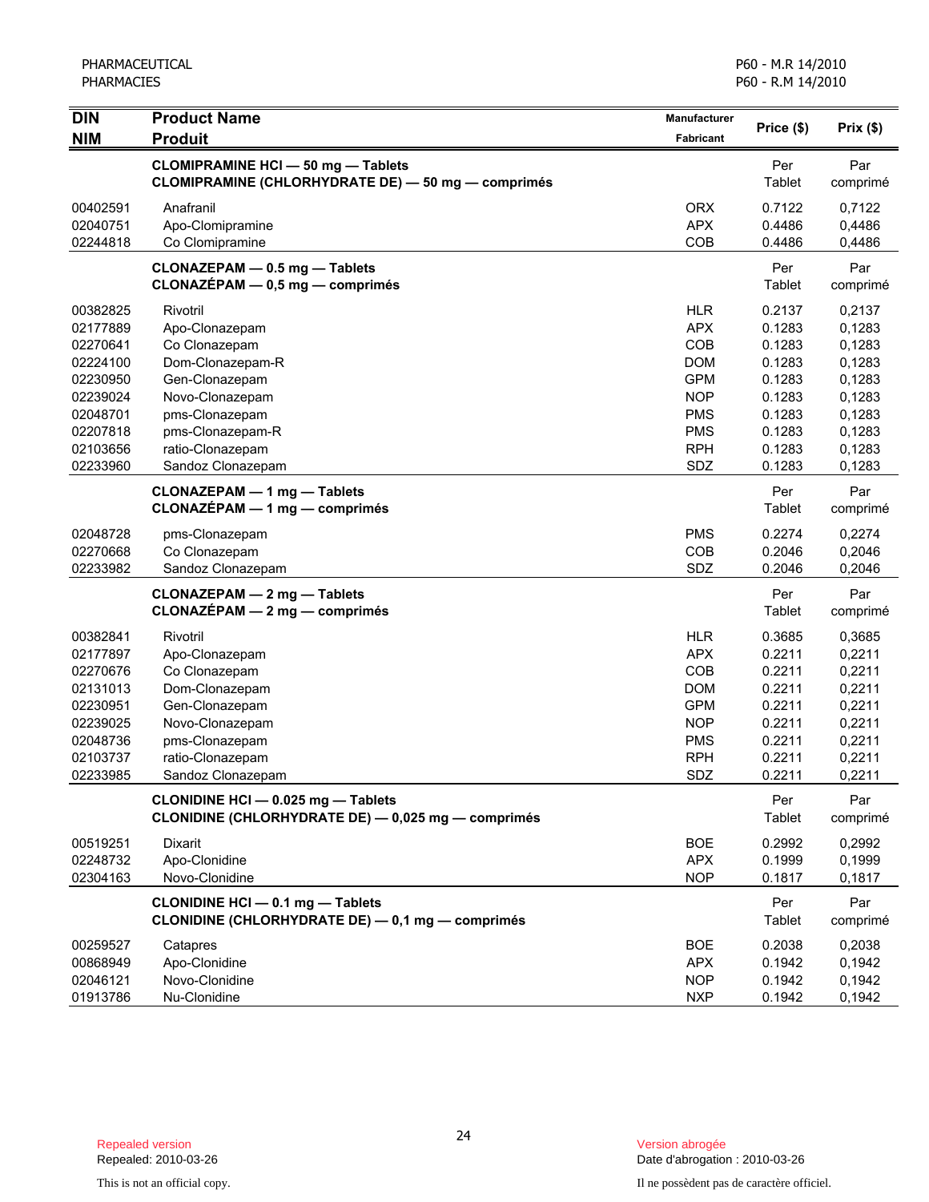| DIN<br>NIM | Product Name<br>Produit | Manufacturer<br>Fabricant | Price ($) | Prix ($) |
|---|---|---|---|---|
| | **CLOMIPRAMINE HCl — 50 mg — Tablets**<br>**CLOMIPRAMINE (CHLORHYDRATE DE) — 50 mg — comprimés** | | Per Tablet | Par comprimé |
| 00402591 | Anafranil | ORX | 0.7122 | 0,7122 |
| 02040751 | Apo-Clomipramine | APX | 0.4486 | 0,4486 |
| 02244818 | Co Clomipramine | COB | 0.4486 | 0,4486 |
| | **CLONAZEPAM — 0.5 mg — Tablets**<br>**CLONAZÉPAM — 0,5 mg — comprimés** | | Per Tablet | Par comprimé |
| 00382825 | Rivotril | HLR | 0.2137 | 0,2137 |
| 02177889 | Apo-Clonazepam | APX | 0.1283 | 0,1283 |
| 02270641 | Co Clonazepam | COB | 0.1283 | 0,1283 |
| 02224100 | Dom-Clonazepam-R | DOM | 0.1283 | 0,1283 |
| 02230950 | Gen-Clonazepam | GPM | 0.1283 | 0,1283 |
| 02239024 | Novo-Clonazepam | NOP | 0.1283 | 0,1283 |
| 02048701 | pms-Clonazepam | PMS | 0.1283 | 0,1283 |
| 02207818 | pms-Clonazepam-R | PMS | 0.1283 | 0,1283 |
| 02103656 | ratio-Clonazepam | RPH | 0.1283 | 0,1283 |
| 02233960 | Sandoz Clonazepam | SDZ | 0.1283 | 0,1283 |
| | **CLONAZEPAM — 1 mg — Tablets**<br>**CLONAZÉPAM — 1 mg — comprimés** | | Per Tablet | Par comprimé |
| 02048728 | pms-Clonazepam | PMS | 0.2274 | 0,2274 |
| 02270668 | Co Clonazepam | COB | 0.2046 | 0,2046 |
| 02233982 | Sandoz Clonazepam | SDZ | 0.2046 | 0,2046 |
| | **CLONAZEPAM — 2 mg — Tablets**<br>**CLONAZÉPAM — 2 mg — comprimés** | | Per Tablet | Par comprimé |
| 00382841 | Rivotril | HLR | 0.3685 | 0,3685 |
| 02177897 | Apo-Clonazepam | APX | 0.2211 | 0,2211 |
| 02270676 | Co Clonazepam | COB | 0.2211 | 0,2211 |
| 02131013 | Dom-Clonazepam | DOM | 0.2211 | 0,2211 |
| 02230951 | Gen-Clonazepam | GPM | 0.2211 | 0,2211 |
| 02239025 | Novo-Clonazepam | NOP | 0.2211 | 0,2211 |
| 02048736 | pms-Clonazepam | PMS | 0.2211 | 0,2211 |
| 02103737 | ratio-Clonazepam | RPH | 0.2211 | 0,2211 |
| 02233985 | Sandoz Clonazepam | SDZ | 0.2211 | 0,2211 |
| | **CLONIDINE HCl — 0.025 mg — Tablets**<br>**CLONIDINE (CHLORHYDRATE DE) — 0,025 mg — comprimés** | | Per Tablet | Par comprimé |
| 00519251 | Dixarit | BOE | 0.2992 | 0,2992 |
| 02248732 | Apo-Clonidine | APX | 0.1999 | 0,1999 |
| 02304163 | Novo-Clonidine | NOP | 0.1817 | 0,1817 |
| | **CLONIDINE HCl — 0.1 mg — Tablets**<br>**CLONIDINE (CHLORHYDRATE DE) — 0,1 mg — comprimés** | | Per Tablet | Par comprimé |
| 00259527 | Catapres | BOE | 0.2038 | 0,2038 |
| 00868949 | Apo-Clonidine | APX | 0.1942 | 0,1942 |
| 02046121 | Novo-Clonidine | NOP | 0.1942 | 0,1942 |
| 01913786 | Nu-Clonidine | NXP | 0.1942 | 0,1942 |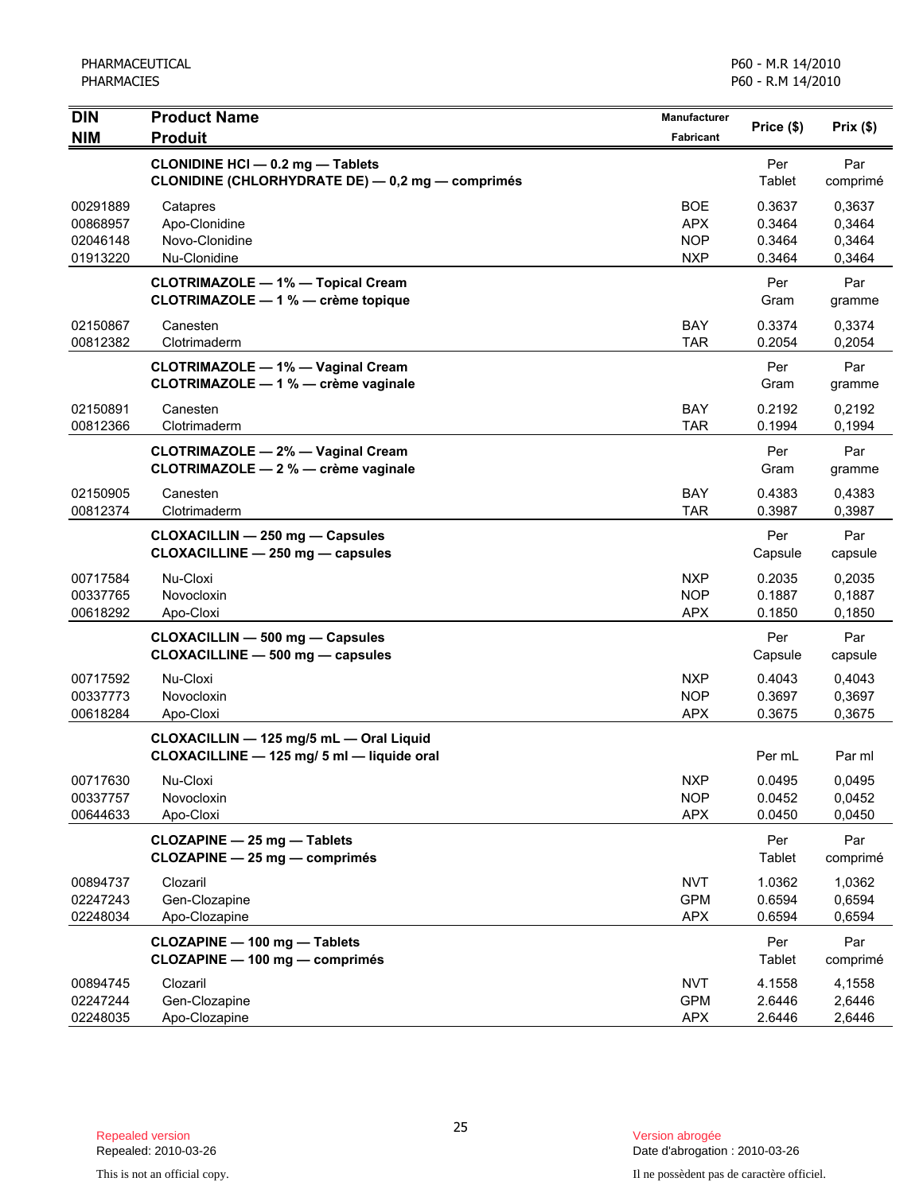| DIN<br>NIM | Product Name<br>Produit | Manufacturer<br>Fabricant | Price ($) | Prix ($) |
|---|---|---|---|---|
| | **CLONIDINE HCl — 0.2 mg — Tablets**<br>**CLONIDINE (CHLORHYDRATE DE) — 0,2 mg — comprimés** | | Per Tablet | Par comprimé |
| 00291889 | Catapres | BOE | 0.3637 | 0,3637 |
| 00868957 | Apo-Clonidine | APX | 0.3464 | 0,3464 |
| 02046148 | Novo-Clonidine | NOP | 0.3464 | 0,3464 |
| 01913220 | Nu-Clonidine | NXP | 0.3464 | 0,3464 |
| | **CLOTRIMAZOLE — 1% — Topical Cream**<br>**CLOTRIMAZOLE — 1 % — crème topique** | | Per Gram | Par gramme |
| 02150867 | Canesten | BAY | 0.3374 | 0,3374 |
| 00812382 | Clotrimaderm | TAR | 0.2054 | 0,2054 |
| | **CLOTRIMAZOLE — 1% — Vaginal Cream**<br>**CLOTRIMAZOLE — 1 % — crème vaginale** | | Per Gram | Par gramme |
| 02150891 | Canesten | BAY | 0.2192 | 0,2192 |
| 00812366 | Clotrimaderm | TAR | 0.1994 | 0,1994 |
| | **CLOTRIMAZOLE — 2% — Vaginal Cream**<br>**CLOTRIMAZOLE — 2 % — crème vaginale** | | Per Gram | Par gramme |
| 02150905 | Canesten | BAY | 0.4383 | 0,4383 |
| 00812374 | Clotrimaderm | TAR | 0.3987 | 0,3987 |
| | **CLOXACILLIN — 250 mg — Capsules**<br>**CLOXACILLINE — 250 mg — capsules** | | Per Capsule | Par capsule |
| 00717584 | Nu-Cloxi | NXP | 0.2035 | 0,2035 |
| 00337765 | Novocloxin | NOP | 0.1887 | 0,1887 |
| 00618292 | Apo-Cloxi | APX | 0.1850 | 0,1850 |
| | **CLOXACILLIN — 500 mg — Capsules**<br>**CLOXACILLINE — 500 mg — capsules** | | Per Capsule | Par capsule |
| 00717592 | Nu-Cloxi | NXP | 0.4043 | 0,4043 |
| 00337773 | Novocloxin | NOP | 0.3697 | 0,3697 |
| 00618284 | Apo-Cloxi | APX | 0.3675 | 0,3675 |
| | **CLOXACILLIN — 125 mg/5 mL — Oral Liquid**<br>**CLOXACILLINE — 125 mg/ 5 ml — liquide oral** | | Per mL | Par ml |
| 00717630 | Nu-Cloxi | NXP | 0.0495 | 0,0495 |
| 00337757 | Novocloxin | NOP | 0.0452 | 0,0452 |
| 00644633 | Apo-Cloxi | APX | 0.0450 | 0,0450 |
| | **CLOZAPINE — 25 mg — Tablets**<br>**CLOZAPINE — 25 mg — comprimés** | | Per Tablet | Par comprimé |
| 00894737 | Clozaril | NVT | 1.0362 | 1,0362 |
| 02247243 | Gen-Clozapine | GPM | 0.6594 | 0,6594 |
| 02248034 | Apo-Clozapine | APX | 0.6594 | 0,6594 |
| | **CLOZAPINE — 100 mg — Tablets**<br>**CLOZAPINE — 100 mg — comprimés** | | Per Tablet | Par comprimé |
| 00894745 | Clozaril | NVT | 4.1558 | 4,1558 |
| 02247244 | Gen-Clozapine | GPM | 2.6446 | 2,6446 |
| 02248035 | Apo-Clozapine | APX | 2.6446 | 2,6446 |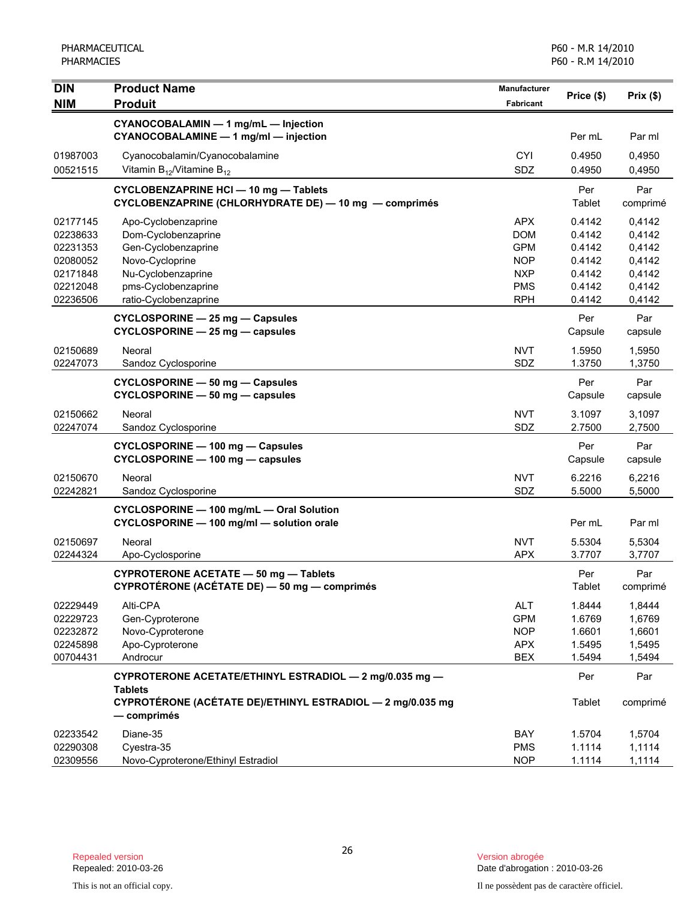| DIN<br>NIM | Product Name<br>Produit | Manufacturer<br>Fabricant | Price ($) | Prix ($) |
|---|---|---|---|---|
| | **CYANOCOBALAMIN — 1 mg/mL — Injection**<br>**CYANOCOBALAMINE — 1 mg/ml — injection** | | Per mL | Par ml |
| 01987003 | Cyanocobalamin/Cyanocobalamine | CYI | 0.4950 | 0,4950 |
| 00521515 | Vitamin $B_{12}$/Vitamine $B_{12}$ | SDZ | 0.4950 | 0,4950 |
| | **CYCLOBENZAPRINE HCl — 10 mg — Tablets**<br>**CYCLOBENZAPRINE (CHLORHYDRATE DE) — 10 mg — comprimés** | | Per Tablet | Par comprimé |
| 02177145 | Apo-Cyclobenzaprine | APX | 0.4142 | 0,4142 |
| 02238633 | Dom-Cyclobenzaprine | DOM | 0.4142 | 0,4142 |
| 02231353 | Gen-Cyclobenzaprine | GPM | 0.4142 | 0,4142 |
| 02080052 | Novo-Cycloprine | NOP | 0.4142 | 0,4142 |
| 02171848 | Nu-Cyclobenzaprine | NXP | 0.4142 | 0,4142 |
| 02212048 | pms-Cyclobenzaprine | PMS | 0.4142 | 0,4142 |
| 02236506 | ratio-Cyclobenzaprine | RPH | 0.4142 | 0,4142 |
| | **CYCLOSPORINE — 25 mg — Capsules**<br>**CYCLOSPORINE — 25 mg — capsules** | | Per Capsule | Par capsule |
| 02150689 | Neoral | NVT | 1.5950 | 1,5950 |
| 02247073 | Sandoz Cyclosporine | SDZ | 1.3750 | 1,3750 |
| | **CYCLOSPORINE — 50 mg — Capsules**<br>**CYCLOSPORINE — 50 mg — capsules** | | Per Capsule | Par capsule |
| 02150662 | Neoral | NVT | 3.1097 | 3,1097 |
| 02247074 | Sandoz Cyclosporine | SDZ | 2.7500 | 2,7500 |
| | **CYCLOSPORINE — 100 mg — Capsules**<br>**CYCLOSPORINE — 100 mg — capsules** | | Per Capsule | Par capsule |
| 02150670 | Neoral | NVT | 6.2216 | 6,2216 |
| 02242821 | Sandoz Cyclosporine | SDZ | 5.5000 | 5,5000 |
| | **CYCLOSPORINE — 100 mg/mL — Oral Solution**<br>**CYCLOSPORINE — 100 mg/ml — solution orale** | | Per mL | Par ml |
| 02150697 | Neoral | NVT | 5.5304 | 5,5304 |
| 02244324 | Apo-Cyclosporine | APX | 3.7707 | 3,7707 |
| | **CYPROTERONE ACETATE — 50 mg — Tablets**<br>**CYPROTÉRONE (ACÉTATE DE) — 50 mg — comprimés** | | Per Tablet | Par comprimé |
| 02229449 | Alti-CPA | ALT | 1.8444 | 1,8444 |
| 02229723 | Gen-Cyproterone | GPM | 1.6769 | 1,6769 |
| 02232872 | Novo-Cyproterone | NOP | 1.6601 | 1,6601 |
| 02245898 | Apo-Cyproterone | APX | 1.5495 | 1,5495 |
| 00704431 | Androcur | BEX | 1.5494 | 1,5494 |
| | **CYPROTERONE ACETATE/ETHINYL ESTRADIOL — 2 mg/0.035 mg — Tablets**<br>**CYPROTÉRONE (ACÉTATE DE)/ETHINYL ESTRADIOL — 2 mg/0.035 mg — comprimés** | | Per Tablet | Par comprimé |
| 02233542 | Diane-35 | BAY | 1.5704 | 1,5704 |
| 02290308 | Cyestra-35 | PMS | 1.1114 | 1,1114 |
| 02309556 | Novo-Cyproterone/Ethinyl Estradiol | NOP | 1.1114 | 1,1114 |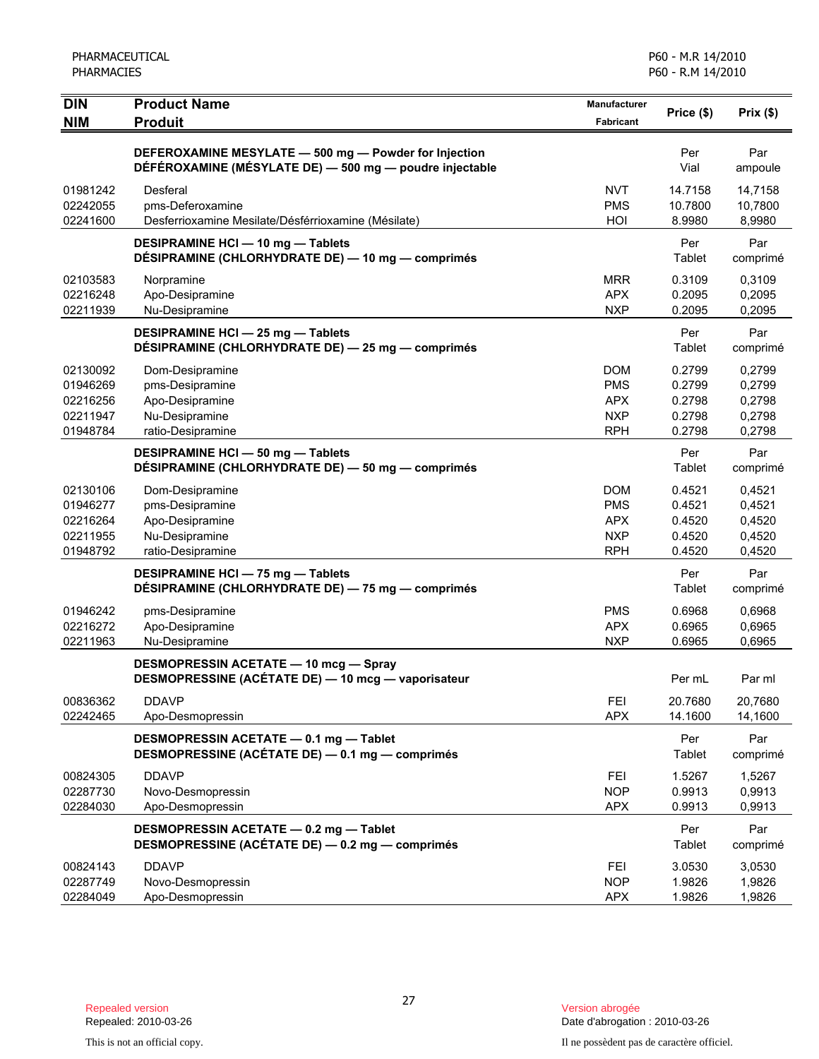| DIN<br>NIM | Product Name<br>Produit | Manufacturer<br>Fabricant | Price ($) | Prix ($) |
|---|---|---|---|---|
| | **DEFEROXAMINE MESYLATE — 500 mg — Powder for Injection**<br>**DÉFÉROXAMINE (MÉSYLATE DE) — 500 mg — poudre injectable** | | Per Vial | Par ampoule |
| 01981242 | Desferal | NVT | 14.7158 | 14,7158 |
| 02242055 | pms-Deferoxamine | PMS | 10.7800 | 10,7800 |
| 02241600 | Desferrioxamine Mesilate/Désférrioxamine (Mésilate) | HOI | 8.9980 | 8,9980 |
| | **DESIPRAMINE HCl — 10 mg — Tablets**<br>**DÉSIPRAMINE (CHLORHYDRATE DE) — 10 mg — comprimés** | | Per Tablet | Par comprimé |
| 02103583 | Norpramine | MRR | 0.3109 | 0,3109 |
| 02216248 | Apo-Desipramine | APX | 0.2095 | 0,2095 |
| 02211939 | Nu-Desipramine | NXP | 0.2095 | 0,2095 |
| | **DESIPRAMINE HCl — 25 mg — Tablets**<br>**DÉSIPRAMINE (CHLORHYDRATE DE) — 25 mg — comprimés** | | Per Tablet | Par comprimé |
| 02130092 | Dom-Desipramine | DOM | 0.2799 | 0,2799 |
| 01946269 | pms-Desipramine | PMS | 0.2799 | 0,2799 |
| 02216256 | Apo-Desipramine | APX | 0.2798 | 0,2798 |
| 02211947 | Nu-Desipramine | NXP | 0.2798 | 0,2798 |
| 01948784 | ratio-Desipramine | RPH | 0.2798 | 0,2798 |
| | **DESIPRAMINE HCl — 50 mg — Tablets**<br>**DÉSIPRAMINE (CHLORHYDRATE DE) — 50 mg — comprimés** | | Per Tablet | Par comprimé |
| 02130106 | Dom-Desipramine | DOM | 0.4521 | 0,4521 |
| 01946277 | pms-Desipramine | PMS | 0.4521 | 0,4521 |
| 02216264 | Apo-Desipramine | APX | 0.4520 | 0,4520 |
| 02211955 | Nu-Desipramine | NXP | 0.4520 | 0,4520 |
| 01948792 | ratio-Desipramine | RPH | 0.4520 | 0,4520 |
| | **DESIPRAMINE HCl — 75 mg — Tablets**<br>**DÉSIPRAMINE (CHLORHYDRATE DE) — 75 mg — comprimés** | | Per Tablet | Par comprimé |
| 01946242 | pms-Desipramine | PMS | 0.6968 | 0,6968 |
| 02216272 | Apo-Desipramine | APX | 0.6965 | 0,6965 |
| 02211963 | Nu-Desipramine | NXP | 0.6965 | 0,6965 |
| | **DESMOPRESSIN ACETATE — 10 mcg — Spray**<br>**DESMOPRESSINE (ACÉTATE DE) — 10 mcg — vaporisateur** | | Per mL | Par ml |
| 00836362 | DDAVP | FEI | 20.7680 | 20,7680 |
| 02242465 | Apo-Desmopressin | APX | 14.1600 | 14,1600 |
| | **DESMOPRESSIN ACETATE — 0.1 mg — Tablet**<br>**DESMOPRESSINE (ACÉTATE DE) — 0.1 mg — comprimés** | | Per Tablet | Par comprimé |
| 00824305 | DDAVP | FEI | 1.5267 | 1,5267 |
| 02287730 | Novo-Desmopressin | NOP | 0.9913 | 0,9913 |
| 02284030 | Apo-Desmopressin | APX | 0.9913 | 0,9913 |
| | **DESMOPRESSIN ACETATE — 0.2 mg — Tablet**<br>**DESMOPRESSINE (ACÉTATE DE) — 0.2 mg — comprimés** | | Per Tablet | Par comprimé |
| 00824143 | DDAVP | FEI | 3.0530 | 3,0530 |
| 02287749 | Novo-Desmopressin | NOP | 1.9826 | 1,9826 |
| 02284049 | Apo-Desmopressin | APX | 1.9826 | 1,9826 |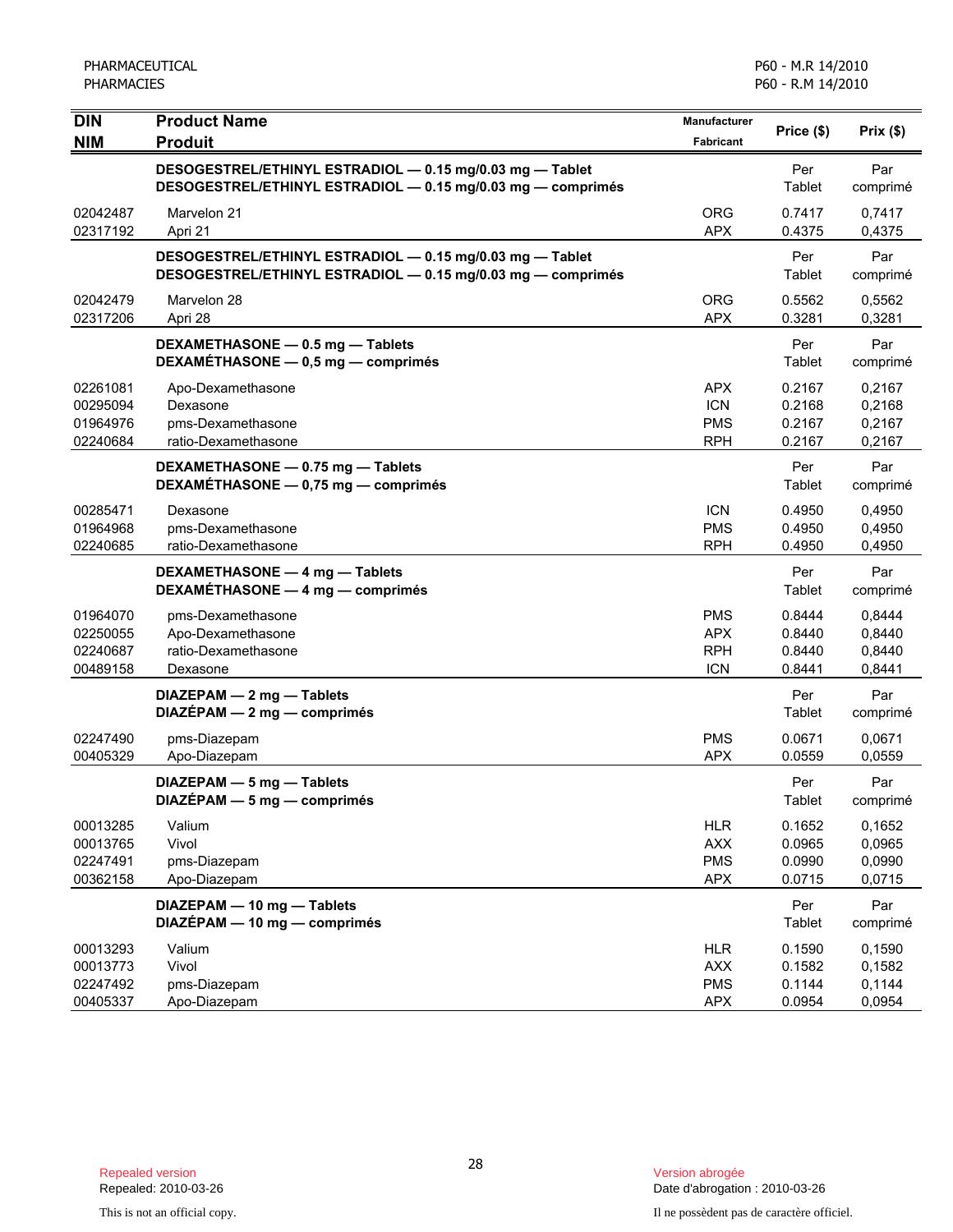| DIN<br>NIM | Product Name<br>Produit | Manufacturer<br>Fabricant | Price ($) | Prix ($) |
|---|---|---|---|---|
| | **DESOGESTREL/ETHINYL ESTRADIOL — 0.15 mg/0.03 mg — Tablet**<br>**DESOGESTREL/ETHINYL ESTRADIOL — 0.15 mg/0.03 mg — comprimés** | | Per Tablet | Par comprimé |
| 02042487 | Marvelon 21 | ORG | 0.7417 | 0,7417 |
| 02317192 | Apri 21 | APX | 0.4375 | 0,4375 |
| | **DESOGESTREL/ETHINYL ESTRADIOL — 0.15 mg/0.03 mg — Tablet**<br>**DESOGESTREL/ETHINYL ESTRADIOL — 0.15 mg/0.03 mg — comprimés** | | Per Tablet | Par comprimé |
| 02042479 | Marvelon 28 | ORG | 0.5562 | 0,5562 |
| 02317206 | Apri 28 | APX | 0.3281 | 0,3281 |
| | **DEXAMETHASONE — 0.5 mg — Tablets**<br>**DEXAMÉTHASONE — 0,5 mg — comprimés** | | Per Tablet | Par comprimé |
| 02261081 | Apo-Dexamethasone | APX | 0.2167 | 0,2167 |
| 00295094 | Dexasone | ICN | 0.2168 | 0,2168 |
| 01964976 | pms-Dexamethasone | PMS | 0.2167 | 0,2167 |
| 02240684 | ratio-Dexamethasone | RPH | 0.2167 | 0,2167 |
| | **DEXAMETHASONE — 0.75 mg — Tablets**<br>**DEXAMÉTHASONE — 0,75 mg — comprimés** | | Per Tablet | Par comprimé |
| 00285471 | Dexasone | ICN | 0.4950 | 0,4950 |
| 01964968 | pms-Dexamethasone | PMS | 0.4950 | 0,4950 |
| 02240685 | ratio-Dexamethasone | RPH | 0.4950 | 0,4950 |
| | **DEXAMETHASONE — 4 mg — Tablets**<br>**DEXAMÉTHASONE — 4 mg — comprimés** | | Per Tablet | Par comprimé |
| 01964070 | pms-Dexamethasone | PMS | 0.8444 | 0,8444 |
| 02250055 | Apo-Dexamethasone | APX | 0.8440 | 0,8440 |
| 02240687 | ratio-Dexamethasone | RPH | 0.8440 | 0,8440 |
| 00489158 | Dexasone | ICN | 0.8441 | 0,8441 |
| | **DIAZEPAM — 2 mg — Tablets**<br>**DIAZÉPAM — 2 mg — comprimés** | | Per Tablet | Par comprimé |
| 02247490 | pms-Diazepam | PMS | 0.0671 | 0,0671 |
| 00405329 | Apo-Diazepam | APX | 0.0559 | 0,0559 |
| | **DIAZEPAM — 5 mg — Tablets**<br>**DIAZÉPAM — 5 mg — comprimés** | | Per Tablet | Par comprimé |
| 00013285 | Valium | HLR | 0.1652 | 0,1652 |
| 00013765 | Vivol | AXX | 0.0965 | 0,0965 |
| 02247491 | pms-Diazepam | PMS | 0.0990 | 0,0990 |
| 00362158 | Apo-Diazepam | APX | 0.0715 | 0,0715 |
| | **DIAZEPAM — 10 mg — Tablets**<br>**DIAZÉPAM — 10 mg — comprimés** | | Per Tablet | Par comprimé |
| 00013293 | Valium | HLR | 0.1590 | 0,1590 |
| 00013773 | Vivol | AXX | 0.1582 | 0,1582 |
| 02247492 | pms-Diazepam | PMS | 0.1144 | 0,1144 |
| 00405337 | Apo-Diazepam | APX | 0.0954 | 0,0954 |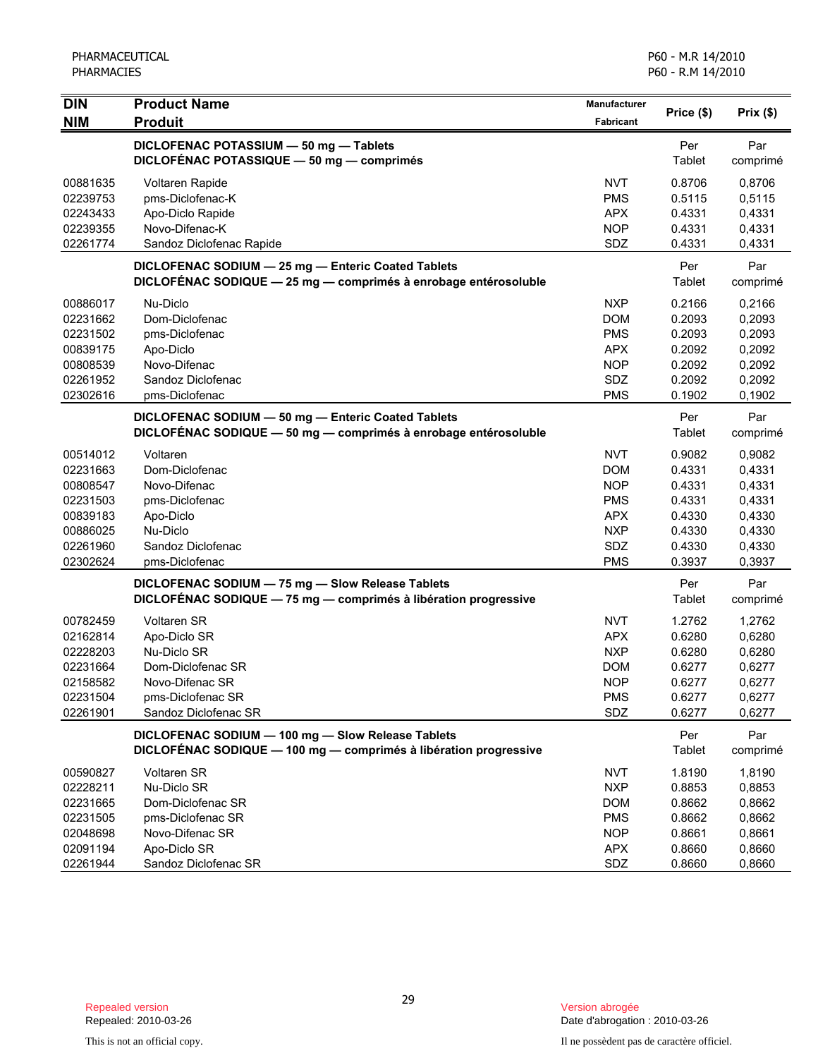| DIN<br>NIM | Product Name<br>Produit | Manufacturer<br>Fabricant | Price ($) | Prix ($) |
|---|---|---|---|---|
| | **DICLOFENAC POTASSIUM — 50 mg — Tablets**<br>**DICLOFÉNAC POTASSIQUE — 50 mg — comprimés** | | Per Tablet | Par comprimé |
| 00881635 | Voltaren Rapide | NVT | 0.8706 | 0,8706 |
| 02239753 | pms-Diclofenac-K | PMS | 0.5115 | 0,5115 |
| 02243433 | Apo-Diclo Rapide | APX | 0.4331 | 0,4331 |
| 02239355 | Novo-Difenac-K | NOP | 0.4331 | 0,4331 |
| 02261774 | Sandoz Diclofenac Rapide | SDZ | 0.4331 | 0,4331 |
| | **DICLOFENAC SODIUM — 25 mg — Enteric Coated Tablets**<br>**DICLOFÉNAC SODIQUE — 25 mg — comprimés à enrobage entérosoluble** | | Per Tablet | Par comprimé |
| 00886017 | Nu-Diclo | NXP | 0.2166 | 0,2166 |
| 02231662 | Dom-Diclofenac | DOM | 0.2093 | 0,2093 |
| 02231502 | pms-Diclofenac | PMS | 0.2093 | 0,2093 |
| 00839175 | Apo-Diclo | APX | 0.2092 | 0,2092 |
| 00808539 | Novo-Difenac | NOP | 0.2092 | 0,2092 |
| 02261952 | Sandoz Diclofenac | SDZ | 0.2092 | 0,2092 |
| 02302616 | pms-Diclofenac | PMS | 0.1902 | 0,1902 |
| | **DICLOFENAC SODIUM — 50 mg — Enteric Coated Tablets**<br>**DICLOFÉNAC SODIQUE — 50 mg — comprimés à enrobage entérosoluble** | | Per Tablet | Par comprimé |
| 00514012 | Voltaren | NVT | 0.9082 | 0,9082 |
| 02231663 | Dom-Diclofenac | DOM | 0.4331 | 0,4331 |
| 00808547 | Novo-Difenac | NOP | 0.4331 | 0,4331 |
| 02231503 | pms-Diclofenac | PMS | 0.4331 | 0,4331 |
| 00839183 | Apo-Diclo | APX | 0.4330 | 0,4330 |
| 00886025 | Nu-Diclo | NXP | 0.4330 | 0,4330 |
| 02261960 | Sandoz Diclofenac | SDZ | 0.4330 | 0,4330 |
| 02302624 | pms-Diclofenac | PMS | 0.3937 | 0,3937 |
| | **DICLOFENAC SODIUM — 75 mg — Slow Release Tablets**<br>**DICLOFÉNAC SODIQUE — 75 mg — comprimés à libération progressive** | | Per Tablet | Par comprimé |
| 00782459 | Voltaren SR | NVT | 1.2762 | 1,2762 |
| 02162814 | Apo-Diclo SR | APX | 0.6280 | 0,6280 |
| 02228203 | Nu-Diclo SR | NXP | 0.6280 | 0,6280 |
| 02231664 | Dom-Diclofenac SR | DOM | 0.6277 | 0,6277 |
| 02158582 | Novo-Difenac SR | NOP | 0.6277 | 0,6277 |
| 02231504 | pms-Diclofenac SR | PMS | 0.6277 | 0,6277 |
| 02261901 | Sandoz Diclofenac SR | SDZ | 0.6277 | 0,6277 |
| | **DICLOFENAC SODIUM — 100 mg — Slow Release Tablets**<br>**DICLOFÉNAC SODIQUE — 100 mg — comprimés à libération progressive** | | Per Tablet | Par comprimé |
| 00590827 | Voltaren SR | NVT | 1.8190 | 1,8190 |
| 02228211 | Nu-Diclo SR | NXP | 0.8853 | 0,8853 |
| 02231665 | Dom-Diclofenac SR | DOM | 0.8662 | 0,8662 |
| 02231505 | pms-Diclofenac SR | PMS | 0.8662 | 0,8662 |
| 02048698 | Novo-Difenac SR | NOP | 0.8661 | 0,8661 |
| 02091194 | Apo-Diclo SR | APX | 0.8660 | 0,8660 |
| 02261944 | Sandoz Diclofenac SR | SDZ | 0.8660 | 0,8660 |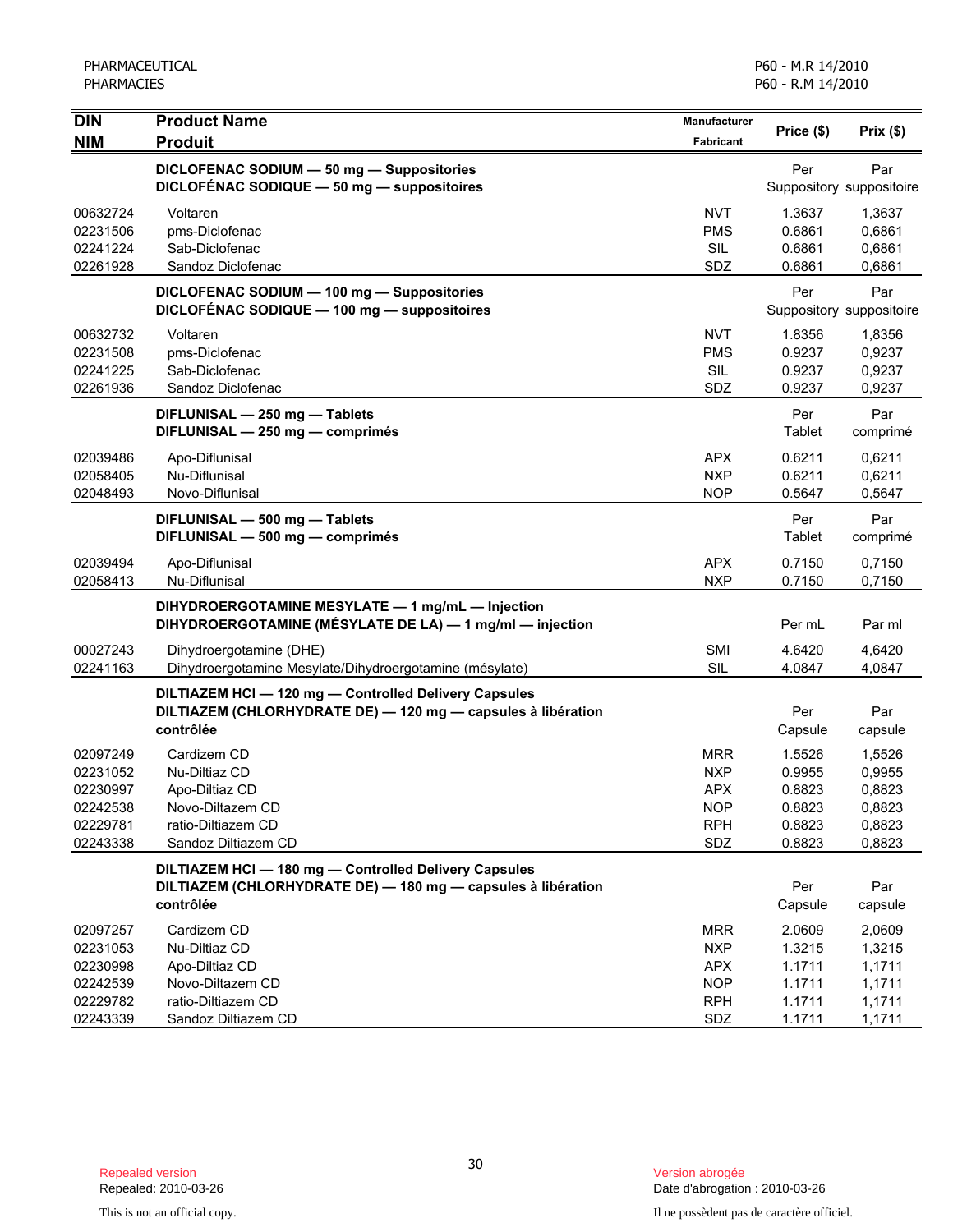| DIN<br>NIM | Product Name<br>Produit | Manufacturer<br>Fabricant | Price ($) | Prix ($) |
|---|---|---|---|---|
| | **DICLOFENAC SODIUM — 50 mg — Suppositories**<br>**DICLOFÉNAC SODIQUE — 50 mg — suppositoires** | | Per Suppository | Par suppositoire |
| 00632724 | Voltaren | NVT | 1.3637 | 1,3637 |
| 02231506 | pms-Diclofenac | PMS | 0.6861 | 0,6861 |
| 02241224 | Sab-Diclofenac | SIL | 0.6861 | 0,6861 |
| 02261928 | Sandoz Diclofenac | SDZ | 0.6861 | 0,6861 |
| | **DICLOFENAC SODIUM — 100 mg — Suppositories**<br>**DICLOFÉNAC SODIQUE — 100 mg — suppositoires** | | Per Suppository | Par suppositoire |
| 00632732 | Voltaren | NVT | 1.8356 | 1,8356 |
| 02231508 | pms-Diclofenac | PMS | 0.9237 | 0,9237 |
| 02241225 | Sab-Diclofenac | SIL | 0.9237 | 0,9237 |
| 02261936 | Sandoz Diclofenac | SDZ | 0.9237 | 0,9237 |
| | **DIFLUNISAL — 250 mg — Tablets**<br>**DIFLUNISAL — 250 mg — comprimés** | | Per Tablet | Par comprimé |
| 02039486 | Apo-Diflunisal | APX | 0.6211 | 0,6211 |
| 02058405 | Nu-Diflunisal | NXP | 0.6211 | 0,6211 |
| 02048493 | Novo-Diflunisal | NOP | 0.5647 | 0,5647 |
| | **DIFLUNISAL — 500 mg — Tablets**<br>**DIFLUNISAL — 500 mg — comprimés** | | Per Tablet | Par comprimé |
| 02039494 | Apo-Diflunisal | APX | 0.7150 | 0,7150 |
| 02058413 | Nu-Diflunisal | NXP | 0.7150 | 0,7150 |
| | **DIHYDROERGOTAMINE MESYLATE — 1 mg/mL — Injection**<br>**DIHYDROERGOTAMINE (MÉSYLATE DE LA) — 1 mg/ml — injection** | | Per mL | Par ml |
| 00027243 | Dihydroergotamine (DHE) | SMI | 4.6420 | 4,6420 |
| 02241163 | Dihydroergotamine Mesylate/Dihydroergotamine (mésylate) | SIL | 4.0847 | 4,0847 |
| | **DILTIAZEM HCl — 120 mg — Controlled Delivery Capsules**<br>**DILTIAZEM (CHLORHYDRATE DE) — 120 mg — capsules à libération contrôlée** | | Per Capsule | Par capsule |
| 02097249 | Cardizem CD | MRR | 1.5526 | 1,5526 |
| 02231052 | Nu-Diltiaz CD | NXP | 0.9955 | 0,9955 |
| 02230997 | Apo-Diltiaz CD | APX | 0.8823 | 0,8823 |
| 02242538 | Novo-Diltazem CD | NOP | 0.8823 | 0,8823 |
| 02229781 | ratio-Diltiazem CD | RPH | 0.8823 | 0,8823 |
| 02243338 | Sandoz Diltiazem CD | SDZ | 0.8823 | 0,8823 |
| | **DILTIAZEM HCl — 180 mg — Controlled Delivery Capsules**<br>**DILTIAZEM (CHLORHYDRATE DE) — 180 mg — capsules à libération contrôlée** | | Per Capsule | Par capsule |
| 02097257 | Cardizem CD | MRR | 2.0609 | 2,0609 |
| 02231053 | Nu-Diltiaz CD | NXP | 1.3215 | 1,3215 |
| 02230998 | Apo-Diltiaz CD | APX | 1.1711 | 1,1711 |
| 02242539 | Novo-Diltazem CD | NOP | 1.1711 | 1,1711 |
| 02229782 | ratio-Diltiazem CD | RPH | 1.1711 | 1,1711 |
| 02243339 | Sandoz Diltiazem CD | SDZ | 1.1711 | 1,1711 |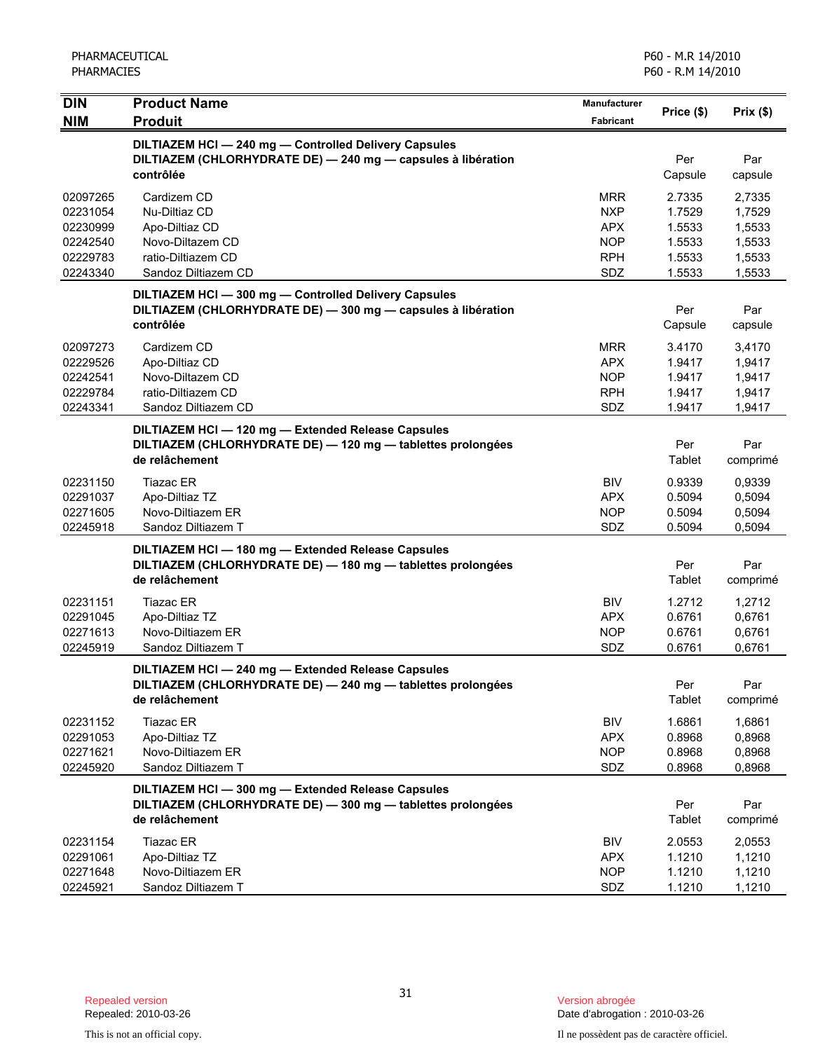PHARMACEUTICAL
PHARMACIES

P60 - M.R 14/2010
P60 - R.M 14/2010

| DIN<br>NIM | Product Name<br>Produit | Manufacturer<br>Fabricant | Price ($) | Prix ($) |
|---|---|---|---|---|
| | **DILTIAZEM HCl — 240 mg — Controlled Delivery Capsules**<br>**DILTIAZEM (CHLORHYDRATE DE) — 240 mg — capsules à libération contrôlée** | | Per Capsule | Par capsule |
| 02097265 | Cardizem CD | MRR | 2.7335 | 2,7335 |
| 02231054 | Nu-Diltiaz CD | NXP | 1.7529 | 1,7529 |
| 02230999 | Apo-Diltiaz CD | APX | 1.5533 | 1,5533 |
| 02242540 | Novo-Diltazem CD | NOP | 1.5533 | 1,5533 |
| 02229783 | ratio-Diltiazem CD | RPH | 1.5533 | 1,5533 |
| 02243340 | Sandoz Diltiazem CD | SDZ | 1.5533 | 1,5533 |
| | **DILTIAZEM HCl — 300 mg — Controlled Delivery Capsules**<br>**DILTIAZEM (CHLORHYDRATE DE) — 300 mg — capsules à libération contrôlée** | | Per Capsule | Par capsule |
| 02097273 | Cardizem CD | MRR | 3.4170 | 3,4170 |
| 02229526 | Apo-Diltiaz CD | APX | 1.9417 | 1,9417 |
| 02242541 | Novo-Diltazem CD | NOP | 1.9417 | 1,9417 |
| 02229784 | ratio-Diltiazem CD | RPH | 1.9417 | 1,9417 |
| 02243341 | Sandoz Diltiazem CD | SDZ | 1.9417 | 1,9417 |
| | **DILTIAZEM HCl — 120 mg — Extended Release Capsules**<br>**DILTIAZEM (CHLORHYDRATE DE) — 120 mg — tablettes prolongées de relâchement** | | Per Tablet | Par comprimé |
| 02231150 | Tiazac ER | BIV | 0.9339 | 0,9339 |
| 02291037 | Apo-Diltiaz TZ | APX | 0.5094 | 0,5094 |
| 02271605 | Novo-Diltiazem ER | NOP | 0.5094 | 0,5094 |
| 02245918 | Sandoz Diltiazem T | SDZ | 0.5094 | 0,5094 |
| | **DILTIAZEM HCl — 180 mg — Extended Release Capsules**<br>**DILTIAZEM (CHLORHYDRATE DE) — 180 mg — tablettes prolongées de relâchement** | | Per Tablet | Par comprimé |
| 02231151 | Tiazac ER | BIV | 1.2712 | 1,2712 |
| 02291045 | Apo-Diltiaz TZ | APX | 0.6761 | 0,6761 |
| 02271613 | Novo-Diltiazem ER | NOP | 0.6761 | 0,6761 |
| 02245919 | Sandoz Diltiazem T | SDZ | 0.6761 | 0,6761 |
| | **DILTIAZEM HCl — 240 mg — Extended Release Capsules**<br>**DILTIAZEM (CHLORHYDRATE DE) — 240 mg — tablettes prolongées de relâchement** | | Per Tablet | Par comprimé |
| 02231152 | Tiazac ER | BIV | 1.6861 | 1,6861 |
| 02291053 | Apo-Diltiaz TZ | APX | 0.8968 | 0,8968 |
| 02271621 | Novo-Diltiazem ER | NOP | 0.8968 | 0,8968 |
| 02245920 | Sandoz Diltiazem T | SDZ | 0.8968 | 0,8968 |
| | **DILTIAZEM HCl — 300 mg — Extended Release Capsules**<br>**DILTIAZEM (CHLORHYDRATE DE) — 300 mg — tablettes prolongées de relâchement** | | Per Tablet | Par comprimé |
| 02231154 | Tiazac ER | BIV | 2.0553 | 2,0553 |
| 02291061 | Apo-Diltiaz TZ | APX | 1.1210 | 1,1210 |
| 02271648 | Novo-Diltiazem ER | NOP | 1.1210 | 1,1210 |
| 02245921 | Sandoz Diltiazem T | SDZ | 1.1210 | 1,1210 |

Repealed version
Repealed: 2010-03-26

This is not an official copy.

Version abrogée
Date d'abrogation : 2010-03-26

Il ne possèdent pas de caractère officiel.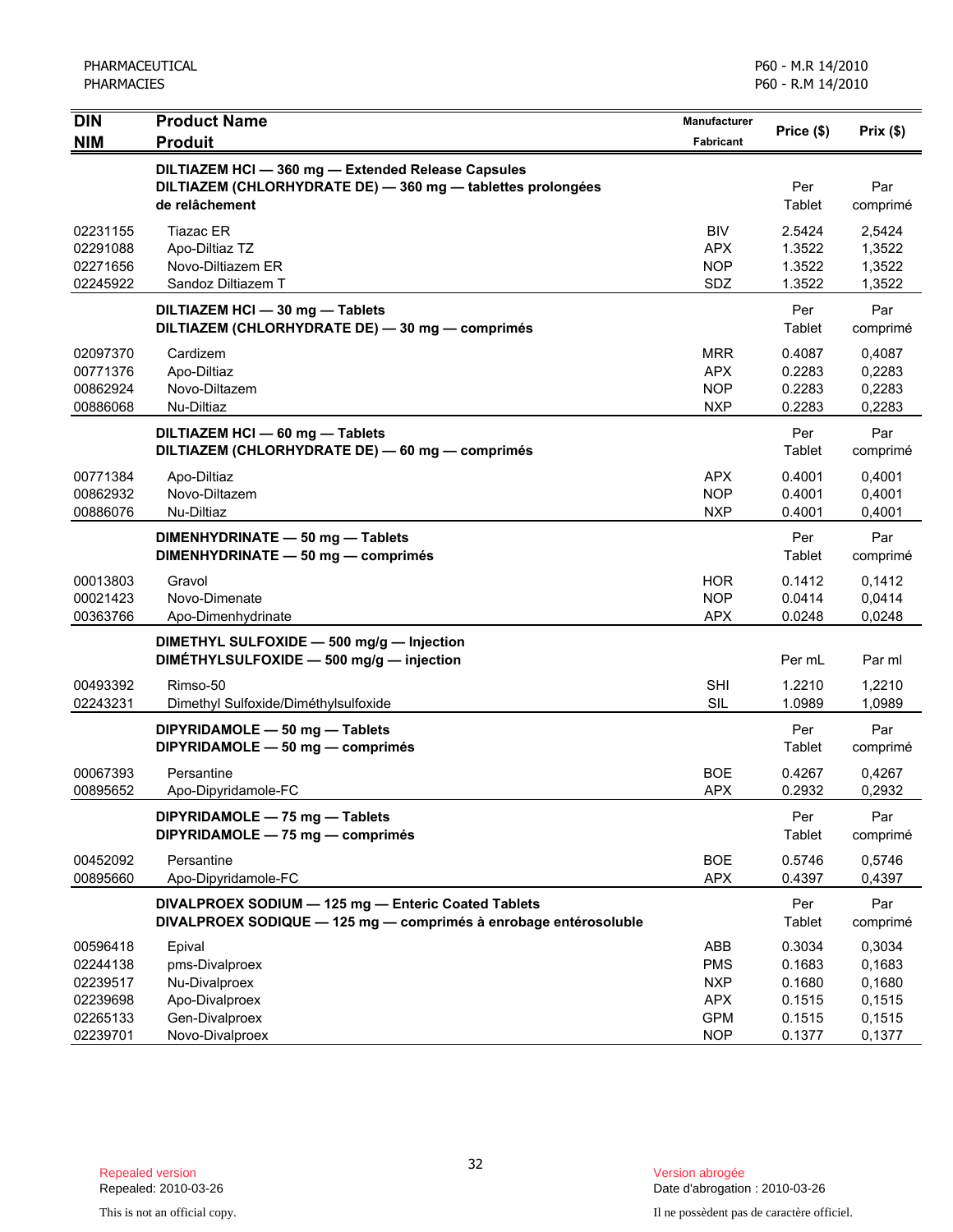| DIN<br>NIM | Product Name<br>Produit | Manufacturer<br>Fabricant | Price ($) | Prix ($) |
|---|---|---|---|---|
| | **DILTIAZEM HCl — 360 mg — Extended Release Capsules**<br>**DILTIAZEM (CHLORHYDRATE DE) — 360 mg — tablettes prolongées de relâchement** | | Per Tablet | Par comprimé |
| 02231155 | Tiazac ER | BIV | 2.5424 | 2,5424 |
| 02291088 | Apo-Diltiaz TZ | APX | 1.3522 | 1,3522 |
| 02271656 | Novo-Diltiazem ER | NOP | 1.3522 | 1,3522 |
| 02245922 | Sandoz Diltiazem T | SDZ | 1.3522 | 1,3522 |
| | **DILTIAZEM HCl — 30 mg — Tablets**<br>**DILTIAZEM (CHLORHYDRATE DE) — 30 mg — comprimés** | | Per Tablet | Par comprimé |
| 02097370 | Cardizem | MRR | 0.4087 | 0,4087 |
| 00771376 | Apo-Diltiaz | APX | 0.2283 | 0,2283 |
| 00862924 | Novo-Diltazem | NOP | 0.2283 | 0,2283 |
| 00886068 | Nu-Diltiaz | NXP | 0.2283 | 0,2283 |
| | **DILTIAZEM HCl — 60 mg — Tablets**<br>**DILTIAZEM (CHLORHYDRATE DE) — 60 mg — comprimés** | | Per Tablet | Par comprimé |
| 00771384 | Apo-Diltiaz | APX | 0.4001 | 0,4001 |
| 00862932 | Novo-Diltazem | NOP | 0.4001 | 0,4001 |
| 00886076 | Nu-Diltiaz | NXP | 0.4001 | 0,4001 |
| | **DIMENHYDRINATE — 50 mg — Tablets**<br>**DIMENHYDRINATE — 50 mg — comprimés** | | Per Tablet | Par comprimé |
| 00013803 | Gravol | HOR | 0.1412 | 0,1412 |
| 00021423 | Novo-Dimenate | NOP | 0.0414 | 0,0414 |
| 00363766 | Apo-Dimenhydrinate | APX | 0.0248 | 0,0248 |
| | **DIMETHYL SULFOXIDE — 500 mg/g — Injection**<br>**DIMÉTHYLSULFOXIDE — 500 mg/g — injection** | | Per mL | Par ml |
| 00493392 | Rimso-50 | SHI | 1.2210 | 1,2210 |
| 02243231 | Dimethyl Sulfoxide/Diméthylsulfoxide | SIL | 1.0989 | 1,0989 |
| | **DIPYRIDAMOLE — 50 mg — Tablets**<br>**DIPYRIDAMOLE — 50 mg — comprimés** | | Per Tablet | Par comprimé |
| 00067393 | Persantine | BOE | 0.4267 | 0,4267 |
| 00895652 | Apo-Dipyridamole-FC | APX | 0.2932 | 0,2932 |
| | **DIPYRIDAMOLE — 75 mg — Tablets**<br>**DIPYRIDAMOLE — 75 mg — comprimés** | | Per Tablet | Par comprimé |
| 00452092 | Persantine | BOE | 0.5746 | 0,5746 |
| 00895660 | Apo-Dipyridamole-FC | APX | 0.4397 | 0,4397 |
| | **DIVALPROEX SODIUM — 125 mg — Enteric Coated Tablets**<br>**DIVALPROEX SODIQUE — 125 mg — comprimés à enrobage entérosoluble** | | Per Tablet | Par comprimé |
| 00596418 | Epival | ABB | 0.3034 | 0,3034 |
| 02244138 | pms-Divalproex | PMS | 0.1683 | 0,1683 |
| 02239517 | Nu-Divalproex | NXP | 0.1680 | 0,1680 |
| 02239698 | Apo-Divalproex | APX | 0.1515 | 0,1515 |
| 02265133 | Gen-Divalproex | GPM | 0.1515 | 0,1515 |
| 02239701 | Novo-Divalproex | NOP | 0.1377 | 0,1377 |

Repealed version
Repealed: 2010-03-26

This is not an official copy.

Version abrogée
Date d'abrogation : 2010-03-26

Il ne possèdent pas de caractère officiel.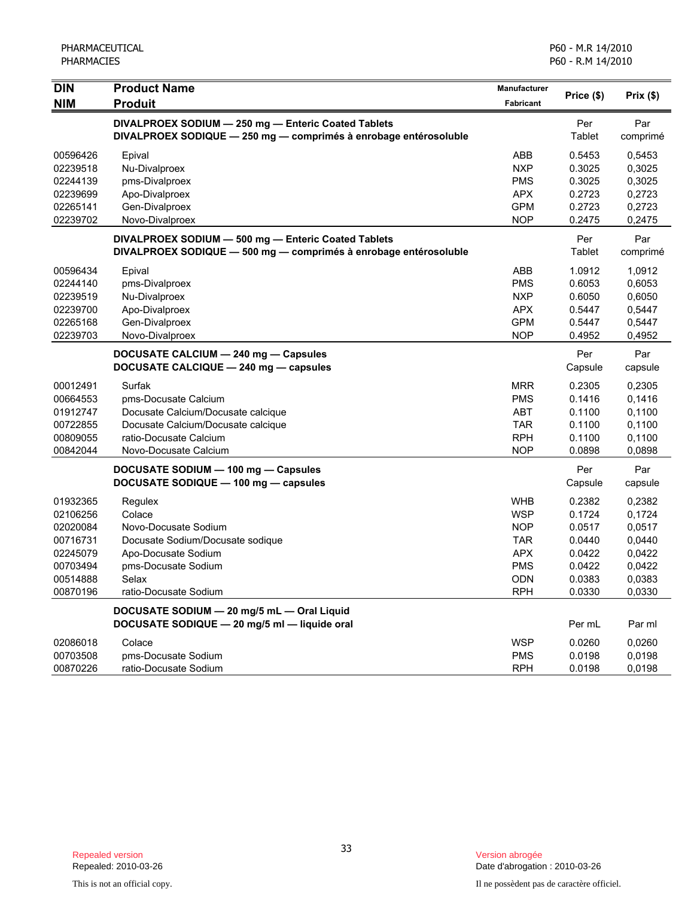| DIN<br>NIM | Product Name<br>Produit | Manufacturer<br>Fabricant | Price ($) | Prix ($) |
|---|---|---|---|---|
| | **DIVALPROEX SODIUM — 250 mg — Enteric Coated Tablets**<br>**DIVALPROEX SODIQUE — 250 mg — comprimés à enrobage entérosoluble** | | Per Tablet | Par comprimé |
| 00596426 | Epival | ABB | 0.5453 | 0,5453 |
| 02239518 | Nu-Divalproex | NXP | 0.3025 | 0,3025 |
| 02244139 | pms-Divalproex | PMS | 0.3025 | 0,3025 |
| 02239699 | Apo-Divalproex | APX | 0.2723 | 0,2723 |
| 02265141 | Gen-Divalproex | GPM | 0.2723 | 0,2723 |
| 02239702 | Novo-Divalproex | NOP | 0.2475 | 0,2475 |
| | **DIVALPROEX SODIUM — 500 mg — Enteric Coated Tablets**<br>**DIVALPROEX SODIQUE — 500 mg — comprimés à enrobage entérosoluble** | | Per Tablet | Par comprimé |
| 00596434 | Epival | ABB | 1.0912 | 1,0912 |
| 02244140 | pms-Divalproex | PMS | 0.6053 | 0,6053 |
| 02239519 | Nu-Divalproex | NXP | 0.6050 | 0,6050 |
| 02239700 | Apo-Divalproex | APX | 0.5447 | 0,5447 |
| 02265168 | Gen-Divalproex | GPM | 0.5447 | 0,5447 |
| 02239703 | Novo-Divalproex | NOP | 0.4952 | 0,4952 |
| | **DOCUSATE CALCIUM — 240 mg — Capsules**<br>**DOCUSATE CALCIQUE — 240 mg — capsules** | | Per Capsule | Par capsule |
| 00012491 | Surfak | MRR | 0.2305 | 0,2305 |
| 00664553 | pms-Docusate Calcium | PMS | 0.1416 | 0,1416 |
| 01912747 | Docusate Calcium/Docusate calcique | ABT | 0.1100 | 0,1100 |
| 00722855 | Docusate Calcium/Docusate calcique | TAR | 0.1100 | 0,1100 |
| 00809055 | ratio-Docusate Calcium | RPH | 0.1100 | 0,1100 |
| 00842044 | Novo-Docusate Calcium | NOP | 0.0898 | 0,0898 |
| | **DOCUSATE SODIUM — 100 mg — Capsules**<br>**DOCUSATE SODIQUE — 100 mg — capsules** | | Per Capsule | Par capsule |
| 01932365 | Regulex | WHB | 0.2382 | 0,2382 |
| 02106256 | Colace | WSP | 0.1724 | 0,1724 |
| 02020084 | Novo-Docusate Sodium | NOP | 0.0517 | 0,0517 |
| 00716731 | Docusate Sodium/Docusate sodique | TAR | 0.0440 | 0,0440 |
| 02245079 | Apo-Docusate Sodium | APX | 0.0422 | 0,0422 |
| 00703494 | pms-Docusate Sodium | PMS | 0.0422 | 0,0422 |
| 00514888 | Selax | ODN | 0.0383 | 0,0383 |
| 00870196 | ratio-Docusate Sodium | RPH | 0.0330 | 0,0330 |
| | **DOCUSATE SODIUM — 20 mg/5 mL — Oral Liquid**<br>**DOCUSATE SODIQUE — 20 mg/5 ml — liquide oral** | | Per mL | Par ml |
| 02086018 | Colace | WSP | 0.0260 | 0,0260 |
| 00703508 | pms-Docusate Sodium | PMS | 0.0198 | 0,0198 |
| 00870226 | ratio-Docusate Sodium | RPH | 0.0198 | 0,0198 |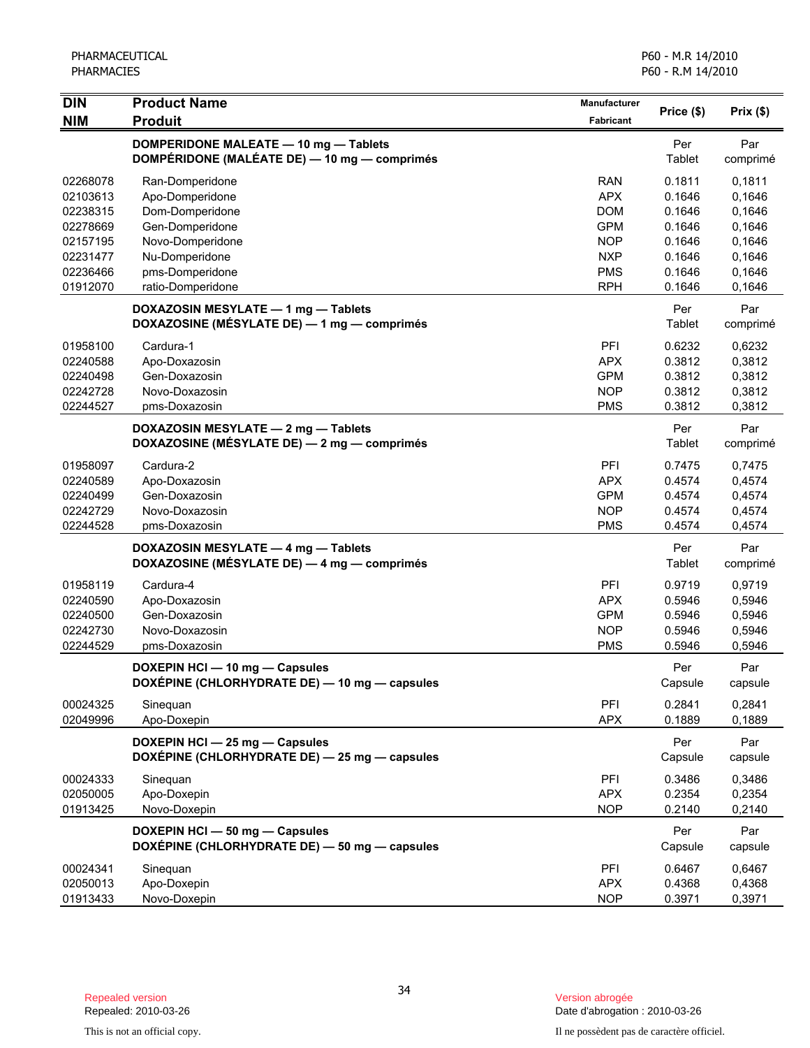| DIN<br>NIM | Product Name<br>Produit | Manufacturer<br>Fabricant | Price ($) | Prix ($) |
|---|---|---|---|---|
| | **DOMPERIDONE MALEATE — 10 mg — Tablets**<br>**DOMPÉRIDONE (MALÉATE DE) — 10 mg — comprimés** | | Per Tablet | Par comprimé |
| 02268078 | Ran-Domperidone | RAN | 0.1811 | 0,1811 |
| 02103613 | Apo-Domperidone | APX | 0.1646 | 0,1646 |
| 02238315 | Dom-Domperidone | DOM | 0.1646 | 0,1646 |
| 02278669 | Gen-Domperidone | GPM | 0.1646 | 0,1646 |
| 02157195 | Novo-Domperidone | NOP | 0.1646 | 0,1646 |
| 02231477 | Nu-Domperidone | NXP | 0.1646 | 0,1646 |
| 02236466 | pms-Domperidone | PMS | 0.1646 | 0,1646 |
| 01912070 | ratio-Domperidone | RPH | 0.1646 | 0,1646 |
| | **DOXAZOSIN MESYLATE — 1 mg — Tablets**<br>**DOXAZOSINE (MÉSYLATE DE) — 1 mg — comprimés** | | Per Tablet | Par comprimé |
| 01958100 | Cardura-1 | PFI | 0.6232 | 0,6232 |
| 02240588 | Apo-Doxazosin | APX | 0.3812 | 0,3812 |
| 02240498 | Gen-Doxazosin | GPM | 0.3812 | 0,3812 |
| 02242728 | Novo-Doxazosin | NOP | 0.3812 | 0,3812 |
| 02244527 | pms-Doxazosin | PMS | 0.3812 | 0,3812 |
| | **DOXAZOSIN MESYLATE — 2 mg — Tablets**<br>**DOXAZOSINE (MÉSYLATE DE) — 2 mg — comprimés** | | Per Tablet | Par comprimé |
| 01958097 | Cardura-2 | PFI | 0.7475 | 0,7475 |
| 02240589 | Apo-Doxazosin | APX | 0.4574 | 0,4574 |
| 02240499 | Gen-Doxazosin | GPM | 0.4574 | 0,4574 |
| 02242729 | Novo-Doxazosin | NOP | 0.4574 | 0,4574 |
| 02244528 | pms-Doxazosin | PMS | 0.4574 | 0,4574 |
| | **DOXAZOSIN MESYLATE — 4 mg — Tablets**<br>**DOXAZOSINE (MÉSYLATE DE) — 4 mg — comprimés** | | Per Tablet | Par comprimé |
| 01958119 | Cardura-4 | PFI | 0.9719 | 0,9719 |
| 02240590 | Apo-Doxazosin | APX | 0.5946 | 0,5946 |
| 02240500 | Gen-Doxazosin | GPM | 0.5946 | 0,5946 |
| 02242730 | Novo-Doxazosin | NOP | 0.5946 | 0,5946 |
| 02244529 | pms-Doxazosin | PMS | 0.5946 | 0,5946 |
| | **DOXEPIN HCl — 10 mg — Capsules**<br>**DOXÉPINE (CHLORHYDRATE DE) — 10 mg — capsules** | | Per Capsule | Par capsule |
| 00024325 | Sinequan | PFI | 0.2841 | 0,2841 |
| 02049996 | Apo-Doxepin | APX | 0.1889 | 0,1889 |
| | **DOXEPIN HCl — 25 mg — Capsules**<br>**DOXÉPINE (CHLORHYDRATE DE) — 25 mg — capsules** | | Per Capsule | Par capsule |
| 00024333 | Sinequan | PFI | 0.3486 | 0,3486 |
| 02050005 | Apo-Doxepin | APX | 0.2354 | 0,2354 |
| 01913425 | Novo-Doxepin | NOP | 0.2140 | 0,2140 |
| | **DOXEPIN HCl — 50 mg — Capsules**<br>**DOXÉPINE (CHLORHYDRATE DE) — 50 mg — capsules** | | Per Capsule | Par capsule |
| 00024341 | Sinequan | PFI | 0.6467 | 0,6467 |
| 02050013 | Apo-Doxepin | APX | 0.4368 | 0,4368 |
| 01913433 | Novo-Doxepin | NOP | 0.3971 | 0,3971 |

Repealed version
Repealed: 2010-03-26

This is not an official copy.

Version abrogée
Date d'abrogation : 2010-03-26

Il ne possèdent pas de caractère officiel.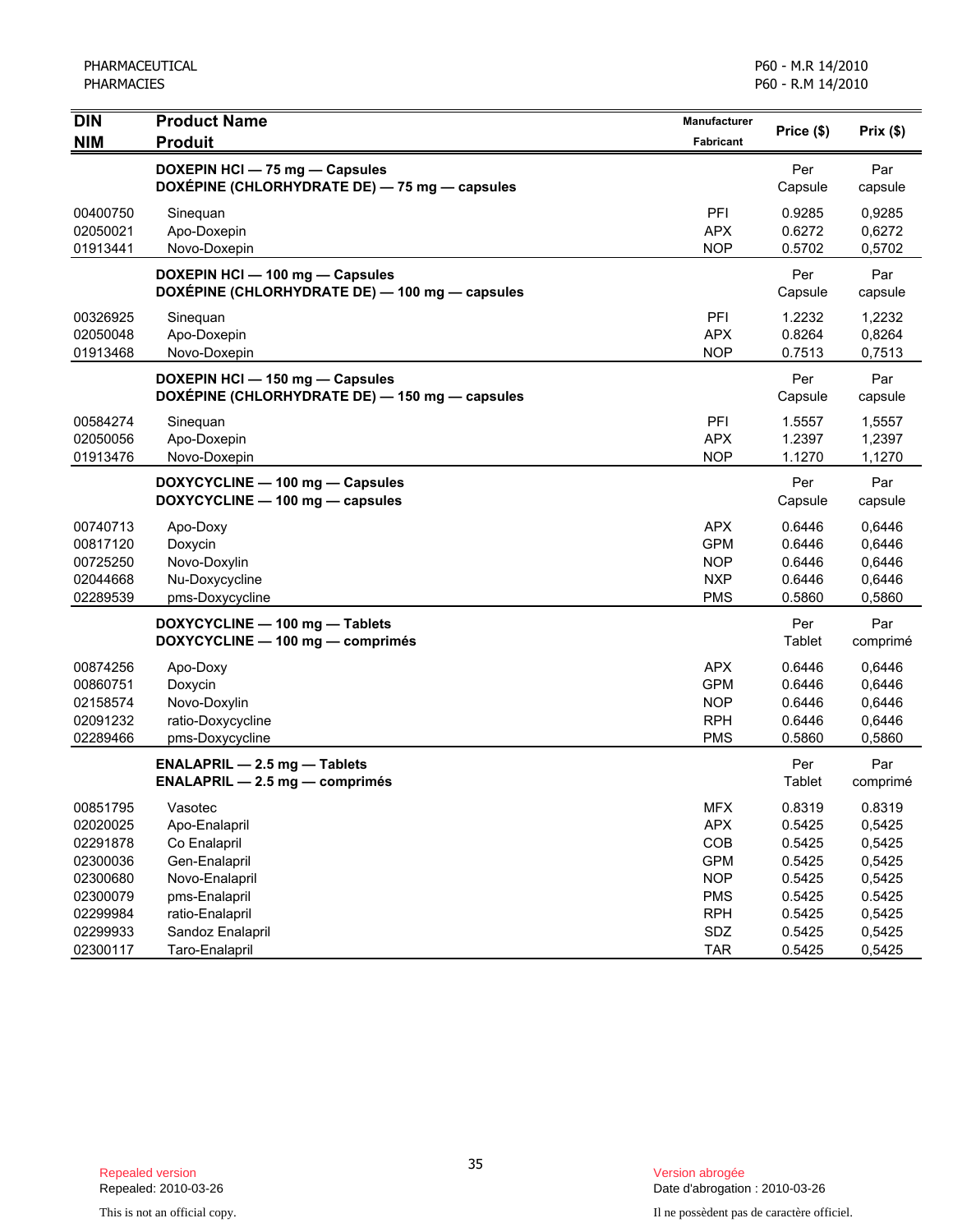| DIN<br>NIM | Product Name<br>Produit | Manufacturer<br>Fabricant | Price ($) | Prix ($) |
|---|---|---|---|---|
| | **DOXEPIN HCl — 75 mg — Capsules**<br>**DOXÉPINE (CHLORHYDRATE DE) — 75 mg — capsules** | | Per Capsule | Par capsule |
| 00400750 | Sinequan | PFI | 0.9285 | 0,9285 |
| 02050021 | Apo-Doxepin | APX | 0.6272 | 0,6272 |
| 01913441 | Novo-Doxepin | NOP | 0.5702 | 0,5702 |
| | **DOXEPIN HCl — 100 mg — Capsules**<br>**DOXÉPINE (CHLORHYDRATE DE) — 100 mg — capsules** | | Per Capsule | Par capsule |
| 00326925 | Sinequan | PFI | 1.2232 | 1,2232 |
| 02050048 | Apo-Doxepin | APX | 0.8264 | 0,8264 |
| 01913468 | Novo-Doxepin | NOP | 0.7513 | 0,7513 |
| | **DOXEPIN HCl — 150 mg — Capsules**<br>**DOXÉPINE (CHLORHYDRATE DE) — 150 mg — capsules** | | Per Capsule | Par capsule |
| 00584274 | Sinequan | PFI | 1.5557 | 1,5557 |
| 02050056 | Apo-Doxepin | APX | 1.2397 | 1,2397 |
| 01913476 | Novo-Doxepin | NOP | 1.1270 | 1,1270 |
| | **DOXYCYCLINE — 100 mg — Capsules**<br>**DOXYCYCLINE — 100 mg — capsules** | | Per Capsule | Par capsule |
| 00740713 | Apo-Doxy | APX | 0.6446 | 0,6446 |
| 00817120 | Doxycin | GPM | 0.6446 | 0,6446 |
| 00725250 | Novo-Doxylin | NOP | 0.6446 | 0,6446 |
| 02044668 | Nu-Doxycycline | NXP | 0.6446 | 0,6446 |
| 02289539 | pms-Doxycycline | PMS | 0.5860 | 0,5860 |
| | **DOXYCYCLINE — 100 mg — Tablets**<br>**DOXYCYCLINE — 100 mg — comprimés** | | Per Tablet | Par comprimé |
| 00874256 | Apo-Doxy | APX | 0.6446 | 0,6446 |
| 00860751 | Doxycin | GPM | 0.6446 | 0,6446 |
| 02158574 | Novo-Doxylin | NOP | 0.6446 | 0,6446 |
| 02091232 | ratio-Doxycycline | RPH | 0.6446 | 0,6446 |
| 02289466 | pms-Doxycycline | PMS | 0.5860 | 0,5860 |
| | **ENALAPRIL — 2.5 mg — Tablets**<br>**ENALAPRIL — 2.5 mg — comprimés** | | Per Tablet | Par comprimé |
| 00851795 | Vasotec | MFX | 0.8319 | 0.8319 |
| 02020025 | Apo-Enalapril | APX | 0.5425 | 0,5425 |
| 02291878 | Co Enalapril | COB | 0.5425 | 0,5425 |
| 02300036 | Gen-Enalapril | GPM | 0.5425 | 0,5425 |
| 02300680 | Novo-Enalapril | NOP | 0.5425 | 0,5425 |
| 02300079 | pms-Enalapril | PMS | 0.5425 | 0.5425 |
| 02299984 | ratio-Enalapril | RPH | 0.5425 | 0,5425 |
| 02299933 | Sandoz Enalapril | SDZ | 0.5425 | 0,5425 |
| 02300117 | Taro-Enalapril | TAR | 0.5425 | 0,5425 |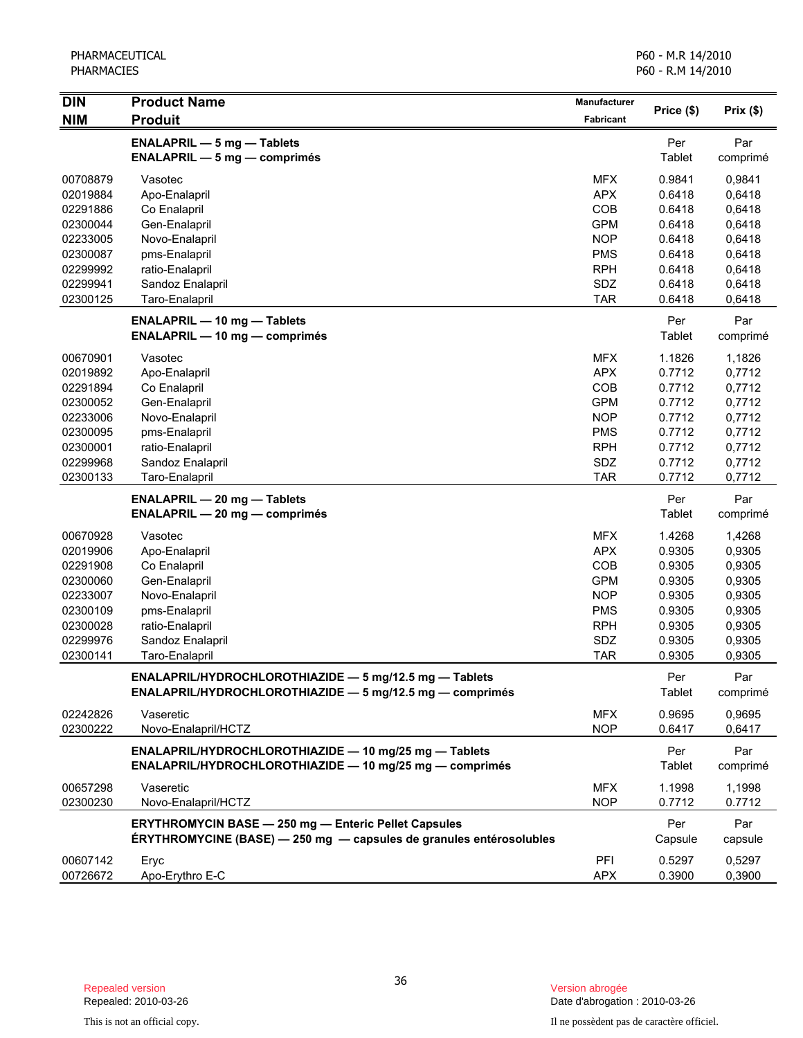| DIN<br>NIM | Product Name<br>Produit | Manufacturer<br>Fabricant | Price ($) | Prix ($) |
|---|---|---|---|---|
| | **ENALAPRIL — 5 mg — Tablets**<br>**ENALAPRIL — 5 mg — comprimés** | | Per Tablet | Par comprimé |
| 00708879 | Vasotec | MFX | 0.9841 | 0,9841 |
| 02019884 | Apo-Enalapril | APX | 0.6418 | 0,6418 |
| 02291886 | Co Enalapril | COB | 0.6418 | 0,6418 |
| 02300044 | Gen-Enalapril | GPM | 0.6418 | 0,6418 |
| 02233005 | Novo-Enalapril | NOP | 0.6418 | 0,6418 |
| 02300087 | pms-Enalapril | PMS | 0.6418 | 0,6418 |
| 02299992 | ratio-Enalapril | RPH | 0.6418 | 0,6418 |
| 02299941 | Sandoz Enalapril | SDZ | 0.6418 | 0,6418 |
| 02300125 | Taro-Enalapril | TAR | 0.6418 | 0,6418 |
| | **ENALAPRIL — 10 mg — Tablets**<br>**ENALAPRIL — 10 mg — comprimés** | | Per Tablet | Par comprimé |
| 00670901 | Vasotec | MFX | 1.1826 | 1,1826 |
| 02019892 | Apo-Enalapril | APX | 0.7712 | 0,7712 |
| 02291894 | Co Enalapril | COB | 0.7712 | 0,7712 |
| 02300052 | Gen-Enalapril | GPM | 0.7712 | 0,7712 |
| 02233006 | Novo-Enalapril | NOP | 0.7712 | 0,7712 |
| 02300095 | pms-Enalapril | PMS | 0.7712 | 0,7712 |
| 02300001 | ratio-Enalapril | RPH | 0.7712 | 0,7712 |
| 02299968 | Sandoz Enalapril | SDZ | 0.7712 | 0,7712 |
| 02300133 | Taro-Enalapril | TAR | 0.7712 | 0,7712 |
| | **ENALAPRIL — 20 mg — Tablets**<br>**ENALAPRIL — 20 mg — comprimés** | | Per Tablet | Par comprimé |
| 00670928 | Vasotec | MFX | 1.4268 | 1,4268 |
| 02019906 | Apo-Enalapril | APX | 0.9305 | 0,9305 |
| 02291908 | Co Enalapril | COB | 0.9305 | 0,9305 |
| 02300060 | Gen-Enalapril | GPM | 0.9305 | 0,9305 |
| 02233007 | Novo-Enalapril | NOP | 0.9305 | 0,9305 |
| 02300109 | pms-Enalapril | PMS | 0.9305 | 0,9305 |
| 02300028 | ratio-Enalapril | RPH | 0.9305 | 0,9305 |
| 02299976 | Sandoz Enalapril | SDZ | 0.9305 | 0,9305 |
| 02300141 | Taro-Enalapril | TAR | 0.9305 | 0,9305 |
| | **ENALAPRIL/HYDROCHLOROTHIAZIDE — 5 mg/12.5 mg — Tablets**<br>**ENALAPRIL/HYDROCHLOROTHIAZIDE — 5 mg/12.5 mg — comprimés** | | Per Tablet | Par comprimé |
| 02242826 | Vaseretic | MFX | 0.9695 | 0,9695 |
| 02300222 | Novo-Enalapril/HCTZ | NOP | 0.6417 | 0,6417 |
| | **ENALAPRIL/HYDROCHLOROTHIAZIDE — 10 mg/25 mg — Tablets**<br>**ENALAPRIL/HYDROCHLOROTHIAZIDE — 10 mg/25 mg — comprimés** | | Per Tablet | Par comprimé |
| 00657298 | Vaseretic | MFX | 1.1998 | 1,1998 |
| 02300230 | Novo-Enalapril/HCTZ | NOP | 0.7712 | 0.7712 |
| | **ERYTHROMYCIN BASE — 250 mg — Enteric Pellet Capsules**<br>**ÉRYTHROMYCINE (BASE) — 250 mg — capsules de granules entérosolubles** | | Per Capsule | Par capsule |
| 00607142 | Eryc | PFI | 0.5297 | 0,5297 |
| 00726672 | Apo-Erythro E-C | APX | 0.3900 | 0,3900 |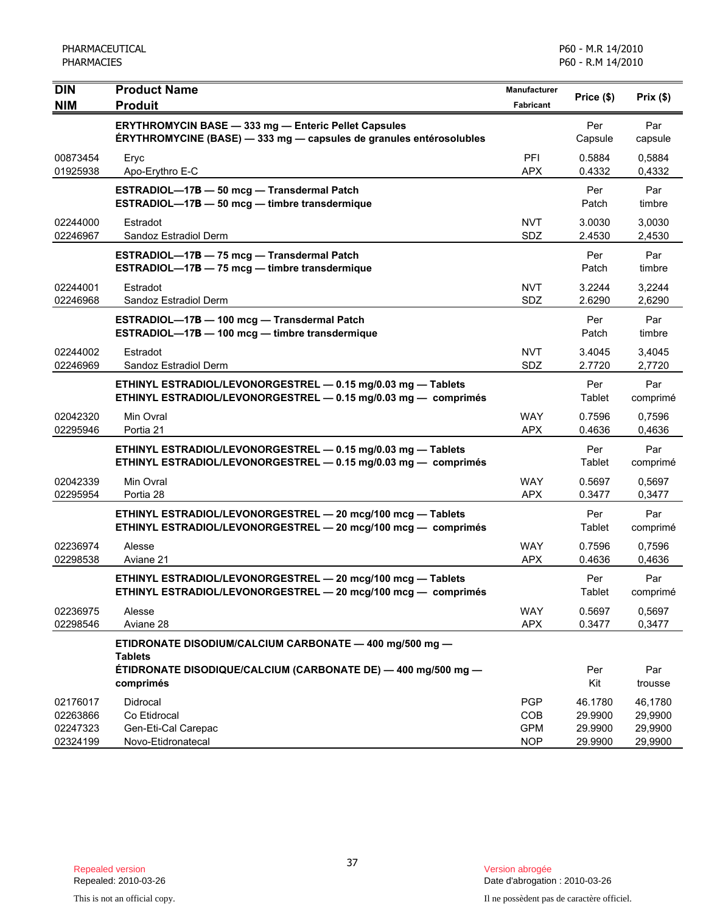| DIN<br>NIM | Product Name<br>Produit | Manufacturer<br>Fabricant | Price ($) | Prix ($) |
|---|---|---|---|---|
| | **ERYTHROMYCIN BASE — 333 mg — Enteric Pellet Capsules**<br>**ÉRYTHROMYCINE (BASE) — 333 mg — capsules de granules entérosolubles** | | Per Capsule | Par capsule |
| 00873454 | Eryc | PFI | 0.5884 | 0,5884 |
| 01925938 | Apo-Erythro E-C | APX | 0.4332 | 0,4332 |
| | **ESTRADIOL—17B — 50 mcg — Transdermal Patch**<br>**ESTRADIOL—17B — 50 mcg — timbre transdermique** | | Per Patch | Par timbre |
| 02244000 | Estradot | NVT | 3.0030 | 3,0030 |
| 02246967 | Sandoz Estradiol Derm | SDZ | 2.4530 | 2,4530 |
| | **ESTRADIOL—17B — 75 mcg — Transdermal Patch**<br>**ESTRADIOL—17B — 75 mcg — timbre transdermique** | | Per Patch | Par timbre |
| 02244001 | Estradot | NVT | 3.2244 | 3,2244 |
| 02246968 | Sandoz Estradiol Derm | SDZ | 2.6290 | 2,6290 |
| | **ESTRADIOL—17B — 100 mcg — Transdermal Patch**<br>**ESTRADIOL—17B — 100 mcg — timbre transdermique** | | Per Patch | Par timbre |
| 02244002 | Estradot | NVT | 3.4045 | 3,4045 |
| 02246969 | Sandoz Estradiol Derm | SDZ | 2.7720 | 2,7720 |
| | **ETHINYL ESTRADIOL/LEVONORGESTREL — 0.15 mg/0.03 mg — Tablets**<br>**ETHINYL ESTRADIOL/LEVONORGESTREL — 0.15 mg/0.03 mg — comprimés** | | Per Tablet | Par comprimé |
| 02042320 | Min Ovral | WAY | 0.7596 | 0,7596 |
| 02295946 | Portia 21 | APX | 0.4636 | 0,4636 |
| | **ETHINYL ESTRADIOL/LEVONORGESTREL — 0.15 mg/0.03 mg — Tablets**<br>**ETHINYL ESTRADIOL/LEVONORGESTREL — 0.15 mg/0.03 mg — comprimés** | | Per Tablet | Par comprimé |
| 02042339 | Min Ovral | WAY | 0.5697 | 0,5697 |
| 02295954 | Portia 28 | APX | 0.3477 | 0,3477 |
| | **ETHINYL ESTRADIOL/LEVONORGESTREL — 20 mcg/100 mcg — Tablets**<br>**ETHINYL ESTRADIOL/LEVONORGESTREL — 20 mcg/100 mcg — comprimés** | | Per Tablet | Par comprimé |
| 02236974 | Alesse | WAY | 0.7596 | 0,7596 |
| 02298538 | Aviane 21 | APX | 0.4636 | 0,4636 |
| | **ETHINYL ESTRADIOL/LEVONORGESTREL — 20 mcg/100 mcg — Tablets**<br>**ETHINYL ESTRADIOL/LEVONORGESTREL — 20 mcg/100 mcg — comprimés** | | Per Tablet | Par comprimé |
| 02236975 | Alesse | WAY | 0.5697 | 0,5697 |
| 02298546 | Aviane 28 | APX | 0.3477 | 0,3477 |
| | **ETIDRONATE DISODIUM/CALCIUM CARBONATE — 400 mg/500 mg — Tablets**<br>**ÉTIDRONATE DISODIQUE/CALCIUM (CARBONATE DE) — 400 mg/500 mg — comprimés** | | Per Kit | Par trousse |
| 02176017 | Didrocal | PGP | 46.1780 | 46,1780 |
| 02263866 | Co Etidrocal | COB | 29.9900 | 29,9900 |
| 02247323 | Gen-Eti-Cal Carepac | GPM | 29.9900 | 29,9900 |
| 02324199 | Novo-Etidronatecal | NOP | 29.9900 | 29,9900 |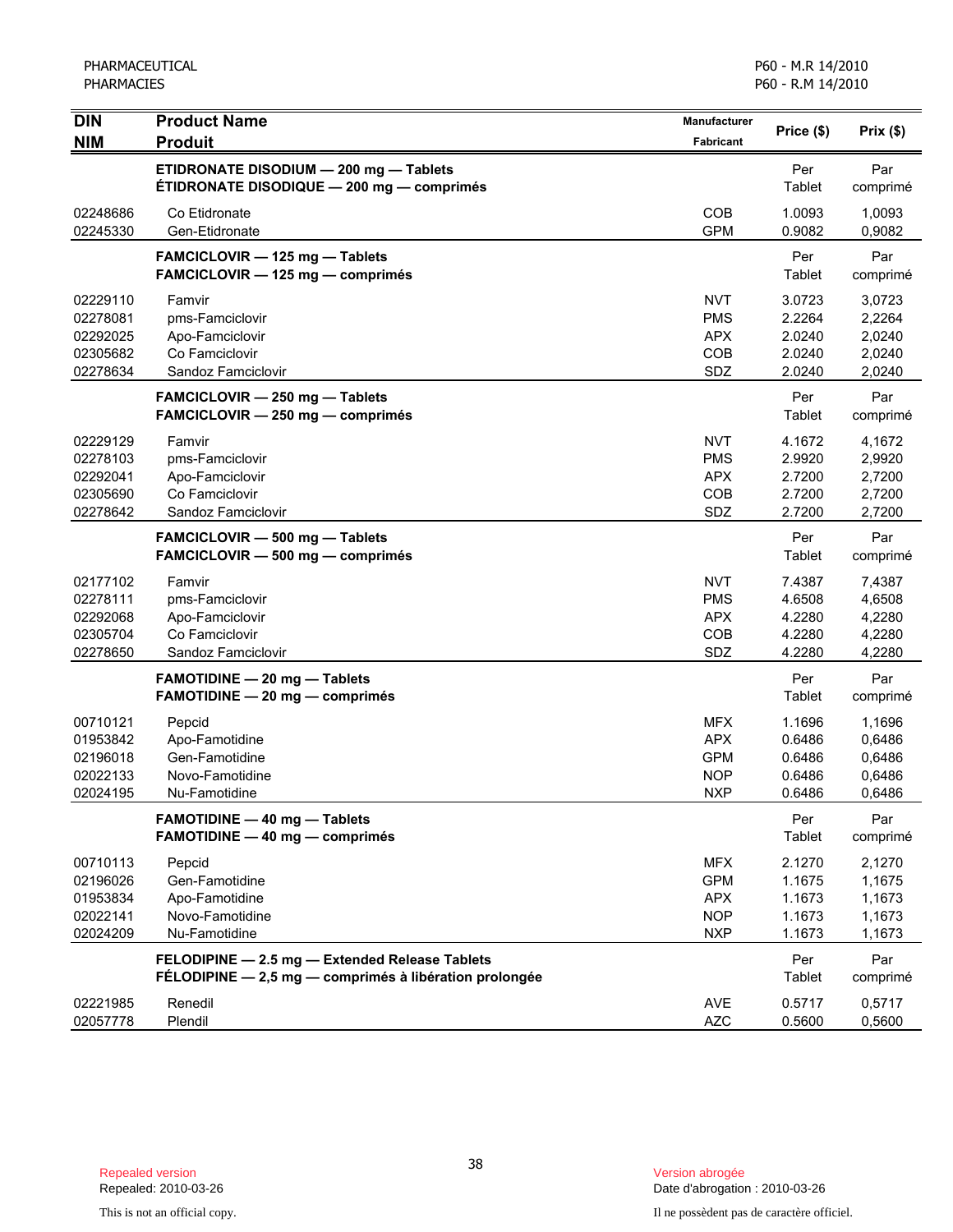| DIN<br>NIM | Product Name<br>Produit | Manufacturer<br>Fabricant | Price ($) | Prix ($) |
|---|---|---|---|---|
| | **ETIDRONATE DISODIUM — 200 mg — Tablets**<br>**ÉTIDRONATE DISODIQUE — 200 mg — comprimés** | | Per Tablet | Par comprimé |
| 02248686 | Co Etidronate | COB | 1.0093 | 1,0093 |
| 02245330 | Gen-Etidronate | GPM | 0.9082 | 0,9082 |
| | **FAMCICLOVIR — 125 mg — Tablets**<br>**FAMCICLOVIR — 125 mg — comprimés** | | Per Tablet | Par comprimé |
| 02229110 | Famvir | NVT | 3.0723 | 3,0723 |
| 02278081 | pms-Famciclovir | PMS | 2.2264 | 2,2264 |
| 02292025 | Apo-Famciclovir | APX | 2.0240 | 2,0240 |
| 02305682 | Co Famciclovir | COB | 2.0240 | 2,0240 |
| 02278634 | Sandoz Famciclovir | SDZ | 2.0240 | 2,0240 |
| | **FAMCICLOVIR — 250 mg — Tablets**<br>**FAMCICLOVIR — 250 mg — comprimés** | | Per Tablet | Par comprimé |
| 02229129 | Famvir | NVT | 4.1672 | 4,1672 |
| 02278103 | pms-Famciclovir | PMS | 2.9920 | 2,9920 |
| 02292041 | Apo-Famciclovir | APX | 2.7200 | 2,7200 |
| 02305690 | Co Famciclovir | COB | 2.7200 | 2,7200 |
| 02278642 | Sandoz Famciclovir | SDZ | 2.7200 | 2,7200 |
| | **FAMCICLOVIR — 500 mg — Tablets**<br>**FAMCICLOVIR — 500 mg — comprimés** | | Per Tablet | Par comprimé |
| 02177102 | Famvir | NVT | 7.4387 | 7,4387 |
| 02278111 | pms-Famciclovir | PMS | 4.6508 | 4,6508 |
| 02292068 | Apo-Famciclovir | APX | 4.2280 | 4,2280 |
| 02305704 | Co Famciclovir | COB | 4.2280 | 4,2280 |
| 02278650 | Sandoz Famciclovir | SDZ | 4.2280 | 4,2280 |
| | **FAMOTIDINE — 20 mg — Tablets**<br>**FAMOTIDINE — 20 mg — comprimés** | | Per Tablet | Par comprimé |
| 00710121 | Pepcid | MFX | 1.1696 | 1,1696 |
| 01953842 | Apo-Famotidine | APX | 0.6486 | 0,6486 |
| 02196018 | Gen-Famotidine | GPM | 0.6486 | 0,6486 |
| 02022133 | Novo-Famotidine | NOP | 0.6486 | 0,6486 |
| 02024195 | Nu-Famotidine | NXP | 0.6486 | 0,6486 |
| | **FAMOTIDINE — 40 mg — Tablets**<br>**FAMOTIDINE — 40 mg — comprimés** | | Per Tablet | Par comprimé |
| 00710113 | Pepcid | MFX | 2.1270 | 2,1270 |
| 02196026 | Gen-Famotidine | GPM | 1.1675 | 1,1675 |
| 01953834 | Apo-Famotidine | APX | 1.1673 | 1,1673 |
| 02022141 | Novo-Famotidine | NOP | 1.1673 | 1,1673 |
| 02024209 | Nu-Famotidine | NXP | 1.1673 | 1,1673 |
| | **FELODIPINE — 2.5 mg — Extended Release Tablets**<br>**FÉLODIPINE — 2,5 mg — comprimés à libération prolongée** | | Per Tablet | Par comprimé |
| 02221985 | Renedil | AVE | 0.5717 | 0,5717 |
| 02057778 | Plendil | AZC | 0.5600 | 0,5600 |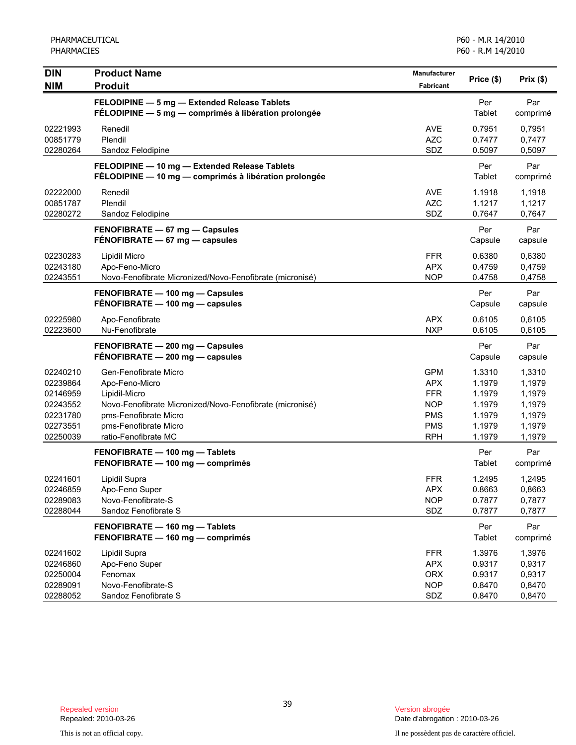| DIN<br>NIM | Product Name<br>Produit | Manufacturer<br>Fabricant | Price ($) | Prix ($) |
|---|---|---|---|---|
| | **FELODIPINE — 5 mg — Extended Release Tablets**<br>**FÉLODIPINE — 5 mg — comprimés à libération prolongée** | | Per Tablet | Par comprimé |
| 02221993 | Renedil | AVE | 0.7951 | 0,7951 |
| 00851779 | Plendil | AZC | 0.7477 | 0,7477 |
| 02280264 | Sandoz Felodipine | SDZ | 0.5097 | 0,5097 |
| | **FELODIPINE — 10 mg — Extended Release Tablets**<br>**FÉLODIPINE — 10 mg — comprimés à libération prolongée** | | Per Tablet | Par comprimé |
| 02222000 | Renedil | AVE | 1.1918 | 1,1918 |
| 00851787 | Plendil | AZC | 1.1217 | 1,1217 |
| 02280272 | Sandoz Felodipine | SDZ | 0.7647 | 0,7647 |
| | **FENOFIBRATE — 67 mg — Capsules**<br>**FÉNOFIBRATE — 67 mg — capsules** | | Per Capsule | Par capsule |
| 02230283 | Lipidil Micro | FFR | 0.6380 | 0,6380 |
| 02243180 | Apo-Feno-Micro | APX | 0.4759 | 0,4759 |
| 02243551 | Novo-Fenofibrate Micronized/Novo-Fenofibrate (micronisé) | NOP | 0.4758 | 0,4758 |
| | **FENOFIBRATE — 100 mg — Capsules**<br>**FÉNOFIBRATE — 100 mg — capsules** | | Per Capsule | Par capsule |
| 02225980 | Apo-Fenofibrate | APX | 0.6105 | 0,6105 |
| 02223600 | Nu-Fenofibrate | NXP | 0.6105 | 0,6105 |
| | **FENOFIBRATE — 200 mg — Capsules**<br>**FÉNOFIBRATE — 200 mg — capsules** | | Per Capsule | Par capsule |
| 02240210 | Gen-Fenofibrate Micro | GPM | 1.3310 | 1,3310 |
| 02239864 | Apo-Feno-Micro | APX | 1.1979 | 1,1979 |
| 02146959 | Lipidil-Micro | FFR | 1.1979 | 1,1979 |
| 02243552 | Novo-Fenofibrate Micronized/Novo-Fenofibrate (micronisé) | NOP | 1.1979 | 1,1979 |
| 02231780 | pms-Fenofibrate Micro | PMS | 1.1979 | 1,1979 |
| 02273551 | pms-Fenofibrate Micro | PMS | 1.1979 | 1,1979 |
| 02250039 | ratio-Fenofibrate MC | RPH | 1.1979 | 1,1979 |
| | **FENOFIBRATE — 100 mg — Tablets**<br>**FENOFIBRATE — 100 mg — comprimés** | | Per Tablet | Par comprimé |
| 02241601 | Lipidil Supra | FFR | 1.2495 | 1,2495 |
| 02246859 | Apo-Feno Super | APX | 0.8663 | 0,8663 |
| 02289083 | Novo-Fenofibrate-S | NOP | 0.7877 | 0,7877 |
| 02288044 | Sandoz Fenofibrate S | SDZ | 0.7877 | 0,7877 |
| | **FENOFIBRATE — 160 mg — Tablets**<br>**FENOFIBRATE — 160 mg — comprimés** | | Per Tablet | Par comprimé |
| 02241602 | Lipidil Supra | FFR | 1.3976 | 1,3976 |
| 02246860 | Apo-Feno Super | APX | 0.9317 | 0,9317 |
| 02250004 | Fenomax | ORX | 0.9317 | 0,9317 |
| 02289091 | Novo-Fenofibrate-S | NOP | 0.8470 | 0,8470 |
| 02288052 | Sandoz Fenofibrate S | SDZ | 0.8470 | 0,8470 |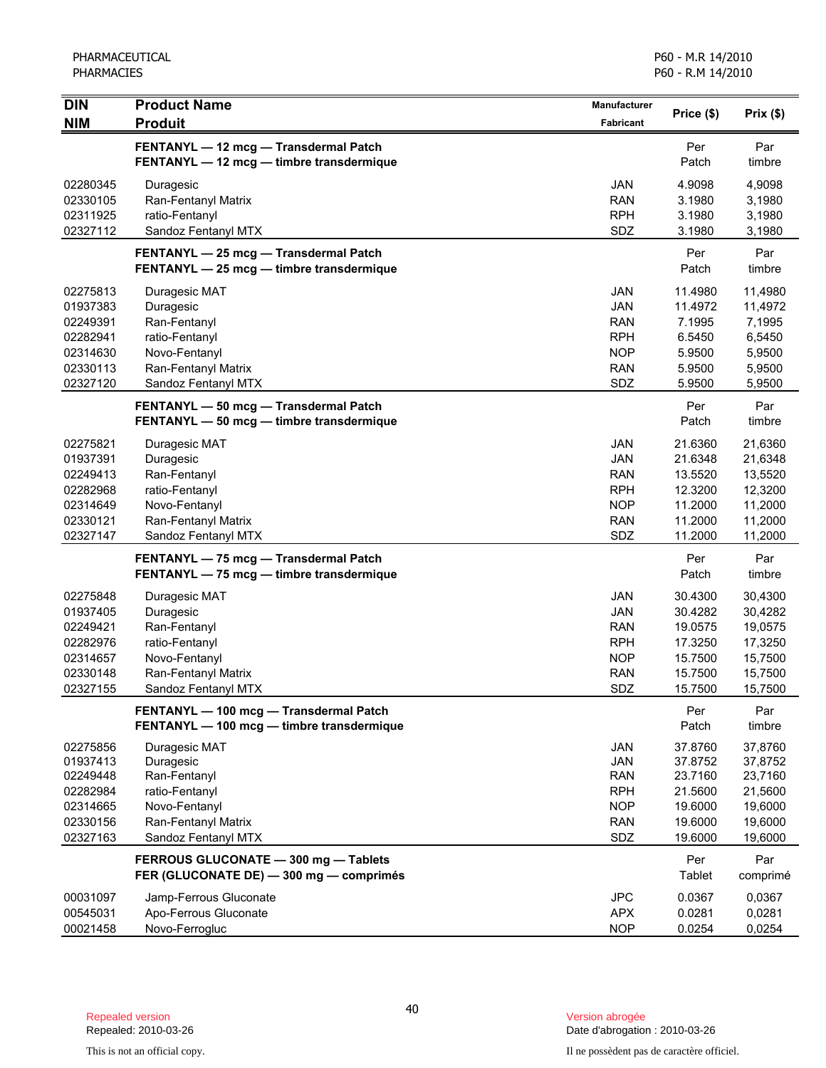| DIN<br>NIM | Product Name<br>Produit | Manufacturer<br>Fabricant | Price ($) | Prix ($) |
|---|---|---|---|---|
| | **FENTANYL — 12 mcg — Transdermal Patch**<br>**FENTANYL — 12 mcg — timbre transdermique** | | Per Patch | Par timbre |
| 02280345 | Duragesic | JAN | 4.9098 | 4,9098 |
| 02330105 | Ran-Fentanyl Matrix | RAN | 3.1980 | 3,1980 |
| 02311925 | ratio-Fentanyl | RPH | 3.1980 | 3,1980 |
| 02327112 | Sandoz Fentanyl MTX | SDZ | 3.1980 | 3,1980 |
| | **FENTANYL — 25 mcg — Transdermal Patch**<br>**FENTANYL — 25 mcg — timbre transdermique** | | Per Patch | Par timbre |
| 02275813 | Duragesic MAT | JAN | 11.4980 | 11,4980 |
| 01937383 | Duragesic | JAN | 11.4972 | 11,4972 |
| 02249391 | Ran-Fentanyl | RAN | 7.1995 | 7,1995 |
| 02282941 | ratio-Fentanyl | RPH | 6.5450 | 6,5450 |
| 02314630 | Novo-Fentanyl | NOP | 5.9500 | 5,9500 |
| 02330113 | Ran-Fentanyl Matrix | RAN | 5.9500 | 5,9500 |
| 02327120 | Sandoz Fentanyl MTX | SDZ | 5.9500 | 5,9500 |
| | **FENTANYL — 50 mcg — Transdermal Patch**<br>**FENTANYL — 50 mcg — timbre transdermique** | | Per Patch | Par timbre |
| 02275821 | Duragesic MAT | JAN | 21.6360 | 21,6360 |
| 01937391 | Duragesic | JAN | 21.6348 | 21,6348 |
| 02249413 | Ran-Fentanyl | RAN | 13.5520 | 13,5520 |
| 02282968 | ratio-Fentanyl | RPH | 12.3200 | 12,3200 |
| 02314649 | Novo-Fentanyl | NOP | 11.2000 | 11,2000 |
| 02330121 | Ran-Fentanyl Matrix | RAN | 11.2000 | 11,2000 |
| 02327147 | Sandoz Fentanyl MTX | SDZ | 11.2000 | 11,2000 |
| | **FENTANYL — 75 mcg — Transdermal Patch**<br>**FENTANYL — 75 mcg — timbre transdermique** | | Per Patch | Par timbre |
| 02275848 | Duragesic MAT | JAN | 30.4300 | 30,4300 |
| 01937405 | Duragesic | JAN | 30.4282 | 30,4282 |
| 02249421 | Ran-Fentanyl | RAN | 19.0575 | 19,0575 |
| 02282976 | ratio-Fentanyl | RPH | 17.3250 | 17,3250 |
| 02314657 | Novo-Fentanyl | NOP | 15.7500 | 15,7500 |
| 02330148 | Ran-Fentanyl Matrix | RAN | 15.7500 | 15,7500 |
| 02327155 | Sandoz Fentanyl MTX | SDZ | 15.7500 | 15,7500 |
| | **FENTANYL — 100 mcg — Transdermal Patch**<br>**FENTANYL — 100 mcg — timbre transdermique** | | Per Patch | Par timbre |
| 02275856 | Duragesic MAT | JAN | 37.8760 | 37,8760 |
| 01937413 | Duragesic | JAN | 37.8752 | 37,8752 |
| 02249448 | Ran-Fentanyl | RAN | 23.7160 | 23,7160 |
| 02282984 | ratio-Fentanyl | RPH | 21.5600 | 21,5600 |
| 02314665 | Novo-Fentanyl | NOP | 19.6000 | 19,6000 |
| 02330156 | Ran-Fentanyl Matrix | RAN | 19.6000 | 19,6000 |
| 02327163 | Sandoz Fentanyl MTX | SDZ | 19.6000 | 19,6000 |
| | **FERROUS GLUCONATE — 300 mg — Tablets**<br>**FER (GLUCONATE DE) — 300 mg — comprimés** | | Per Tablet | Par comprimé |
| 00031097 | Jamp-Ferrous Gluconate | JPC | 0.0367 | 0,0367 |
| 00545031 | Apo-Ferrous Gluconate | APX | 0.0281 | 0,0281 |
| 00021458 | Novo-Ferrogluc | NOP | 0.0254 | 0,0254 |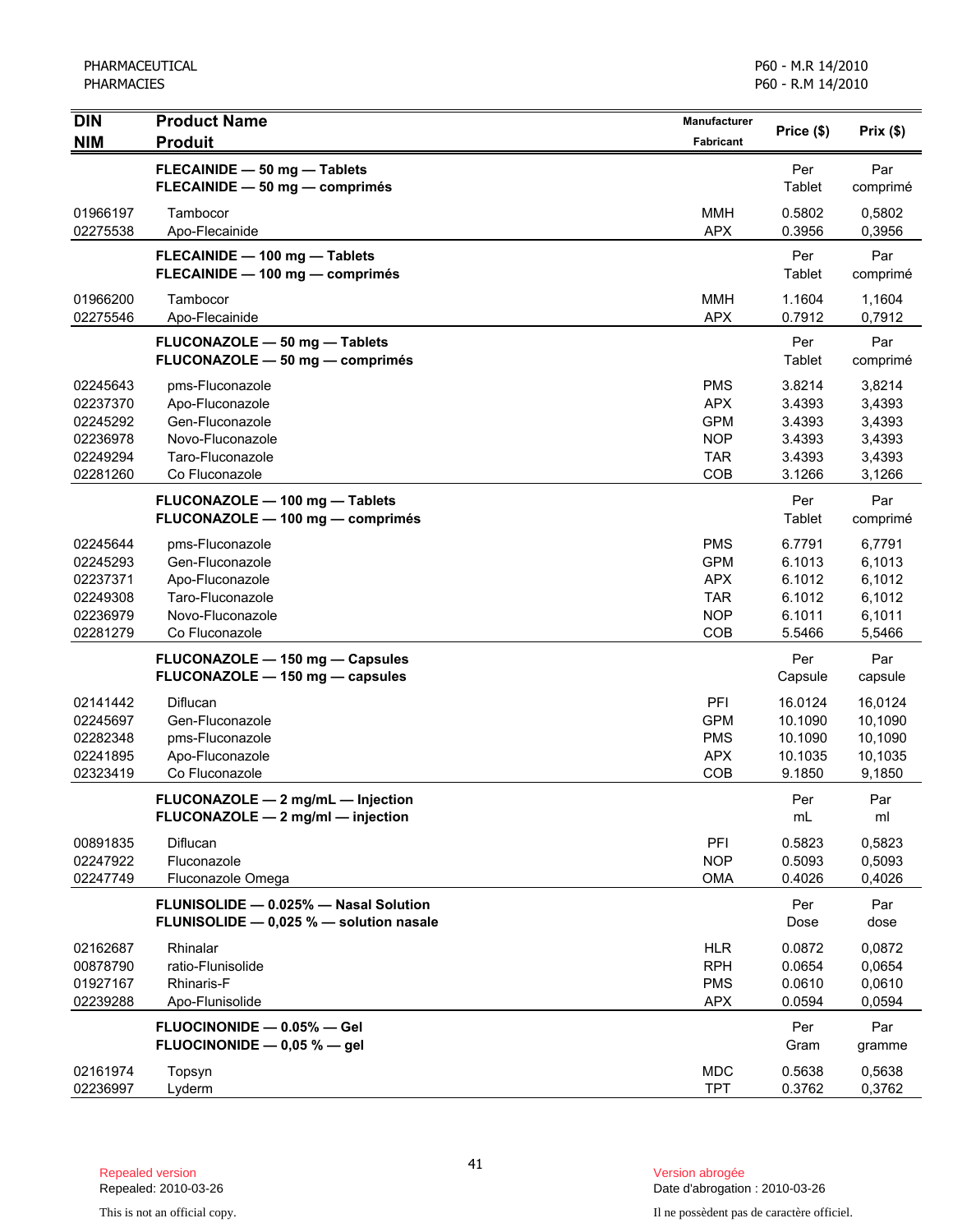| DIN<br>NIM | Product Name<br>Produit | Manufacturer<br>Fabricant | Price ($) | Prix ($) |
|---|---|---|---|---|
| | **FLECAINIDE — 50 mg — Tablets**<br>**FLECAINIDE — 50 mg — comprimés** | | Per Tablet | Par comprimé |
| 01966197 | Tambocor | MMH | 0.5802 | 0,5802 |
| 02275538 | Apo-Flecainide | APX | 0.3956 | 0,3956 |
| | **FLECAINIDE — 100 mg — Tablets**<br>**FLECAINIDE — 100 mg — comprimés** | | Per Tablet | Par comprimé |
| 01966200 | Tambocor | MMH | 1.1604 | 1,1604 |
| 02275546 | Apo-Flecainide | APX | 0.7912 | 0,7912 |
| | **FLUCONAZOLE — 50 mg — Tablets**<br>**FLUCONAZOLE — 50 mg — comprimés** | | Per Tablet | Par comprimé |
| 02245643 | pms-Fluconazole | PMS | 3.8214 | 3,8214 |
| 02237370 | Apo-Fluconazole | APX | 3.4393 | 3,4393 |
| 02245292 | Gen-Fluconazole | GPM | 3.4393 | 3,4393 |
| 02236978 | Novo-Fluconazole | NOP | 3.4393 | 3,4393 |
| 02249294 | Taro-Fluconazole | TAR | 3.4393 | 3,4393 |
| 02281260 | Co Fluconazole | COB | 3.1266 | 3,1266 |
| | **FLUCONAZOLE — 100 mg — Tablets**<br>**FLUCONAZOLE — 100 mg — comprimés** | | Per Tablet | Par comprimé |
| 02245644 | pms-Fluconazole | PMS | 6.7791 | 6,7791 |
| 02245293 | Gen-Fluconazole | GPM | 6.1013 | 6,1013 |
| 02237371 | Apo-Fluconazole | APX | 6.1012 | 6,1012 |
| 02249308 | Taro-Fluconazole | TAR | 6.1012 | 6,1012 |
| 02236979 | Novo-Fluconazole | NOP | 6.1011 | 6,1011 |
| 02281279 | Co Fluconazole | COB | 5.5466 | 5,5466 |
| | **FLUCONAZOLE — 150 mg — Capsules**<br>**FLUCONAZOLE — 150 mg — capsules** | | Per Capsule | Par capsule |
| 02141442 | Diflucan | PFI | 16.0124 | 16,0124 |
| 02245697 | Gen-Fluconazole | GPM | 10.1090 | 10,1090 |
| 02282348 | pms-Fluconazole | PMS | 10.1090 | 10,1090 |
| 02241895 | Apo-Fluconazole | APX | 10.1035 | 10,1035 |
| 02323419 | Co Fluconazole | COB | 9.1850 | 9,1850 |
| | **FLUCONAZOLE — 2 mg/mL — Injection**<br>**FLUCONAZOLE — 2 mg/ml — injection** | | Per mL | Par ml |
| 00891835 | Diflucan | PFI | 0.5823 | 0,5823 |
| 02247922 | Fluconazole | NOP | 0.5093 | 0,5093 |
| 02247749 | Fluconazole Omega | OMA | 0.4026 | 0,4026 |
| | **FLUNISOLIDE — 0.025% — Nasal Solution**<br>**FLUNISOLIDE — 0,025 % — solution nasale** | | Per Dose | Par dose |
| 02162687 | Rhinalar | HLR | 0.0872 | 0,0872 |
| 00878790 | ratio-Flunisolide | RPH | 0.0654 | 0,0654 |
| 01927167 | Rhinaris-F | PMS | 0.0610 | 0,0610 |
| 02239288 | Apo-Flunisolide | APX | 0.0594 | 0,0594 |
| | **FLUOCINONIDE — 0.05% — Gel**<br>**FLUOCINONIDE — 0,05 % — gel** | | Per Gram | Par gramme |
| 02161974 | Topsyn | MDC | 0.5638 | 0,5638 |
| 02236997 | Lyderm | TPT | 0.3762 | 0,3762 |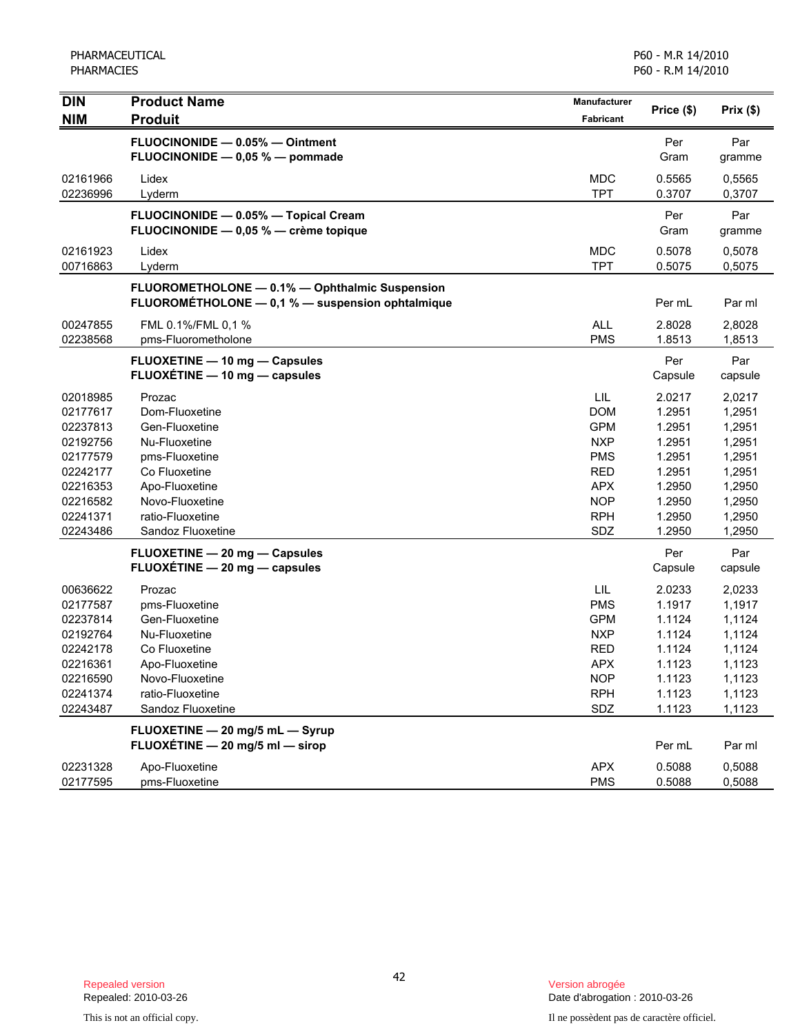| DIN<br>NIM | Product Name<br>Produit | Manufacturer<br>Fabricant | Price ($) | Prix ($) |
|---|---|---|---|---|
| | **FLUOCINONIDE — 0.05% — Ointment**<br>**FLUOCINONIDE — 0,05 % — pommade** | | Per Gram | Par gramme |
| 02161966 | Lidex | MDC | 0.5565 | 0,5565 |
| 02236996 | Lyderm | TPT | 0.3707 | 0,3707 |
| | **FLUOCINONIDE — 0.05% — Topical Cream**<br>**FLUOCINONIDE — 0,05 % — crème topique** | | Per Gram | Par gramme |
| 02161923 | Lidex | MDC | 0.5078 | 0,5078 |
| 00716863 | Lyderm | TPT | 0.5075 | 0,5075 |
| | **FLUOROMETHOLONE — 0.1% — Ophthalmic Suspension**<br>**FLUOROMÉTHOLONE — 0,1 % — suspension ophtalmique** | | Per mL | Par ml |
| 00247855 | FML 0.1%/FML 0,1 % | ALL | 2.8028 | 2,8028 |
| 02238568 | pms-Fluorometholone | PMS | 1.8513 | 1,8513 |
| | **FLUOXETINE — 10 mg — Capsules**<br>**FLUOXÉTINE — 10 mg — capsules** | | Per Capsule | Par capsule |
| 02018985 | Prozac | LIL | 2.0217 | 2,0217 |
| 02177617 | Dom-Fluoxetine | DOM | 1.2951 | 1,2951 |
| 02237813 | Gen-Fluoxetine | GPM | 1.2951 | 1,2951 |
| 02192756 | Nu-Fluoxetine | NXP | 1.2951 | 1,2951 |
| 02177579 | pms-Fluoxetine | PMS | 1.2951 | 1,2951 |
| 02242177 | Co Fluoxetine | RED | 1.2951 | 1,2951 |
| 02216353 | Apo-Fluoxetine | APX | 1.2950 | 1,2950 |
| 02216582 | Novo-Fluoxetine | NOP | 1.2950 | 1,2950 |
| 02241371 | ratio-Fluoxetine | RPH | 1.2950 | 1,2950 |
| 02243486 | Sandoz Fluoxetine | SDZ | 1.2950 | 1,2950 |
| | **FLUOXETINE — 20 mg — Capsules**<br>**FLUOXÉTINE — 20 mg — capsules** | | Per Capsule | Par capsule |
| 00636622 | Prozac | LIL | 2.0233 | 2,0233 |
| 02177587 | pms-Fluoxetine | PMS | 1.1917 | 1,1917 |
| 02237814 | Gen-Fluoxetine | GPM | 1.1124 | 1,1124 |
| 02192764 | Nu-Fluoxetine | NXP | 1.1124 | 1,1124 |
| 02242178 | Co Fluoxetine | RED | 1.1124 | 1,1124 |
| 02216361 | Apo-Fluoxetine | APX | 1.1123 | 1,1123 |
| 02216590 | Novo-Fluoxetine | NOP | 1.1123 | 1,1123 |
| 02241374 | ratio-Fluoxetine | RPH | 1.1123 | 1,1123 |
| 02243487 | Sandoz Fluoxetine | SDZ | 1.1123 | 1,1123 |
| | **FLUOXETINE — 20 mg/5 mL — Syrup**<br>**FLUOXÉTINE — 20 mg/5 ml — sirop** | | Per mL | Par ml |
| 02231328 | Apo-Fluoxetine | APX | 0.5088 | 0,5088 |
| 02177595 | pms-Fluoxetine | PMS | 0.5088 | 0,5088 |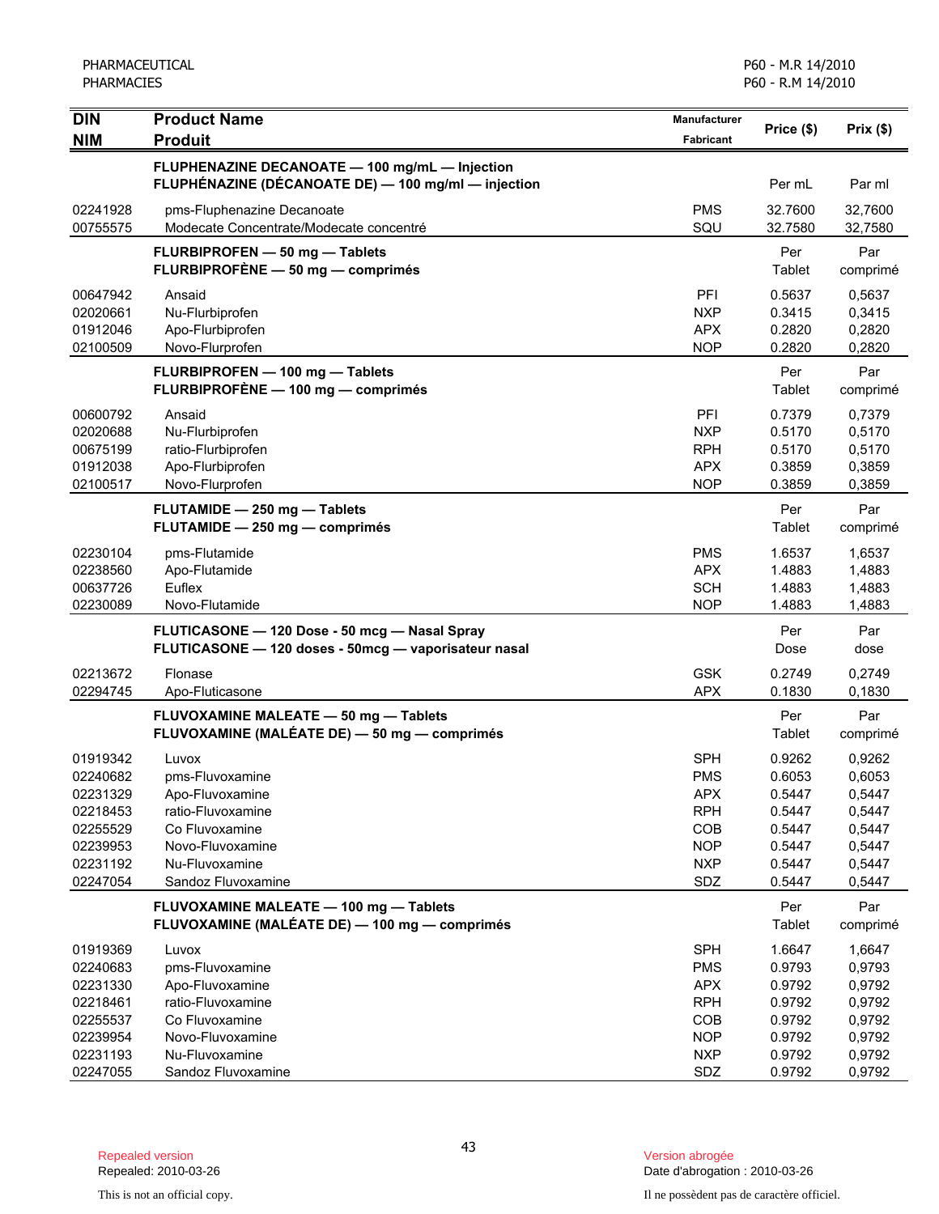| DIN<br>NIM | Product Name<br>Produit | Manufacturer<br>Fabricant | Price ($) | Prix ($) |
|---|---|---|---|---|
| | **FLUPHENAZINE DECANOATE — 100 mg/mL — Injection**<br>**FLUPHÉNAZINE (DÉCANOATE DE) — 100 mg/ml — injection** | | Per mL | Par ml |
| 02241928 | pms-Fluphenazine Decanoate | PMS | 32.7600 | 32,7600 |
| 00755575 | Modecate Concentrate/Modecate concentré | SQU | 32.7580 | 32,7580 |
| | **FLURBIPROFEN — 50 mg — Tablets**<br>**FLURBIPROFÈNE — 50 mg — comprimés** | | Per Tablet | Par comprimé |
| 00647942 | Ansaid | PFI | 0.5637 | 0,5637 |
| 02020661 | Nu-Flurbiprofen | NXP | 0.3415 | 0,3415 |
| 01912046 | Apo-Flurbiprofen | APX | 0.2820 | 0,2820 |
| 02100509 | Novo-Flurprofen | NOP | 0.2820 | 0,2820 |
| | **FLURBIPROFEN — 100 mg — Tablets**<br>**FLURBIPROFÈNE — 100 mg — comprimés** | | Per Tablet | Par comprimé |
| 00600792 | Ansaid | PFI | 0.7379 | 0,7379 |
| 02020688 | Nu-Flurbiprofen | NXP | 0.5170 | 0,5170 |
| 00675199 | ratio-Flurbiprofen | RPH | 0.5170 | 0,5170 |
| 01912038 | Apo-Flurbiprofen | APX | 0.3859 | 0,3859 |
| 02100517 | Novo-Flurprofen | NOP | 0.3859 | 0,3859 |
| | **FLUTAMIDE — 250 mg — Tablets**<br>**FLUTAMIDE — 250 mg — comprimés** | | Per Tablet | Par comprimé |
| 02230104 | pms-Flutamide | PMS | 1.6537 | 1,6537 |
| 02238560 | Apo-Flutamide | APX | 1.4883 | 1,4883 |
| 00637726 | Euflex | SCH | 1.4883 | 1,4883 |
| 02230089 | Novo-Flutamide | NOP | 1.4883 | 1,4883 |
| | **FLUTICASONE — 120 Dose - 50 mcg — Nasal Spray**<br>**FLUTICASONE — 120 doses - 50mcg — vaporisateur nasal** | | Per Dose | Par dose |
| 02213672 | Flonase | GSK | 0.2749 | 0,2749 |
| 02294745 | Apo-Fluticasone | APX | 0.1830 | 0,1830 |
| | **FLUVOXAMINE MALEATE — 50 mg — Tablets**<br>**FLUVOXAMINE (MALÉATE DE) — 50 mg — comprimés** | | Per Tablet | Par comprimé |
| 01919342 | Luvox | SPH | 0.9262 | 0,9262 |
| 02240682 | pms-Fluvoxamine | PMS | 0.6053 | 0,6053 |
| 02231329 | Apo-Fluvoxamine | APX | 0.5447 | 0,5447 |
| 02218453 | ratio-Fluvoxamine | RPH | 0.5447 | 0,5447 |
| 02255529 | Co Fluvoxamine | COB | 0.5447 | 0,5447 |
| 02239953 | Novo-Fluvoxamine | NOP | 0.5447 | 0,5447 |
| 02231192 | Nu-Fluvoxamine | NXP | 0.5447 | 0,5447 |
| 02247054 | Sandoz Fluvoxamine | SDZ | 0.5447 | 0,5447 |
| | **FLUVOXAMINE MALEATE — 100 mg — Tablets**<br>**FLUVOXAMINE (MALÉATE DE) — 100 mg — comprimés** | | Per Tablet | Par comprimé |
| 01919369 | Luvox | SPH | 1.6647 | 1,6647 |
| 02240683 | pms-Fluvoxamine | PMS | 0.9793 | 0,9793 |
| 02231330 | Apo-Fluvoxamine | APX | 0.9792 | 0,9792 |
| 02218461 | ratio-Fluvoxamine | RPH | 0.9792 | 0,9792 |
| 02255537 | Co Fluvoxamine | COB | 0.9792 | 0,9792 |
| 02239954 | Novo-Fluvoxamine | NOP | 0.9792 | 0,9792 |
| 02231193 | Nu-Fluvoxamine | NXP | 0.9792 | 0,9792 |
| 02247055 | Sandoz Fluvoxamine | SDZ | 0.9792 | 0,9792 |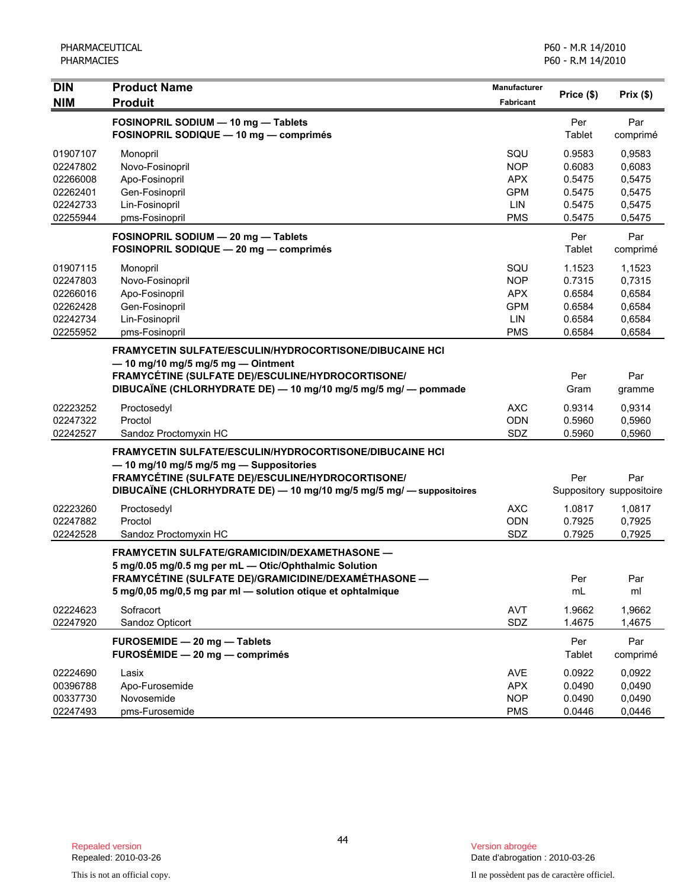PHARMACEUTICAL
PHARMACIES

P60 - M.R 14/2010
P60 - R.M 14/2010

| DIN<br>NIM | Product Name<br>Produit | Manufacturer<br>Fabricant | Price ($) | Prix ($) |
|---|---|---|---|---|
| | **FOSINOPRIL SODIUM — 10 mg — Tablets**<br>**FOSINOPRIL SODIQUE — 10 mg — comprimés** | | Per Tablet | Par comprimé |
| 01907107 | Monopril | SQU | 0.9583 | 0,9583 |
| 02247802 | Novo-Fosinopril | NOP | 0.6083 | 0,6083 |
| 02266008 | Apo-Fosinopril | APX | 0.5475 | 0,5475 |
| 02262401 | Gen-Fosinopril | GPM | 0.5475 | 0,5475 |
| 02242733 | Lin-Fosinopril | LIN | 0.5475 | 0,5475 |
| 02255944 | pms-Fosinopril | PMS | 0.5475 | 0,5475 |
| | **FOSINOPRIL SODIUM — 20 mg — Tablets**<br>**FOSINOPRIL SODIQUE — 20 mg — comprimés** | | Per Tablet | Par comprimé |
| 01907115 | Monopril | SQU | 1.1523 | 1,1523 |
| 02247803 | Novo-Fosinopril | NOP | 0.7315 | 0,7315 |
| 02266016 | Apo-Fosinopril | APX | 0.6584 | 0,6584 |
| 02262428 | Gen-Fosinopril | GPM | 0.6584 | 0,6584 |
| 02242734 | Lin-Fosinopril | LIN | 0.6584 | 0,6584 |
| 02255952 | pms-Fosinopril | PMS | 0.6584 | 0,6584 |
| | **FRAMYCETIN SULFATE/ESCULIN/HYDROCORTISONE/DIBUCAINE HCl — 10 mg/10 mg/5 mg/5 mg — Ointment**<br>**FRAMYCÉTINE (SULFATE DE)/ESCULINE/HYDROCORTISONE/ DIBUCAÏNE (CHLORHYDRATE DE) — 10 mg/10 mg/5 mg/5 mg/ — pommade** | | Per Gram | Par gramme |
| 02223252 | Proctosedyl | AXC | 0.9314 | 0,9314 |
| 02247322 | Proctol | ODN | 0.5960 | 0,5960 |
| 02242527 | Sandoz Proctomyxin HC | SDZ | 0.5960 | 0,5960 |
| | **FRAMYCETIN SULFATE/ESCULIN/HYDROCORTISONE/DIBUCAINE HCl — 10 mg/10 mg/5 mg/5 mg — Suppositories**<br>**FRAMYCÉTINE (SULFATE DE)/ESCULINE/HYDROCORTISONE/ DIBUCAÏNE (CHLORHYDRATE DE) — 10 mg/10 mg/5 mg/5 mg/ — suppositoires** | | Per Suppository | Par suppositoire |
| 02223260 | Proctosedyl | AXC | 1.0817 | 1,0817 |
| 02247882 | Proctol | ODN | 0.7925 | 0,7925 |
| 02242528 | Sandoz Proctomyxin HC | SDZ | 0.7925 | 0,7925 |
| | **FRAMYCETIN SULFATE/GRAMICIDIN/DEXAMETHASONE — 5 mg/0.05 mg/0.5 mg per mL — Otic/Ophthalmic Solution**<br>**FRAMYCÉTINE (SULFATE DE)/GRAMICIDINE/DEXAMÉTHASONE — 5 mg/0,05 mg/0,5 mg par ml — solution otique et ophtalmique** | | Per mL | Par ml |
| 02224623 | Sofracort | AVT | 1.9662 | 1,9662 |
| 02247920 | Sandoz Opticort | SDZ | 1.4675 | 1,4675 |
| | **FUROSEMIDE — 20 mg — Tablets**<br>**FUROSÉMIDE — 20 mg — comprimés** | | Per Tablet | Par comprimé |
| 02224690 | Lasix | AVE | 0.0922 | 0,0922 |
| 00396788 | Apo-Furosemide | APX | 0.0490 | 0,0490 |
| 00337730 | Novosemide | NOP | 0.0490 | 0,0490 |
| 02247493 | pms-Furosemide | PMS | 0.0446 | 0,0446 |

Repealed version
Repealed: 2010-03-26

Version abrogée
Date d'abrogation : 2010-03-26

This is not an official copy.

Il ne possèdent pas de caractère officiel.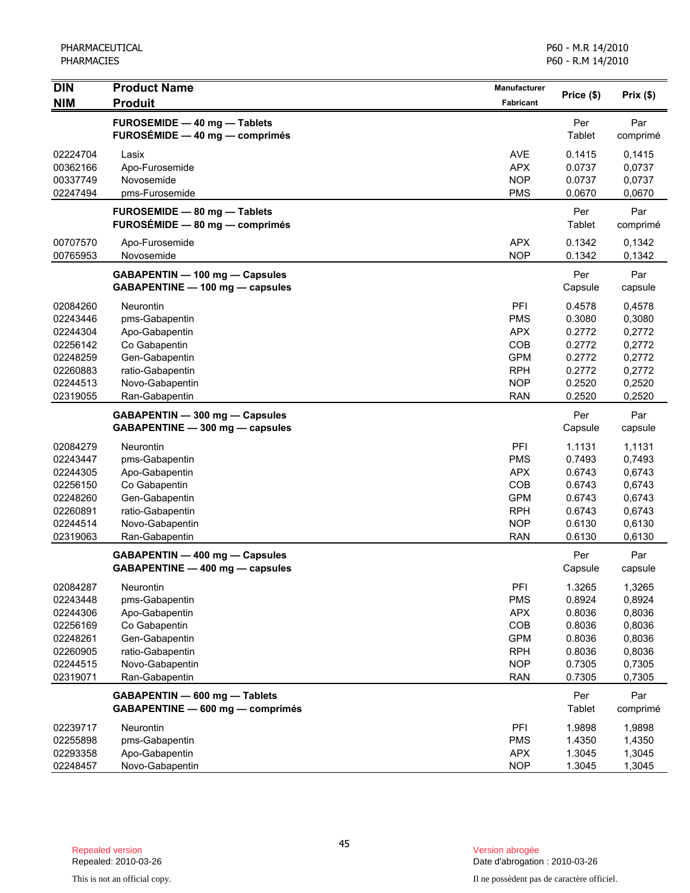| DIN<br>NIM | Product Name<br>Produit | Manufacturer<br>Fabricant | Price ($) | Prix ($) |
|---|---|---|---|---|
| | **FUROSEMIDE — 40 mg — Tablets**<br>**FUROSÉMIDE — 40 mg — comprimés** | | Per Tablet | Par comprimé |
| 02224704 | Lasix | AVE | 0.1415 | 0,1415 |
| 00362166 | Apo-Furosemide | APX | 0.0737 | 0,0737 |
| 00337749 | Novosemide | NOP | 0.0737 | 0,0737 |
| 02247494 | pms-Furosemide | PMS | 0.0670 | 0,0670 |
| | **FUROSEMIDE — 80 mg — Tablets**<br>**FUROSÉMIDE — 80 mg — comprimés** | | Per Tablet | Par comprimé |
| 00707570 | Apo-Furosemide | APX | 0.1342 | 0,1342 |
| 00765953 | Novosemide | NOP | 0.1342 | 0,1342 |
| | **GABAPENTIN — 100 mg — Capsules**<br>**GABAPENTINE — 100 mg — capsules** | | Per Capsule | Par capsule |
| 02084260 | Neurontin | PFI | 0.4578 | 0,4578 |
| 02243446 | pms-Gabapentin | PMS | 0.3080 | 0,3080 |
| 02244304 | Apo-Gabapentin | APX | 0.2772 | 0,2772 |
| 02256142 | Co Gabapentin | COB | 0.2772 | 0,2772 |
| 02248259 | Gen-Gabapentin | GPM | 0.2772 | 0,2772 |
| 02260883 | ratio-Gabapentin | RPH | 0.2772 | 0,2772 |
| 02244513 | Novo-Gabapentin | NOP | 0.2520 | 0,2520 |
| 02319055 | Ran-Gabapentin | RAN | 0.2520 | 0,2520 |
| | **GABAPENTIN — 300 mg — Capsules**<br>**GABAPENTINE — 300 mg — capsules** | | Per Capsule | Par capsule |
| 02084279 | Neurontin | PFI | 1.1131 | 1,1131 |
| 02243447 | pms-Gabapentin | PMS | 0.7493 | 0,7493 |
| 02244305 | Apo-Gabapentin | APX | 0.6743 | 0,6743 |
| 02256150 | Co Gabapentin | COB | 0.6743 | 0,6743 |
| 02248260 | Gen-Gabapentin | GPM | 0.6743 | 0,6743 |
| 02260891 | ratio-Gabapentin | RPH | 0.6743 | 0,6743 |
| 02244514 | Novo-Gabapentin | NOP | 0.6130 | 0,6130 |
| 02319063 | Ran-Gabapentin | RAN | 0.6130 | 0,6130 |
| | **GABAPENTIN — 400 mg — Capsules**<br>**GABAPENTINE — 400 mg — capsules** | | Per Capsule | Par capsule |
| 02084287 | Neurontin | PFI | 1.3265 | 1,3265 |
| 02243448 | pms-Gabapentin | PMS | 0.8924 | 0,8924 |
| 02244306 | Apo-Gabapentin | APX | 0.8036 | 0,8036 |
| 02256169 | Co Gabapentin | COB | 0.8036 | 0,8036 |
| 02248261 | Gen-Gabapentin | GPM | 0.8036 | 0,8036 |
| 02260905 | ratio-Gabapentin | RPH | 0.8036 | 0,8036 |
| 02244515 | Novo-Gabapentin | NOP | 0.7305 | 0,7305 |
| 02319071 | Ran-Gabapentin | RAN | 0.7305 | 0,7305 |
| | **GABAPENTIN — 600 mg — Tablets**<br>**GABAPENTINE — 600 mg — comprimés** | | Per Tablet | Par comprimé |
| 02239717 | Neurontin | PFI | 1.9898 | 1,9898 |
| 02255898 | pms-Gabapentin | PMS | 1.4350 | 1,4350 |
| 02293358 | Apo-Gabapentin | APX | 1.3045 | 1,3045 |
| 02248457 | Novo-Gabapentin | NOP | 1.3045 | 1,3045 |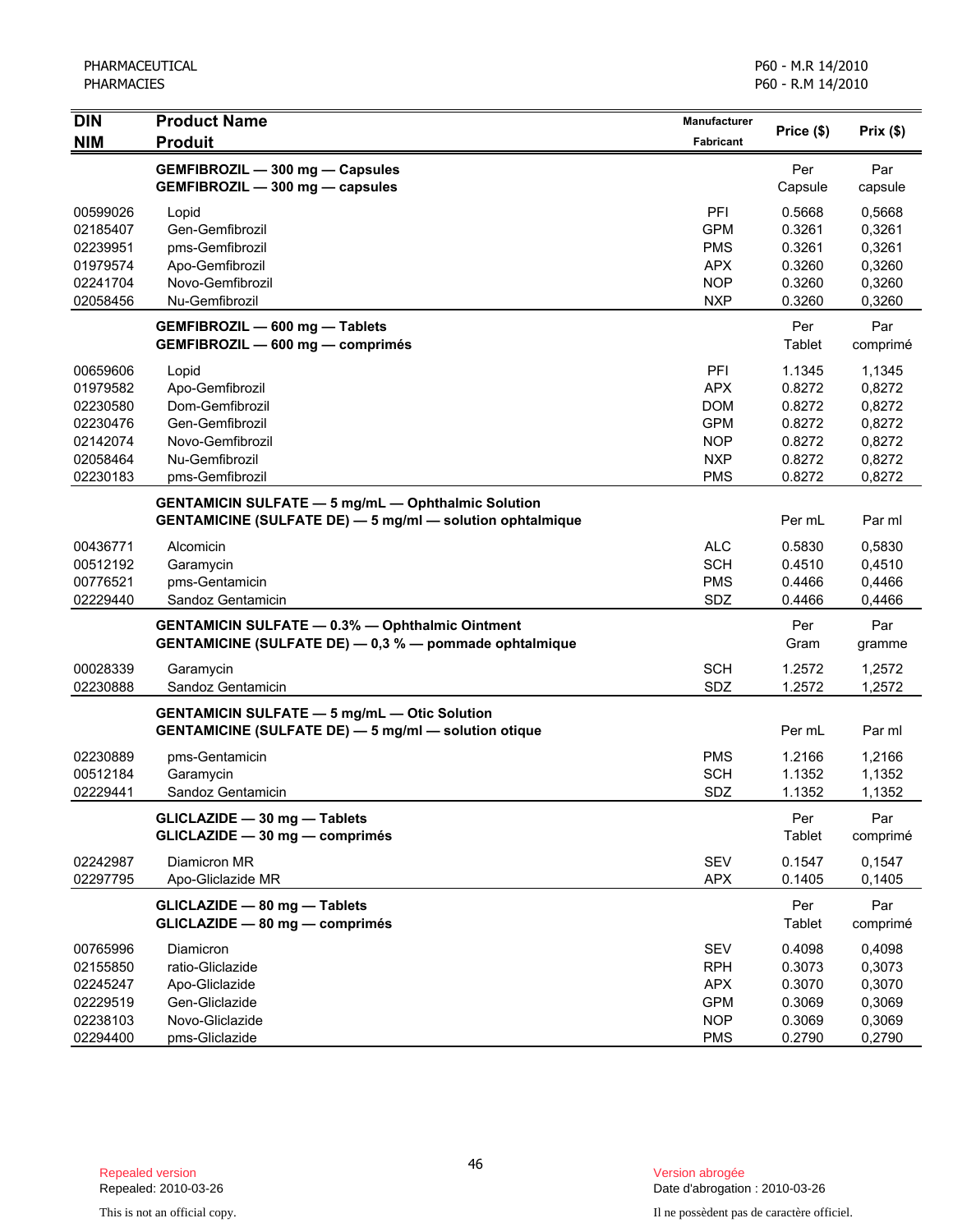PHARMACEUTICAL
PHARMACIES

P60 - M.R 14/2010
P60 - R.M 14/2010

| DIN<br>NIM | Product Name<br>Produit | Manufacturer<br>Fabricant | Price ($) | Prix ($) |
|---|---|---|---|---|
| | **GEMFIBROZIL — 300 mg — Capsules**<br>**GEMFIBROZIL — 300 mg — capsules** | | Per Capsule | Par capsule |
| 00599026 | Lopid | PFI | 0.5668 | 0,5668 |
| 02185407 | Gen-Gemfibrozil | GPM | 0.3261 | 0,3261 |
| 02239951 | pms-Gemfibrozil | PMS | 0.3261 | 0,3261 |
| 01979574 | Apo-Gemfibrozil | APX | 0.3260 | 0,3260 |
| 02241704 | Novo-Gemfibrozil | NOP | 0.3260 | 0,3260 |
| 02058456 | Nu-Gemfibrozil | NXP | 0.3260 | 0,3260 |
| | **GEMFIBROZIL — 600 mg — Tablets**<br>**GEMFIBROZIL — 600 mg — comprimés** | | Per Tablet | Par comprimé |
| 00659606 | Lopid | PFI | 1.1345 | 1,1345 |
| 01979582 | Apo-Gemfibrozil | APX | 0.8272 | 0,8272 |
| 02230580 | Dom-Gemfibrozil | DOM | 0.8272 | 0,8272 |
| 02230476 | Gen-Gemfibrozil | GPM | 0.8272 | 0,8272 |
| 02142074 | Novo-Gemfibrozil | NOP | 0.8272 | 0,8272 |
| 02058464 | Nu-Gemfibrozil | NXP | 0.8272 | 0,8272 |
| 02230183 | pms-Gemfibrozil | PMS | 0.8272 | 0,8272 |
| | **GENTAMICIN SULFATE — 5 mg/mL — Ophthalmic Solution**<br>**GENTAMICINE (SULFATE DE) — 5 mg/ml — solution ophtalmique** | | Per mL | Par ml |
| 00436771 | Alcomicin | ALC | 0.5830 | 0,5830 |
| 00512192 | Garamycin | SCH | 0.4510 | 0,4510 |
| 00776521 | pms-Gentamicin | PMS | 0.4466 | 0,4466 |
| 02229440 | Sandoz Gentamicin | SDZ | 0.4466 | 0,4466 |
| | **GENTAMICIN SULFATE — 0.3% — Ophthalmic Ointment**<br>**GENTAMICINE (SULFATE DE) — 0,3 % — pommade ophtalmique** | | Per Gram | Par gramme |
| 00028339 | Garamycin | SCH | 1.2572 | 1,2572 |
| 02230888 | Sandoz Gentamicin | SDZ | 1.2572 | 1,2572 |
| | **GENTAMICIN SULFATE — 5 mg/mL — Otic Solution**<br>**GENTAMICINE (SULFATE DE) — 5 mg/ml — solution otique** | | Per mL | Par ml |
| 02230889 | pms-Gentamicin | PMS | 1.2166 | 1,2166 |
| 00512184 | Garamycin | SCH | 1.1352 | 1,1352 |
| 02229441 | Sandoz Gentamicin | SDZ | 1.1352 | 1,1352 |
| | **GLICLAZIDE — 30 mg — Tablets**<br>**GLICLAZIDE — 30 mg — comprimés** | | Per Tablet | Par comprimé |
| 02242987 | Diamicron MR | SEV | 0.1547 | 0,1547 |
| 02297795 | Apo-Gliclazide MR | APX | 0.1405 | 0,1405 |
| | **GLICLAZIDE — 80 mg — Tablets**<br>**GLICLAZIDE — 80 mg — comprimés** | | Per Tablet | Par comprimé |
| 00765996 | Diamicron | SEV | 0.4098 | 0,4098 |
| 02155850 | ratio-Gliclazide | RPH | 0.3073 | 0,3073 |
| 02245247 | Apo-Gliclazide | APX | 0.3070 | 0,3070 |
| 02229519 | Gen-Gliclazide | GPM | 0.3069 | 0,3069 |
| 02238103 | Novo-Gliclazide | NOP | 0.3069 | 0,3069 |
| 02294400 | pms-Gliclazide | PMS | 0.2790 | 0,2790 |

Repealed version
Repealed: 2010-03-26

This is not an official copy.

Version abrogée
Date d'abrogation : 2010-03-26

Il ne possèdent pas de caractère officiel.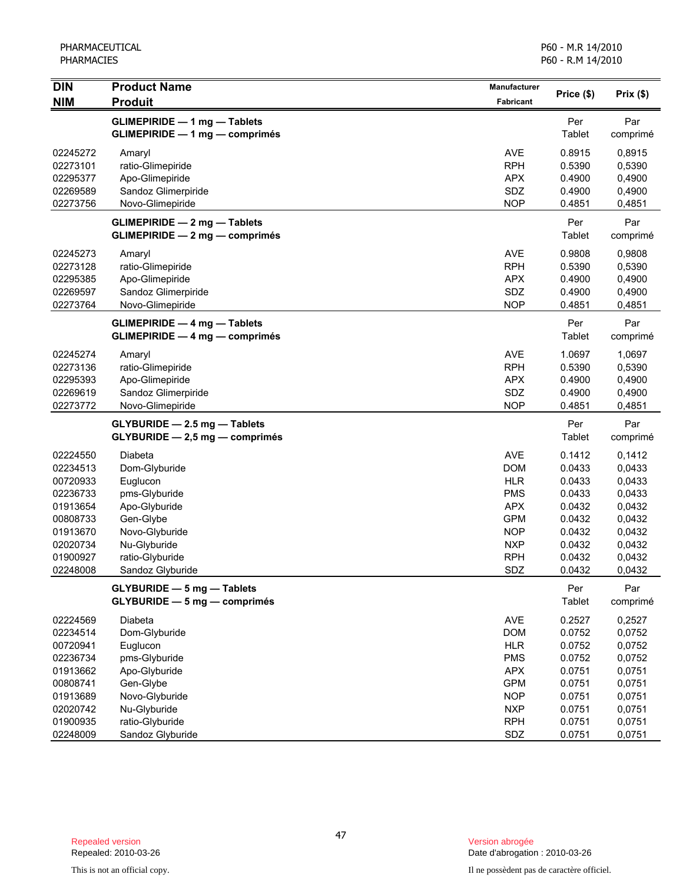| DIN<br>NIM | Product Name<br>Produit | Manufacturer<br>Fabricant | Price ($) | Prix ($) |
|---|---|---|---|---|
| | **GLIMEPIRIDE — 1 mg — Tablets**<br>**GLIMEPIRIDE — 1 mg — comprimés** | | Per Tablet | Par comprimé |
| 02245272 | Amaryl | AVE | 0.8915 | 0,8915 |
| 02273101 | ratio-Glimepiride | RPH | 0.5390 | 0,5390 |
| 02295377 | Apo-Glimepiride | APX | 0.4900 | 0,4900 |
| 02269589 | Sandoz Glimerpiride | SDZ | 0.4900 | 0,4900 |
| 02273756 | Novo-Glimepiride | NOP | 0.4851 | 0,4851 |
| | **GLIMEPIRIDE — 2 mg — Tablets**<br>**GLIMEPIRIDE — 2 mg — comprimés** | | Per Tablet | Par comprimé |
| 02245273 | Amaryl | AVE | 0.9808 | 0,9808 |
| 02273128 | ratio-Glimepiride | RPH | 0.5390 | 0,5390 |
| 02295385 | Apo-Glimepiride | APX | 0.4900 | 0,4900 |
| 02269597 | Sandoz Glimerpiride | SDZ | 0.4900 | 0,4900 |
| 02273764 | Novo-Glimepiride | NOP | 0.4851 | 0,4851 |
| | **GLIMEPIRIDE — 4 mg — Tablets**<br>**GLIMEPIRIDE — 4 mg — comprimés** | | Per Tablet | Par comprimé |
| 02245274 | Amaryl | AVE | 1.0697 | 1,0697 |
| 02273136 | ratio-Glimepiride | RPH | 0.5390 | 0,5390 |
| 02295393 | Apo-Glimepiride | APX | 0.4900 | 0,4900 |
| 02269619 | Sandoz Glimerpiride | SDZ | 0.4900 | 0,4900 |
| 02273772 | Novo-Glimepiride | NOP | 0.4851 | 0,4851 |
| | **GLYBURIDE — 2.5 mg — Tablets**<br>**GLYBURIDE — 2,5 mg — comprimés** | | Per Tablet | Par comprimé |
| 02224550 | Diabeta | AVE | 0.1412 | 0,1412 |
| 02234513 | Dom-Glyburide | DOM | 0.0433 | 0,0433 |
| 00720933 | Euglucon | HLR | 0.0433 | 0,0433 |
| 02236733 | pms-Glyburide | PMS | 0.0433 | 0,0433 |
| 01913654 | Apo-Glyburide | APX | 0.0432 | 0,0432 |
| 00808733 | Gen-Glybe | GPM | 0.0432 | 0,0432 |
| 01913670 | Novo-Glyburide | NOP | 0.0432 | 0,0432 |
| 02020734 | Nu-Glyburide | NXP | 0.0432 | 0,0432 |
| 01900927 | ratio-Glyburide | RPH | 0.0432 | 0,0432 |
| 02248008 | Sandoz Glyburide | SDZ | 0.0432 | 0,0432 |
| | **GLYBURIDE — 5 mg — Tablets**<br>**GLYBURIDE — 5 mg — comprimés** | | Per Tablet | Par comprimé |
| 02224569 | Diabeta | AVE | 0.2527 | 0,2527 |
| 02234514 | Dom-Glyburide | DOM | 0.0752 | 0,0752 |
| 00720941 | Euglucon | HLR | 0.0752 | 0,0752 |
| 02236734 | pms-Glyburide | PMS | 0.0752 | 0,0752 |
| 01913662 | Apo-Glyburide | APX | 0.0751 | 0,0751 |
| 00808741 | Gen-Glybe | GPM | 0.0751 | 0,0751 |
| 01913689 | Novo-Glyburide | NOP | 0.0751 | 0,0751 |
| 02020742 | Nu-Glyburide | NXP | 0.0751 | 0,0751 |
| 01900935 | ratio-Glyburide | RPH | 0.0751 | 0,0751 |
| 02248009 | Sandoz Glyburide | SDZ | 0.0751 | 0,0751 |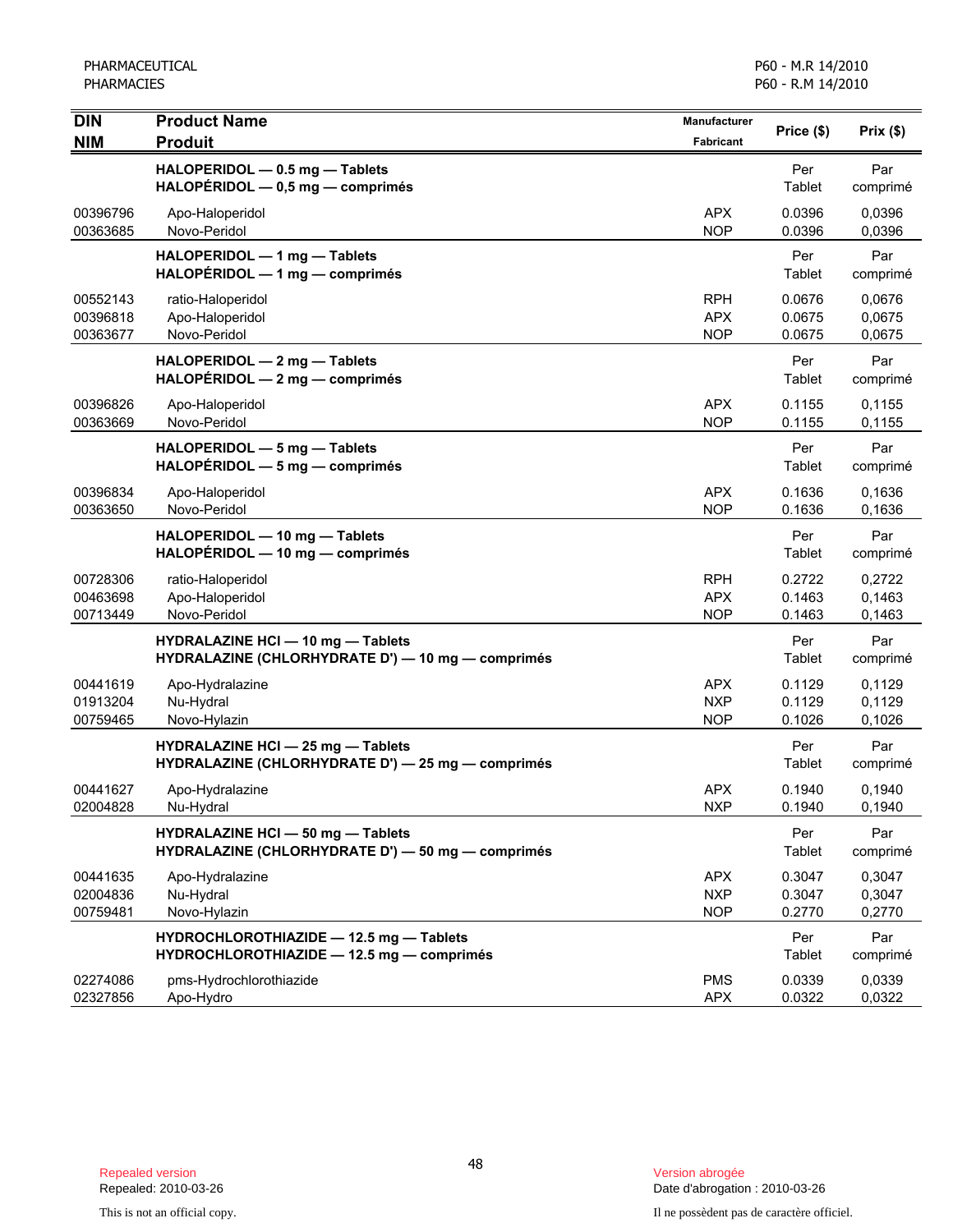| DIN<br>NIM | Product Name<br>Produit | Manufacturer<br>Fabricant | Price ($) | Prix ($) |
|---|---|---|---|---|
| | **HALOPERIDOL — 0.5 mg — Tablets**<br>**HALOPÉRIDOL — 0,5 mg — comprimés** | | Per Tablet | Par comprimé |
| 00396796 | Apo-Haloperidol | APX | 0.0396 | 0,0396 |
| 00363685 | Novo-Peridol | NOP | 0.0396 | 0,0396 |
| | **HALOPERIDOL — 1 mg — Tablets**<br>**HALOPÉRIDOL — 1 mg — comprimés** | | Per Tablet | Par comprimé |
| 00552143 | ratio-Haloperidol | RPH | 0.0676 | 0,0676 |
| 00396818 | Apo-Haloperidol | APX | 0.0675 | 0,0675 |
| 00363677 | Novo-Peridol | NOP | 0.0675 | 0,0675 |
| | **HALOPERIDOL — 2 mg — Tablets**<br>**HALOPÉRIDOL — 2 mg — comprimés** | | Per Tablet | Par comprimé |
| 00396826 | Apo-Haloperidol | APX | 0.1155 | 0,1155 |
| 00363669 | Novo-Peridol | NOP | 0.1155 | 0,1155 |
| | **HALOPERIDOL — 5 mg — Tablets**<br>**HALOPÉRIDOL — 5 mg — comprimés** | | Per Tablet | Par comprimé |
| 00396834 | Apo-Haloperidol | APX | 0.1636 | 0,1636 |
| 00363650 | Novo-Peridol | NOP | 0.1636 | 0,1636 |
| | **HALOPERIDOL — 10 mg — Tablets**<br>**HALOPÉRIDOL — 10 mg — comprimés** | | Per Tablet | Par comprimé |
| 00728306 | ratio-Haloperidol | RPH | 0.2722 | 0,2722 |
| 00463698 | Apo-Haloperidol | APX | 0.1463 | 0,1463 |
| 00713449 | Novo-Peridol | NOP | 0.1463 | 0,1463 |
| | **HYDRALAZINE HCl — 10 mg — Tablets**<br>**HYDRALAZINE (CHLORHYDRATE D') — 10 mg — comprimés** | | Per Tablet | Par comprimé |
| 00441619 | Apo-Hydralazine | APX | 0.1129 | 0,1129 |
| 01913204 | Nu-Hydral | NXP | 0.1129 | 0,1129 |
| 00759465 | Novo-Hylazin | NOP | 0.1026 | 0,1026 |
| | **HYDRALAZINE HCl — 25 mg — Tablets**<br>**HYDRALAZINE (CHLORHYDRATE D') — 25 mg — comprimés** | | Per Tablet | Par comprimé |
| 00441627 | Apo-Hydralazine | APX | 0.1940 | 0,1940 |
| 02004828 | Nu-Hydral | NXP | 0.1940 | 0,1940 |
| | **HYDRALAZINE HCl — 50 mg — Tablets**<br>**HYDRALAZINE (CHLORHYDRATE D') — 50 mg — comprimés** | | Per Tablet | Par comprimé |
| 00441635 | Apo-Hydralazine | APX | 0.3047 | 0,3047 |
| 02004836 | Nu-Hydral | NXP | 0.3047 | 0,3047 |
| 00759481 | Novo-Hylazin | NOP | 0.2770 | 0,2770 |
| | **HYDROCHLOROTHIAZIDE — 12.5 mg — Tablets**<br>**HYDROCHLOROTHIAZIDE — 12.5 mg — comprimés** | | Per Tablet | Par comprimé |
| 02274086 | pms-Hydrochlorothiazide | PMS | 0.0339 | 0,0339 |
| 02327856 | Apo-Hydro | APX | 0.0322 | 0,0322 |

Repealed version
Repealed: 2010-03-26

This is not an official copy.

Version abrogée
Date d'abrogation : 2010-03-26

Il ne possèdent pas de caractère officiel.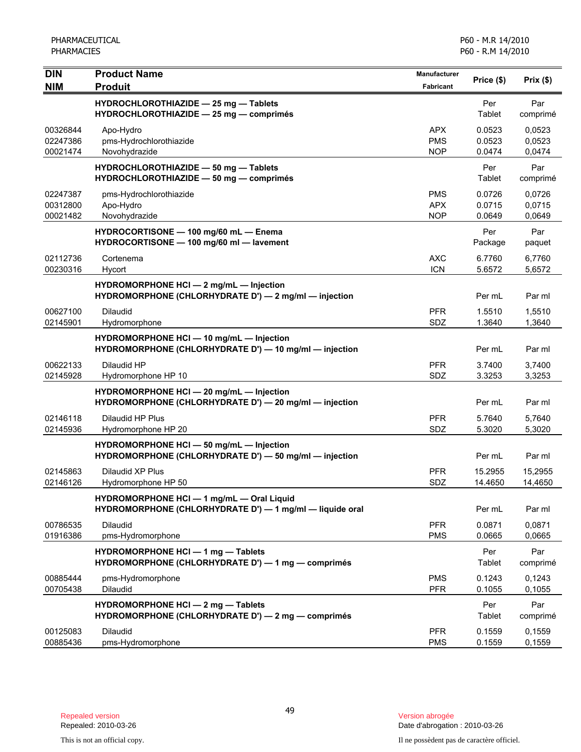| DIN<br>NIM | Product Name<br>Produit | Manufacturer<br>Fabricant | Price ($) | Prix ($) |
|---|---|---|---|---|
| | **HYDROCHLOROTHIAZIDE — 25 mg — Tablets**<br>**HYDROCHLOROTHIAZIDE — 25 mg — comprimés** | | Per Tablet | Par comprimé |
| 00326844 | Apo-Hydro | APX | 0.0523 | 0,0523 |
| 02247386 | pms-Hydrochlorothiazide | PMS | 0.0523 | 0,0523 |
| 00021474 | Novohydrazide | NOP | 0.0474 | 0,0474 |
| | **HYDROCHLOROTHIAZIDE — 50 mg — Tablets**<br>**HYDROCHLOROTHIAZIDE — 50 mg — comprimés** | | Per Tablet | Par comprimé |
| 02247387 | pms-Hydrochlorothiazide | PMS | 0.0726 | 0,0726 |
| 00312800 | Apo-Hydro | APX | 0.0715 | 0,0715 |
| 00021482 | Novohydrazide | NOP | 0.0649 | 0,0649 |
| | **HYDROCORTISONE — 100 mg/60 mL — Enema**<br>**HYDROCORTISONE — 100 mg/60 ml — lavement** | | Per Package | Par paquet |
| 02112736 | Cortenema | AXC | 6.7760 | 6,7760 |
| 00230316 | Hycort | ICN | 5.6572 | 5,6572 |
| | **HYDROMORPHONE HCl — 2 mg/mL — Injection**<br>**HYDROMORPHONE (CHLORHYDRATE D') — 2 mg/ml — injection** | | Per mL | Par ml |
| 00627100 | Dilaudid | PFR | 1.5510 | 1,5510 |
| 02145901 | Hydromorphone | SDZ | 1.3640 | 1,3640 |
| | **HYDROMORPHONE HCl — 10 mg/mL — Injection**<br>**HYDROMORPHONE (CHLORHYDRATE D') — 10 mg/ml — injection** | | Per mL | Par ml |
| 00622133 | Dilaudid HP | PFR | 3.7400 | 3,7400 |
| 02145928 | Hydromorphone HP 10 | SDZ | 3.3253 | 3,3253 |
| | **HYDROMORPHONE HCl — 20 mg/mL — Injection**<br>**HYDROMORPHONE (CHLORHYDRATE D') — 20 mg/ml — injection** | | Per mL | Par ml |
| 02146118 | Dilaudid HP Plus | PFR | 5.7640 | 5,7640 |
| 02145936 | Hydromorphone HP 20 | SDZ | 5.3020 | 5,3020 |
| | **HYDROMORPHONE HCl — 50 mg/mL — Injection**<br>**HYDROMORPHONE (CHLORHYDRATE D') — 50 mg/ml — injection** | | Per mL | Par ml |
| 02145863 | Dilaudid XP Plus | PFR | 15.2955 | 15,2955 |
| 02146126 | Hydromorphone HP 50 | SDZ | 14.4650 | 14,4650 |
| | **HYDROMORPHONE HCl — 1 mg/mL — Oral Liquid**<br>**HYDROMORPHONE (CHLORHYDRATE D') — 1 mg/ml — liquide oral** | | Per mL | Par ml |
| 00786535 | Dilaudid | PFR | 0.0871 | 0,0871 |
| 01916386 | pms-Hydromorphone | PMS | 0.0665 | 0,0665 |
| | **HYDROMORPHONE HCl — 1 mg — Tablets**<br>**HYDROMORPHONE (CHLORHYDRATE D') — 1 mg — comprimés** | | Per Tablet | Par comprimé |
| 00885444 | pms-Hydromorphone | PMS | 0.1243 | 0,1243 |
| 00705438 | Dilaudid | PFR | 0.1055 | 0,1055 |
| | **HYDROMORPHONE HCl — 2 mg — Tablets**<br>**HYDROMORPHONE (CHLORHYDRATE D') — 2 mg — comprimés** | | Per Tablet | Par comprimé |
| 00125083 | Dilaudid | PFR | 0.1559 | 0,1559 |
| 00885436 | pms-Hydromorphone | PMS | 0.1559 | 0,1559 |

Repealed version
Repealed: 2010-03-26

This is not an official copy.

Version abrogée
Date d'abrogation : 2010-03-26

Il ne possèdent pas de caractère officiel.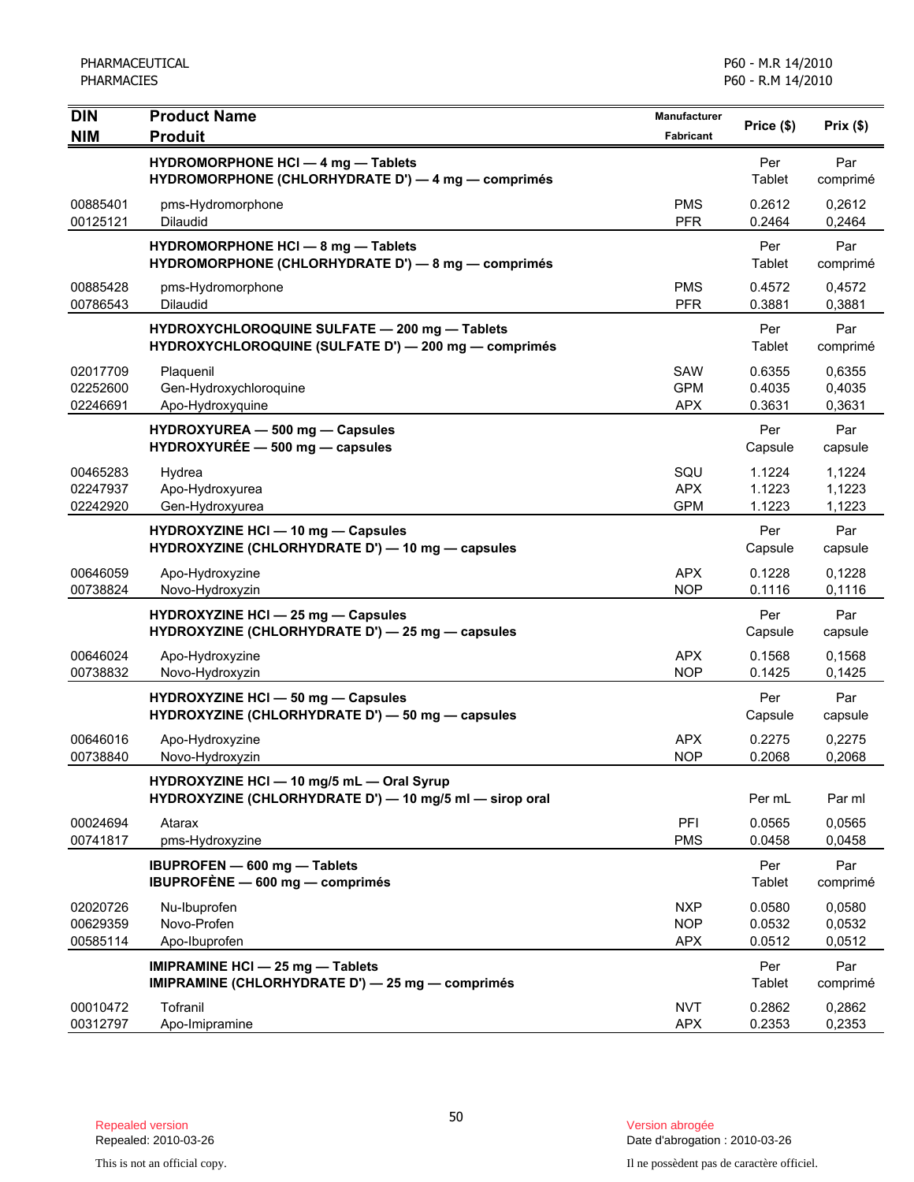| DIN<br>NIM | Product Name<br>Produit | Manufacturer<br>Fabricant | Price ($) | Prix ($) |
|---|---|---|---|---|
| | **HYDROMORPHONE HCl — 4 mg — Tablets**<br>**HYDROMORPHONE (CHLORHYDRATE D') — 4 mg — comprimés** | | Per Tablet | Par comprimé |
| 00885401 | pms-Hydromorphone | PMS | 0.2612 | 0,2612 |
| 00125121 | Dilaudid | PFR | 0.2464 | 0,2464 |
| | **HYDROMORPHONE HCl — 8 mg — Tablets**<br>**HYDROMORPHONE (CHLORHYDRATE D') — 8 mg — comprimés** | | Per Tablet | Par comprimé |
| 00885428 | pms-Hydromorphone | PMS | 0.4572 | 0,4572 |
| 00786543 | Dilaudid | PFR | 0.3881 | 0,3881 |
| | **HYDROXYCHLOROQUINE SULFATE — 200 mg — Tablets**<br>**HYDROXYCHLOROQUINE (SULFATE D') — 200 mg — comprimés** | | Per Tablet | Par comprimé |
| 02017709 | Plaquenil | SAW | 0.6355 | 0,6355 |
| 02252600 | Gen-Hydroxychloroquine | GPM | 0.4035 | 0,4035 |
| 02246691 | Apo-Hydroxyquine | APX | 0.3631 | 0,3631 |
| | **HYDROXYUREA — 500 mg — Capsules**<br>**HYDROXYURÉE — 500 mg — capsules** | | Per Capsule | Par capsule |
| 00465283 | Hydrea | SQU | 1.1224 | 1,1224 |
| 02247937 | Apo-Hydroxyurea | APX | 1.1223 | 1,1223 |
| 02242920 | Gen-Hydroxyurea | GPM | 1.1223 | 1,1223 |
| | **HYDROXYZINE HCl — 10 mg — Capsules**<br>**HYDROXYZINE (CHLORHYDRATE D') — 10 mg — capsules** | | Per Capsule | Par capsule |
| 00646059 | Apo-Hydroxyzine | APX | 0.1228 | 0,1228 |
| 00738824 | Novo-Hydroxyzin | NOP | 0.1116 | 0,1116 |
| | **HYDROXYZINE HCl — 25 mg — Capsules**<br>**HYDROXYZINE (CHLORHYDRATE D') — 25 mg — capsules** | | Per Capsule | Par capsule |
| 00646024 | Apo-Hydroxyzine | APX | 0.1568 | 0,1568 |
| 00738832 | Novo-Hydroxyzin | NOP | 0.1425 | 0,1425 |
| | **HYDROXYZINE HCl — 50 mg — Capsules**<br>**HYDROXYZINE (CHLORHYDRATE D') — 50 mg — capsules** | | Per Capsule | Par capsule |
| 00646016 | Apo-Hydroxyzine | APX | 0.2275 | 0,2275 |
| 00738840 | Novo-Hydroxyzin | NOP | 0.2068 | 0,2068 |
| | **HYDROXYZINE HCl — 10 mg/5 mL — Oral Syrup**<br>**HYDROXYZINE (CHLORHYDRATE D') — 10 mg/5 ml — sirop oral** | | Per mL | Par ml |
| 00024694 | Atarax | PFI | 0.0565 | 0,0565 |
| 00741817 | pms-Hydroxyzine | PMS | 0.0458 | 0,0458 |
| | **IBUPROFEN — 600 mg — Tablets**<br>**IBUPROFÈNE — 600 mg — comprimés** | | Per Tablet | Par comprimé |
| 02020726 | Nu-Ibuprofen | NXP | 0.0580 | 0,0580 |
| 00629359 | Novo-Profen | NOP | 0.0532 | 0,0532 |
| 00585114 | Apo-Ibuprofen | APX | 0.0512 | 0,0512 |
| | **IMIPRAMINE HCl — 25 mg — Tablets**<br>**IMIPRAMINE (CHLORHYDRATE D') — 25 mg — comprimés** | | Per Tablet | Par comprimé |
| 00010472 | Tofranil | NVT | 0.2862 | 0,2862 |
| 00312797 | Apo-Imipramine | APX | 0.2353 | 0,2353 |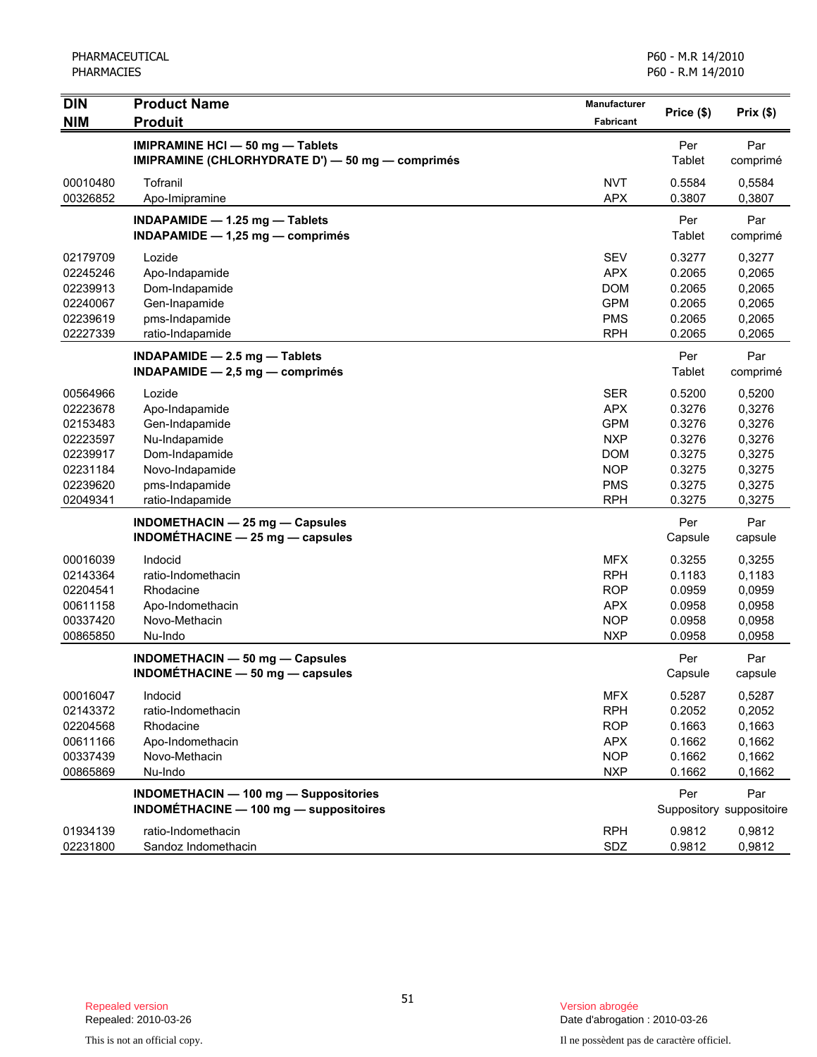| DIN<br>NIM | Product Name<br>Produit | Manufacturer<br>Fabricant | Price ($) | Prix ($) |
|---|---|---|---|---|
| | **IMIPRAMINE HCl — 50 mg — Tablets**<br>**IMIPRAMINE (CHLORHYDRATE D') — 50 mg — comprimés** | | Per Tablet | Par comprimé |
| 00010480 | Tofranil | NVT | 0.5584 | 0,5584 |
| 00326852 | Apo-Imipramine | APX | 0.3807 | 0,3807 |
| | **INDAPAMIDE — 1.25 mg — Tablets**<br>**INDAPAMIDE — 1,25 mg — comprimés** | | Per Tablet | Par comprimé |
| 02179709 | Lozide | SEV | 0.3277 | 0,3277 |
| 02245246 | Apo-Indapamide | APX | 0.2065 | 0,2065 |
| 02239913 | Dom-Indapamide | DOM | 0.2065 | 0,2065 |
| 02240067 | Gen-Inapamide | GPM | 0.2065 | 0,2065 |
| 02239619 | pms-Indapamide | PMS | 0.2065 | 0,2065 |
| 02227339 | ratio-Indapamide | RPH | 0.2065 | 0,2065 |
| | **INDAPAMIDE — 2.5 mg — Tablets**<br>**INDAPAMIDE — 2,5 mg — comprimés** | | Per Tablet | Par comprimé |
| 00564966 | Lozide | SER | 0.5200 | 0,5200 |
| 02223678 | Apo-Indapamide | APX | 0.3276 | 0,3276 |
| 02153483 | Gen-Indapamide | GPM | 0.3276 | 0,3276 |
| 02223597 | Nu-Indapamide | NXP | 0.3276 | 0,3276 |
| 02239917 | Dom-Indapamide | DOM | 0.3275 | 0,3275 |
| 02231184 | Novo-Indapamide | NOP | 0.3275 | 0,3275 |
| 02239620 | pms-Indapamide | PMS | 0.3275 | 0,3275 |
| 02049341 | ratio-Indapamide | RPH | 0.3275 | 0,3275 |
| | **INDOMETHACIN — 25 mg — Capsules**<br>**INDOMÉTHACINE — 25 mg — capsules** | | Per Capsule | Par capsule |
| 00016039 | Indocid | MFX | 0.3255 | 0,3255 |
| 02143364 | ratio-Indomethacin | RPH | 0.1183 | 0,1183 |
| 02204541 | Rhodacine | ROP | 0.0959 | 0,0959 |
| 00611158 | Apo-Indomethacin | APX | 0.0958 | 0,0958 |
| 00337420 | Novo-Methacin | NOP | 0.0958 | 0,0958 |
| 00865850 | Nu-Indo | NXP | 0.0958 | 0,0958 |
| | **INDOMETHACIN — 50 mg — Capsules**<br>**INDOMÉTHACINE — 50 mg — capsules** | | Per Capsule | Par capsule |
| 00016047 | Indocid | MFX | 0.5287 | 0,5287 |
| 02143372 | ratio-Indomethacin | RPH | 0.2052 | 0,2052 |
| 02204568 | Rhodacine | ROP | 0.1663 | 0,1663 |
| 00611166 | Apo-Indomethacin | APX | 0.1662 | 0,1662 |
| 00337439 | Novo-Methacin | NOP | 0.1662 | 0,1662 |
| 00865869 | Nu-Indo | NXP | 0.1662 | 0,1662 |
| | **INDOMETHACIN — 100 mg — Suppositories**<br>**INDOMÉTHACINE — 100 mg — suppositoires** | | Per Suppository | Par suppositoire |
| 01934139 | ratio-Indomethacin | RPH | 0.9812 | 0,9812 |
| 02231800 | Sandoz Indomethacin | SDZ | 0.9812 | 0,9812 |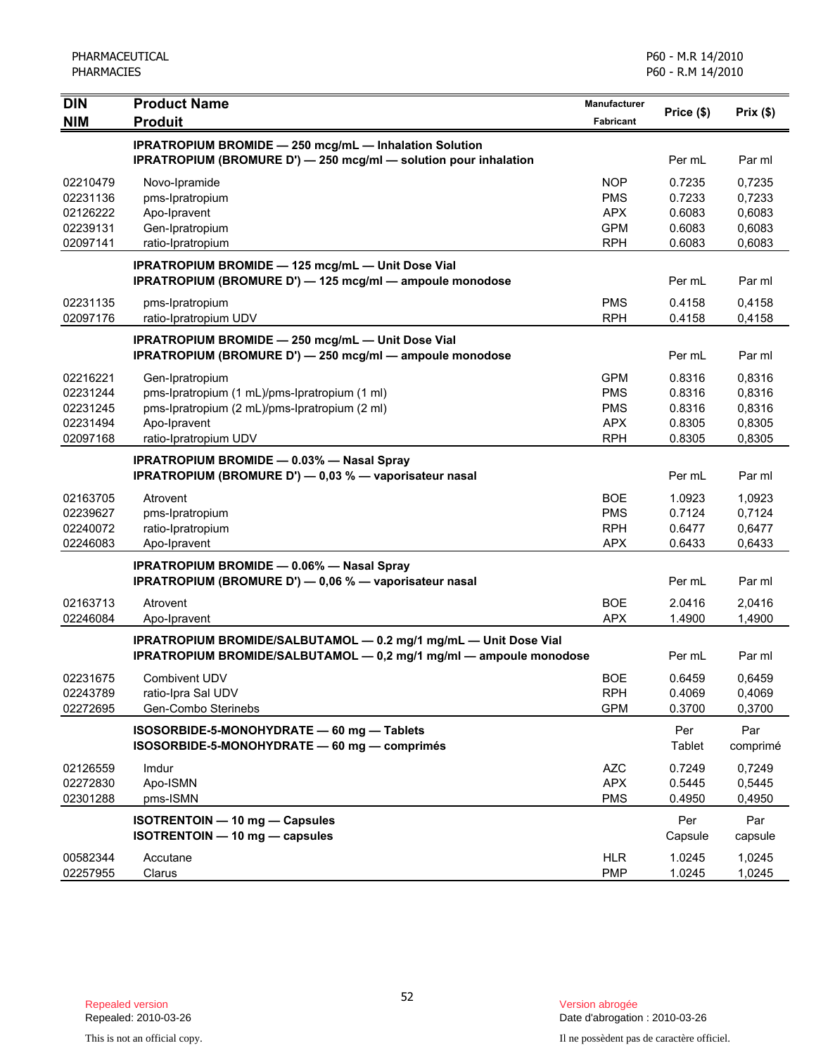PHARMACEUTICAL
PHARMACIES

P60 - M.R 14/2010
P60 - R.M 14/2010

| DIN<br>NIM | Product Name<br>Produit | Manufacturer<br>Fabricant | Price ($) | Prix ($) |
|---|---|---|---|---|
| | **IPRATROPIUM BROMIDE — 250 mcg/mL — Inhalation Solution**<br>**IPRATROPIUM (BROMURE D') — 250 mcg/ml — solution pour inhalation** | | Per mL | Par ml |
| 02210479 | Novo-Ipramide | NOP | 0.7235 | 0,7235 |
| 02231136 | pms-Ipratropium | PMS | 0.7233 | 0,7233 |
| 02126222 | Apo-Ipravent | APX | 0.6083 | 0,6083 |
| 02239131 | Gen-Ipratropium | GPM | 0.6083 | 0,6083 |
| 02097141 | ratio-Ipratropium | RPH | 0.6083 | 0,6083 |
| | **IPRATROPIUM BROMIDE — 125 mcg/mL — Unit Dose Vial**<br>**IPRATROPIUM (BROMURE D') — 125 mcg/ml — ampoule monodose** | | Per mL | Par ml |
| 02231135 | pms-Ipratropium | PMS | 0.4158 | 0,4158 |
| 02097176 | ratio-Ipratropium UDV | RPH | 0.4158 | 0,4158 |
| | **IPRATROPIUM BROMIDE — 250 mcg/mL — Unit Dose Vial**<br>**IPRATROPIUM (BROMURE D') — 250 mcg/ml — ampoule monodose** | | Per mL | Par ml |
| 02216221 | Gen-Ipratropium | GPM | 0.8316 | 0,8316 |
| 02231244 | pms-Ipratropium (1 mL)/pms-Ipratropium (1 ml) | PMS | 0.8316 | 0,8316 |
| 02231245 | pms-Ipratropium (2 mL)/pms-Ipratropium (2 ml) | PMS | 0.8316 | 0,8316 |
| 02231494 | Apo-Ipravent | APX | 0.8305 | 0,8305 |
| 02097168 | ratio-Ipratropium UDV | RPH | 0.8305 | 0,8305 |
| | **IPRATROPIUM BROMIDE — 0.03% — Nasal Spray**<br>**IPRATROPIUM (BROMURE D') — 0,03 % — vaporisateur nasal** | | Per mL | Par ml |
| 02163705 | Atrovent | BOE | 1.0923 | 1,0923 |
| 02239627 | pms-Ipratropium | PMS | 0.7124 | 0,7124 |
| 02240072 | ratio-Ipratropium | RPH | 0.6477 | 0,6477 |
| 02246083 | Apo-Ipravent | APX | 0.6433 | 0,6433 |
| | **IPRATROPIUM BROMIDE — 0.06% — Nasal Spray**<br>**IPRATROPIUM (BROMURE D') — 0,06 % — vaporisateur nasal** | | Per mL | Par ml |
| 02163713 | Atrovent | BOE | 2.0416 | 2,0416 |
| 02246084 | Apo-Ipravent | APX | 1.4900 | 1,4900 |
| | **IPRATROPIUM BROMIDE/SALBUTAMOL — 0.2 mg/1 mg/mL — Unit Dose Vial**<br>**IPRATROPIUM BROMIDE/SALBUTAMOL — 0,2 mg/1 mg/ml — ampoule monodose** | | Per mL | Par ml |
| 02231675 | Combivent UDV | BOE | 0.6459 | 0,6459 |
| 02243789 | ratio-Ipra Sal UDV | RPH | 0.4069 | 0,4069 |
| 02272695 | Gen-Combo Sterinebs | GPM | 0.3700 | 0,3700 |
| | **ISOSORBIDE-5-MONOHYDRATE — 60 mg — Tablets**<br>**ISOSORBIDE-5-MONOHYDRATE — 60 mg — comprimés** | | Per Tablet | Par comprimé |
| 02126559 | Imdur | AZC | 0.7249 | 0,7249 |
| 02272830 | Apo-ISMN | APX | 0.5445 | 0,5445 |
| 02301288 | pms-ISMN | PMS | 0.4950 | 0,4950 |
| | **ISOTRENTOIN — 10 mg — Capsules**<br>**ISOTRENTOIN — 10 mg — capsules** | | Per Capsule | Par capsule |
| 00582344 | Accutane | HLR | 1.0245 | 1,0245 |
| 02257955 | Clarus | PMP | 1.0245 | 1,0245 |

Repealed version
Repealed: 2010-03-26

Version abrogée
Date d'abrogation : 2010-03-26

This is not an official copy.

Il ne possèdent pas de caractère officiel.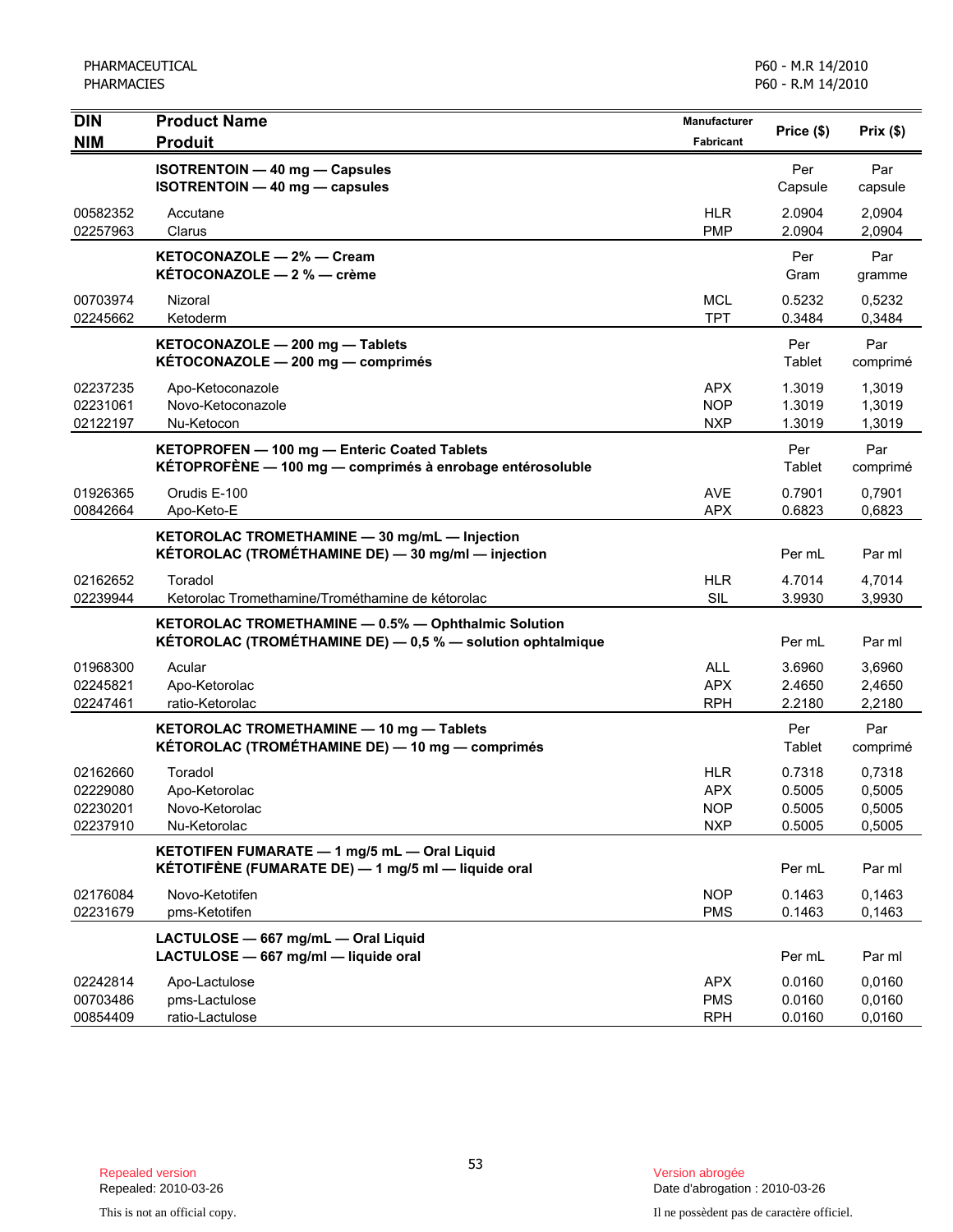| DIN<br>NIM | Product Name<br>Produit | Manufacturer<br>Fabricant | Price ($) | Prix ($) |
|---|---|---|---|---|
| | **ISOTRENTOIN — 40 mg — Capsules**<br>**ISOTRENTOIN — 40 mg — capsules** | | Per Capsule | Par capsule |
| 00582352 | Accutane | HLR | 2.0904 | 2,0904 |
| 02257963 | Clarus | PMP | 2.0904 | 2,0904 |
| | **KETOCONAZOLE — 2% — Cream**<br>**KÉTOCONAZOLE — 2 % — crème** | | Per Gram | Par gramme |
| 00703974 | Nizoral | MCL | 0.5232 | 0,5232 |
| 02245662 | Ketoderm | TPT | 0.3484 | 0,3484 |
| | **KETOCONAZOLE — 200 mg — Tablets**<br>**KÉTOCONAZOLE — 200 mg — comprimés** | | Per Tablet | Par comprimé |
| 02237235 | Apo-Ketoconazole | APX | 1.3019 | 1,3019 |
| 02231061 | Novo-Ketoconazole | NOP | 1.3019 | 1,3019 |
| 02122197 | Nu-Ketocon | NXP | 1.3019 | 1,3019 |
| | **KETOPROFEN — 100 mg — Enteric Coated Tablets**<br>**KÉTOPROFÈNE — 100 mg — comprimés à enrobage entérosoluble** | | Per Tablet | Par comprimé |
| 01926365 | Orudis E-100 | AVE | 0.7901 | 0,7901 |
| 00842664 | Apo-Keto-E | APX | 0.6823 | 0,6823 |
| | **KETOROLAC TROMETHAMINE — 30 mg/mL — Injection**<br>**KÉTOROLAC (TROMÉTHAMINE DE) — 30 mg/ml — injection** | | Per mL | Par ml |
| 02162652 | Toradol | HLR | 4.7014 | 4,7014 |
| 02239944 | Ketorolac Tromethamine/Trométhamine de kétorolac | SIL | 3.9930 | 3,9930 |
| | **KETOROLAC TROMETHAMINE — 0.5% — Ophthalmic Solution**<br>**KÉTOROLAC (TROMÉTHAMINE DE) — 0,5 % — solution ophtalmique** | | Per mL | Par ml |
| 01968300 | Acular | ALL | 3.6960 | 3,6960 |
| 02245821 | Apo-Ketorolac | APX | 2.4650 | 2,4650 |
| 02247461 | ratio-Ketorolac | RPH | 2.2180 | 2,2180 |
| | **KETOROLAC TROMETHAMINE — 10 mg — Tablets**<br>**KÉTOROLAC (TROMÉTHAMINE DE) — 10 mg — comprimés** | | Per Tablet | Par comprimé |
| 02162660 | Toradol | HLR | 0.7318 | 0,7318 |
| 02229080 | Apo-Ketorolac | APX | 0.5005 | 0,5005 |
| 02230201 | Novo-Ketorolac | NOP | 0.5005 | 0,5005 |
| 02237910 | Nu-Ketorolac | NXP | 0.5005 | 0,5005 |
| | **KETOTIFEN FUMARATE — 1 mg/5 mL — Oral Liquid**<br>**KÉTOTIFÈNE (FUMARATE DE) — 1 mg/5 ml — liquide oral** | | Per mL | Par ml |
| 02176084 | Novo-Ketotifen | NOP | 0.1463 | 0,1463 |
| 02231679 | pms-Ketotifen | PMS | 0.1463 | 0,1463 |
| | **LACTULOSE — 667 mg/mL — Oral Liquid**<br>**LACTULOSE — 667 mg/ml — liquide oral** | | Per mL | Par ml |
| 02242814 | Apo-Lactulose | APX | 0.0160 | 0,0160 |
| 00703486 | pms-Lactulose | PMS | 0.0160 | 0,0160 |
| 00854409 | ratio-Lactulose | RPH | 0.0160 | 0,0160 |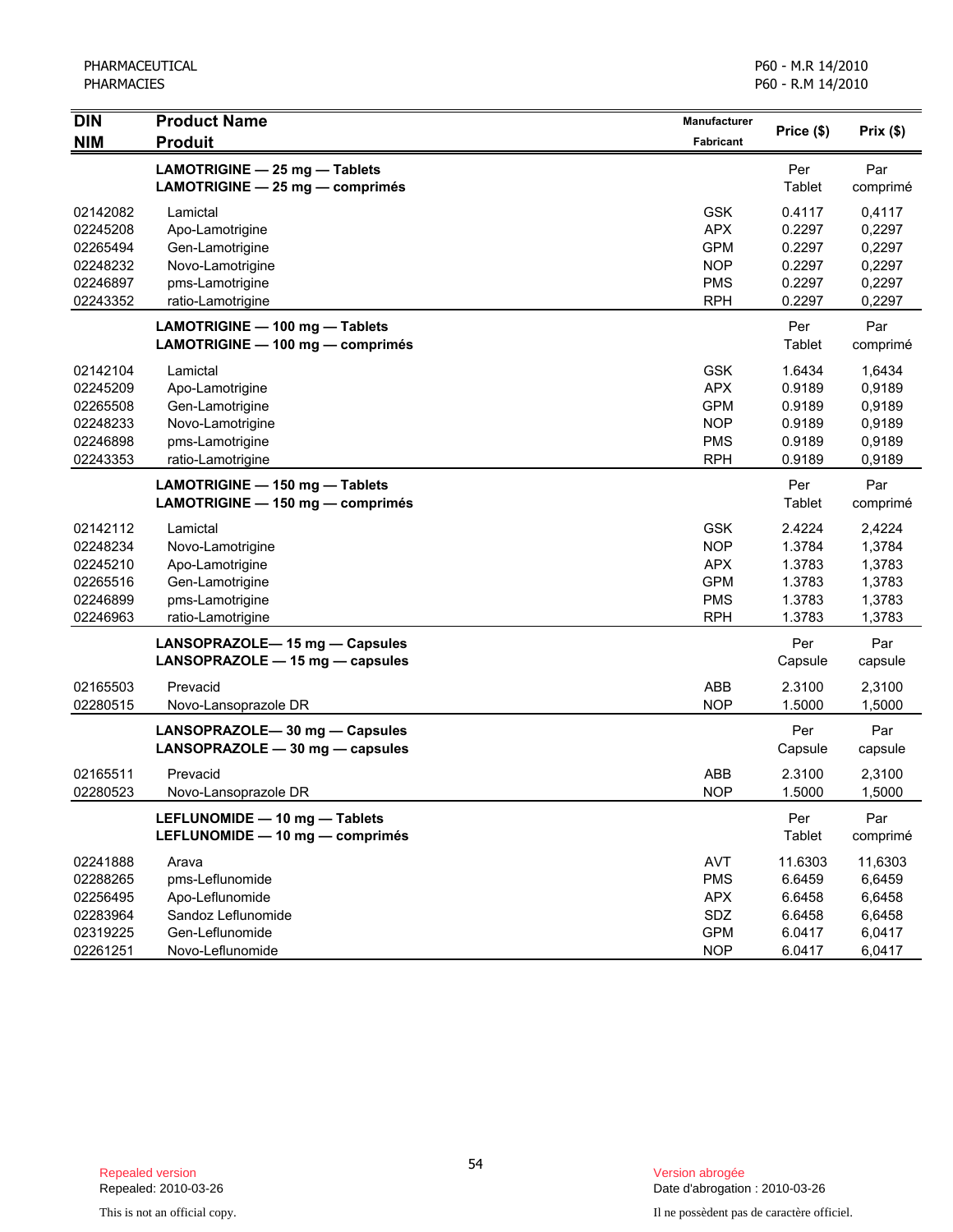PHARMACEUTICAL
PHARMACIES

P60 - M.R 14/2010
P60 - R.M 14/2010

| DIN<br>NIM | Product Name<br>Produit | Manufacturer<br>Fabricant | Price ($) | Prix ($) |
|---|---|---|---|---|
| | **LAMOTRIGINE — 25 mg — Tablets**<br>**LAMOTRIGINE — 25 mg — comprimés** | | Per Tablet | Par comprimé |
| 02142082 | Lamictal | GSK | 0.4117 | 0,4117 |
| 02245208 | Apo-Lamotrigine | APX | 0.2297 | 0,2297 |
| 02265494 | Gen-Lamotrigine | GPM | 0.2297 | 0,2297 |
| 02248232 | Novo-Lamotrigine | NOP | 0.2297 | 0,2297 |
| 02246897 | pms-Lamotrigine | PMS | 0.2297 | 0,2297 |
| 02243352 | ratio-Lamotrigine | RPH | 0.2297 | 0,2297 |
| | **LAMOTRIGINE — 100 mg — Tablets**<br>**LAMOTRIGINE — 100 mg — comprimés** | | Per Tablet | Par comprimé |
| 02142104 | Lamictal | GSK | 1.6434 | 1,6434 |
| 02245209 | Apo-Lamotrigine | APX | 0.9189 | 0,9189 |
| 02265508 | Gen-Lamotrigine | GPM | 0.9189 | 0,9189 |
| 02248233 | Novo-Lamotrigine | NOP | 0.9189 | 0,9189 |
| 02246898 | pms-Lamotrigine | PMS | 0.9189 | 0,9189 |
| 02243353 | ratio-Lamotrigine | RPH | 0.9189 | 0,9189 |
| | **LAMOTRIGINE — 150 mg — Tablets**<br>**LAMOTRIGINE — 150 mg — comprimés** | | Per Tablet | Par comprimé |
| 02142112 | Lamictal | GSK | 2.4224 | 2,4224 |
| 02248234 | Novo-Lamotrigine | NOP | 1.3784 | 1,3784 |
| 02245210 | Apo-Lamotrigine | APX | 1.3783 | 1,3783 |
| 02265516 | Gen-Lamotrigine | GPM | 1.3783 | 1,3783 |
| 02246899 | pms-Lamotrigine | PMS | 1.3783 | 1,3783 |
| 02246963 | ratio-Lamotrigine | RPH | 1.3783 | 1,3783 |
| | **LANSOPRAZOLE— 15 mg — Capsules**<br>**LANSOPRAZOLE — 15 mg — capsules** | | Per Capsule | Par capsule |
| 02165503 | Prevacid | ABB | 2.3100 | 2,3100 |
| 02280515 | Novo-Lansoprazole DR | NOP | 1.5000 | 1,5000 |
| | **LANSOPRAZOLE— 30 mg — Capsules**<br>**LANSOPRAZOLE — 30 mg — capsules** | | Per Capsule | Par capsule |
| 02165511 | Prevacid | ABB | 2.3100 | 2,3100 |
| 02280523 | Novo-Lansoprazole DR | NOP | 1.5000 | 1,5000 |
| | **LEFLUNOMIDE — 10 mg — Tablets**<br>**LEFLUNOMIDE — 10 mg — comprimés** | | Per Tablet | Par comprimé |
| 02241888 | Arava | AVT | 11.6303 | 11,6303 |
| 02288265 | pms-Leflunomide | PMS | 6.6459 | 6,6459 |
| 02256495 | Apo-Leflunomide | APX | 6.6458 | 6,6458 |
| 02283964 | Sandoz Leflunomide | SDZ | 6.6458 | 6,6458 |
| 02319225 | Gen-Leflunomide | GPM | 6.0417 | 6,0417 |
| 02261251 | Novo-Leflunomide | NOP | 6.0417 | 6,0417 |

Repealed version
Repealed: 2010-03-26

Version abrogée
Date d'abrogation : 2010-03-26

This is not an official copy.

Il ne possèdent pas de caractère officiel.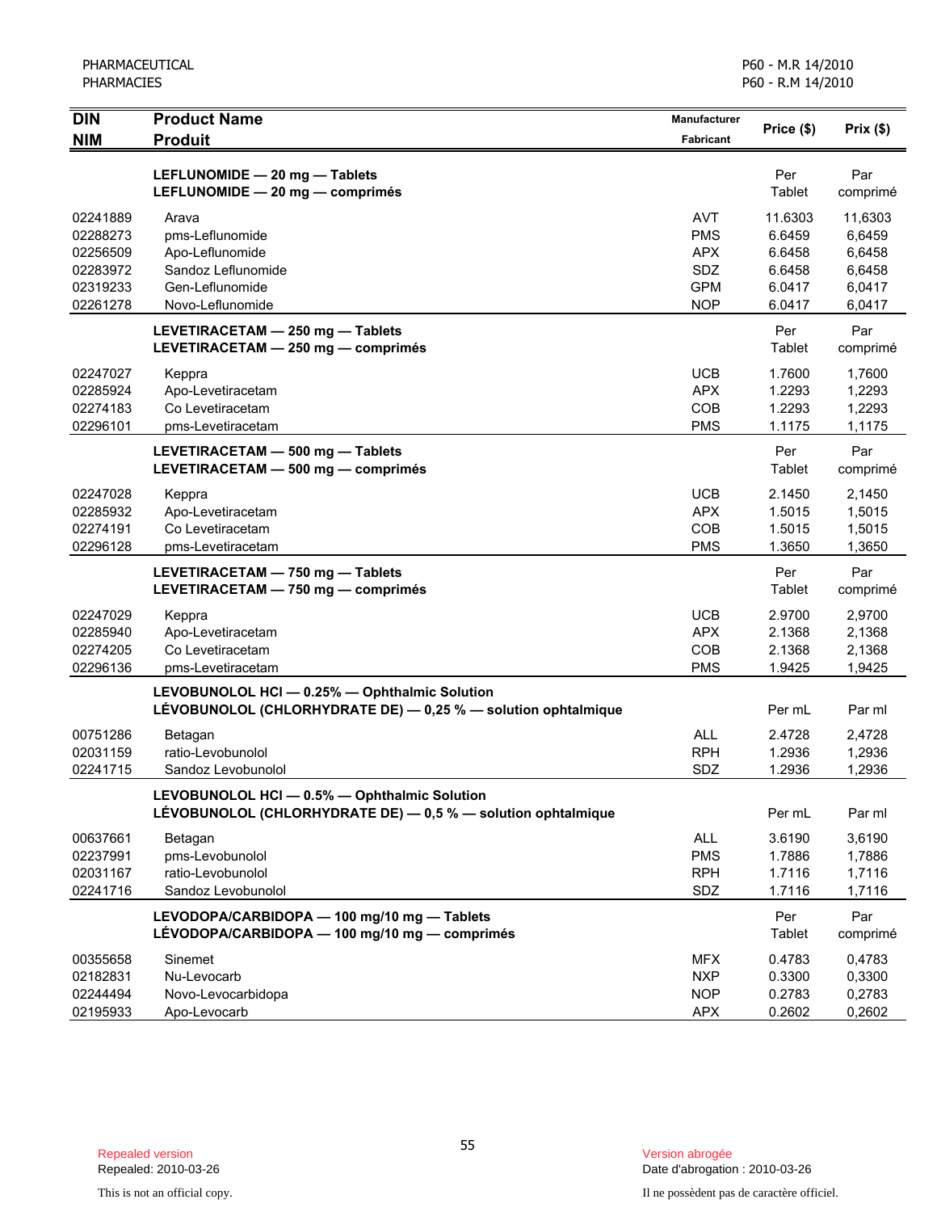| DIN<br>NIM | Product Name<br>Produit | Manufacturer<br>Fabricant | Price ($) | Prix ($) |
|---|---|---|---|---|
| | **LEFLUNOMIDE — 20 mg — Tablets**<br>**LEFLUNOMIDE — 20 mg — comprimés** | | Per Tablet | Par comprimé |
| 02241889 | Arava | AVT | 11.6303 | 11,6303 |
| 02288273 | pms-Leflunomide | PMS | 6.6459 | 6,6459 |
| 02256509 | Apo-Leflunomide | APX | 6.6458 | 6,6458 |
| 02283972 | Sandoz Leflunomide | SDZ | 6.6458 | 6,6458 |
| 02319233 | Gen-Leflunomide | GPM | 6.0417 | 6,0417 |
| 02261278 | Novo-Leflunomide | NOP | 6.0417 | 6,0417 |
| | **LEVETIRACETAM — 250 mg — Tablets**<br>**LEVETIRACETAM — 250 mg — comprimés** | | Per Tablet | Par comprimé |
| 02247027 | Keppra | UCB | 1.7600 | 1,7600 |
| 02285924 | Apo-Levetiracetam | APX | 1.2293 | 1,2293 |
| 02274183 | Co Levetiracetam | COB | 1.2293 | 1,2293 |
| 02296101 | pms-Levetiracetam | PMS | 1.1175 | 1,1175 |
| | **LEVETIRACETAM — 500 mg — Tablets**<br>**LEVETIRACETAM — 500 mg — comprimés** | | Per Tablet | Par comprimé |
| 02247028 | Keppra | UCB | 2.1450 | 2,1450 |
| 02285932 | Apo-Levetiracetam | APX | 1.5015 | 1,5015 |
| 02274191 | Co Levetiracetam | COB | 1.5015 | 1,5015 |
| 02296128 | pms-Levetiracetam | PMS | 1.3650 | 1,3650 |
| | **LEVETIRACETAM — 750 mg — Tablets**<br>**LEVETIRACETAM — 750 mg — comprimés** | | Per Tablet | Par comprimé |
| 02247029 | Keppra | UCB | 2.9700 | 2,9700 |
| 02285940 | Apo-Levetiracetam | APX | 2.1368 | 2,1368 |
| 02274205 | Co Levetiracetam | COB | 2.1368 | 2,1368 |
| 02296136 | pms-Levetiracetam | PMS | 1.9425 | 1,9425 |
| | **LEVOBUNOLOL HCl — 0.25% — Ophthalmic Solution**<br>**LÉVOBUNOLOL (CHLORHYDRATE DE) — 0,25 % — solution ophtalmique** | | Per mL | Par ml |
| 00751286 | Betagan | ALL | 2.4728 | 2,4728 |
| 02031159 | ratio-Levobunolol | RPH | 1.2936 | 1,2936 |
| 02241715 | Sandoz Levobunolol | SDZ | 1.2936 | 1,2936 |
| | **LEVOBUNOLOL HCl — 0.5% — Ophthalmic Solution**<br>**LÉVOBUNOLOL (CHLORHYDRATE DE) — 0,5 % — solution ophtalmique** | | Per mL | Par ml |
| 00637661 | Betagan | ALL | 3.6190 | 3,6190 |
| 02237991 | pms-Levobunolol | PMS | 1.7886 | 1,7886 |
| 02031167 | ratio-Levobunolol | RPH | 1.7116 | 1,7116 |
| 02241716 | Sandoz Levobunolol | SDZ | 1.7116 | 1,7116 |
| | **LEVODOPA/CARBIDOPA — 100 mg/10 mg — Tablets**<br>**LÉVODOPA/CARBIDOPA — 100 mg/10 mg — comprimés** | | Per Tablet | Par comprimé |
| 00355658 | Sinemet | MFX | 0.4783 | 0,4783 |
| 02182831 | Nu-Levocarb | NXP | 0.3300 | 0,3300 |
| 02244494 | Novo-Levocarbidopa | NOP | 0.2783 | 0,2783 |
| 02195933 | Apo-Levocarb | APX | 0.2602 | 0,2602 |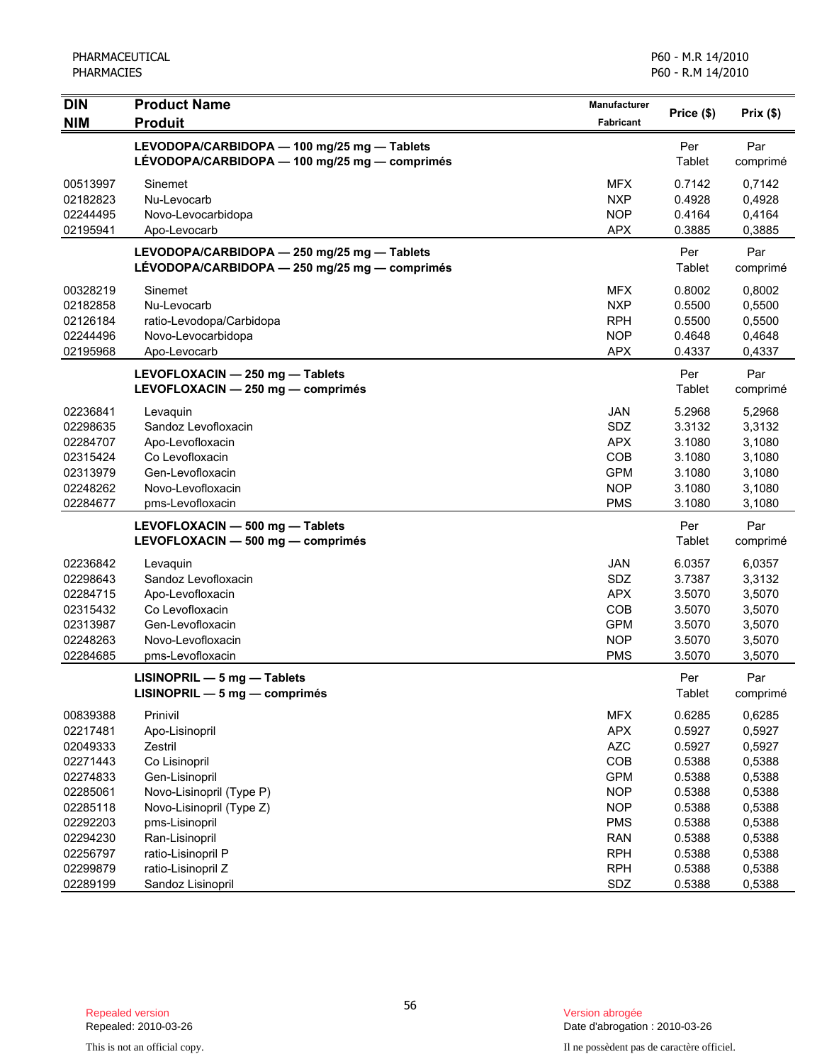| DIN<br>NIM | Product Name<br>Produit | Manufacturer<br>Fabricant | Price ($) | Prix ($) |
|---|---|---|---|---|
| | **LEVODOPA/CARBIDOPA — 100 mg/25 mg — Tablets**<br>**LÉVODOPA/CARBIDOPA — 100 mg/25 mg — comprimés** | | Per Tablet | Par comprimé |
| 00513997 | Sinemet | MFX | 0.7142 | 0,7142 |
| 02182823 | Nu-Levocarb | NXP | 0.4928 | 0,4928 |
| 02244495 | Novo-Levocarbidopa | NOP | 0.4164 | 0,4164 |
| 02195941 | Apo-Levocarb | APX | 0.3885 | 0,3885 |
| | **LEVODOPA/CARBIDOPA — 250 mg/25 mg — Tablets**<br>**LÉVODOPA/CARBIDOPA — 250 mg/25 mg — comprimés** | | Per Tablet | Par comprimé |
| 00328219 | Sinemet | MFX | 0.8002 | 0,8002 |
| 02182858 | Nu-Levocarb | NXP | 0.5500 | 0,5500 |
| 02126184 | ratio-Levodopa/Carbidopa | RPH | 0.5500 | 0,5500 |
| 02244496 | Novo-Levocarbidopa | NOP | 0.4648 | 0,4648 |
| 02195968 | Apo-Levocarb | APX | 0.4337 | 0,4337 |
| | **LEVOFLOXACIN — 250 mg — Tablets**<br>**LEVOFLOXACIN — 250 mg — comprimés** | | Per Tablet | Par comprimé |
| 02236841 | Levaquin | JAN | 5.2968 | 5,2968 |
| 02298635 | Sandoz Levofloxacin | SDZ | 3.3132 | 3,3132 |
| 02284707 | Apo-Levofloxacin | APX | 3.1080 | 3,1080 |
| 02315424 | Co Levofloxacin | COB | 3.1080 | 3,1080 |
| 02313979 | Gen-Levofloxacin | GPM | 3.1080 | 3,1080 |
| 02248262 | Novo-Levofloxacin | NOP | 3.1080 | 3,1080 |
| 02284677 | pms-Levofloxacin | PMS | 3.1080 | 3,1080 |
| | **LEVOFLOXACIN — 500 mg — Tablets**<br>**LEVOFLOXACIN — 500 mg — comprimés** | | Per Tablet | Par comprimé |
| 02236842 | Levaquin | JAN | 6.0357 | 6,0357 |
| 02298643 | Sandoz Levofloxacin | SDZ | 3.7387 | 3,3132 |
| 02284715 | Apo-Levofloxacin | APX | 3.5070 | 3,5070 |
| 02315432 | Co Levofloxacin | COB | 3.5070 | 3,5070 |
| 02313987 | Gen-Levofloxacin | GPM | 3.5070 | 3,5070 |
| 02248263 | Novo-Levofloxacin | NOP | 3.5070 | 3,5070 |
| 02284685 | pms-Levofloxacin | PMS | 3.5070 | 3,5070 |
| | **LISINOPRIL — 5 mg — Tablets**<br>**LISINOPRIL — 5 mg — comprimés** | | Per Tablet | Par comprimé |
| 00839388 | Prinivil | MFX | 0.6285 | 0,6285 |
| 02217481 | Apo-Lisinopril | APX | 0.5927 | 0,5927 |
| 02049333 | Zestril | AZC | 0.5927 | 0,5927 |
| 02271443 | Co Lisinopril | COB | 0.5388 | 0,5388 |
| 02274833 | Gen-Lisinopril | GPM | 0.5388 | 0,5388 |
| 02285061 | Novo-Lisinopril (Type P) | NOP | 0.5388 | 0,5388 |
| 02285118 | Novo-Lisinopril (Type Z) | NOP | 0.5388 | 0,5388 |
| 02292203 | pms-Lisinopril | PMS | 0.5388 | 0,5388 |
| 02294230 | Ran-Lisinopril | RAN | 0.5388 | 0,5388 |
| 02256797 | ratio-Lisinopril P | RPH | 0.5388 | 0,5388 |
| 02299879 | ratio-Lisinopril Z | RPH | 0.5388 | 0,5388 |
| 02289199 | Sandoz Lisinopril | SDZ | 0.5388 | 0,5388 |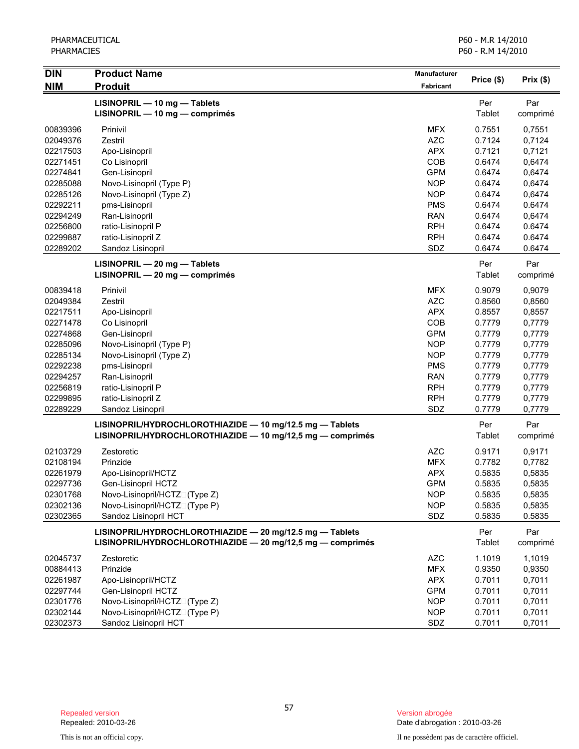| DIN<br>NIM | Product Name<br>Produit | Manufacturer<br>Fabricant | Price ($) | Prix ($) |
|---|---|---|---|---|
| | **LISINOPRIL — 10 mg — Tablets**<br>**LISINOPRIL — 10 mg — comprimés** | | Per Tablet | Par comprimé |
| 00839396 | Prinivil | MFX | 0.7551 | 0,7551 |
| 02049376 | Zestril | AZC | 0.7124 | 0,7124 |
| 02217503 | Apo-Lisinopril | APX | 0.7121 | 0,7121 |
| 02271451 | Co Lisinopril | COB | 0.6474 | 0,6474 |
| 02274841 | Gen-Lisinopril | GPM | 0.6474 | 0,6474 |
| 02285088 | Novo-Lisinopril (Type P) | NOP | 0.6474 | 0,6474 |
| 02285126 | Novo-Lisinopril (Type Z) | NOP | 0.6474 | 0,6474 |
| 02292211 | pms-Lisinopril | PMS | 0.6474 | 0.6474 |
| 02294249 | Ran-Lisinopril | RAN | 0.6474 | 0,6474 |
| 02256800 | ratio-Lisinopril P | RPH | 0.6474 | 0.6474 |
| 02299887 | ratio-Lisinopril Z | RPH | 0.6474 | 0.6474 |
| 02289202 | Sandoz Lisinopril | SDZ | 0.6474 | 0.6474 |
| | **LISINOPRIL — 20 mg — Tablets**<br>**LISINOPRIL — 20 mg — comprimés** | | Per Tablet | Par comprimé |
| 00839418 | Prinivil | MFX | 0.9079 | 0,9079 |
| 02049384 | Zestril | AZC | 0.8560 | 0,8560 |
| 02217511 | Apo-Lisinopril | APX | 0.8557 | 0,8557 |
| 02271478 | Co Lisinopril | COB | 0.7779 | 0,7779 |
| 02274868 | Gen-Lisinopril | GPM | 0.7779 | 0,7779 |
| 02285096 | Novo-Lisinopril (Type P) | NOP | 0.7779 | 0,7779 |
| 02285134 | Novo-Lisinopril (Type Z) | NOP | 0.7779 | 0,7779 |
| 02292238 | pms-Lisinopril | PMS | 0.7779 | 0,7779 |
| 02294257 | Ran-Lisinopril | RAN | 0.7779 | 0,7779 |
| 02256819 | ratio-Lisinopril P | RPH | 0.7779 | 0,7779 |
| 02299895 | ratio-Lisinopril Z | RPH | 0.7779 | 0,7779 |
| 02289229 | Sandoz Lisinopril | SDZ | 0.7779 | 0,7779 |
| | **LISINOPRIL/HYDROCHLOROTHIAZIDE — 10 mg/12.5 mg — Tablets**<br>**LISINOPRIL/HYDROCHLOROTHIAZIDE — 10 mg/12,5 mg — comprimés** | | Per Tablet | Par comprimé |
| 02103729 | Zestoretic | AZC | 0.9171 | 0,9171 |
| 02108194 | Prinzide | MFX | 0.7782 | 0,7782 |
| 02261979 | Apo-Lisinopril/HCTZ | APX | 0.5835 | 0,5835 |
| 02297736 | Gen-Lisinopril HCTZ | GPM | 0.5835 | 0,5835 |
| 02301768 | Novo-Lisinopril/HCTZ (Type Z) | NOP | 0.5835 | 0,5835 |
| 02302136 | Novo-Lisinopril/HCTZ (Type P) | NOP | 0.5835 | 0,5835 |
| 02302365 | Sandoz Lisinopril HCT | SDZ | 0.5835 | 0.5835 |
| | **LISINOPRIL/HYDROCHLOROTHIAZIDE — 20 mg/12.5 mg — Tablets**<br>**LISINOPRIL/HYDROCHLOROTHIAZIDE — 20 mg/12,5 mg — comprimés** | | Per Tablet | Par comprimé |
| 02045737 | Zestoretic | AZC | 1.1019 | 1,1019 |
| 00884413 | Prinzide | MFX | 0.9350 | 0,9350 |
| 02261987 | Apo-Lisinopril/HCTZ | APX | 0.7011 | 0,7011 |
| 02297744 | Gen-Lisinopril HCTZ | GPM | 0.7011 | 0,7011 |
| 02301776 | Novo-Lisinopril/HCTZ (Type Z) | NOP | 0.7011 | 0,7011 |
| 02302144 | Novo-Lisinopril/HCTZ (Type P) | NOP | 0.7011 | 0,7011 |
| 02302373 | Sandoz Lisinopril HCT | SDZ | 0.7011 | 0,7011 |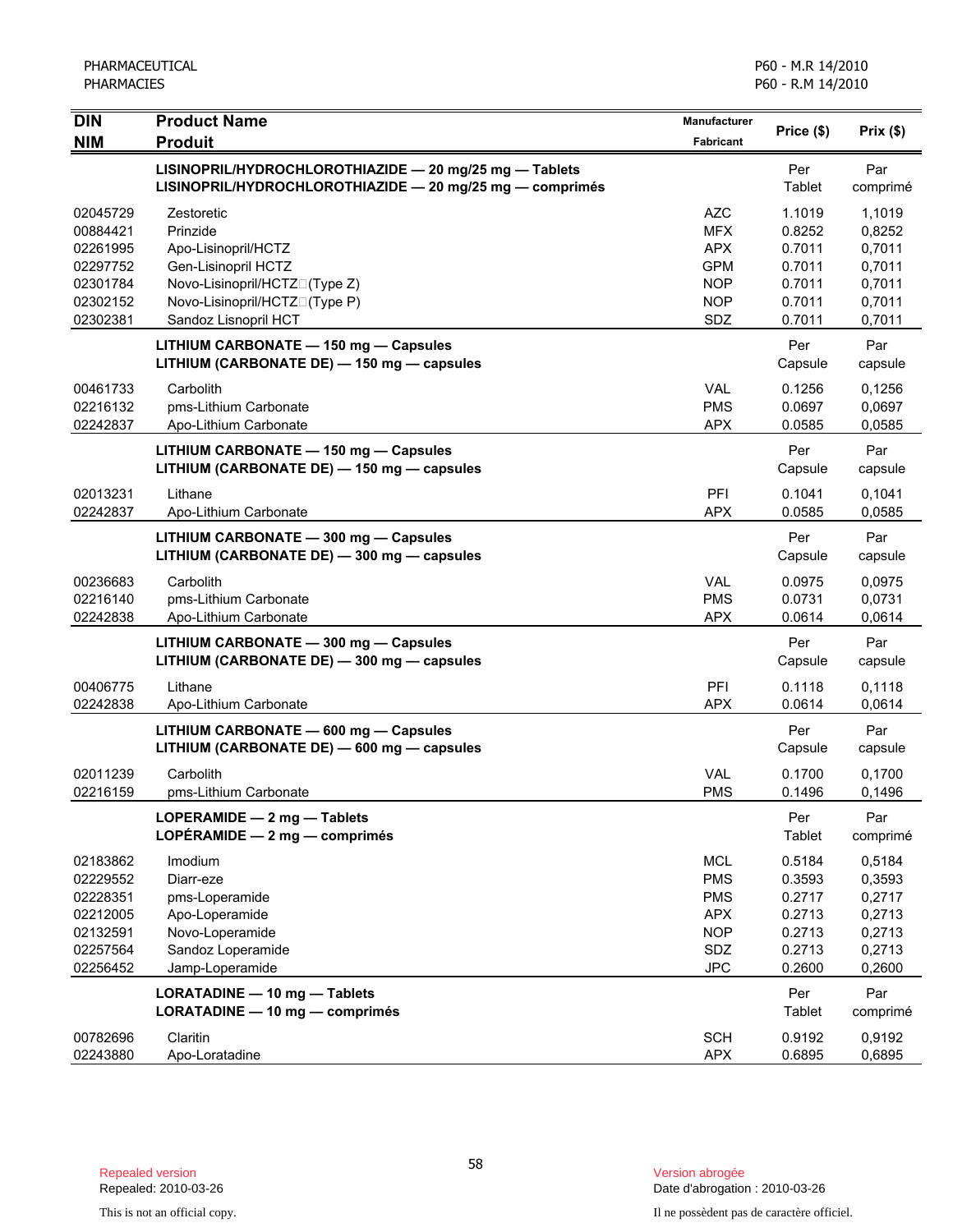| DIN<br>NIM | Product Name<br>Produit | Manufacturer<br>Fabricant | Price ($) | Prix ($) |
|---|---|---|---|---|
| | **LISINOPRIL/HYDROCHLOROTHIAZIDE — 20 mg/25 mg — Tablets**<br>**LISINOPRIL/HYDROCHLOROTHIAZIDE — 20 mg/25 mg — comprimés** | | Per Tablet | Par comprimé |
| 02045729 | Zestoretic | AZC | 1.1019 | 1,1019 |
| 00884421 | Prinzide | MFX | 0.8252 | 0,8252 |
| 02261995 | Apo-Lisinopril/HCTZ | APX | 0.7011 | 0,7011 |
| 02297752 | Gen-Lisinopril HCTZ | GPM | 0.7011 | 0,7011 |
| 02301784 | Novo-Lisinopril/HCTZ (Type Z) | NOP | 0.7011 | 0,7011 |
| 02302152 | Novo-Lisinopril/HCTZ (Type P) | NOP | 0.7011 | 0,7011 |
| 02302381 | Sandoz Lisnopril HCT | SDZ | 0.7011 | 0,7011 |
| | **LITHIUM CARBONATE — 150 mg — Capsules**<br>**LITHIUM (CARBONATE DE) — 150 mg — capsules** | | Per Capsule | Par capsule |
| 00461733 | Carbolith | VAL | 0.1256 | 0,1256 |
| 02216132 | pms-Lithium Carbonate | PMS | 0.0697 | 0,0697 |
| 02242837 | Apo-Lithium Carbonate | APX | 0.0585 | 0,0585 |
| | **LITHIUM CARBONATE — 150 mg — Capsules**<br>**LITHIUM (CARBONATE DE) — 150 mg — capsules** | | Per Capsule | Par capsule |
| 02013231 | Lithane | PFI | 0.1041 | 0,1041 |
| 02242837 | Apo-Lithium Carbonate | APX | 0.0585 | 0,0585 |
| | **LITHIUM CARBONATE — 300 mg — Capsules**<br>**LITHIUM (CARBONATE DE) — 300 mg — capsules** | | Per Capsule | Par capsule |
| 00236683 | Carbolith | VAL | 0.0975 | 0,0975 |
| 02216140 | pms-Lithium Carbonate | PMS | 0.0731 | 0,0731 |
| 02242838 | Apo-Lithium Carbonate | APX | 0.0614 | 0,0614 |
| | **LITHIUM CARBONATE — 300 mg — Capsules**<br>**LITHIUM (CARBONATE DE) — 300 mg — capsules** | | Per Capsule | Par capsule |
| 00406775 | Lithane | PFI | 0.1118 | 0,1118 |
| 02242838 | Apo-Lithium Carbonate | APX | 0.0614 | 0,0614 |
| | **LITHIUM CARBONATE — 600 mg — Capsules**<br>**LITHIUM (CARBONATE DE) — 600 mg — capsules** | | Per Capsule | Par capsule |
| 02011239 | Carbolith | VAL | 0.1700 | 0,1700 |
| 02216159 | pms-Lithium Carbonate | PMS | 0.1496 | 0,1496 |
| | **LOPERAMIDE — 2 mg — Tablets**<br>**LOPÉRAMIDE — 2 mg — comprimés** | | Per Tablet | Par comprimé |
| 02183862 | Imodium | MCL | 0.5184 | 0,5184 |
| 02229552 | Diarr-eze | PMS | 0.3593 | 0,3593 |
| 02228351 | pms-Loperamide | PMS | 0.2717 | 0,2717 |
| 02212005 | Apo-Loperamide | APX | 0.2713 | 0,2713 |
| 02132591 | Novo-Loperamide | NOP | 0.2713 | 0,2713 |
| 02257564 | Sandoz Loperamide | SDZ | 0.2713 | 0,2713 |
| 02256452 | Jamp-Loperamide | JPC | 0.2600 | 0,2600 |
| | **LORATADINE — 10 mg — Tablets**<br>**LORATADINE — 10 mg — comprimés** | | Per Tablet | Par comprimé |
| 00782696 | Claritin | SCH | 0.9192 | 0,9192 |
| 02243880 | Apo-Loratadine | APX | 0.6895 | 0,6895 |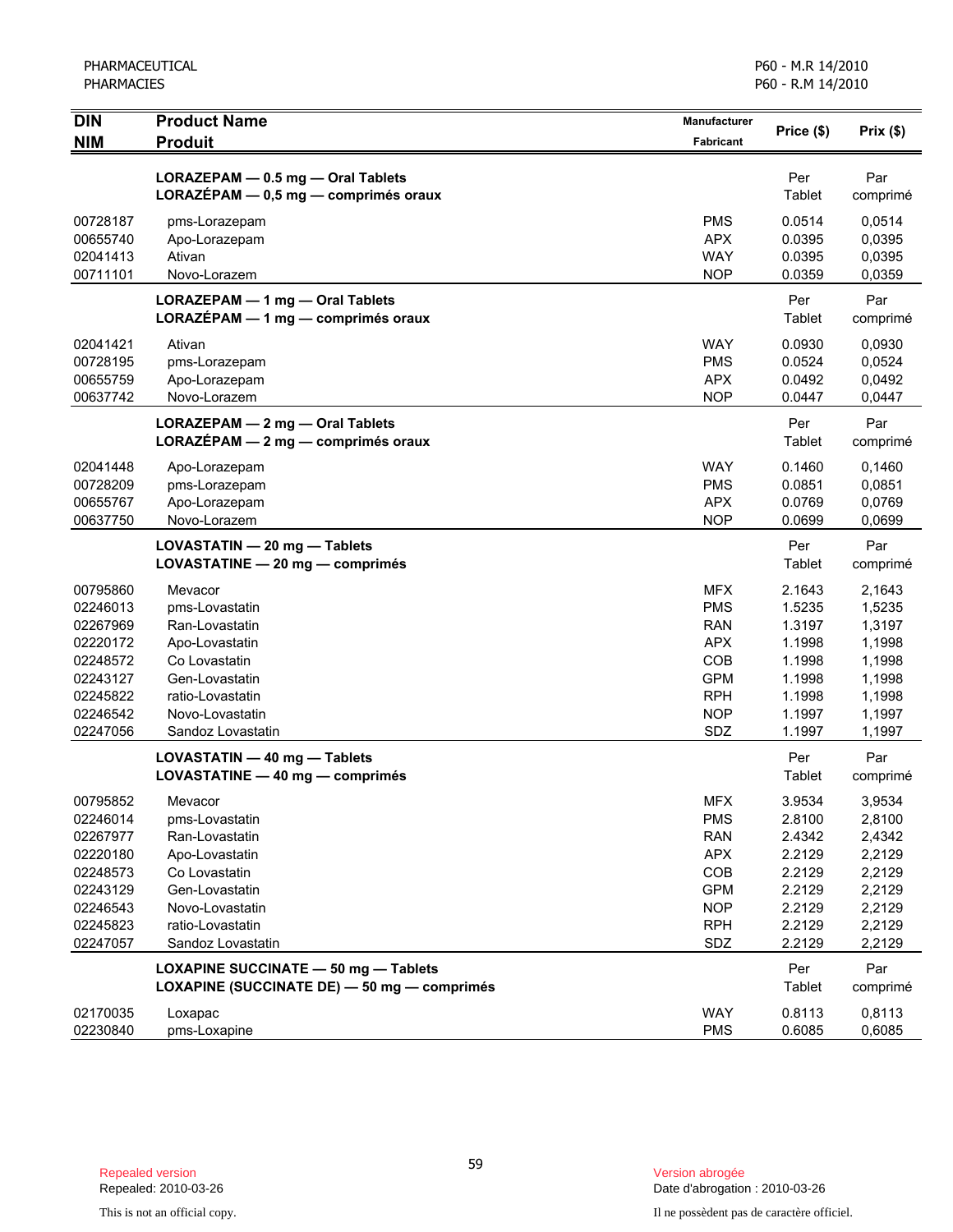| DIN<br>NIM | Product Name<br>Produit | Manufacturer<br>Fabricant | Price ($) | Prix ($) |
|---|---|---|---|---|
| | **LORAZEPAM — 0.5 mg — Oral Tablets**<br>**LORAZÉPAM — 0,5 mg — comprimés oraux** | | Per Tablet | Par comprimé |
| 00728187 | pms-Lorazepam | PMS | 0.0514 | 0,0514 |
| 00655740 | Apo-Lorazepam | APX | 0.0395 | 0,0395 |
| 02041413 | Ativan | WAY | 0.0395 | 0,0395 |
| 00711101 | Novo-Lorazem | NOP | 0.0359 | 0,0359 |
| | **LORAZEPAM — 1 mg — Oral Tablets**<br>**LORAZÉPAM — 1 mg — comprimés oraux** | | Per Tablet | Par comprimé |
| 02041421 | Ativan | WAY | 0.0930 | 0,0930 |
| 00728195 | pms-Lorazepam | PMS | 0.0524 | 0,0524 |
| 00655759 | Apo-Lorazepam | APX | 0.0492 | 0,0492 |
| 00637742 | Novo-Lorazem | NOP | 0.0447 | 0,0447 |
| | **LORAZEPAM — 2 mg — Oral Tablets**<br>**LORAZÉPAM — 2 mg — comprimés oraux** | | Per Tablet | Par comprimé |
| 02041448 | Apo-Lorazepam | WAY | 0.1460 | 0,1460 |
| 00728209 | pms-Lorazepam | PMS | 0.0851 | 0,0851 |
| 00655767 | Apo-Lorazepam | APX | 0.0769 | 0,0769 |
| 00637750 | Novo-Lorazem | NOP | 0.0699 | 0,0699 |
| | **LOVASTATIN — 20 mg — Tablets**<br>**LOVASTATINE — 20 mg — comprimés** | | Per Tablet | Par comprimé |
| 00795860 | Mevacor | MFX | 2.1643 | 2,1643 |
| 02246013 | pms-Lovastatin | PMS | 1.5235 | 1,5235 |
| 02267969 | Ran-Lovastatin | RAN | 1.3197 | 1,3197 |
| 02220172 | Apo-Lovastatin | APX | 1.1998 | 1,1998 |
| 02248572 | Co Lovastatin | COB | 1.1998 | 1,1998 |
| 02243127 | Gen-Lovastatin | GPM | 1.1998 | 1,1998 |
| 02245822 | ratio-Lovastatin | RPH | 1.1998 | 1,1998 |
| 02246542 | Novo-Lovastatin | NOP | 1.1997 | 1,1997 |
| 02247056 | Sandoz Lovastatin | SDZ | 1.1997 | 1,1997 |
| | **LOVASTATIN — 40 mg — Tablets**<br>**LOVASTATINE — 40 mg — comprimés** | | Per Tablet | Par comprimé |
| 00795852 | Mevacor | MFX | 3.9534 | 3,9534 |
| 02246014 | pms-Lovastatin | PMS | 2.8100 | 2,8100 |
| 02267977 | Ran-Lovastatin | RAN | 2.4342 | 2,4342 |
| 02220180 | Apo-Lovastatin | APX | 2.2129 | 2,2129 |
| 02248573 | Co Lovastatin | COB | 2.2129 | 2,2129 |
| 02243129 | Gen-Lovastatin | GPM | 2.2129 | 2,2129 |
| 02246543 | Novo-Lovastatin | NOP | 2.2129 | 2,2129 |
| 02245823 | ratio-Lovastatin | RPH | 2.2129 | 2,2129 |
| 02247057 | Sandoz Lovastatin | SDZ | 2.2129 | 2,2129 |
| | **LOXAPINE SUCCINATE — 50 mg — Tablets**<br>**LOXAPINE (SUCCINATE DE) — 50 mg — comprimés** | | Per Tablet | Par comprimé |
| 02170035 | Loxapac | WAY | 0.8113 | 0,8113 |
| 02230840 | pms-Loxapine | PMS | 0.6085 | 0,6085 |

Repealed version
Repealed: 2010-03-26

Version abrogée
Date d'abrogation : 2010-03-26

This is not an official copy.

Il ne possèdent pas de caractère officiel.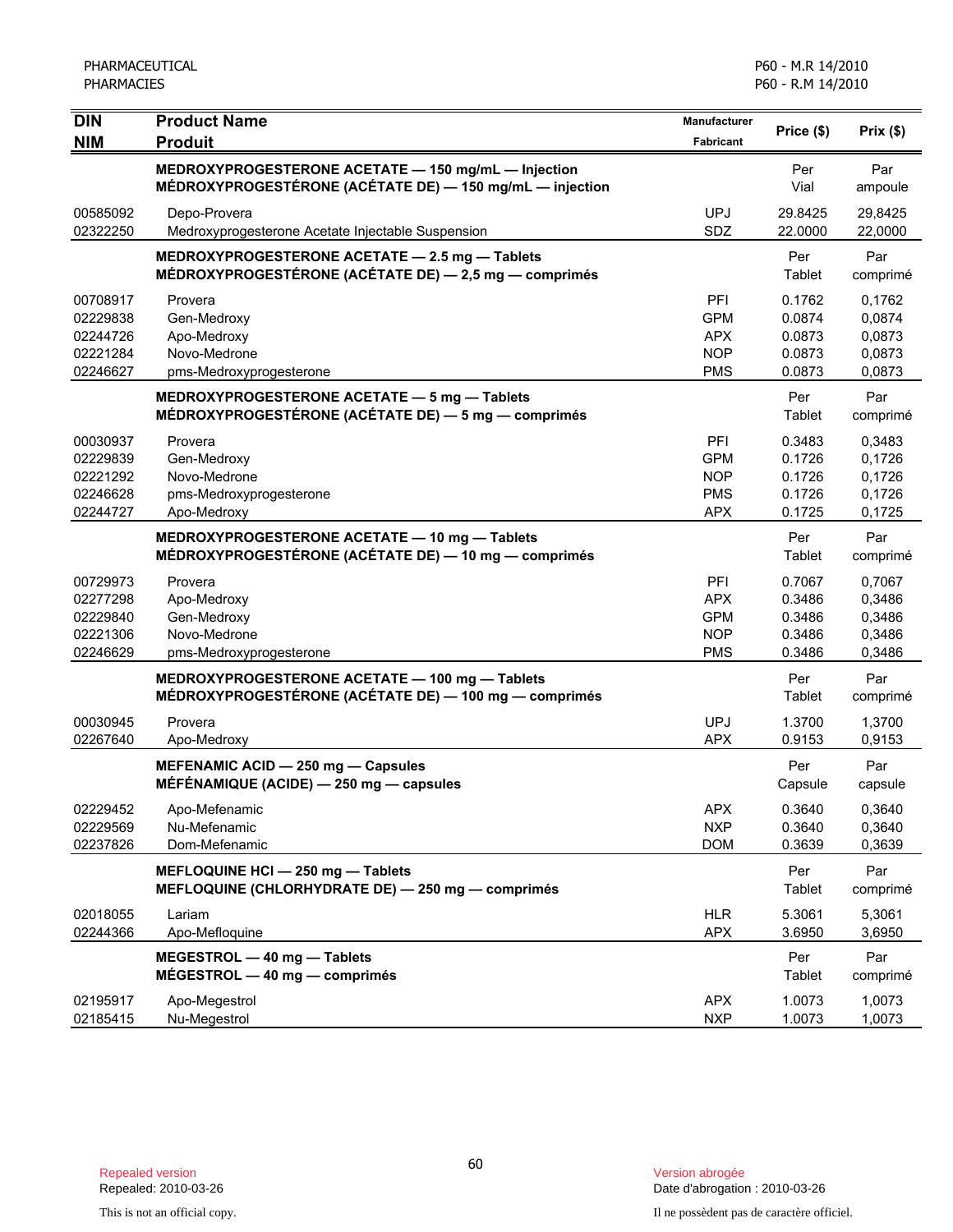| DIN<br>NIM | Product Name<br>Produit | Manufacturer<br>Fabricant | Price ($) | Prix ($) |
|---|---|---|---|---|
| | **MEDROXYPROGESTERONE ACETATE — 150 mg/mL — Injection**<br>**MÉDROXYPROGESTÉRONE (ACÉTATE DE) — 150 mg/mL — injection** | | Per<br>Vial | Par<br>ampoule |
| 00585092 | Depo-Provera | UPJ | 29.8425 | 29,8425 |
| 02322250 | Medroxyprogesterone Acetate Injectable Suspension | SDZ | 22.0000 | 22,0000 |
| | **MEDROXYPROGESTERONE ACETATE — 2.5 mg — Tablets**<br>**MÉDROXYPROGESTÉRONE (ACÉTATE DE) — 2,5 mg — comprimés** | | Per<br>Tablet | Par<br>comprimé |
| 00708917 | Provera | PFI | 0.1762 | 0,1762 |
| 02229838 | Gen-Medroxy | GPM | 0.0874 | 0,0874 |
| 02244726 | Apo-Medroxy | APX | 0.0873 | 0,0873 |
| 02221284 | Novo-Medrone | NOP | 0.0873 | 0,0873 |
| 02246627 | pms-Medroxyprogesterone | PMS | 0.0873 | 0,0873 |
| | **MEDROXYPROGESTERONE ACETATE — 5 mg — Tablets**<br>**MÉDROXYPROGESTÉRONE (ACÉTATE DE) — 5 mg — comprimés** | | Per<br>Tablet | Par<br>comprimé |
| 00030937 | Provera | PFI | 0.3483 | 0,3483 |
| 02229839 | Gen-Medroxy | GPM | 0.1726 | 0,1726 |
| 02221292 | Novo-Medrone | NOP | 0.1726 | 0,1726 |
| 02246628 | pms-Medroxyprogesterone | PMS | 0.1726 | 0,1726 |
| 02244727 | Apo-Medroxy | APX | 0.1725 | 0,1725 |
| | **MEDROXYPROGESTERONE ACETATE — 10 mg — Tablets**<br>**MÉDROXYPROGESTÉRONE (ACÉTATE DE) — 10 mg — comprimés** | | Per<br>Tablet | Par<br>comprimé |
| 00729973 | Provera | PFI | 0.7067 | 0,7067 |
| 02277298 | Apo-Medroxy | APX | 0.3486 | 0,3486 |
| 02229840 | Gen-Medroxy | GPM | 0.3486 | 0,3486 |
| 02221306 | Novo-Medrone | NOP | 0.3486 | 0,3486 |
| 02246629 | pms-Medroxyprogesterone | PMS | 0.3486 | 0,3486 |
| | **MEDROXYPROGESTERONE ACETATE — 100 mg — Tablets**<br>**MÉDROXYPROGESTÉRONE (ACÉTATE DE) — 100 mg — comprimés** | | Per<br>Tablet | Par<br>comprimé |
| 00030945 | Provera | UPJ | 1.3700 | 1,3700 |
| 02267640 | Apo-Medroxy | APX | 0.9153 | 0,9153 |
| | **MEFENAMIC ACID — 250 mg — Capsules**<br>**MÉFÉNAMIQUE (ACIDE) — 250 mg — capsules** | | Per<br>Capsule | Par<br>capsule |
| 02229452 | Apo-Mefenamic | APX | 0.3640 | 0,3640 |
| 02229569 | Nu-Mefenamic | NXP | 0.3640 | 0,3640 |
| 02237826 | Dom-Mefenamic | DOM | 0.3639 | 0,3639 |
| | **MEFLOQUINE HCl — 250 mg — Tablets**<br>**MEFLOQUINE (CHLORHYDRATE DE) — 250 mg — comprimés** | | Per<br>Tablet | Par<br>comprimé |
| 02018055 | Lariam | HLR | 5.3061 | 5,3061 |
| 02244366 | Apo-Mefloquine | APX | 3.6950 | 3,6950 |
| | **MEGESTROL — 40 mg — Tablets**<br>**MÉGESTROL — 40 mg — comprimés** | | Per<br>Tablet | Par<br>comprimé |
| 02195917 | Apo-Megestrol | APX | 1.0073 | 1,0073 |
| 02185415 | Nu-Megestrol | NXP | 1.0073 | 1,0073 |

Repealed version
Repealed: 2010-03-26

This is not an official copy.

Version abrogée
Date d'abrogation : 2010-03-26

Il ne possèdent pas de caractère officiel.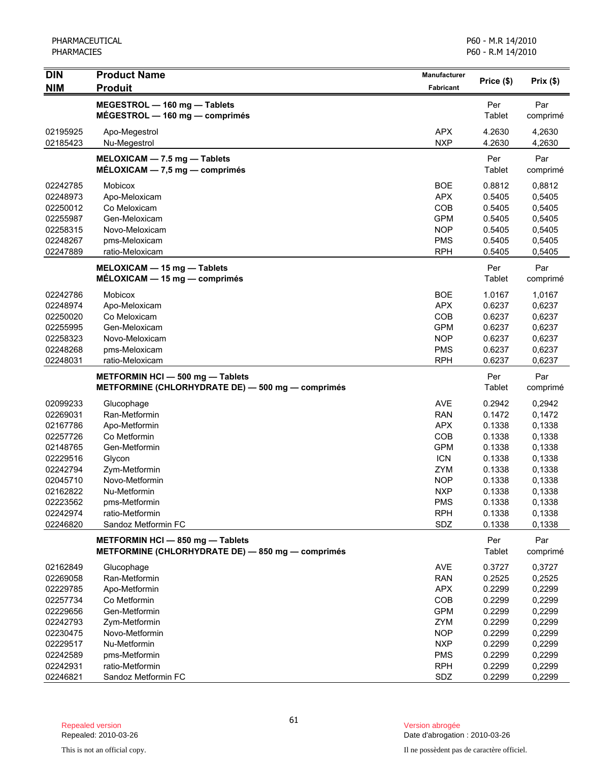| DIN<br>NIM | Product Name<br>Produit | Manufacturer<br>Fabricant | Price ($) | Prix ($) |
|---|---|---|---|---|
| | **MEGESTROL — 160 mg — Tablets**<br>**MÉGESTROL — 160 mg — comprimés** | | Per Tablet | Par comprimé |
| 02195925 | Apo-Megestrol | APX | 4.2630 | 4,2630 |
| 02185423 | Nu-Megestrol | NXP | 4.2630 | 4,2630 |
| | **MELOXICAM — 7.5 mg — Tablets**<br>**MÉLOXICAM — 7,5 mg — comprimés** | | Per Tablet | Par comprimé |
| 02242785 | Mobicox | BOE | 0.8812 | 0,8812 |
| 02248973 | Apo-Meloxicam | APX | 0.5405 | 0,5405 |
| 02250012 | Co Meloxicam | COB | 0.5405 | 0,5405 |
| 02255987 | Gen-Meloxicam | GPM | 0.5405 | 0,5405 |
| 02258315 | Novo-Meloxicam | NOP | 0.5405 | 0,5405 |
| 02248267 | pms-Meloxicam | PMS | 0.5405 | 0,5405 |
| 02247889 | ratio-Meloxicam | RPH | 0.5405 | 0,5405 |
| | **MELOXICAM — 15 mg — Tablets**<br>**MÉLOXICAM — 15 mg — comprimés** | | Per Tablet | Par comprimé |
| 02242786 | Mobicox | BOE | 1.0167 | 1,0167 |
| 02248974 | Apo-Meloxicam | APX | 0.6237 | 0,6237 |
| 02250020 | Co Meloxicam | COB | 0.6237 | 0,6237 |
| 02255995 | Gen-Meloxicam | GPM | 0.6237 | 0,6237 |
| 02258323 | Novo-Meloxicam | NOP | 0.6237 | 0,6237 |
| 02248268 | pms-Meloxicam | PMS | 0.6237 | 0,6237 |
| 02248031 | ratio-Meloxicam | RPH | 0.6237 | 0,6237 |
| | **METFORMIN HCl — 500 mg — Tablets**<br>**METFORMINE (CHLORHYDRATE DE) — 500 mg — comprimés** | | Per Tablet | Par comprimé |
| 02099233 | Glucophage | AVE | 0.2942 | 0,2942 |
| 02269031 | Ran-Metformin | RAN | 0.1472 | 0,1472 |
| 02167786 | Apo-Metformin | APX | 0.1338 | 0,1338 |
| 02257726 | Co Metformin | COB | 0.1338 | 0,1338 |
| 02148765 | Gen-Metformin | GPM | 0.1338 | 0,1338 |
| 02229516 | Glycon | ICN | 0.1338 | 0,1338 |
| 02242794 | Zym-Metformin | ZYM | 0.1338 | 0,1338 |
| 02045710 | Novo-Metformin | NOP | 0.1338 | 0,1338 |
| 02162822 | Nu-Metformin | NXP | 0.1338 | 0,1338 |
| 02223562 | pms-Metformin | PMS | 0.1338 | 0,1338 |
| 02242974 | ratio-Metformin | RPH | 0.1338 | 0,1338 |
| 02246820 | Sandoz Metformin FC | SDZ | 0.1338 | 0,1338 |
| | **METFORMIN HCl — 850 mg — Tablets**<br>**METFORMINE (CHLORHYDRATE DE) — 850 mg — comprimés** | | Per Tablet | Par comprimé |
| 02162849 | Glucophage | AVE | 0.3727 | 0,3727 |
| 02269058 | Ran-Metformin | RAN | 0.2525 | 0,2525 |
| 02229785 | Apo-Metformin | APX | 0.2299 | 0,2299 |
| 02257734 | Co Metformin | COB | 0.2299 | 0,2299 |
| 02229656 | Gen-Metformin | GPM | 0.2299 | 0,2299 |
| 02242793 | Zym-Metformin | ZYM | 0.2299 | 0,2299 |
| 02230475 | Novo-Metformin | NOP | 0.2299 | 0,2299 |
| 02229517 | Nu-Metformin | NXP | 0.2299 | 0,2299 |
| 02242589 | pms-Metformin | PMS | 0.2299 | 0,2299 |
| 02242931 | ratio-Metformin | RPH | 0.2299 | 0,2299 |
| 02246821 | Sandoz Metformin FC | SDZ | 0.2299 | 0,2299 |

Repealed version
Repealed: 2010-03-26

This is not an official copy.

Version abrogée
Date d'abrogation : 2010-03-26

Il ne possèdent pas de caractère officiel.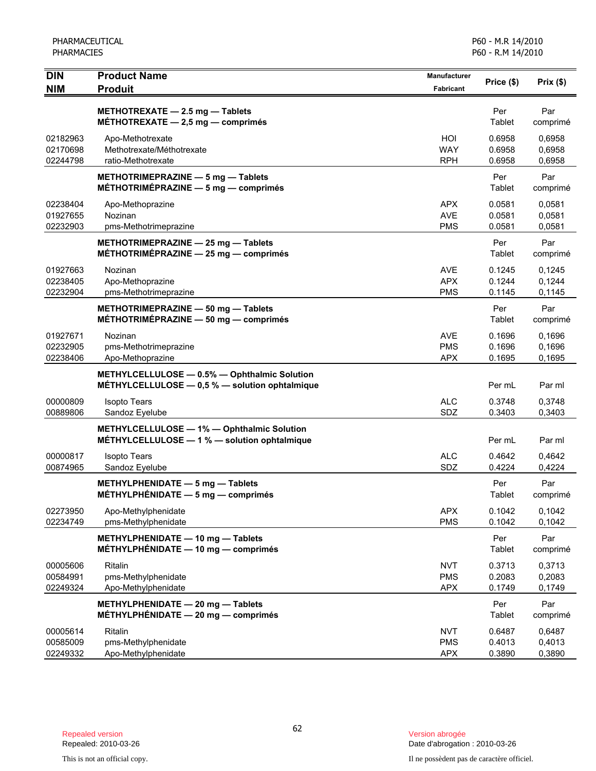| DIN<br>NIM | Product Name<br>Produit | Manufacturer<br>Fabricant | Price ($) | Prix ($) |
|---|---|---|---|---|
| | **METHOTREXATE — 2.5 mg — Tablets**<br>**MÉTHOTREXATE — 2,5 mg — comprimés** | | Per Tablet | Par comprimé |
| 02182963 | Apo-Methotrexate | HOI | 0.6958 | 0,6958 |
| 02170698 | Methotrexate/Méthotrexate | WAY | 0.6958 | 0,6958 |
| 02244798 | ratio-Methotrexate | RPH | 0.6958 | 0,6958 |
| | **METHOTRIMEPRAZINE — 5 mg — Tablets**<br>**MÉTHOTRIMÉPRAZINE — 5 mg — comprimés** | | Per Tablet | Par comprimé |
| 02238404 | Apo-Methoprazine | APX | 0.0581 | 0,0581 |
| 01927655 | Nozinan | AVE | 0.0581 | 0,0581 |
| 02232903 | pms-Methotrimeprazine | PMS | 0.0581 | 0,0581 |
| | **METHOTRIMEPRAZINE — 25 mg — Tablets**<br>**MÉTHOTRIMÉPRAZINE — 25 mg — comprimés** | | Per Tablet | Par comprimé |
| 01927663 | Nozinan | AVE | 0.1245 | 0,1245 |
| 02238405 | Apo-Methoprazine | APX | 0.1244 | 0,1244 |
| 02232904 | pms-Methotrimeprazine | PMS | 0.1145 | 0,1145 |
| | **METHOTRIMEPRAZINE — 50 mg — Tablets**<br>**MÉTHOTRIMÉPRAZINE — 50 mg — comprimés** | | Per Tablet | Par comprimé |
| 01927671 | Nozinan | AVE | 0.1696 | 0,1696 |
| 02232905 | pms-Methotrimeprazine | PMS | 0.1696 | 0,1696 |
| 02238406 | Apo-Methoprazine | APX | 0.1695 | 0,1695 |
| | **METHYLCELLULOSE — 0.5% — Ophthalmic Solution**<br>**MÉTHYLCELLULOSE — 0,5 % — solution ophtalmique** | | Per mL | Par ml |
| 00000809 | Isopto Tears | ALC | 0.3748 | 0,3748 |
| 00889806 | Sandoz Eyelube | SDZ | 0.3403 | 0,3403 |
| | **METHYLCELLULOSE — 1% — Ophthalmic Solution**<br>**MÉTHYLCELLULOSE — 1 % — solution ophtalmique** | | Per mL | Par ml |
| 00000817 | Isopto Tears | ALC | 0.4642 | 0,4642 |
| 00874965 | Sandoz Eyelube | SDZ | 0.4224 | 0,4224 |
| | **METHYLPHENIDATE — 5 mg — Tablets**<br>**MÉTHYLPHÉNIDATE — 5 mg — comprimés** | | Per Tablet | Par comprimé |
| 02273950 | Apo-Methylphenidate | APX | 0.1042 | 0,1042 |
| 02234749 | pms-Methylphenidate | PMS | 0.1042 | 0,1042 |
| | **METHYLPHENIDATE — 10 mg — Tablets**<br>**MÉTHYLPHÉNIDATE — 10 mg — comprimés** | | Per Tablet | Par comprimé |
| 00005606 | Ritalin | NVT | 0.3713 | 0,3713 |
| 00584991 | pms-Methylphenidate | PMS | 0.2083 | 0,2083 |
| 02249324 | Apo-Methylphenidate | APX | 0.1749 | 0,1749 |
| | **METHYLPHENIDATE — 20 mg — Tablets**<br>**MÉTHYLPHÉNIDATE — 20 mg — comprimés** | | Per Tablet | Par comprimé |
| 00005614 | Ritalin | NVT | 0.6487 | 0,6487 |
| 00585009 | pms-Methylphenidate | PMS | 0.4013 | 0,4013 |
| 02249332 | Apo-Methylphenidate | APX | 0.3890 | 0,3890 |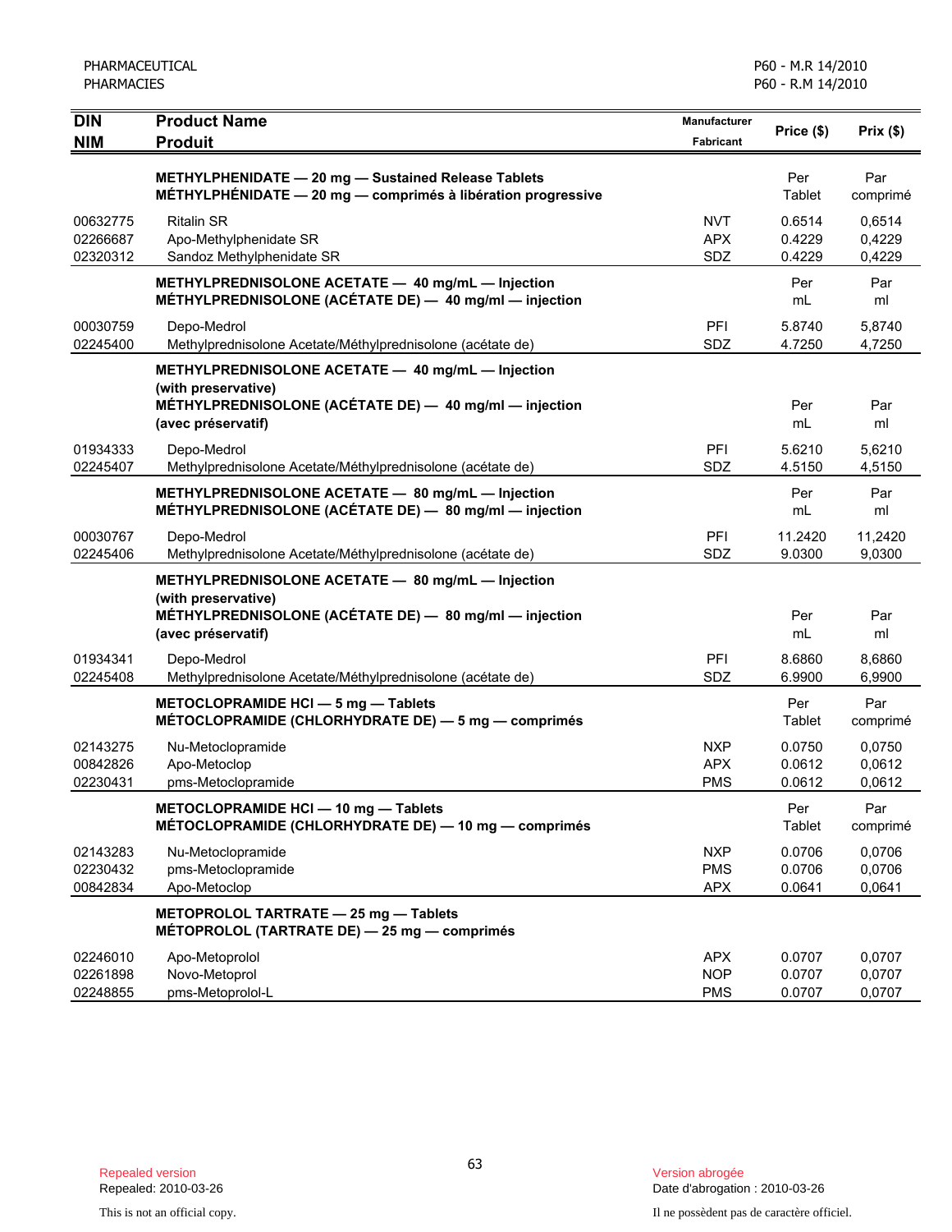| DIN<br>NIM | Product Name<br>Produit | Manufacturer<br>Fabricant | Price ($) | Prix ($) |
|---|---|---|---|---|
| | **METHYLPHENIDATE — 20 mg — Sustained Release Tablets**<br>**MÉTHYLPHÉNIDATE — 20 mg — comprimés à libération progressive** | | Per Tablet | Par comprimé |
| 00632775 | Ritalin SR | NVT | 0.6514 | 0,6514 |
| 02266687 | Apo-Methylphenidate SR | APX | 0.4229 | 0,4229 |
| 02320312 | Sandoz Methylphenidate SR | SDZ | 0.4229 | 0,4229 |
| | **METHYLPREDNISOLONE ACETATE — 40 mg/mL — Injection**<br>**MÉTHYLPREDNISOLONE (ACÉTATE DE) — 40 mg/ml — injection** | | Per mL | Par ml |
| 00030759 | Depo-Medrol | PFI | 5.8740 | 5,8740 |
| 02245400 | Methylprednisolone Acetate/Méthylprednisolone (acétate de) | SDZ | 4.7250 | 4,7250 |
| | **METHYLPREDNISOLONE ACETATE — 40 mg/mL — Injection (with preservative)**<br>**MÉTHYLPREDNISOLONE (ACÉTATE DE) — 40 mg/ml — injection (avec préservatif)** | | Per mL | Par ml |
| 01934333 | Depo-Medrol | PFI | 5.6210 | 5,6210 |
| 02245407 | Methylprednisolone Acetate/Méthylprednisolone (acétate de) | SDZ | 4.5150 | 4,5150 |
| | **METHYLPREDNISOLONE ACETATE — 80 mg/mL — Injection**<br>**MÉTHYLPREDNISOLONE (ACÉTATE DE) — 80 mg/ml — injection** | | Per mL | Par ml |
| 00030767 | Depo-Medrol | PFI | 11.2420 | 11,2420 |
| 02245406 | Methylprednisolone Acetate/Méthylprednisolone (acétate de) | SDZ | 9.0300 | 9,0300 |
| | **METHYLPREDNISOLONE ACETATE — 80 mg/mL — Injection (with preservative)**<br>**MÉTHYLPREDNISOLONE (ACÉTATE DE) — 80 mg/ml — injection (avec préservatif)** | | Per mL | Par ml |
| 01934341 | Depo-Medrol | PFI | 8.6860 | 8,6860 |
| 02245408 | Methylprednisolone Acetate/Méthylprednisolone (acétate de) | SDZ | 6.9900 | 6,9900 |
| | **METOCLOPRAMIDE HCl — 5 mg — Tablets**<br>**MÉTOCLOPRAMIDE (CHLORHYDRATE DE) — 5 mg — comprimés** | | Per Tablet | Par comprimé |
| 02143275 | Nu-Metoclopramide | NXP | 0.0750 | 0,0750 |
| 00842826 | Apo-Metoclop | APX | 0.0612 | 0,0612 |
| 02230431 | pms-Metoclopramide | PMS | 0.0612 | 0,0612 |
| | **METOCLOPRAMIDE HCl — 10 mg — Tablets**<br>**MÉTOCLOPRAMIDE (CHLORHYDRATE DE) — 10 mg — comprimés** | | Per Tablet | Par comprimé |
| 02143283 | Nu-Metoclopramide | NXP | 0.0706 | 0,0706 |
| 02230432 | pms-Metoclopramide | PMS | 0.0706 | 0,0706 |
| 00842834 | Apo-Metoclop | APX | 0.0641 | 0,0641 |
| | **METOPROLOL TARTRATE — 25 mg — Tablets**<br>**MÉTOPROLOL (TARTRATE DE) — 25 mg — comprimés** | | | |
| 02246010 | Apo-Metoprolol | APX | 0.0707 | 0,0707 |
| 02261898 | Novo-Metoprol | NOP | 0.0707 | 0,0707 |
| 02248855 | pms-Metoprolol-L | PMS | 0.0707 | 0,0707 |

Repealed version
Repealed: 2010-03-26

Version abrogée
Date d'abrogation : 2010-03-26

This is not an official copy.

Il ne possèdent pas de caractère officiel.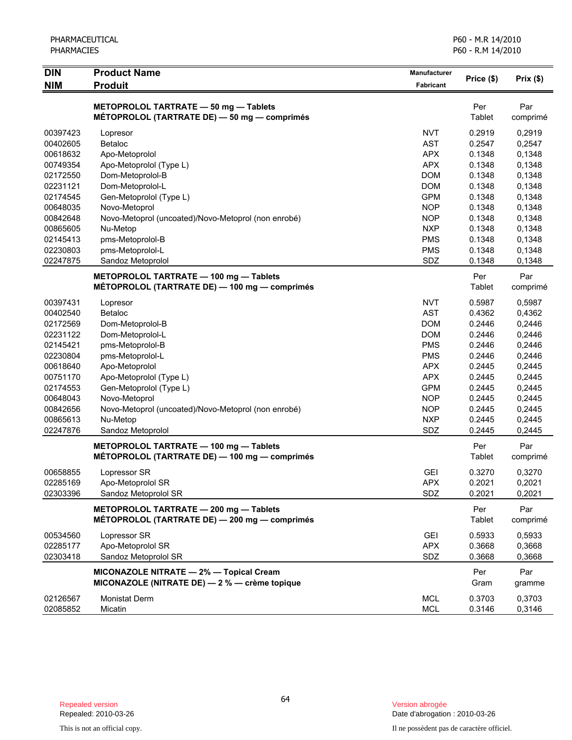| DIN<br>NIM | Product Name<br>Produit | Manufacturer<br>Fabricant | Price ($) | Prix ($) |
|---|---|---|---|---|
| | **METOPROLOL TARTRATE — 50 mg — Tablets**<br>**MÉTOPROLOL (TARTRATE DE) — 50 mg — comprimés** | | Per Tablet | Par comprimé |
| 00397423 | Lopresor | NVT | 0.2919 | 0,2919 |
| 00402605 | Betaloc | AST | 0.2547 | 0,2547 |
| 00618632 | Apo-Metoprolol | APX | 0.1348 | 0,1348 |
| 00749354 | Apo-Metoprolol (Type L) | APX | 0.1348 | 0,1348 |
| 02172550 | Dom-Metoprolol-B | DOM | 0.1348 | 0,1348 |
| 02231121 | Dom-Metoprolol-L | DOM | 0.1348 | 0,1348 |
| 02174545 | Gen-Metoprolol (Type L) | GPM | 0.1348 | 0,1348 |
| 00648035 | Novo-Metoprol | NOP | 0.1348 | 0,1348 |
| 00842648 | Novo-Metoprol (uncoated)/Novo-Metoprol (non enrobé) | NOP | 0.1348 | 0,1348 |
| 00865605 | Nu-Metop | NXP | 0.1348 | 0,1348 |
| 02145413 | pms-Metoprolol-B | PMS | 0.1348 | 0,1348 |
| 02230803 | pms-Metoprolol-L | PMS | 0.1348 | 0,1348 |
| 02247875 | Sandoz Metoprolol | SDZ | 0.1348 | 0,1348 |
| | **METOPROLOL TARTRATE — 100 mg — Tablets**<br>**MÉTOPROLOL (TARTRATE DE) — 100 mg — comprimés** | | Per Tablet | Par comprimé |
| 00397431 | Lopresor | NVT | 0.5987 | 0,5987 |
| 00402540 | Betaloc | AST | 0.4362 | 0,4362 |
| 02172569 | Dom-Metoprolol-B | DOM | 0.2446 | 0,2446 |
| 02231122 | Dom-Metoprolol-L | DOM | 0.2446 | 0,2446 |
| 02145421 | pms-Metoprolol-B | PMS | 0.2446 | 0,2446 |
| 02230804 | pms-Metoprolol-L | PMS | 0.2446 | 0,2446 |
| 00618640 | Apo-Metoprolol | APX | 0.2445 | 0,2445 |
| 00751170 | Apo-Metoprolol (Type L) | APX | 0.2445 | 0,2445 |
| 02174553 | Gen-Metoprolol (Type L) | GPM | 0.2445 | 0,2445 |
| 00648043 | Novo-Metoprol | NOP | 0.2445 | 0,2445 |
| 00842656 | Novo-Metoprol (uncoated)/Novo-Metoprol (non enrobé) | NOP | 0.2445 | 0,2445 |
| 00865613 | Nu-Metop | NXP | 0.2445 | 0,2445 |
| 02247876 | Sandoz Metoprolol | SDZ | 0.2445 | 0,2445 |
| | **METOPROLOL TARTRATE — 100 mg — Tablets**<br>**MÉTOPROLOL (TARTRATE DE) — 100 mg — comprimés** | | Per Tablet | Par comprimé |
| 00658855 | Lopressor SR | GEI | 0.3270 | 0,3270 |
| 02285169 | Apo-Metoprolol SR | APX | 0.2021 | 0,2021 |
| 02303396 | Sandoz Metoprolol SR | SDZ | 0.2021 | 0,2021 |
| | **METOPROLOL TARTRATE — 200 mg — Tablets**<br>**MÉTOPROLOL (TARTRATE DE) — 200 mg — comprimés** | | Per Tablet | Par comprimé |
| 00534560 | Lopressor SR | GEI | 0.5933 | 0,5933 |
| 02285177 | Apo-Metoprolol SR | APX | 0.3668 | 0,3668 |
| 02303418 | Sandoz Metoprolol SR | SDZ | 0.3668 | 0,3668 |
| | **MICONAZOLE NITRATE — 2% — Topical Cream**<br>**MICONAZOLE (NITRATE DE) — 2 % — crème topique** | | Per Gram | Par gramme |
| 02126567 | Monistat Derm | MCL | 0.3703 | 0,3703 |
| 02085852 | Micatin | MCL | 0.3146 | 0,3146 |

Repealed version
Repealed: 2010-03-26

Version abrogée
Date d'abrogation : 2010-03-26

This is not an official copy.

Il ne possèdent pas de caractère officiel.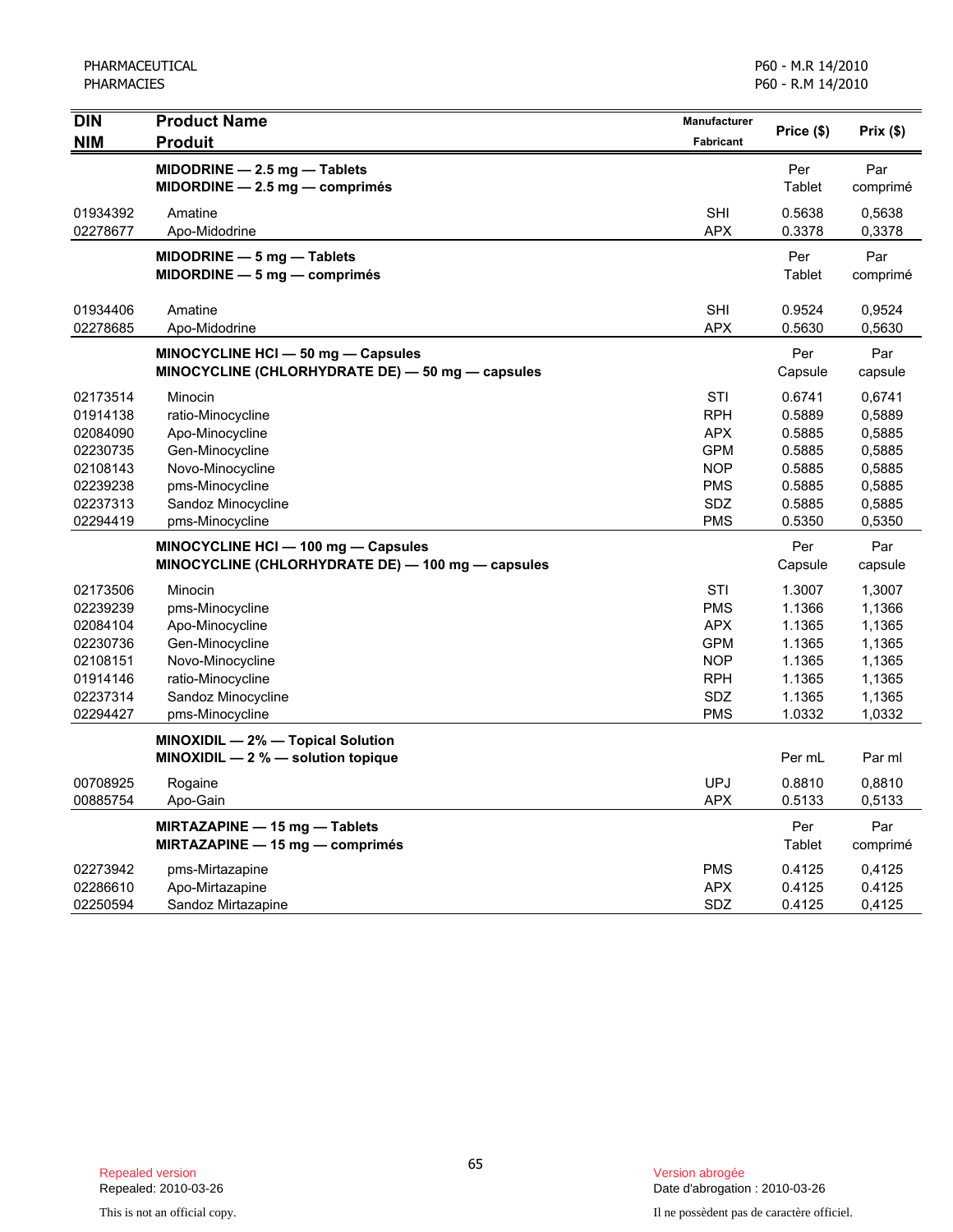| DIN<br>NIM | Product Name<br>Produit | Manufacturer<br>Fabricant | Price ($) | Prix ($) |
|---|---|---|---|---|
| | **MIDODRINE — 2.5 mg — Tablets**<br>**MIDORDINE — 2.5 mg — comprimés** | | Per Tablet | Par comprimé |
| 01934392 | Amatine | SHI | 0.5638 | 0,5638 |
| 02278677 | Apo-Midodrine | APX | 0.3378 | 0,3378 |
| | **MIDODRINE — 5 mg — Tablets**<br>**MIDORDINE — 5 mg — comprimés** | | Per Tablet | Par comprimé |
| 01934406 | Amatine | SHI | 0.9524 | 0,9524 |
| 02278685 | Apo-Midodrine | APX | 0.5630 | 0,5630 |
| | **MINOCYCLINE HCl — 50 mg — Capsules**<br>**MINOCYCLINE (CHLORHYDRATE DE) — 50 mg — capsules** | | Per Capsule | Par capsule |
| 02173514 | Minocin | STI | 0.6741 | 0,6741 |
| 01914138 | ratio-Minocycline | RPH | 0.5889 | 0,5889 |
| 02084090 | Apo-Minocycline | APX | 0.5885 | 0,5885 |
| 02230735 | Gen-Minocycline | GPM | 0.5885 | 0,5885 |
| 02108143 | Novo-Minocycline | NOP | 0.5885 | 0,5885 |
| 02239238 | pms-Minocycline | PMS | 0.5885 | 0,5885 |
| 02237313 | Sandoz Minocycline | SDZ | 0.5885 | 0,5885 |
| 02294419 | pms-Minocycline | PMS | 0.5350 | 0,5350 |
| | **MINOCYCLINE HCl — 100 mg — Capsules**<br>**MINOCYCLINE (CHLORHYDRATE DE) — 100 mg — capsules** | | Per Capsule | Par capsule |
| 02173506 | Minocin | STI | 1.3007 | 1,3007 |
| 02239239 | pms-Minocycline | PMS | 1.1366 | 1,1366 |
| 02084104 | Apo-Minocycline | APX | 1.1365 | 1,1365 |
| 02230736 | Gen-Minocycline | GPM | 1.1365 | 1,1365 |
| 02108151 | Novo-Minocycline | NOP | 1.1365 | 1,1365 |
| 01914146 | ratio-Minocycline | RPH | 1.1365 | 1,1365 |
| 02237314 | Sandoz Minocycline | SDZ | 1.1365 | 1,1365 |
| 02294427 | pms-Minocycline | PMS | 1.0332 | 1,0332 |
| | **MINOXIDIL — 2% — Topical Solution**<br>**MINOXIDIL — 2 % — solution topique** | | Per mL | Par ml |
| 00708925 | Rogaine | UPJ | 0.8810 | 0,8810 |
| 00885754 | Apo-Gain | APX | 0.5133 | 0,5133 |
| | **MIRTAZAPINE — 15 mg — Tablets**<br>**MIRTAZAPINE — 15 mg — comprimés** | | Per Tablet | Par comprimé |
| 02273942 | pms-Mirtazapine | PMS | 0.4125 | 0,4125 |
| 02286610 | Apo-Mirtazapine | APX | 0.4125 | 0.4125 |
| 02250594 | Sandoz Mirtazapine | SDZ | 0.4125 | 0,4125 |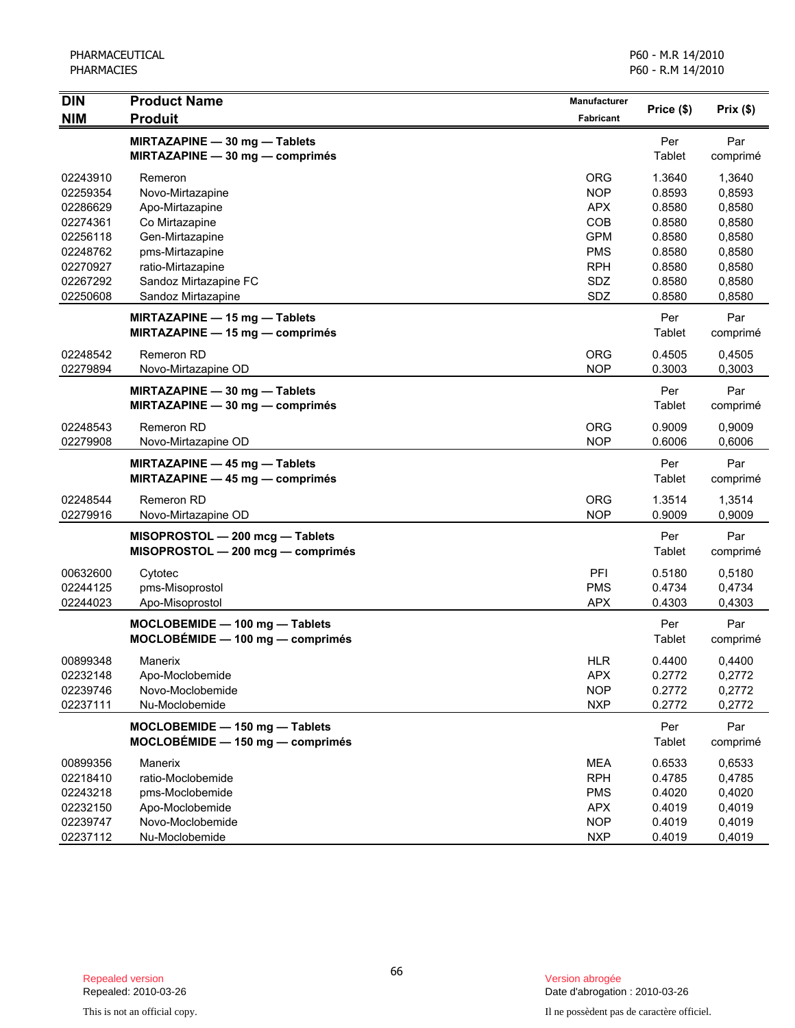| DIN<br>NIM | Product Name<br>Produit | Manufacturer<br>Fabricant | Price ($) | Prix ($) |
|---|---|---|---|---|
| | **MIRTAZAPINE — 30 mg — Tablets**<br>**MIRTAZAPINE — 30 mg — comprimés** | | Per Tablet | Par comprimé |
| 02243910 | Remeron | ORG | 1.3640 | 1,3640 |
| 02259354 | Novo-Mirtazapine | NOP | 0.8593 | 0,8593 |
| 02286629 | Apo-Mirtazapine | APX | 0.8580 | 0,8580 |
| 02274361 | Co Mirtazapine | COB | 0.8580 | 0,8580 |
| 02256118 | Gen-Mirtazapine | GPM | 0.8580 | 0,8580 |
| 02248762 | pms-Mirtazapine | PMS | 0.8580 | 0,8580 |
| 02270927 | ratio-Mirtazapine | RPH | 0.8580 | 0,8580 |
| 02267292 | Sandoz Mirtazapine FC | SDZ | 0.8580 | 0,8580 |
| 02250608 | Sandoz Mirtazapine | SDZ | 0.8580 | 0,8580 |
| | **MIRTAZAPINE — 15 mg — Tablets**<br>**MIRTAZAPINE — 15 mg — comprimés** | | Per Tablet | Par comprimé |
| 02248542 | Remeron RD | ORG | 0.4505 | 0,4505 |
| 02279894 | Novo-Mirtazapine OD | NOP | 0.3003 | 0,3003 |
| | **MIRTAZAPINE — 30 mg — Tablets**<br>**MIRTAZAPINE — 30 mg — comprimés** | | Per Tablet | Par comprimé |
| 02248543 | Remeron RD | ORG | 0.9009 | 0,9009 |
| 02279908 | Novo-Mirtazapine OD | NOP | 0.6006 | 0,6006 |
| | **MIRTAZAPINE — 45 mg — Tablets**<br>**MIRTAZAPINE — 45 mg — comprimés** | | Per Tablet | Par comprimé |
| 02248544 | Remeron RD | ORG | 1.3514 | 1,3514 |
| 02279916 | Novo-Mirtazapine OD | NOP | 0.9009 | 0,9009 |
| | **MISOPROSTOL — 200 mcg — Tablets**<br>**MISOPROSTOL — 200 mcg — comprimés** | | Per Tablet | Par comprimé |
| 00632600 | Cytotec | PFI | 0.5180 | 0,5180 |
| 02244125 | pms-Misoprostol | PMS | 0.4734 | 0,4734 |
| 02244023 | Apo-Misoprostol | APX | 0.4303 | 0,4303 |
| | **MOCLOBEMIDE — 100 mg — Tablets**<br>**MOCLOBÉMIDE — 100 mg — comprimés** | | Per Tablet | Par comprimé |
| 00899348 | Manerix | HLR | 0.4400 | 0,4400 |
| 02232148 | Apo-Moclobemide | APX | 0.2772 | 0,2772 |
| 02239746 | Novo-Moclobemide | NOP | 0.2772 | 0,2772 |
| 02237111 | Nu-Moclobemide | NXP | 0.2772 | 0,2772 |
| | **MOCLOBEMIDE — 150 mg — Tablets**<br>**MOCLOBÉMIDE — 150 mg — comprimés** | | Per Tablet | Par comprimé |
| 00899356 | Manerix | MEA | 0.6533 | 0,6533 |
| 02218410 | ratio-Moclobemide | RPH | 0.4785 | 0,4785 |
| 02243218 | pms-Moclobemide | PMS | 0.4020 | 0,4020 |
| 02232150 | Apo-Moclobemide | APX | 0.4019 | 0,4019 |
| 02239747 | Novo-Moclobemide | NOP | 0.4019 | 0,4019 |
| 02237112 | Nu-Moclobemide | NXP | 0.4019 | 0,4019 |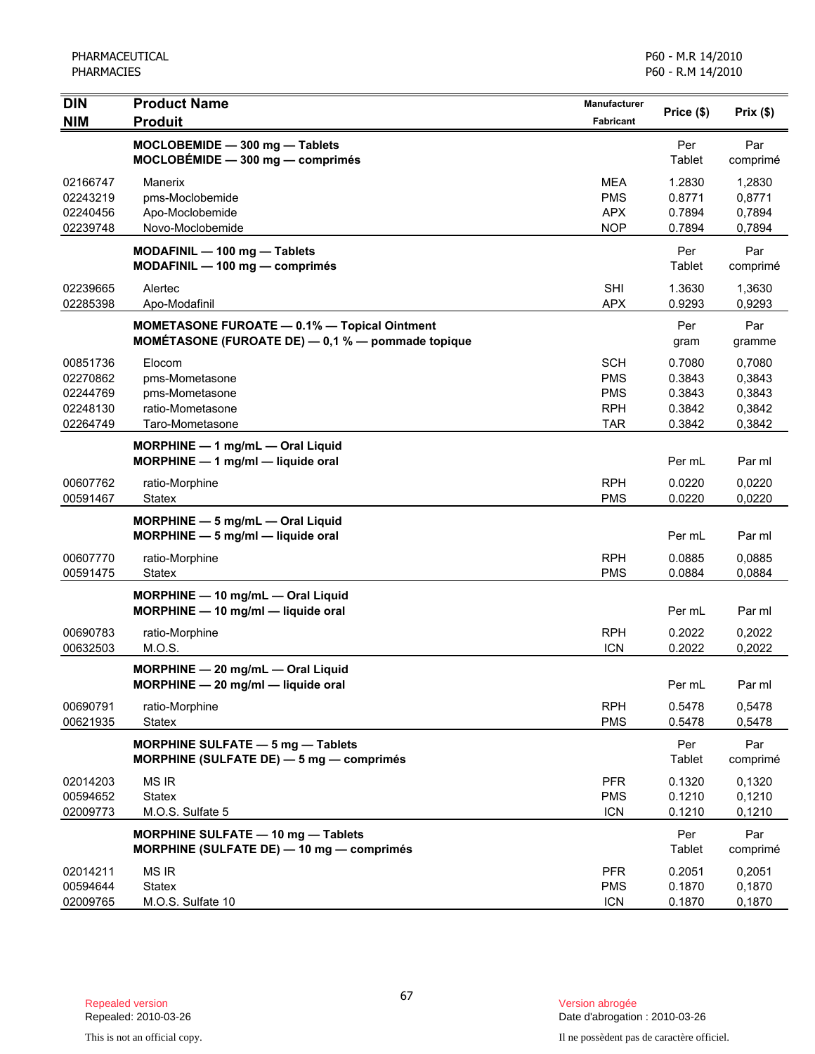| DIN<br>NIM | Product Name<br>Produit | Manufacturer<br>Fabricant | Price ($) | Prix ($) |
|---|---|---|---|---|
| | **MOCLOBEMIDE — 300 mg — Tablets**<br>**MOCLOBÉMIDE — 300 mg — comprimés** | | Per Tablet | Par comprimé |
| 02166747 | Manerix | MEA | 1.2830 | 1,2830 |
| 02243219 | pms-Moclobemide | PMS | 0.8771 | 0,8771 |
| 02240456 | Apo-Moclobemide | APX | 0.7894 | 0,7894 |
| 02239748 | Novo-Moclobemide | NOP | 0.7894 | 0,7894 |
| | **MODAFINIL — 100 mg — Tablets**<br>**MODAFINIL — 100 mg — comprimés** | | Per Tablet | Par comprimé |
| 02239665 | Alertec | SHI | 1.3630 | 1,3630 |
| 02285398 | Apo-Modafinil | APX | 0.9293 | 0,9293 |
| | **MOMETASONE FUROATE — 0.1% — Topical Ointment**<br>**MOMÉTASONE (FUROATE DE) — 0,1 % — pommade topique** | | Per gram | Par gramme |
| 00851736 | Elocom | SCH | 0.7080 | 0,7080 |
| 02270862 | pms-Mometasone | PMS | 0.3843 | 0,3843 |
| 02244769 | pms-Mometasone | PMS | 0.3843 | 0,3843 |
| 02248130 | ratio-Mometasone | RPH | 0.3842 | 0,3842 |
| 02264749 | Taro-Mometasone | TAR | 0.3842 | 0,3842 |
| | **MORPHINE — 1 mg/mL — Oral Liquid**<br>**MORPHINE — 1 mg/ml — liquide oral** | | Per mL | Par ml |
| 00607762 | ratio-Morphine | RPH | 0.0220 | 0,0220 |
| 00591467 | Statex | PMS | 0.0220 | 0,0220 |
| | **MORPHINE — 5 mg/mL — Oral Liquid**<br>**MORPHINE — 5 mg/ml — liquide oral** | | Per mL | Par ml |
| 00607770 | ratio-Morphine | RPH | 0.0885 | 0,0885 |
| 00591475 | Statex | PMS | 0.0884 | 0,0884 |
| | **MORPHINE — 10 mg/mL — Oral Liquid**<br>**MORPHINE — 10 mg/ml — liquide oral** | | Per mL | Par ml |
| 00690783 | ratio-Morphine | RPH | 0.2022 | 0,2022 |
| 00632503 | M.O.S. | ICN | 0.2022 | 0,2022 |
| | **MORPHINE — 20 mg/mL — Oral Liquid**<br>**MORPHINE — 20 mg/ml — liquide oral** | | Per mL | Par ml |
| 00690791 | ratio-Morphine | RPH | 0.5478 | 0,5478 |
| 00621935 | Statex | PMS | 0.5478 | 0,5478 |
| | **MORPHINE SULFATE — 5 mg — Tablets**<br>**MORPHINE (SULFATE DE) — 5 mg — comprimés** | | Per Tablet | Par comprimé |
| 02014203 | MS IR | PFR | 0.1320 | 0,1320 |
| 00594652 | Statex | PMS | 0.1210 | 0,1210 |
| 02009773 | M.O.S. Sulfate 5 | ICN | 0.1210 | 0,1210 |
| | **MORPHINE SULFATE — 10 mg — Tablets**<br>**MORPHINE (SULFATE DE) — 10 mg — comprimés** | | Per Tablet | Par comprimé |
| 02014211 | MS IR | PFR | 0.2051 | 0,2051 |
| 00594644 | Statex | PMS | 0.1870 | 0,1870 |
| 02009765 | M.O.S. Sulfate 10 | ICN | 0.1870 | 0,1870 |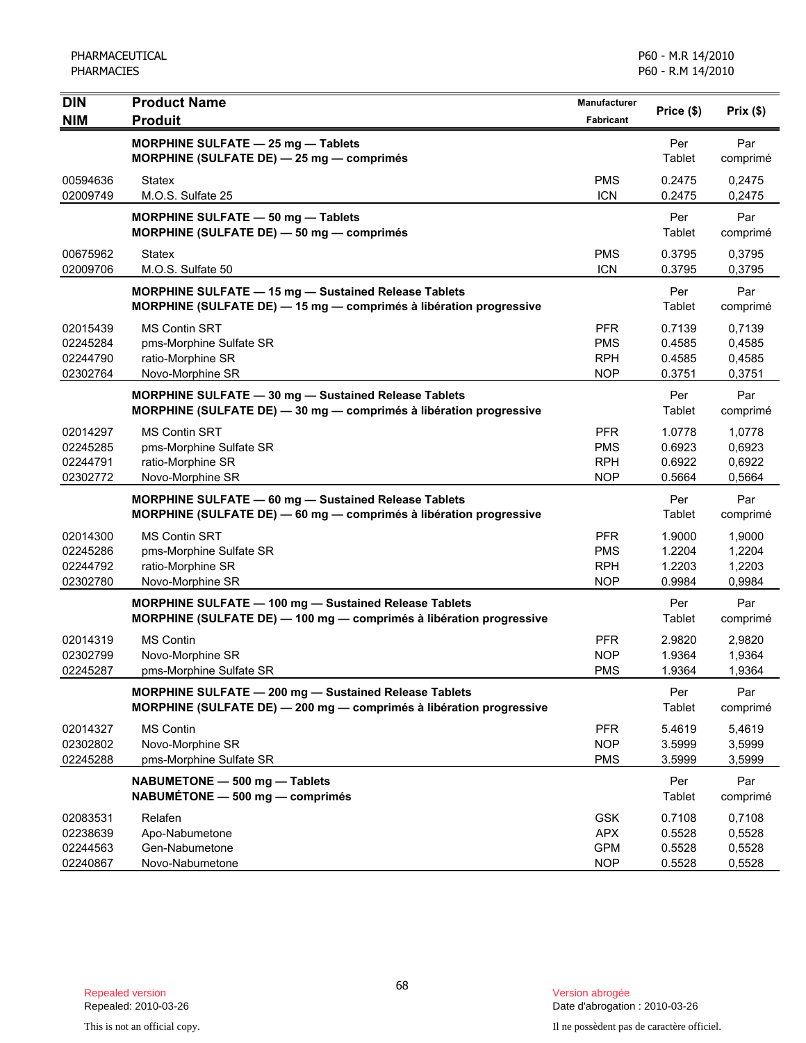| DIN<br>NIM | Product Name<br>Produit | Manufacturer<br>Fabricant | Price ($) | Prix ($) |
|---|---|---|---|---|
| | **MORPHINE SULFATE — 25 mg — Tablets**<br>**MORPHINE (SULFATE DE) — 25 mg — comprimés** | | Per Tablet | Par comprimé |
| 00594636 | Statex | PMS | 0.2475 | 0,2475 |
| 02009749 | M.O.S. Sulfate 25 | ICN | 0.2475 | 0,2475 |
| | **MORPHINE SULFATE — 50 mg — Tablets**<br>**MORPHINE (SULFATE DE) — 50 mg — comprimés** | | Per Tablet | Par comprimé |
| 00675962 | Statex | PMS | 0.3795 | 0,3795 |
| 02009706 | M.O.S. Sulfate 50 | ICN | 0.3795 | 0,3795 |
| | **MORPHINE SULFATE — 15 mg — Sustained Release Tablets**<br>**MORPHINE (SULFATE DE) — 15 mg — comprimés à libération progressive** | | Per Tablet | Par comprimé |
| 02015439 | MS Contin SRT | PFR | 0.7139 | 0,7139 |
| 02245284 | pms-Morphine Sulfate SR | PMS | 0.4585 | 0,4585 |
| 02244790 | ratio-Morphine SR | RPH | 0.4585 | 0,4585 |
| 02302764 | Novo-Morphine SR | NOP | 0.3751 | 0,3751 |
| | **MORPHINE SULFATE — 30 mg — Sustained Release Tablets**<br>**MORPHINE (SULFATE DE) — 30 mg — comprimés à libération progressive** | | Per Tablet | Par comprimé |
| 02014297 | MS Contin SRT | PFR | 1.0778 | 1,0778 |
| 02245285 | pms-Morphine Sulfate SR | PMS | 0.6923 | 0,6923 |
| 02244791 | ratio-Morphine SR | RPH | 0.6922 | 0,6922 |
| 02302772 | Novo-Morphine SR | NOP | 0.5664 | 0,5664 |
| | **MORPHINE SULFATE — 60 mg — Sustained Release Tablets**<br>**MORPHINE (SULFATE DE) — 60 mg — comprimés à libération progressive** | | Per Tablet | Par comprimé |
| 02014300 | MS Contin SRT | PFR | 1.9000 | 1,9000 |
| 02245286 | pms-Morphine Sulfate SR | PMS | 1.2204 | 1,2204 |
| 02244792 | ratio-Morphine SR | RPH | 1.2203 | 1,2203 |
| 02302780 | Novo-Morphine SR | NOP | 0.9984 | 0,9984 |
| | **MORPHINE SULFATE — 100 mg — Sustained Release Tablets**<br>**MORPHINE (SULFATE DE) — 100 mg — comprimés à libération progressive** | | Per Tablet | Par comprimé |
| 02014319 | MS Contin | PFR | 2.9820 | 2,9820 |
| 02302799 | Novo-Morphine SR | NOP | 1.9364 | 1,9364 |
| 02245287 | pms-Morphine Sulfate SR | PMS | 1.9364 | 1,9364 |
| | **MORPHINE SULFATE — 200 mg — Sustained Release Tablets**<br>**MORPHINE (SULFATE DE) — 200 mg — comprimés à libération progressive** | | Per Tablet | Par comprimé |
| 02014327 | MS Contin | PFR | 5.4619 | 5,4619 |
| 02302802 | Novo-Morphine SR | NOP | 3.5999 | 3,5999 |
| 02245288 | pms-Morphine Sulfate SR | PMS | 3.5999 | 3,5999 |
| | **NABUMETONE — 500 mg — Tablets**<br>**NABUMÉTONE — 500 mg — comprimés** | | Per Tablet | Par comprimé |
| 02083531 | Relafen | GSK | 0.7108 | 0,7108 |
| 02238639 | Apo-Nabumetone | APX | 0.5528 | 0,5528 |
| 02244563 | Gen-Nabumetone | GPM | 0.5528 | 0,5528 |
| 02240867 | Novo-Nabumetone | NOP | 0.5528 | 0,5528 |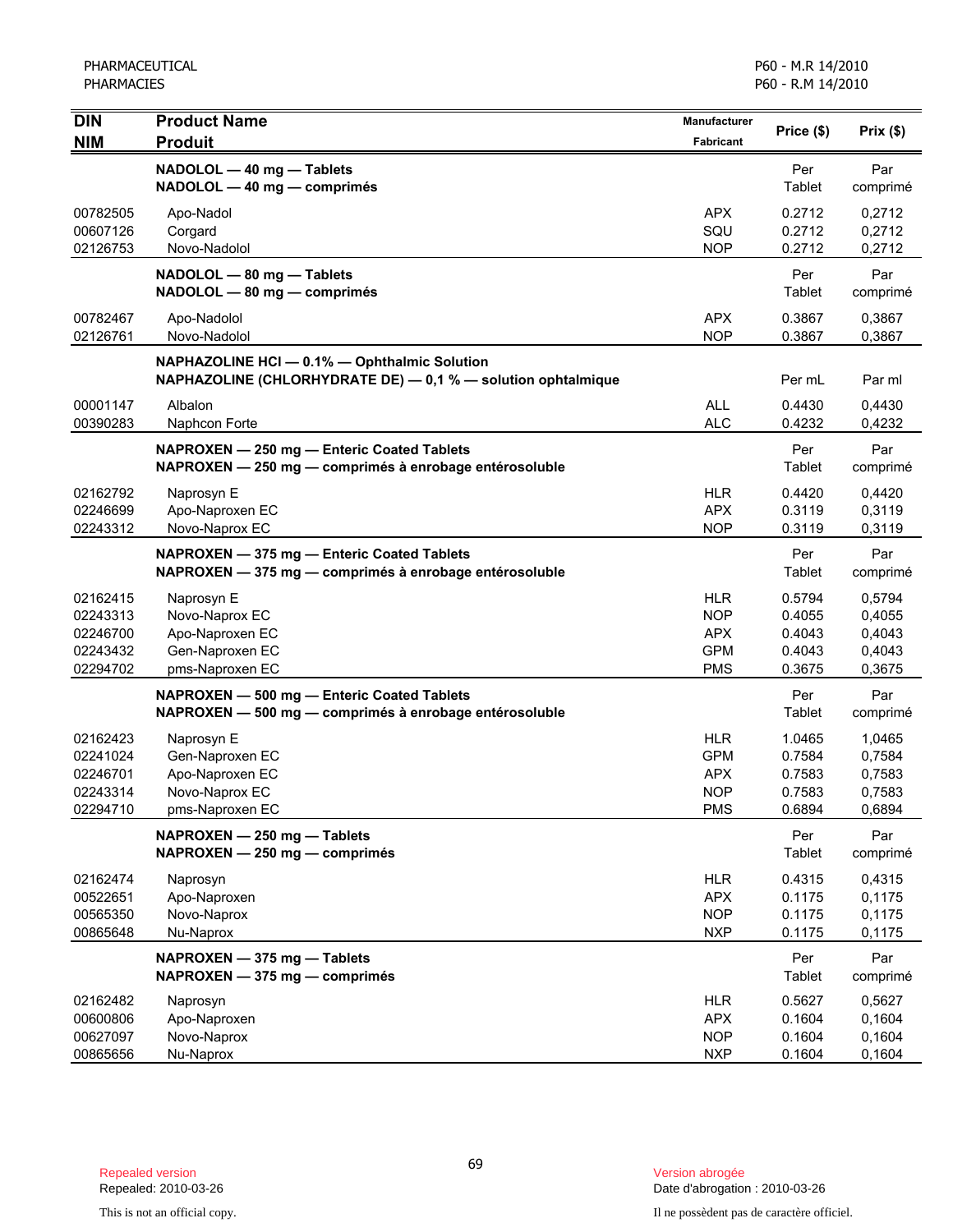| DIN<br>NIM | Product Name<br>Produit | Manufacturer<br>Fabricant | Price ($) | Prix ($) |
|---|---|---|---|---|
| | **NADOLOL — 40 mg — Tablets**<br>**NADOLOL — 40 mg — comprimés** | | Per Tablet | Par comprimé |
| 00782505 | Apo-Nadol | APX | 0.2712 | 0,2712 |
| 00607126 | Corgard | SQU | 0.2712 | 0,2712 |
| 02126753 | Novo-Nadolol | NOP | 0.2712 | 0,2712 |
| | **NADOLOL — 80 mg — Tablets**<br>**NADOLOL — 80 mg — comprimés** | | Per Tablet | Par comprimé |
| 00782467 | Apo-Nadolol | APX | 0.3867 | 0,3867 |
| 02126761 | Novo-Nadolol | NOP | 0.3867 | 0,3867 |
| | **NAPHAZOLINE HCl — 0.1% — Ophthalmic Solution**<br>**NAPHAZOLINE (CHLORHYDRATE DE) — 0,1 % — solution ophtalmique** | | Per mL | Par ml |
| 00001147 | Albalon | ALL | 0.4430 | 0,4430 |
| 00390283 | Naphcon Forte | ALC | 0.4232 | 0,4232 |
| | **NAPROXEN — 250 mg — Enteric Coated Tablets**<br>**NAPROXEN — 250 mg — comprimés à enrobage entérosoluble** | | Per Tablet | Par comprimé |
| 02162792 | Naprosyn E | HLR | 0.4420 | 0,4420 |
| 02246699 | Apo-Naproxen EC | APX | 0.3119 | 0,3119 |
| 02243312 | Novo-Naprox EC | NOP | 0.3119 | 0,3119 |
| | **NAPROXEN — 375 mg — Enteric Coated Tablets**<br>**NAPROXEN — 375 mg — comprimés à enrobage entérosoluble** | | Per Tablet | Par comprimé |
| 02162415 | Naprosyn E | HLR | 0.5794 | 0,5794 |
| 02243313 | Novo-Naprox EC | NOP | 0.4055 | 0,4055 |
| 02246700 | Apo-Naproxen EC | APX | 0.4043 | 0,4043 |
| 02243432 | Gen-Naproxen EC | GPM | 0.4043 | 0,4043 |
| 02294702 | pms-Naproxen EC | PMS | 0.3675 | 0,3675 |
| | **NAPROXEN — 500 mg — Enteric Coated Tablets**<br>**NAPROXEN — 500 mg — comprimés à enrobage entérosoluble** | | Per Tablet | Par comprimé |
| 02162423 | Naprosyn E | HLR | 1.0465 | 1,0465 |
| 02241024 | Gen-Naproxen EC | GPM | 0.7584 | 0,7584 |
| 02246701 | Apo-Naproxen EC | APX | 0.7583 | 0,7583 |
| 02243314 | Novo-Naprox EC | NOP | 0.7583 | 0,7583 |
| 02294710 | pms-Naproxen EC | PMS | 0.6894 | 0,6894 |
| | **NAPROXEN — 250 mg — Tablets**<br>**NAPROXEN — 250 mg — comprimés** | | Per Tablet | Par comprimé |
| 02162474 | Naprosyn | HLR | 0.4315 | 0,4315 |
| 00522651 | Apo-Naproxen | APX | 0.1175 | 0,1175 |
| 00565350 | Novo-Naprox | NOP | 0.1175 | 0,1175 |
| 00865648 | Nu-Naprox | NXP | 0.1175 | 0,1175 |
| | **NAPROXEN — 375 mg — Tablets**<br>**NAPROXEN — 375 mg — comprimés** | | Per Tablet | Par comprimé |
| 02162482 | Naprosyn | HLR | 0.5627 | 0,5627 |
| 00600806 | Apo-Naproxen | APX | 0.1604 | 0,1604 |
| 00627097 | Novo-Naprox | NOP | 0.1604 | 0,1604 |
| 00865656 | Nu-Naprox | NXP | 0.1604 | 0,1604 |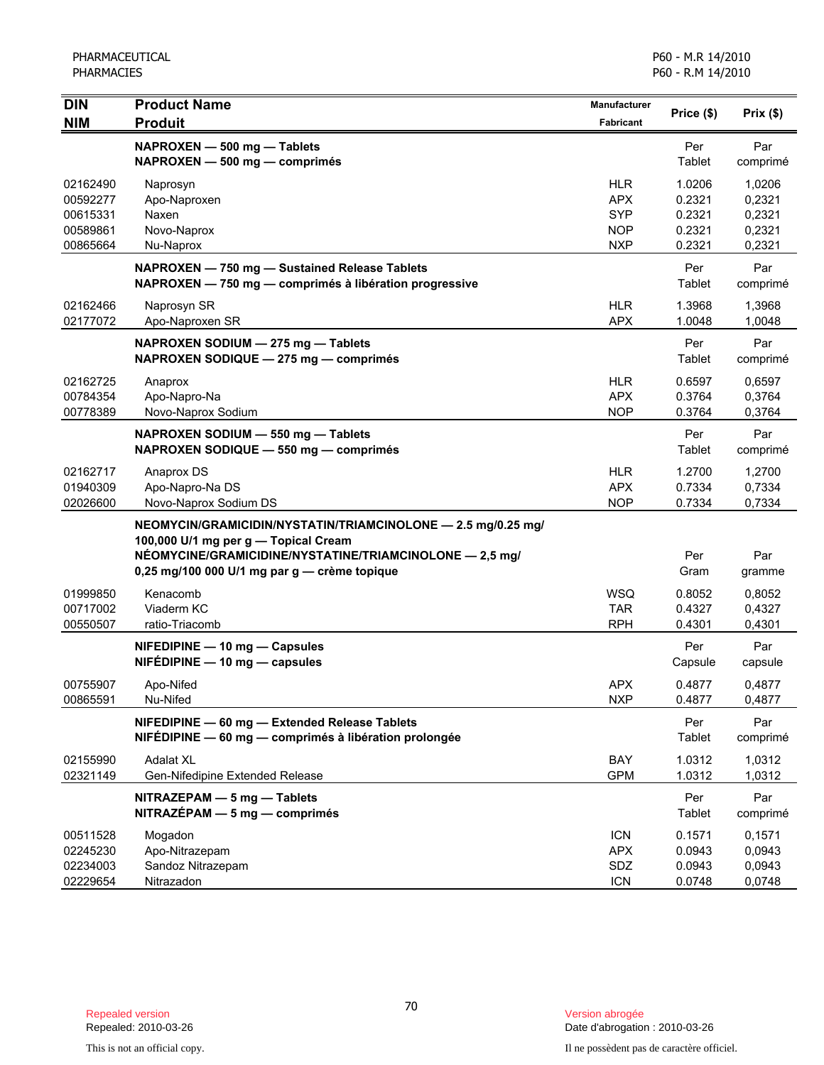| DIN<br>NIM | Product Name<br>Produit | Manufacturer<br>Fabricant | Price ($) | Prix ($) |
|---|---|---|---|---|
| | **NAPROXEN — 500 mg — Tablets**<br>**NAPROXEN — 500 mg — comprimés** | | Per<br>Tablet | Par<br>comprimé |
| 02162490 | Naprosyn | HLR | 1.0206 | 1,0206 |
| 00592277 | Apo-Naproxen | APX | 0.2321 | 0,2321 |
| 00615331 | Naxen | SYP | 0.2321 | 0,2321 |
| 00589861 | Novo-Naprox | NOP | 0.2321 | 0,2321 |
| 00865664 | Nu-Naprox | NXP | 0.2321 | 0,2321 |
| | **NAPROXEN — 750 mg — Sustained Release Tablets**<br>**NAPROXEN — 750 mg — comprimés à libération progressive** | | Per<br>Tablet | Par<br>comprimé |
| 02162466 | Naprosyn SR | HLR | 1.3968 | 1,3968 |
| 02177072 | Apo-Naproxen SR | APX | 1.0048 | 1,0048 |
| | **NAPROXEN SODIUM — 275 mg — Tablets**<br>**NAPROXEN SODIQUE — 275 mg — comprimés** | | Per<br>Tablet | Par<br>comprimé |
| 02162725 | Anaprox | HLR | 0.6597 | 0,6597 |
| 00784354 | Apo-Napro-Na | APX | 0.3764 | 0,3764 |
| 00778389 | Novo-Naprox Sodium | NOP | 0.3764 | 0,3764 |
| | **NAPROXEN SODIUM — 550 mg — Tablets**<br>**NAPROXEN SODIQUE — 550 mg — comprimés** | | Per<br>Tablet | Par<br>comprimé |
| 02162717 | Anaprox DS | HLR | 1.2700 | 1,2700 |
| 01940309 | Apo-Napro-Na DS | APX | 0.7334 | 0,7334 |
| 02026600 | Novo-Naprox Sodium DS | NOP | 0.7334 | 0,7334 |
| | **NEOMYCIN/GRAMICIDIN/NYSTATIN/TRIAMCINOLONE — 2.5 mg/0.25 mg/ 100,000 U/1 mg per g — Topical Cream**<br>**NÉOMYCINE/GRAMICIDINE/NYSTATINE/TRIAMCINOLONE — 2,5 mg/ 0,25 mg/100 000 U/1 mg par g — crème topique** | | Per<br>Gram | Par<br>gramme |
| 01999850 | Kenacomb | WSQ | 0.8052 | 0,8052 |
| 00717002 | Viaderm KC | TAR | 0.4327 | 0,4327 |
| 00550507 | ratio-Triacomb | RPH | 0.4301 | 0,4301 |
| | **NIFEDIPINE — 10 mg — Capsules**<br>**NIFÉDIPINE — 10 mg — capsules** | | Per<br>Capsule | Par<br>capsule |
| 00755907 | Apo-Nifed | APX | 0.4877 | 0,4877 |
| 00865591 | Nu-Nifed | NXP | 0.4877 | 0,4877 |
| | **NIFEDIPINE — 60 mg — Extended Release Tablets**<br>**NIFÉDIPINE — 60 mg — comprimés à libération prolongée** | | Per<br>Tablet | Par<br>comprimé |
| 02155990 | Adalat XL | BAY | 1.0312 | 1,0312 |
| 02321149 | Gen-Nifedipine Extended Release | GPM | 1.0312 | 1,0312 |
| | **NITRAZEPAM — 5 mg — Tablets**<br>**NITRAZÉPAM — 5 mg — comprimés** | | Per<br>Tablet | Par<br>comprimé |
| 00511528 | Mogadon | ICN | 0.1571 | 0,1571 |
| 02245230 | Apo-Nitrazepam | APX | 0.0943 | 0,0943 |
| 02234003 | Sandoz Nitrazepam | SDZ | 0.0943 | 0,0943 |
| 02229654 | Nitrazadon | ICN | 0.0748 | 0,0748 |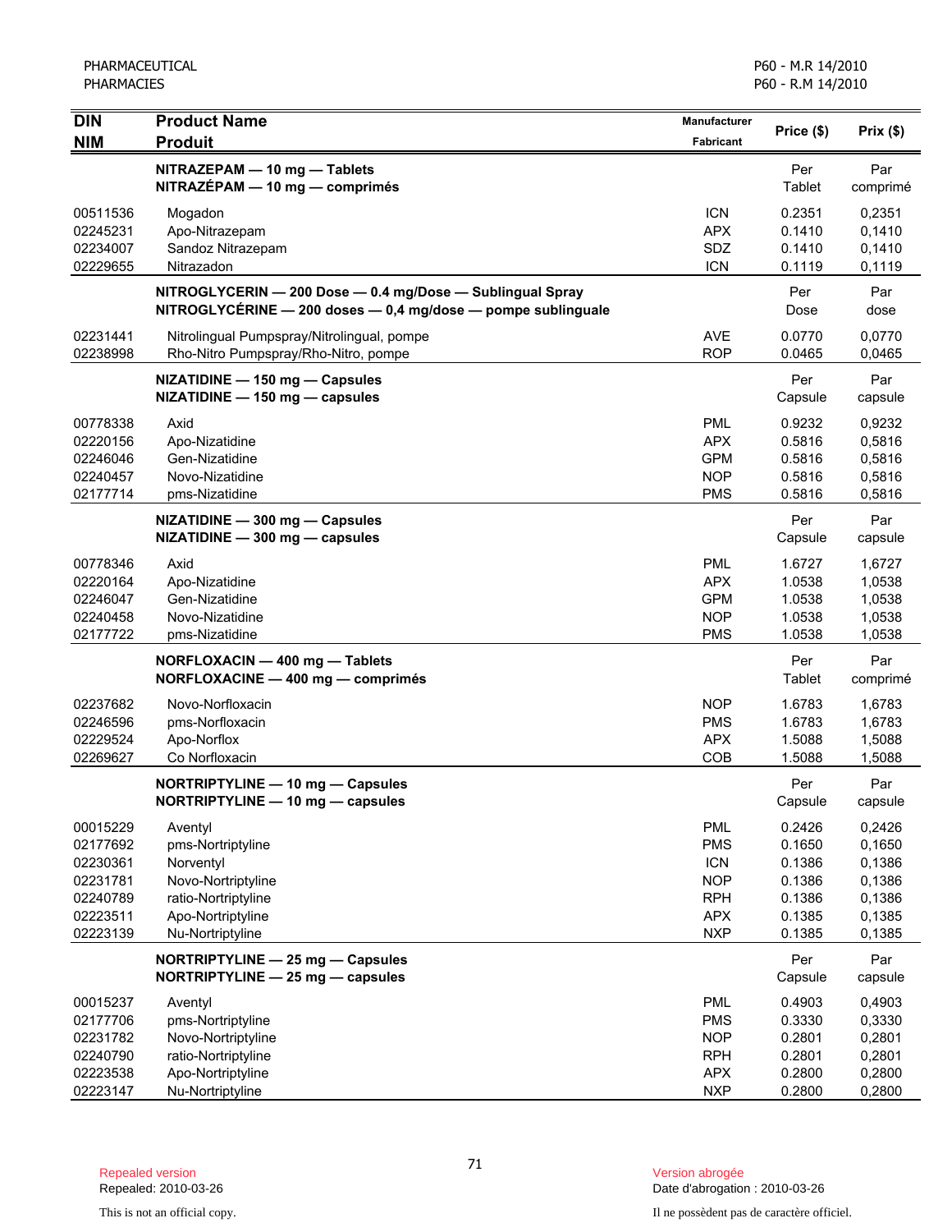PHARMACEUTICAL
PHARMACIES

P60 - M.R 14/2010
P60 - R.M 14/2010

| DIN<br>NIM | Product Name<br>Produit | Manufacturer<br>Fabricant | Price ($) | Prix ($) |
|---|---|---|---|---|
| | **NITRAZEPAM — 10 mg — Tablets**<br>**NITRAZÉPAM — 10 mg — comprimés** | | Per Tablet | Par comprimé |
| 00511536 | Mogadon | ICN | 0.2351 | 0,2351 |
| 02245231 | Apo-Nitrazepam | APX | 0.1410 | 0,1410 |
| 02234007 | Sandoz Nitrazepam | SDZ | 0.1410 | 0,1410 |
| 02229655 | Nitrazadon | ICN | 0.1119 | 0,1119 |
| | **NITROGLYCERIN — 200 Dose — 0.4 mg/Dose — Sublingual Spray**<br>**NITROGLYCÉRINE — 200 doses — 0,4 mg/dose — pompe sublinguale** | | Per Dose | Par dose |
| 02231441 | Nitrolingual Pumpspray/Nitrolingual, pompe | AVE | 0.0770 | 0,0770 |
| 02238998 | Rho-Nitro Pumpspray/Rho-Nitro, pompe | ROP | 0.0465 | 0,0465 |
| | **NIZATIDINE — 150 mg — Capsules**<br>**NIZATIDINE — 150 mg — capsules** | | Per Capsule | Par capsule |
| 00778338 | Axid | PML | 0.9232 | 0,9232 |
| 02220156 | Apo-Nizatidine | APX | 0.5816 | 0,5816 |
| 02246046 | Gen-Nizatidine | GPM | 0.5816 | 0,5816 |
| 02240457 | Novo-Nizatidine | NOP | 0.5816 | 0,5816 |
| 02177714 | pms-Nizatidine | PMS | 0.5816 | 0,5816 |
| | **NIZATIDINE — 300 mg — Capsules**<br>**NIZATIDINE — 300 mg — capsules** | | Per Capsule | Par capsule |
| 00778346 | Axid | PML | 1.6727 | 1,6727 |
| 02220164 | Apo-Nizatidine | APX | 1.0538 | 1,0538 |
| 02246047 | Gen-Nizatidine | GPM | 1.0538 | 1,0538 |
| 02240458 | Novo-Nizatidine | NOP | 1.0538 | 1,0538 |
| 02177722 | pms-Nizatidine | PMS | 1.0538 | 1,0538 |
| | **NORFLOXACIN — 400 mg — Tablets**<br>**NORFLOXACINE — 400 mg — comprimés** | | Per Tablet | Par comprimé |
| 02237682 | Novo-Norfloxacin | NOP | 1.6783 | 1,6783 |
| 02246596 | pms-Norfloxacin | PMS | 1.6783 | 1,6783 |
| 02229524 | Apo-Norflox | APX | 1.5088 | 1,5088 |
| 02269627 | Co Norfloxacin | COB | 1.5088 | 1,5088 |
| | **NORTRIPTYLINE — 10 mg — Capsules**<br>**NORTRIPTYLINE — 10 mg — capsules** | | Per Capsule | Par capsule |
| 00015229 | Aventyl | PML | 0.2426 | 0,2426 |
| 02177692 | pms-Nortriptyline | PMS | 0.1650 | 0,1650 |
| 02230361 | Norventyl | ICN | 0.1386 | 0,1386 |
| 02231781 | Novo-Nortriptyline | NOP | 0.1386 | 0,1386 |
| 02240789 | ratio-Nortriptyline | RPH | 0.1386 | 0,1386 |
| 02223511 | Apo-Nortriptyline | APX | 0.1385 | 0,1385 |
| 02223139 | Nu-Nortriptyline | NXP | 0.1385 | 0,1385 |
| | **NORTRIPTYLINE — 25 mg — Capsules**<br>**NORTRIPTYLINE — 25 mg — capsules** | | Per Capsule | Par capsule |
| 00015237 | Aventyl | PML | 0.4903 | 0,4903 |
| 02177706 | pms-Nortriptyline | PMS | 0.3330 | 0,3330 |
| 02231782 | Novo-Nortriptyline | NOP | 0.2801 | 0,2801 |
| 02240790 | ratio-Nortriptyline | RPH | 0.2801 | 0,2801 |
| 02223538 | Apo-Nortriptyline | APX | 0.2800 | 0,2800 |
| 02223147 | Nu-Nortriptyline | NXP | 0.2800 | 0,2800 |

Repealed version
Repealed: 2010-03-26

Version abrogée
Date d'abrogation : 2010-03-26

This is not an official copy.

Il ne possèdent pas de caractère officiel.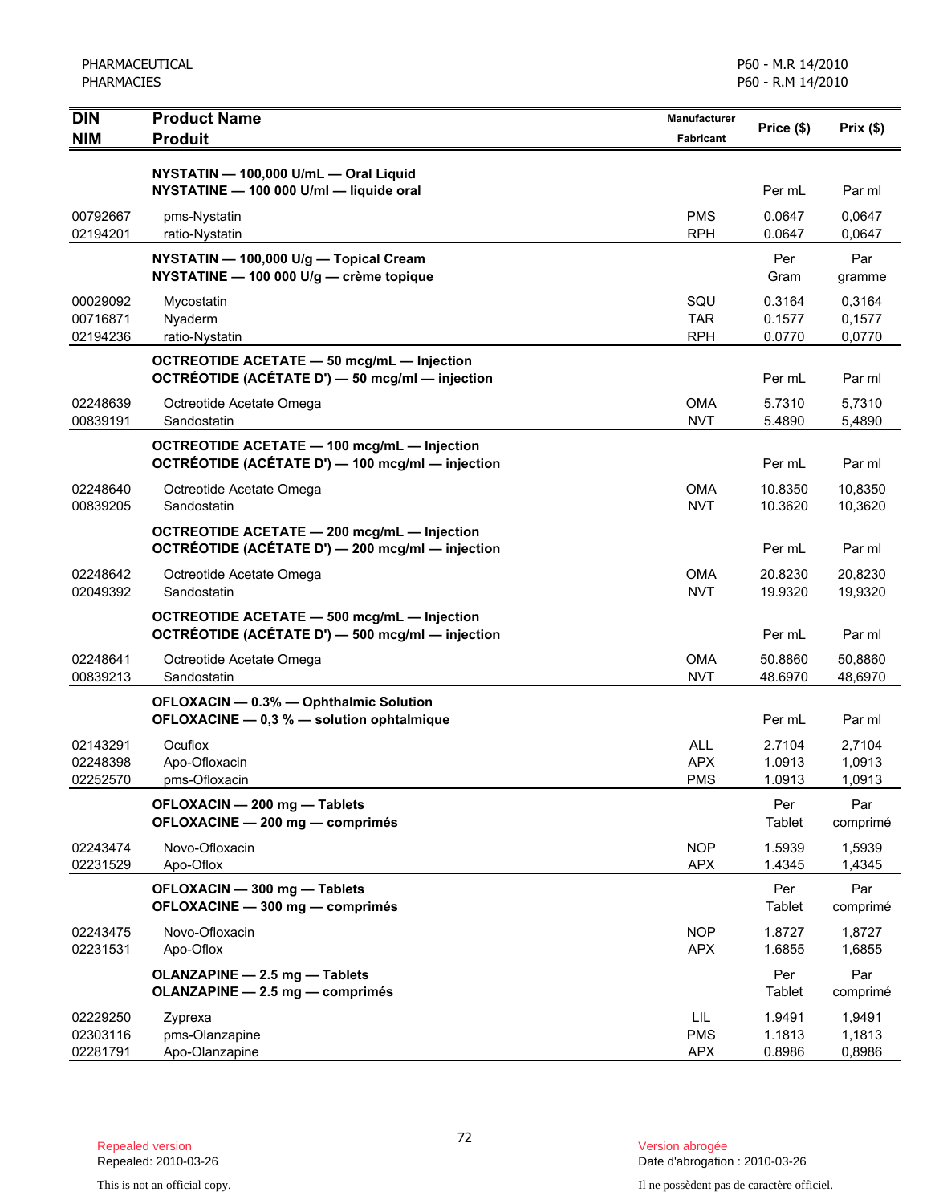| DIN<br>NIM | Product Name<br>Produit | Manufacturer<br>Fabricant | Price ($) | Prix ($) |
|---|---|---|---|---|
| | **NYSTATIN — 100,000 U/mL — Oral Liquid**<br>**NYSTATINE — 100 000 U/ml — liquide oral** | | Per mL | Par ml |
| 00792667 | pms-Nystatin | PMS | 0.0647 | 0,0647 |
| 02194201 | ratio-Nystatin | RPH | 0.0647 | 0,0647 |
| | **NYSTATIN — 100,000 U/g — Topical Cream**<br>**NYSTATINE — 100 000 U/g — crème topique** | | Per Gram | Par gramme |
| 00029092 | Mycostatin | SQU | 0.3164 | 0,3164 |
| 00716871 | Nyaderm | TAR | 0.1577 | 0,1577 |
| 02194236 | ratio-Nystatin | RPH | 0.0770 | 0,0770 |
| | **OCTREOTIDE ACETATE — 50 mcg/mL — Injection**<br>**OCTRÉOTIDE (ACÉTATE D') — 50 mcg/ml — injection** | | Per mL | Par ml |
| 02248639 | Octreotide Acetate Omega | OMA | 5.7310 | 5,7310 |
| 00839191 | Sandostatin | NVT | 5.4890 | 5,4890 |
| | **OCTREOTIDE ACETATE — 100 mcg/mL — Injection**<br>**OCTRÉOTIDE (ACÉTATE D') — 100 mcg/ml — injection** | | Per mL | Par ml |
| 02248640 | Octreotide Acetate Omega | OMA | 10.8350 | 10,8350 |
| 00839205 | Sandostatin | NVT | 10.3620 | 10,3620 |
| | **OCTREOTIDE ACETATE — 200 mcg/mL — Injection**<br>**OCTRÉOTIDE (ACÉTATE D') — 200 mcg/ml — injection** | | Per mL | Par ml |
| 02248642 | Octreotide Acetate Omega | OMA | 20.8230 | 20,8230 |
| 02049392 | Sandostatin | NVT | 19.9320 | 19,9320 |
| | **OCTREOTIDE ACETATE — 500 mcg/mL — Injection**<br>**OCTRÉOTIDE (ACÉTATE D') — 500 mcg/ml — injection** | | Per mL | Par ml |
| 02248641 | Octreotide Acetate Omega | OMA | 50.8860 | 50,8860 |
| 00839213 | Sandostatin | NVT | 48.6970 | 48,6970 |
| | **OFLOXACIN — 0.3% — Ophthalmic Solution**<br>**OFLOXACINE — 0,3 % — solution ophtalmique** | | Per mL | Par ml |
| 02143291 | Ocuflox | ALL | 2.7104 | 2,7104 |
| 02248398 | Apo-Ofloxacin | APX | 1.0913 | 1,0913 |
| 02252570 | pms-Ofloxacin | PMS | 1.0913 | 1,0913 |
| | **OFLOXACIN — 200 mg — Tablets**<br>**OFLOXACINE — 200 mg — comprimés** | | Per Tablet | Par comprimé |
| 02243474 | Novo-Ofloxacin | NOP | 1.5939 | 1,5939 |
| 02231529 | Apo-Oflox | APX | 1.4345 | 1,4345 |
| | **OFLOXACIN — 300 mg — Tablets**<br>**OFLOXACINE — 300 mg — comprimés** | | Per Tablet | Par comprimé |
| 02243475 | Novo-Ofloxacin | NOP | 1.8727 | 1,8727 |
| 02231531 | Apo-Oflox | APX | 1.6855 | 1,6855 |
| | **OLANZAPINE — 2.5 mg — Tablets**<br>**OLANZAPINE — 2.5 mg — comprimés** | | Per Tablet | Par comprimé |
| 02229250 | Zyprexa | LIL | 1.9491 | 1,9491 |
| 02303116 | pms-Olanzapine | PMS | 1.1813 | 1,1813 |
| 02281791 | Apo-Olanzapine | APX | 0.8986 | 0,8986 |

Repealed version
Repealed: 2010-03-26

Version abrogée
Date d'abrogation : 2010-03-26

This is not an official copy.

Il ne possèdent pas de caractère officiel.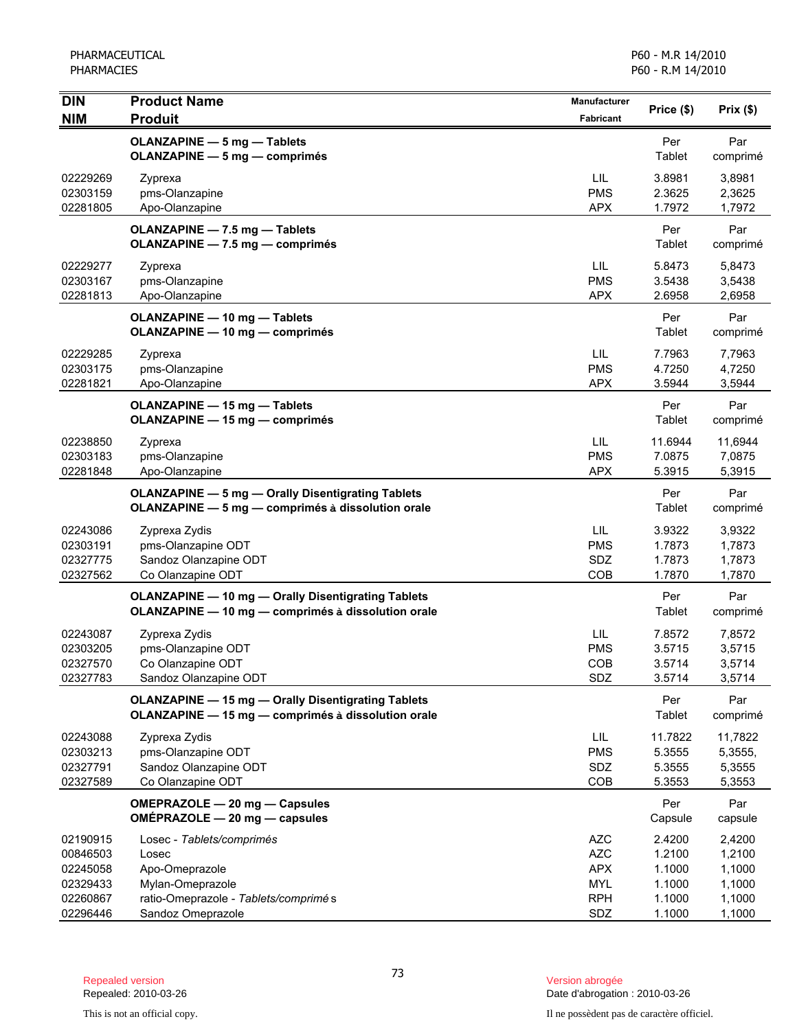| DIN<br>NIM | Product Name<br>Produit | Manufacturer<br>Fabricant | Price ($) | Prix ($) |
|---|---|---|---|---|
| | **OLANZAPINE — 5 mg — Tablets**<br>**OLANZAPINE — 5 mg — comprimés** | | Per Tablet | Par comprimé |
| 02229269 | Zyprexa | LIL | 3.8981 | 3,8981 |
| 02303159 | pms-Olanzapine | PMS | 2.3625 | 2,3625 |
| 02281805 | Apo-Olanzapine | APX | 1.7972 | 1,7972 |
| | **OLANZAPINE — 7.5 mg — Tablets**<br>**OLANZAPINE — 7.5 mg — comprimés** | | Per Tablet | Par comprimé |
| 02229277 | Zyprexa | LIL | 5.8473 | 5,8473 |
| 02303167 | pms-Olanzapine | PMS | 3.5438 | 3,5438 |
| 02281813 | Apo-Olanzapine | APX | 2.6958 | 2,6958 |
| | **OLANZAPINE — 10 mg — Tablets**<br>**OLANZAPINE — 10 mg — comprimés** | | Per Tablet | Par comprimé |
| 02229285 | Zyprexa | LIL | 7.7963 | 7,7963 |
| 02303175 | pms-Olanzapine | PMS | 4.7250 | 4,7250 |
| 02281821 | Apo-Olanzapine | APX | 3.5944 | 3,5944 |
| | **OLANZAPINE — 15 mg — Tablets**<br>**OLANZAPINE — 15 mg — comprimés** | | Per Tablet | Par comprimé |
| 02238850 | Zyprexa | LIL | 11.6944 | 11,6944 |
| 02303183 | pms-Olanzapine | PMS | 7.0875 | 7,0875 |
| 02281848 | Apo-Olanzapine | APX | 5.3915 | 5,3915 |
| | **OLANZAPINE — 5 mg — Orally Disentigrating Tablets**<br>**OLANZAPINE — 5 mg — comprimés à dissolution orale** | | Per Tablet | Par comprimé |
| 02243086 | Zyprexa Zydis | LIL | 3.9322 | 3,9322 |
| 02303191 | pms-Olanzapine ODT | PMS | 1.7873 | 1,7873 |
| 02327775 | Sandoz Olanzapine ODT | SDZ | 1.7873 | 1,7873 |
| 02327562 | Co Olanzapine ODT | COB | 1.7870 | 1,7870 |
| | **OLANZAPINE — 10 mg — Orally Disentigrating Tablets**<br>**OLANZAPINE — 10 mg — comprimés à dissolution orale** | | Per Tablet | Par comprimé |
| 02243087 | Zyprexa Zydis | LIL | 7.8572 | 7,8572 |
| 02303205 | pms-Olanzapine ODT | PMS | 3.5715 | 3,5715 |
| 02327570 | Co Olanzapine ODT | COB | 3.5714 | 3,5714 |
| 02327783 | Sandoz Olanzapine ODT | SDZ | 3.5714 | 3,5714 |
| | **OLANZAPINE — 15 mg — Orally Disentigrating Tablets**<br>**OLANZAPINE — 15 mg — comprimés à dissolution orale** | | Per Tablet | Par comprimé |
| 02243088 | Zyprexa Zydis | LIL | 11.7822 | 11,7822 |
| 02303213 | pms-Olanzapine ODT | PMS | 5.3555 | 5,3555, |
| 02327791 | Sandoz Olanzapine ODT | SDZ | 5.3555 | 5,3555 |
| 02327589 | Co Olanzapine ODT | COB | 5.3553 | 5,3553 |
| | **OMEPRAZOLE — 20 mg — Capsules**<br>**OMÉPRAZOLE — 20 mg — capsules** | | Per Capsule | Par capsule |
| 02190915 | Losec - *Tablets/comprimés* | AZC | 2.4200 | 2,4200 |
| 00846503 | Losec | AZC | 1.2100 | 1,2100 |
| 02245058 | Apo-Omeprazole | APX | 1.1000 | 1,1000 |
| 02329433 | Mylan-Omeprazole | MYL | 1.1000 | 1,1000 |
| 02260867 | ratio-Omeprazole - *Tablets/comprimés* | RPH | 1.1000 | 1,1000 |
| 02296446 | Sandoz Omeprazole | SDZ | 1.1000 | 1,1000 |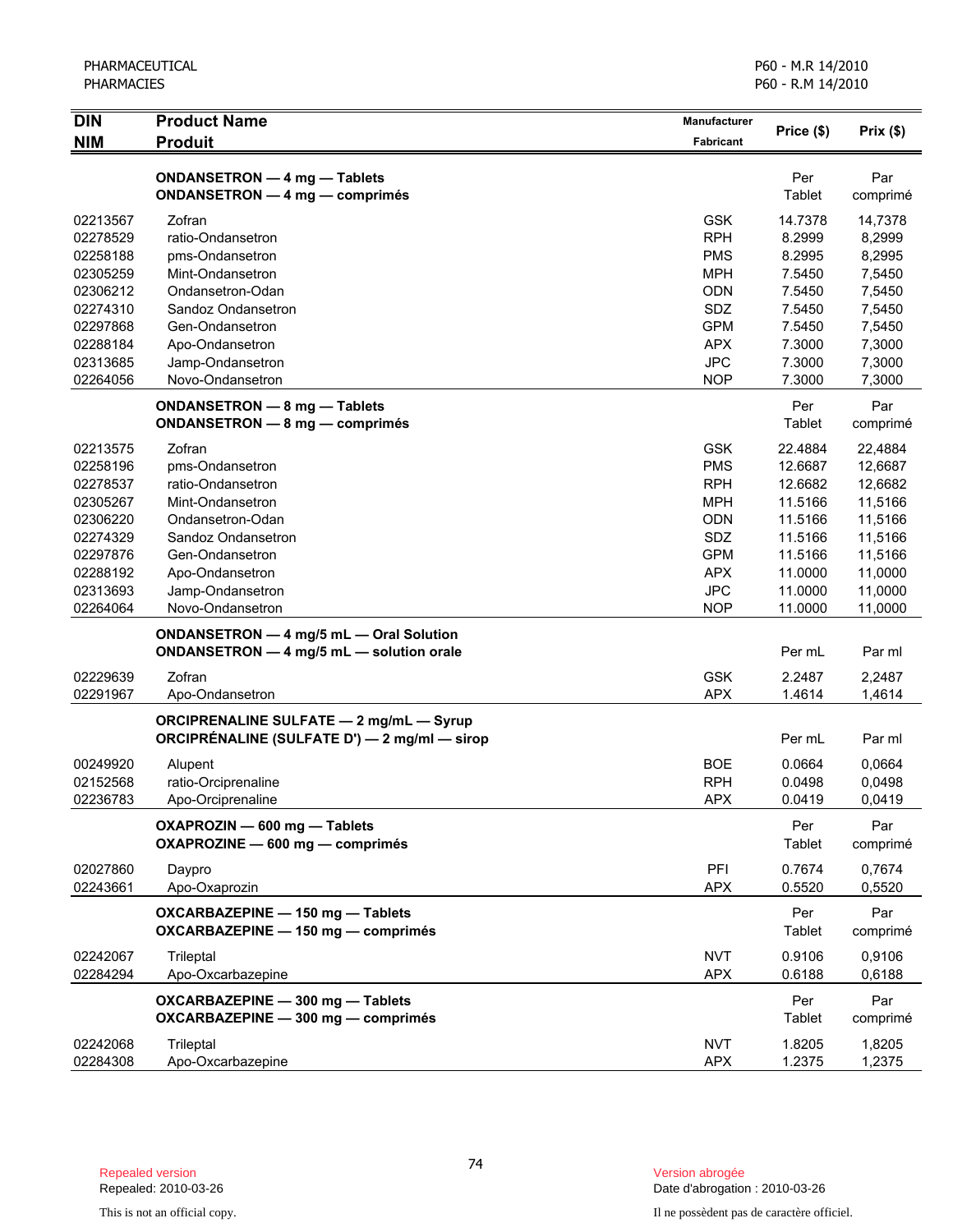| DIN<br>NIM | Product Name<br>Produit | Manufacturer<br>Fabricant | Price ($) | Prix ($) |
|---|---|---|---|---|
| | **ONDANSETRON — 4 mg — Tablets**<br>**ONDANSETRON — 4 mg — comprimés** | | Per Tablet | Par comprimé |
| 02213567 | Zofran | GSK | 14.7378 | 14,7378 |
| 02278529 | ratio-Ondansetron | RPH | 8.2999 | 8,2999 |
| 02258188 | pms-Ondansetron | PMS | 8.2995 | 8,2995 |
| 02305259 | Mint-Ondansetron | MPH | 7.5450 | 7,5450 |
| 02306212 | Ondansetron-Odan | ODN | 7.5450 | 7,5450 |
| 02274310 | Sandoz Ondansetron | SDZ | 7.5450 | 7,5450 |
| 02297868 | Gen-Ondansetron | GPM | 7.5450 | 7,5450 |
| 02288184 | Apo-Ondansetron | APX | 7.3000 | 7,3000 |
| 02313685 | Jamp-Ondansetron | JPC | 7.3000 | 7,3000 |
| 02264056 | Novo-Ondansetron | NOP | 7.3000 | 7,3000 |
| | **ONDANSETRON — 8 mg — Tablets**<br>**ONDANSETRON — 8 mg — comprimés** | | Per Tablet | Par comprimé |
| 02213575 | Zofran | GSK | 22.4884 | 22,4884 |
| 02258196 | pms-Ondansetron | PMS | 12.6687 | 12,6687 |
| 02278537 | ratio-Ondansetron | RPH | 12.6682 | 12,6682 |
| 02305267 | Mint-Ondansetron | MPH | 11.5166 | 11,5166 |
| 02306220 | Ondansetron-Odan | ODN | 11.5166 | 11,5166 |
| 02274329 | Sandoz Ondansetron | SDZ | 11.5166 | 11,5166 |
| 02297876 | Gen-Ondansetron | GPM | 11.5166 | 11,5166 |
| 02288192 | Apo-Ondansetron | APX | 11.0000 | 11,0000 |
| 02313693 | Jamp-Ondansetron | JPC | 11.0000 | 11,0000 |
| 02264064 | Novo-Ondansetron | NOP | 11.0000 | 11,0000 |
| | **ONDANSETRON — 4 mg/5 mL — Oral Solution**<br>**ONDANSETRON — 4 mg/5 mL — solution orale** | | Per mL | Par ml |
| 02229639 | Zofran | GSK | 2.2487 | 2,2487 |
| 02291967 | Apo-Ondansetron | APX | 1.4614 | 1,4614 |
| | **ORCIPRENALINE SULFATE — 2 mg/mL — Syrup**<br>**ORCIPRÉNALINE (SULFATE D') — 2 mg/ml — sirop** | | Per mL | Par ml |
| 00249920 | Alupent | BOE | 0.0664 | 0,0664 |
| 02152568 | ratio-Orciprenaline | RPH | 0.0498 | 0,0498 |
| 02236783 | Apo-Orciprenaline | APX | 0.0419 | 0,0419 |
| | **OXAPROZIN — 600 mg — Tablets**<br>**OXAPROZINE — 600 mg — comprimés** | | Per Tablet | Par comprimé |
| 02027860 | Daypro | PFI | 0.7674 | 0,7674 |
| 02243661 | Apo-Oxaprozin | APX | 0.5520 | 0,5520 |
| | **OXCARBAZEPINE — 150 mg — Tablets**<br>**OXCARBAZEPINE — 150 mg — comprimés** | | Per Tablet | Par comprimé |
| 02242067 | Trileptal | NVT | 0.9106 | 0,9106 |
| 02284294 | Apo-Oxcarbazepine | APX | 0.6188 | 0,6188 |
| | **OXCARBAZEPINE — 300 mg — Tablets**<br>**OXCARBAZEPINE — 300 mg — comprimés** | | Per Tablet | Par comprimé |
| 02242068 | Trileptal | NVT | 1.8205 | 1,8205 |
| 02284308 | Apo-Oxcarbazepine | APX | 1.2375 | 1,2375 |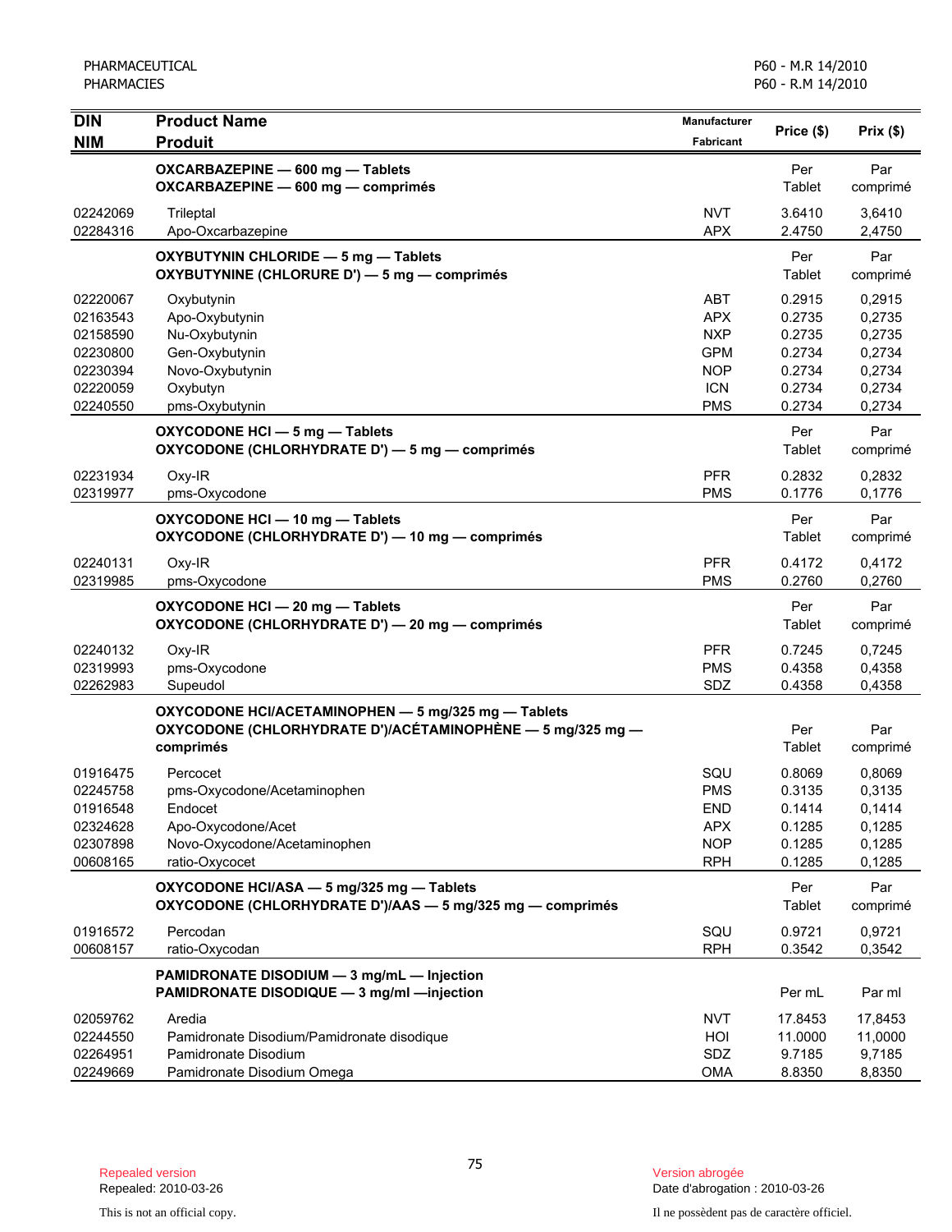| DIN<br>NIM | Product Name<br>Produit | Manufacturer<br>Fabricant | Price ($) | Prix ($) |
|---|---|---|---|---|
| | **OXCARBAZEPINE — 600 mg — Tablets**<br>**OXCARBAZEPINE — 600 mg — comprimés** | | Per Tablet | Par comprimé |
| 02242069 | Trileptal | NVT | 3.6410 | 3,6410 |
| 02284316 | Apo-Oxcarbazepine | APX | 2.4750 | 2,4750 |
| | **OXYBUTYNIN CHLORIDE — 5 mg — Tablets**<br>**OXYBUTYNINE (CHLORURE D') — 5 mg — comprimés** | | Per Tablet | Par comprimé |
| 02220067 | Oxybutynin | ABT | 0.2915 | 0,2915 |
| 02163543 | Apo-Oxybutynin | APX | 0.2735 | 0,2735 |
| 02158590 | Nu-Oxybutynin | NXP | 0.2735 | 0,2735 |
| 02230800 | Gen-Oxybutynin | GPM | 0.2734 | 0,2734 |
| 02230394 | Novo-Oxybutynin | NOP | 0.2734 | 0,2734 |
| 02220059 | Oxybutyn | ICN | 0.2734 | 0,2734 |
| 02240550 | pms-Oxybutynin | PMS | 0.2734 | 0,2734 |
| | **OXYCODONE HCl — 5 mg — Tablets**<br>**OXYCODONE (CHLORHYDRATE D') — 5 mg — comprimés** | | Per Tablet | Par comprimé |
| 02231934 | Oxy-IR | PFR | 0.2832 | 0,2832 |
| 02319977 | pms-Oxycodone | PMS | 0.1776 | 0,1776 |
| | **OXYCODONE HCl — 10 mg — Tablets**<br>**OXYCODONE (CHLORHYDRATE D') — 10 mg — comprimés** | | Per Tablet | Par comprimé |
| 02240131 | Oxy-IR | PFR | 0.4172 | 0,4172 |
| 02319985 | pms-Oxycodone | PMS | 0.2760 | 0,2760 |
| | **OXYCODONE HCl — 20 mg — Tablets**<br>**OXYCODONE (CHLORHYDRATE D') — 20 mg — comprimés** | | Per Tablet | Par comprimé |
| 02240132 | Oxy-IR | PFR | 0.7245 | 0,7245 |
| 02319993 | pms-Oxycodone | PMS | 0.4358 | 0,4358 |
| 02262983 | Supeudol | SDZ | 0.4358 | 0,4358 |
| | **OXYCODONE HCl/ACETAMINOPHEN — 5 mg/325 mg — Tablets**<br>**OXYCODONE (CHLORHYDRATE D')/ACÉTAMINOPHÈNE — 5 mg/325 mg — comprimés** | | Per Tablet | Par comprimé |
| 01916475 | Percocet | SQU | 0.8069 | 0,8069 |
| 02245758 | pms-Oxycodone/Acetaminophen | PMS | 0.3135 | 0,3135 |
| 01916548 | Endocet | END | 0.1414 | 0,1414 |
| 02324628 | Apo-Oxycodone/Acet | APX | 0.1285 | 0,1285 |
| 02307898 | Novo-Oxycodone/Acetaminophen | NOP | 0.1285 | 0,1285 |
| 00608165 | ratio-Oxycocet | RPH | 0.1285 | 0,1285 |
| | **OXYCODONE HCl/ASA — 5 mg/325 mg — Tablets**<br>**OXYCODONE (CHLORHYDRATE D')/AAS — 5 mg/325 mg — comprimés** | | Per Tablet | Par comprimé |
| 01916572 | Percodan | SQU | 0.9721 | 0,9721 |
| 00608157 | ratio-Oxycodan | RPH | 0.3542 | 0,3542 |
| | **PAMIDRONATE DISODIUM — 3 mg/mL — Injection**<br>**PAMIDRONATE DISODIQUE — 3 mg/ml —injection** | | Per mL | Par ml |
| 02059762 | Aredia | NVT | 17.8453 | 17,8453 |
| 02244550 | Pamidronate Disodium/Pamidronate disodique | HOI | 11.0000 | 11,0000 |
| 02264951 | Pamidronate Disodium | SDZ | 9.7185 | 9,7185 |
| 02249669 | Pamidronate Disodium Omega | OMA | 8.8350 | 8,8350 |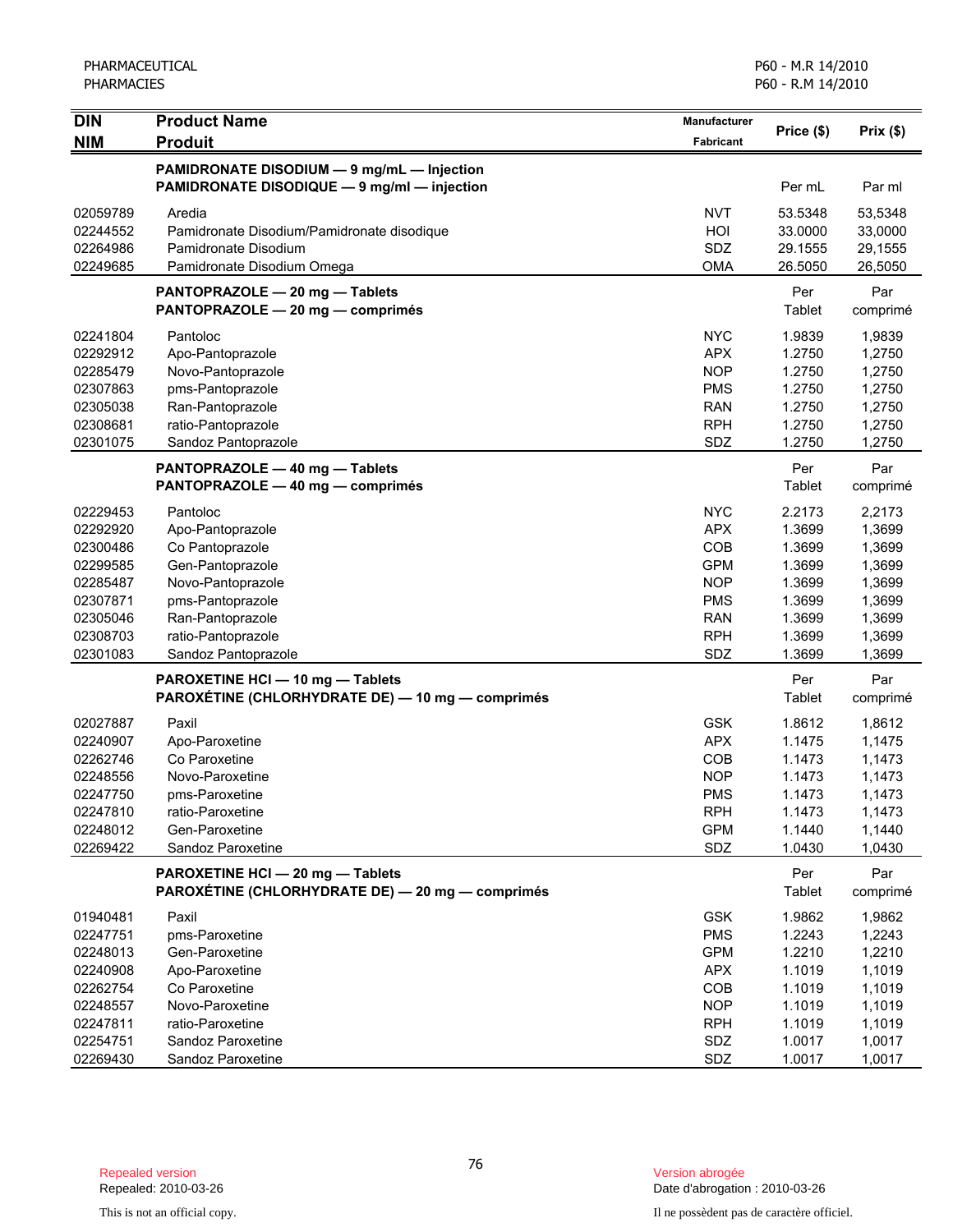| DIN<br>NIM | Product Name<br>Produit | Manufacturer<br>Fabricant | Price ($) | Prix ($) |
|---|---|---|---|---|
| | **PAMIDRONATE DISODIUM — 9 mg/mL — Injection**<br>**PAMIDRONATE DISODIQUE — 9 mg/ml — injection** | | Per mL | Par ml |
| 02059789 | Aredia | NVT | 53.5348 | 53,5348 |
| 02244552 | Pamidronate Disodium/Pamidronate disodique | HOI | 33.0000 | 33,0000 |
| 02264986 | Pamidronate Disodium | SDZ | 29.1555 | 29,1555 |
| 02249685 | Pamidronate Disodium Omega | OMA | 26.5050 | 26,5050 |
| | **PANTOPRAZOLE — 20 mg — Tablets**<br>**PANTOPRAZOLE — 20 mg — comprimés** | | Per Tablet | Par comprimé |
| 02241804 | Pantoloc | NYC | 1.9839 | 1,9839 |
| 02292912 | Apo-Pantoprazole | APX | 1.2750 | 1,2750 |
| 02285479 | Novo-Pantoprazole | NOP | 1.2750 | 1,2750 |
| 02307863 | pms-Pantoprazole | PMS | 1.2750 | 1,2750 |
| 02305038 | Ran-Pantoprazole | RAN | 1.2750 | 1,2750 |
| 02308681 | ratio-Pantoprazole | RPH | 1.2750 | 1,2750 |
| 02301075 | Sandoz Pantoprazole | SDZ | 1.2750 | 1,2750 |
| | **PANTOPRAZOLE — 40 mg — Tablets**<br>**PANTOPRAZOLE — 40 mg — comprimés** | | Per Tablet | Par comprimé |
| 02229453 | Pantoloc | NYC | 2.2173 | 2,2173 |
| 02292920 | Apo-Pantoprazole | APX | 1.3699 | 1,3699 |
| 02300486 | Co Pantoprazole | COB | 1.3699 | 1,3699 |
| 02299585 | Gen-Pantoprazole | GPM | 1.3699 | 1,3699 |
| 02285487 | Novo-Pantoprazole | NOP | 1.3699 | 1,3699 |
| 02307871 | pms-Pantoprazole | PMS | 1.3699 | 1,3699 |
| 02305046 | Ran-Pantoprazole | RAN | 1.3699 | 1,3699 |
| 02308703 | ratio-Pantoprazole | RPH | 1.3699 | 1,3699 |
| 02301083 | Sandoz Pantoprazole | SDZ | 1.3699 | 1,3699 |
| | **PAROXETINE HCl — 10 mg — Tablets**<br>**PAROXÉTINE (CHLORHYDRATE DE) — 10 mg — comprimés** | | Per Tablet | Par comprimé |
| 02027887 | Paxil | GSK | 1.8612 | 1,8612 |
| 02240907 | Apo-Paroxetine | APX | 1.1475 | 1,1475 |
| 02262746 | Co Paroxetine | COB | 1.1473 | 1,1473 |
| 02248556 | Novo-Paroxetine | NOP | 1.1473 | 1,1473 |
| 02247750 | pms-Paroxetine | PMS | 1.1473 | 1,1473 |
| 02247810 | ratio-Paroxetine | RPH | 1.1473 | 1,1473 |
| 02248012 | Gen-Paroxetine | GPM | 1.1440 | 1,1440 |
| 02269422 | Sandoz Paroxetine | SDZ | 1.0430 | 1,0430 |
| | **PAROXETINE HCl — 20 mg — Tablets**<br>**PAROXÉTINE (CHLORHYDRATE DE) — 20 mg — comprimés** | | Per Tablet | Par comprimé |
| 01940481 | Paxil | GSK | 1.9862 | 1,9862 |
| 02247751 | pms-Paroxetine | PMS | 1.2243 | 1,2243 |
| 02248013 | Gen-Paroxetine | GPM | 1.2210 | 1,2210 |
| 02240908 | Apo-Paroxetine | APX | 1.1019 | 1,1019 |
| 02262754 | Co Paroxetine | COB | 1.1019 | 1,1019 |
| 02248557 | Novo-Paroxetine | NOP | 1.1019 | 1,1019 |
| 02247811 | ratio-Paroxetine | RPH | 1.1019 | 1,1019 |
| 02254751 | Sandoz Paroxetine | SDZ | 1.0017 | 1,0017 |
| 02269430 | Sandoz Paroxetine | SDZ | 1.0017 | 1,0017 |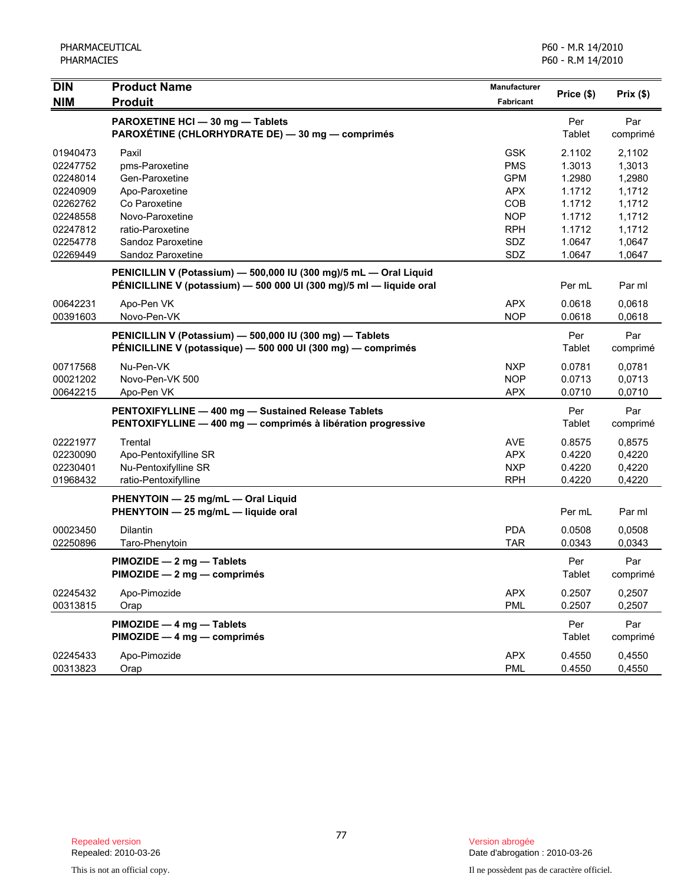| DIN<br>NIM | Product Name<br>Produit | Manufacturer<br>Fabricant | Price ($) | Prix ($) |
|---|---|---|---|---|
| | **PAROXETINE HCl — 30 mg — Tablets**<br>**PAROXÉTINE (CHLORHYDRATE DE) — 30 mg — comprimés** | | Per Tablet | Par comprimé |
| 01940473 | Paxil | GSK | 2.1102 | 2,1102 |
| 02247752 | pms-Paroxetine | PMS | 1.3013 | 1,3013 |
| 02248014 | Gen-Paroxetine | GPM | 1.2980 | 1,2980 |
| 02240909 | Apo-Paroxetine | APX | 1.1712 | 1,1712 |
| 02262762 | Co Paroxetine | COB | 1.1712 | 1,1712 |
| 02248558 | Novo-Paroxetine | NOP | 1.1712 | 1,1712 |
| 02247812 | ratio-Paroxetine | RPH | 1.1712 | 1,1712 |
| 02254778 | Sandoz Paroxetine | SDZ | 1.0647 | 1,0647 |
| 02269449 | Sandoz Paroxetine | SDZ | 1.0647 | 1,0647 |
| | **PENICILLIN V (Potassium) — 500,000 IU (300 mg)/5 mL — Oral Liquid**<br>**PÉNICILLINE V (potassium) — 500 000 UI (300 mg)/5 ml — liquide oral** | | Per mL | Par ml |
| 00642231 | Apo-Pen VK | APX | 0.0618 | 0,0618 |
| 00391603 | Novo-Pen-VK | NOP | 0.0618 | 0,0618 |
| | **PENICILLIN V (Potassium) — 500,000 IU (300 mg) — Tablets**<br>**PÉNICILLINE V (potassique) — 500 000 UI (300 mg) — comprimés** | | Per Tablet | Par comprimé |
| 00717568 | Nu-Pen-VK | NXP | 0.0781 | 0,0781 |
| 00021202 | Novo-Pen-VK 500 | NOP | 0.0713 | 0,0713 |
| 00642215 | Apo-Pen VK | APX | 0.0710 | 0,0710 |
| | **PENTOXIFYLLINE — 400 mg — Sustained Release Tablets**<br>**PENTOXIFYLLINE — 400 mg — comprimés à libération progressive** | | Per Tablet | Par comprimé |
| 02221977 | Trental | AVE | 0.8575 | 0,8575 |
| 02230090 | Apo-Pentoxifylline SR | APX | 0.4220 | 0,4220 |
| 02230401 | Nu-Pentoxifylline SR | NXP | 0.4220 | 0,4220 |
| 01968432 | ratio-Pentoxifylline | RPH | 0.4220 | 0,4220 |
| | **PHENYTOIN — 25 mg/mL — Oral Liquid**<br>**PHENYTOIN — 25 mg/mL — liquide oral** | | Per mL | Par ml |
| 00023450 | Dilantin | PDA | 0.0508 | 0,0508 |
| 02250896 | Taro-Phenytoin | TAR | 0.0343 | 0,0343 |
| | **PIMOZIDE — 2 mg — Tablets**<br>**PIMOZIDE — 2 mg — comprimés** | | Per Tablet | Par comprimé |
| 02245432 | Apo-Pimozide | APX | 0.2507 | 0,2507 |
| 00313815 | Orap | PML | 0.2507 | 0,2507 |
| | **PIMOZIDE — 4 mg — Tablets**<br>**PIMOZIDE — 4 mg — comprimés** | | Per Tablet | Par comprimé |
| 02245433 | Apo-Pimozide | APX | 0.4550 | 0,4550 |
| 00313823 | Orap | PML | 0.4550 | 0,4550 |

Repealed version
Repealed: 2010-03-26

This is not an official copy.

Version abrogée
Date d'abrogation : 2010-03-26

Il ne possèdent pas de caractère officiel.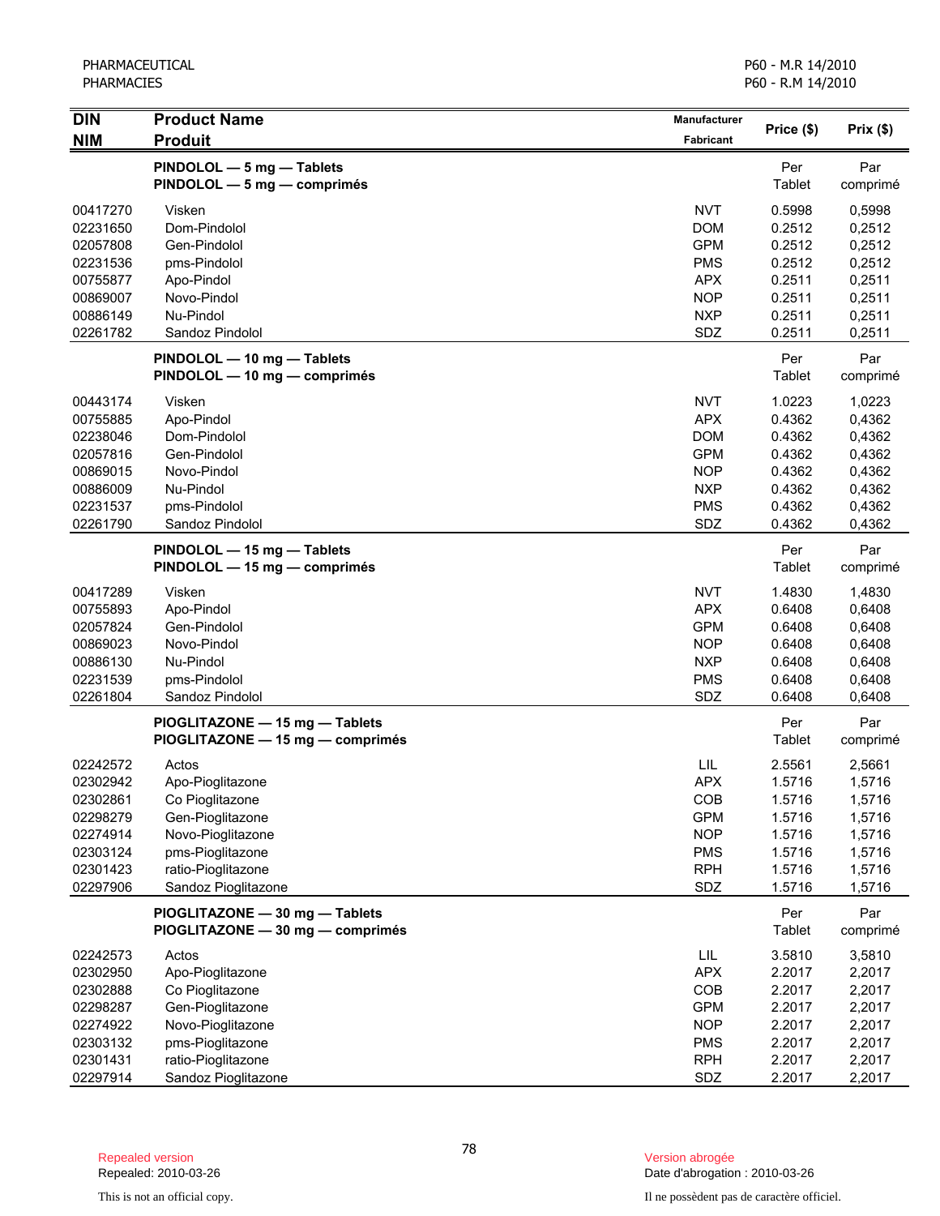| DIN<br>NIM | Product Name<br>Produit | Manufacturer<br>Fabricant | Price ($) | Prix ($) |
|---|---|---|---|---|
| | **PINDOLOL — 5 mg — Tablets**<br>**PINDOLOL — 5 mg — comprimés** | | Per Tablet | Par comprimé |
| 00417270 | Visken | NVT | 0.5998 | 0,5998 |
| 02231650 | Dom-Pindolol | DOM | 0.2512 | 0,2512 |
| 02057808 | Gen-Pindolol | GPM | 0.2512 | 0,2512 |
| 02231536 | pms-Pindolol | PMS | 0.2512 | 0,2512 |
| 00755877 | Apo-Pindol | APX | 0.2511 | 0,2511 |
| 00869007 | Novo-Pindol | NOP | 0.2511 | 0,2511 |
| 00886149 | Nu-Pindol | NXP | 0.2511 | 0,2511 |
| 02261782 | Sandoz Pindolol | SDZ | 0.2511 | 0,2511 |
| | **PINDOLOL — 10 mg — Tablets**<br>**PINDOLOL — 10 mg — comprimés** | | Per Tablet | Par comprimé |
| 00443174 | Visken | NVT | 1.0223 | 1,0223 |
| 00755885 | Apo-Pindol | APX | 0.4362 | 0,4362 |
| 02238046 | Dom-Pindolol | DOM | 0.4362 | 0,4362 |
| 02057816 | Gen-Pindolol | GPM | 0.4362 | 0,4362 |
| 00869015 | Novo-Pindol | NOP | 0.4362 | 0,4362 |
| 00886009 | Nu-Pindol | NXP | 0.4362 | 0,4362 |
| 02231537 | pms-Pindolol | PMS | 0.4362 | 0,4362 |
| 02261790 | Sandoz Pindolol | SDZ | 0.4362 | 0,4362 |
| | **PINDOLOL — 15 mg — Tablets**<br>**PINDOLOL — 15 mg — comprimés** | | Per Tablet | Par comprimé |
| 00417289 | Visken | NVT | 1.4830 | 1,4830 |
| 00755893 | Apo-Pindol | APX | 0.6408 | 0,6408 |
| 02057824 | Gen-Pindolol | GPM | 0.6408 | 0,6408 |
| 00869023 | Novo-Pindol | NOP | 0.6408 | 0,6408 |
| 00886130 | Nu-Pindol | NXP | 0.6408 | 0,6408 |
| 02231539 | pms-Pindolol | PMS | 0.6408 | 0,6408 |
| 02261804 | Sandoz Pindolol | SDZ | 0.6408 | 0,6408 |
| | **PIOGLITAZONE — 15 mg — Tablets**<br>**PIOGLITAZONE — 15 mg — comprimés** | | Per Tablet | Par comprimé |
| 02242572 | Actos | LIL | 2.5561 | 2,5661 |
| 02302942 | Apo-Pioglitazone | APX | 1.5716 | 1,5716 |
| 02302861 | Co Pioglitazone | COB | 1.5716 | 1,5716 |
| 02298279 | Gen-Pioglitazone | GPM | 1.5716 | 1,5716 |
| 02274914 | Novo-Pioglitazone | NOP | 1.5716 | 1,5716 |
| 02303124 | pms-Pioglitazone | PMS | 1.5716 | 1,5716 |
| 02301423 | ratio-Pioglitazone | RPH | 1.5716 | 1,5716 |
| 02297906 | Sandoz Pioglitazone | SDZ | 1.5716 | 1,5716 |
| | **PIOGLITAZONE — 30 mg — Tablets**<br>**PIOGLITAZONE — 30 mg — comprimés** | | Per Tablet | Par comprimé |
| 02242573 | Actos | LIL | 3.5810 | 3,5810 |
| 02302950 | Apo-Pioglitazone | APX | 2.2017 | 2,2017 |
| 02302888 | Co Pioglitazone | COB | 2.2017 | 2,2017 |
| 02298287 | Gen-Pioglitazone | GPM | 2.2017 | 2,2017 |
| 02274922 | Novo-Pioglitazone | NOP | 2.2017 | 2,2017 |
| 02303132 | pms-Pioglitazone | PMS | 2.2017 | 2,2017 |
| 02301431 | ratio-Pioglitazone | RPH | 2.2017 | 2,2017 |
| 02297914 | Sandoz Pioglitazone | SDZ | 2.2017 | 2,2017 |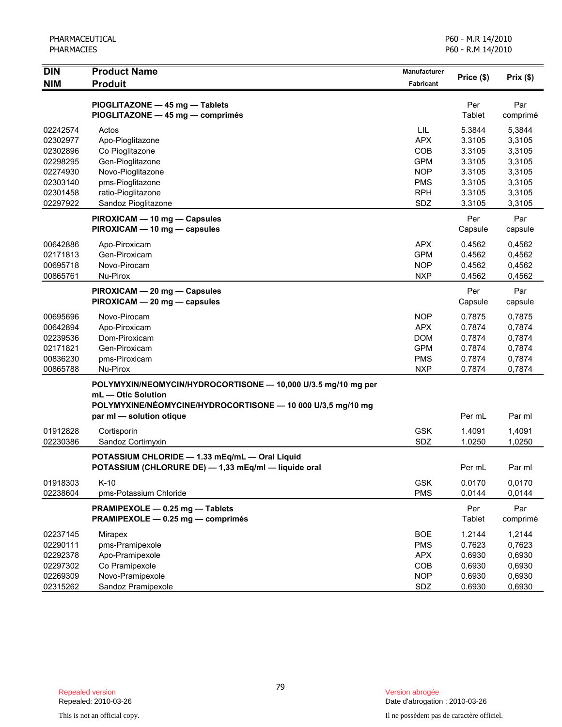| DIN<br>NIM | Product Name<br>Produit | Manufacturer<br>Fabricant | Price ($) | Prix ($) |
|---|---|---|---|---|
| | **PIOGLITAZONE — 45 mg — Tablets**<br>**PIOGLITAZONE — 45 mg — comprimés** | | Per Tablet | Par comprimé |
| 02242574 | Actos | LIL | 5.3844 | 5,3844 |
| 02302977 | Apo-Pioglitazone | APX | 3.3105 | 3,3105 |
| 02302896 | Co Pioglitazone | COB | 3.3105 | 3,3105 |
| 02298295 | Gen-Pioglitazone | GPM | 3.3105 | 3,3105 |
| 02274930 | Novo-Pioglitazone | NOP | 3.3105 | 3,3105 |
| 02303140 | pms-Pioglitazone | PMS | 3.3105 | 3,3105 |
| 02301458 | ratio-Pioglitazone | RPH | 3.3105 | 3,3105 |
| 02297922 | Sandoz Pioglitazone | SDZ | 3.3105 | 3,3105 |
| | **PIROXICAM — 10 mg — Capsules**<br>**PIROXICAM — 10 mg — capsules** | | Per Capsule | Par capsule |
| 00642886 | Apo-Piroxicam | APX | 0.4562 | 0,4562 |
| 02171813 | Gen-Piroxicam | GPM | 0.4562 | 0,4562 |
| 00695718 | Novo-Pirocam | NOP | 0.4562 | 0,4562 |
| 00865761 | Nu-Pirox | NXP | 0.4562 | 0,4562 |
| | **PIROXICAM — 20 mg — Capsules**<br>**PIROXICAM — 20 mg — capsules** | | Per Capsule | Par capsule |
| 00695696 | Novo-Pirocam | NOP | 0.7875 | 0,7875 |
| 00642894 | Apo-Piroxicam | APX | 0.7874 | 0,7874 |
| 02239536 | Dom-Piroxicam | DOM | 0.7874 | 0,7874 |
| 02171821 | Gen-Piroxicam | GPM | 0.7874 | 0,7874 |
| 00836230 | pms-Piroxicam | PMS | 0.7874 | 0,7874 |
| 00865788 | Nu-Pirox | NXP | 0.7874 | 0,7874 |
| | **POLYMYXIN/NEOMYCIN/HYDROCORTISONE — 10,000 U/3.5 mg/10 mg per mL — Otic Solution**<br>**POLYMYXINE/NÉOMYCINE/HYDROCORTISONE — 10 000 U/3,5 mg/10 mg par ml — solution otique** | | Per mL | Par ml |
| 01912828 | Cortisporin | GSK | 1.4091 | 1,4091 |
| 02230386 | Sandoz Cortimyxin | SDZ | 1.0250 | 1,0250 |
| | **POTASSIUM CHLORIDE — 1.33 mEq/mL — Oral Liquid**<br>**POTASSIUM (CHLORURE DE) — 1,33 mEq/ml — liquide oral** | | Per mL | Par ml |
| 01918303 | K-10 | GSK | 0.0170 | 0,0170 |
| 02238604 | pms-Potassium Chloride | PMS | 0.0144 | 0,0144 |
| | **PRAMIPEXOLE — 0.25 mg — Tablets**<br>**PRAMIPEXOLE — 0.25 mg — comprimés** | | Per Tablet | Par comprimé |
| 02237145 | Mirapex | BOE | 1.2144 | 1,2144 |
| 02290111 | pms-Pramipexole | PMS | 0.7623 | 0,7623 |
| 02292378 | Apo-Pramipexole | APX | 0.6930 | 0,6930 |
| 02297302 | Co Pramipexole | COB | 0.6930 | 0,6930 |
| 02269309 | Novo-Pramipexole | NOP | 0.6930 | 0,6930 |
| 02315262 | Sandoz Pramipexole | SDZ | 0.6930 | 0,6930 |

Repealed version
Repealed: 2010-03-26

Version abrogée
Date d'abrogation : 2010-03-26

This is not an official copy.

Il ne possèdent pas de caractère officiel.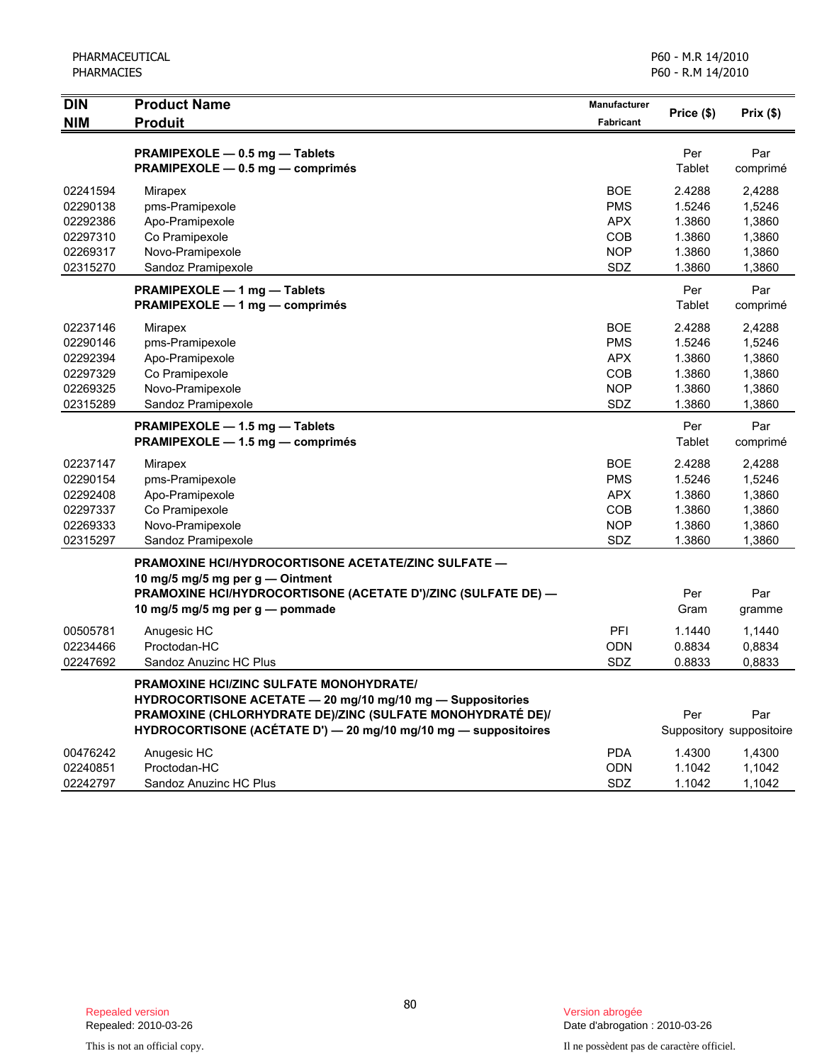| DIN<br>NIM | Product Name<br>Produit | Manufacturer<br>Fabricant | Price ($) | Prix ($) |
|---|---|---|---|---|
| | **PRAMIPEXOLE — 0.5 mg — Tablets**<br>**PRAMIPEXOLE — 0.5 mg — comprimés** | | Per Tablet | Par comprimé |
| 02241594 | Mirapex | BOE | 2.4288 | 2,4288 |
| 02290138 | pms-Pramipexole | PMS | 1.5246 | 1,5246 |
| 02292386 | Apo-Pramipexole | APX | 1.3860 | 1,3860 |
| 02297310 | Co Pramipexole | COB | 1.3860 | 1,3860 |
| 02269317 | Novo-Pramipexole | NOP | 1.3860 | 1,3860 |
| 02315270 | Sandoz Pramipexole | SDZ | 1.3860 | 1,3860 |
| | **PRAMIPEXOLE — 1 mg — Tablets**<br>**PRAMIPEXOLE — 1 mg — comprimés** | | Per Tablet | Par comprimé |
| 02237146 | Mirapex | BOE | 2.4288 | 2,4288 |
| 02290146 | pms-Pramipexole | PMS | 1.5246 | 1,5246 |
| 02292394 | Apo-Pramipexole | APX | 1.3860 | 1,3860 |
| 02297329 | Co Pramipexole | COB | 1.3860 | 1,3860 |
| 02269325 | Novo-Pramipexole | NOP | 1.3860 | 1,3860 |
| 02315289 | Sandoz Pramipexole | SDZ | 1.3860 | 1,3860 |
| | **PRAMIPEXOLE — 1.5 mg — Tablets**<br>**PRAMIPEXOLE — 1.5 mg — comprimés** | | Per Tablet | Par comprimé |
| 02237147 | Mirapex | BOE | 2.4288 | 2,4288 |
| 02290154 | pms-Pramipexole | PMS | 1.5246 | 1,5246 |
| 02292408 | Apo-Pramipexole | APX | 1.3860 | 1,3860 |
| 02297337 | Co Pramipexole | COB | 1.3860 | 1,3860 |
| 02269333 | Novo-Pramipexole | NOP | 1.3860 | 1,3860 |
| 02315297 | Sandoz Pramipexole | SDZ | 1.3860 | 1,3860 |
| | **PRAMOXINE HCl/HYDROCORTISONE ACETATE/ZINC SULFATE — 10 mg/5 mg/5 mg per g — Ointment**<br>**PRAMOXINE HCl/HYDROCORTISONE (ACETATE D')/ZINC (SULFATE DE) — 10 mg/5 mg/5 mg per g — pommade** | | Per Gram | Par gramme |
| 00505781 | Anugesic HC | PFI | 1.1440 | 1,1440 |
| 02234466 | Proctodan-HC | ODN | 0.8834 | 0,8834 |
| 02247692 | Sandoz Anuzinc HC Plus | SDZ | 0.8833 | 0,8833 |
| | **PRAMOXINE HCl/ZINC SULFATE MONOHYDRATE/ HYDROCORTISONE ACETATE — 20 mg/10 mg/10 mg — Suppositories**<br>**PRAMOXINE (CHLORHYDRATE DE)/ZINC (SULFATE MONOHYDRATÉ DE)/ HYDROCORTISONE (ACÉTATE D') — 20 mg/10 mg/10 mg — suppositoires** | | Per Suppository | Par suppositoire |
| 00476242 | Anugesic HC | PDA | 1.4300 | 1,4300 |
| 02240851 | Proctodan-HC | ODN | 1.1042 | 1,1042 |
| 02242797 | Sandoz Anuzinc HC Plus | SDZ | 1.1042 | 1,1042 |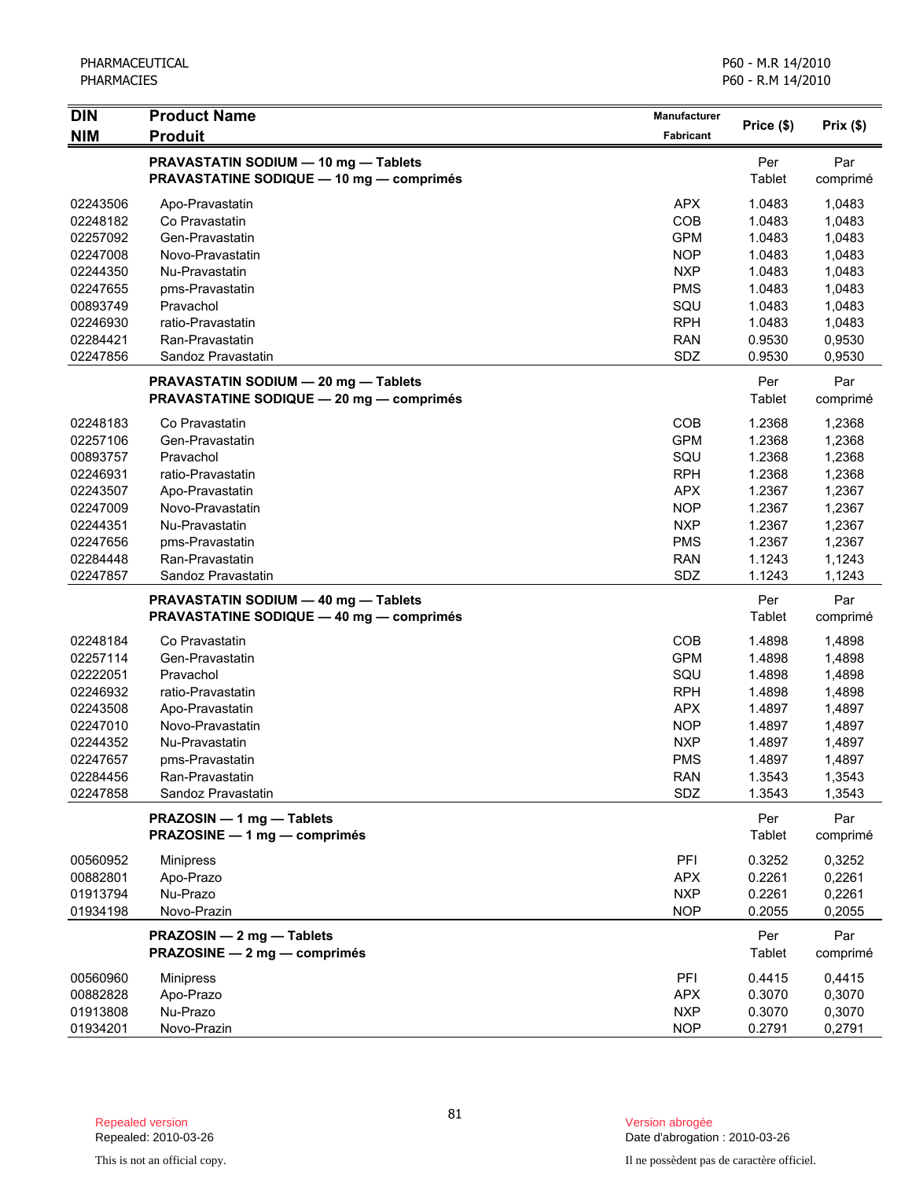PHARMACEUTICAL
PHARMACIES

P60 - M.R 14/2010
P60 - R.M 14/2010

| DIN<br>NIM | Product Name<br>Produit | Manufacturer<br>Fabricant | Price ($) | Prix ($) |
|---|---|---|---|---|
| | **PRAVASTATIN SODIUM — 10 mg — Tablets**<br>**PRAVASTATINE SODIQUE — 10 mg — comprimés** | | Per Tablet | Par comprimé |
| 02243506 | Apo-Pravastatin | APX | 1.0483 | 1,0483 |
| 02248182 | Co Pravastatin | COB | 1.0483 | 1,0483 |
| 02257092 | Gen-Pravastatin | GPM | 1.0483 | 1,0483 |
| 02247008 | Novo-Pravastatin | NOP | 1.0483 | 1,0483 |
| 02244350 | Nu-Pravastatin | NXP | 1.0483 | 1,0483 |
| 02247655 | pms-Pravastatin | PMS | 1.0483 | 1,0483 |
| 00893749 | Pravachol | SQU | 1.0483 | 1,0483 |
| 02246930 | ratio-Pravastatin | RPH | 1.0483 | 1,0483 |
| 02284421 | Ran-Pravastatin | RAN | 0.9530 | 0,9530 |
| 02247856 | Sandoz Pravastatin | SDZ | 0.9530 | 0,9530 |
| | **PRAVASTATIN SODIUM — 20 mg — Tablets**<br>**PRAVASTATINE SODIQUE — 20 mg — comprimés** | | Per Tablet | Par comprimé |
| 02248183 | Co Pravastatin | COB | 1.2368 | 1,2368 |
| 02257106 | Gen-Pravastatin | GPM | 1.2368 | 1,2368 |
| 00893757 | Pravachol | SQU | 1.2368 | 1,2368 |
| 02246931 | ratio-Pravastatin | RPH | 1.2368 | 1,2368 |
| 02243507 | Apo-Pravastatin | APX | 1.2367 | 1,2367 |
| 02247009 | Novo-Pravastatin | NOP | 1.2367 | 1,2367 |
| 02244351 | Nu-Pravastatin | NXP | 1.2367 | 1,2367 |
| 02247656 | pms-Pravastatin | PMS | 1.2367 | 1,2367 |
| 02284448 | Ran-Pravastatin | RAN | 1.1243 | 1,1243 |
| 02247857 | Sandoz Pravastatin | SDZ | 1.1243 | 1,1243 |
| | **PRAVASTATIN SODIUM — 40 mg — Tablets**<br>**PRAVASTATINE SODIQUE — 40 mg — comprimés** | | Per Tablet | Par comprimé |
| 02248184 | Co Pravastatin | COB | 1.4898 | 1,4898 |
| 02257114 | Gen-Pravastatin | GPM | 1.4898 | 1,4898 |
| 02222051 | Pravachol | SQU | 1.4898 | 1,4898 |
| 02246932 | ratio-Pravastatin | RPH | 1.4898 | 1,4898 |
| 02243508 | Apo-Pravastatin | APX | 1.4897 | 1,4897 |
| 02247010 | Novo-Pravastatin | NOP | 1.4897 | 1,4897 |
| 02244352 | Nu-Pravastatin | NXP | 1.4897 | 1,4897 |
| 02247657 | pms-Pravastatin | PMS | 1.4897 | 1,4897 |
| 02284456 | Ran-Pravastatin | RAN | 1.3543 | 1,3543 |
| 02247858 | Sandoz Pravastatin | SDZ | 1.3543 | 1,3543 |
| | **PRAZOSIN — 1 mg — Tablets**<br>**PRAZOSINE — 1 mg — comprimés** | | Per Tablet | Par comprimé |
| 00560952 | Minipress | PFI | 0.3252 | 0,3252 |
| 00882801 | Apo-Prazo | APX | 0.2261 | 0,2261 |
| 01913794 | Nu-Prazo | NXP | 0.2261 | 0,2261 |
| 01934198 | Novo-Prazin | NOP | 0.2055 | 0,2055 |
| | **PRAZOSIN — 2 mg — Tablets**<br>**PRAZOSINE — 2 mg — comprimés** | | Per Tablet | Par comprimé |
| 00560960 | Minipress | PFI | 0.4415 | 0,4415 |
| 00882828 | Apo-Prazo | APX | 0.3070 | 0,3070 |
| 01913808 | Nu-Prazo | NXP | 0.3070 | 0,3070 |
| 01934201 | Novo-Prazin | NOP | 0.2791 | 0,2791 |

Repealed version
Repealed: 2010-03-26

This is not an official copy.

Version abrogée
Date d'abrogation : 2010-03-26

Il ne possèdent pas de caractère officiel.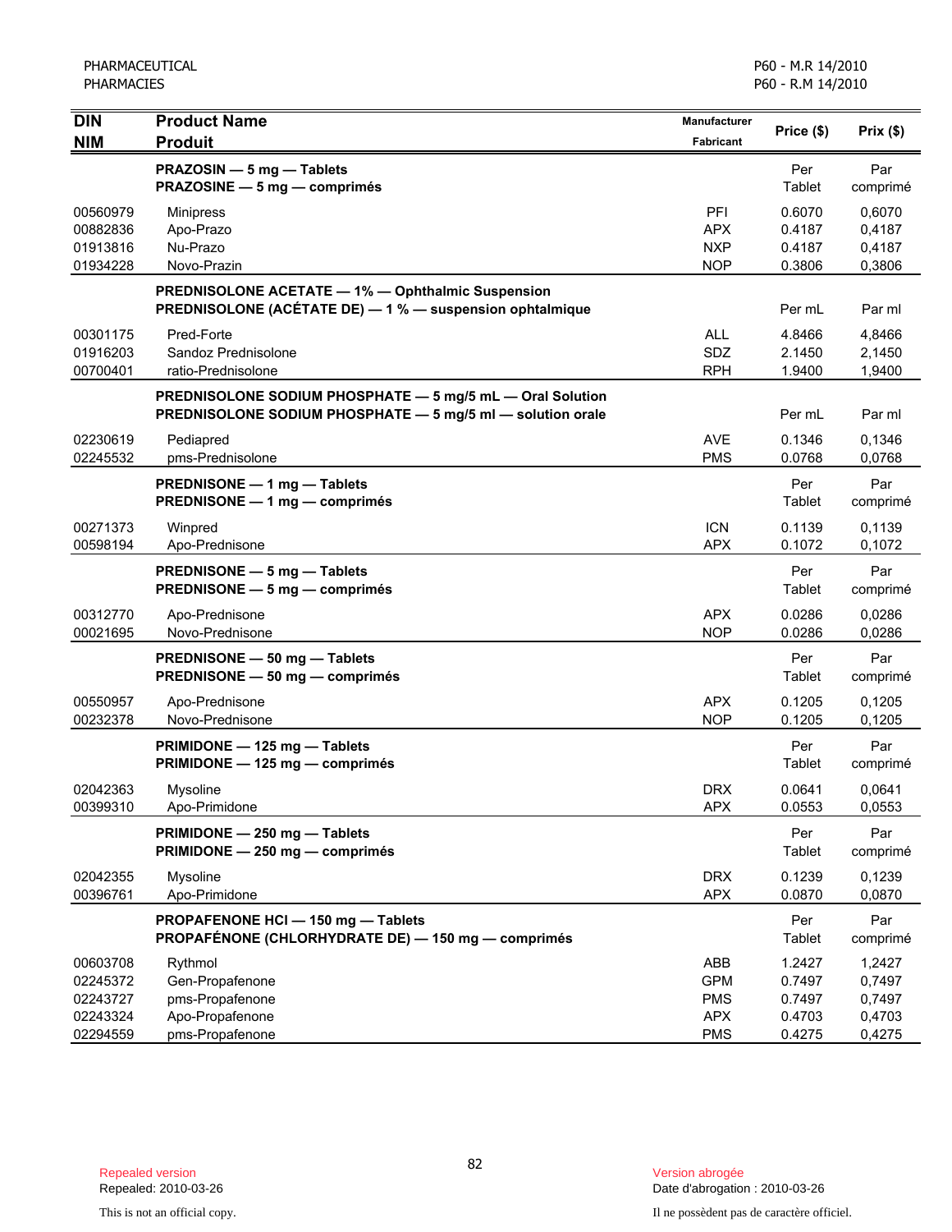| DIN<br>NIM | Product Name<br>Produit | Manufacturer<br>Fabricant | Price ($) | Prix ($) |
|---|---|---|---|---|
| | **PRAZOSIN — 5 mg — Tablets**<br>**PRAZOSINE — 5 mg — comprimés** | | Per Tablet | Par comprimé |
| 00560979 | Minipress | PFI | 0.6070 | 0,6070 |
| 00882836 | Apo-Prazo | APX | 0.4187 | 0,4187 |
| 01913816 | Nu-Prazo | NXP | 0.4187 | 0,4187 |
| 01934228 | Novo-Prazin | NOP | 0.3806 | 0,3806 |
| | **PREDNISOLONE ACETATE — 1% — Ophthalmic Suspension**<br>**PREDNISOLONE (ACÉTATE DE) — 1 % — suspension ophtalmique** | | Per mL | Par ml |
| 00301175 | Pred-Forte | ALL | 4.8466 | 4,8466 |
| 01916203 | Sandoz Prednisolone | SDZ | 2.1450 | 2,1450 |
| 00700401 | ratio-Prednisolone | RPH | 1.9400 | 1,9400 |
| | **PREDNISOLONE SODIUM PHOSPHATE — 5 mg/5 mL — Oral Solution**<br>**PREDNISOLONE SODIUM PHOSPHATE — 5 mg/5 ml — solution orale** | | Per mL | Par ml |
| 02230619 | Pediapred | AVE | 0.1346 | 0,1346 |
| 02245532 | pms-Prednisolone | PMS | 0.0768 | 0,0768 |
| | **PREDNISONE — 1 mg — Tablets**<br>**PREDNISONE — 1 mg — comprimés** | | Per Tablet | Par comprimé |
| 00271373 | Winpred | ICN | 0.1139 | 0,1139 |
| 00598194 | Apo-Prednisone | APX | 0.1072 | 0,1072 |
| | **PREDNISONE — 5 mg — Tablets**<br>**PREDNISONE — 5 mg — comprimés** | | Per Tablet | Par comprimé |
| 00312770 | Apo-Prednisone | APX | 0.0286 | 0,0286 |
| 00021695 | Novo-Prednisone | NOP | 0.0286 | 0,0286 |
| | **PREDNISONE — 50 mg — Tablets**<br>**PREDNISONE — 50 mg — comprimés** | | Per Tablet | Par comprimé |
| 00550957 | Apo-Prednisone | APX | 0.1205 | 0,1205 |
| 00232378 | Novo-Prednisone | NOP | 0.1205 | 0,1205 |
| | **PRIMIDONE — 125 mg — Tablets**<br>**PRIMIDONE — 125 mg — comprimés** | | Per Tablet | Par comprimé |
| 02042363 | Mysoline | DRX | 0.0641 | 0,0641 |
| 00399310 | Apo-Primidone | APX | 0.0553 | 0,0553 |
| | **PRIMIDONE — 250 mg — Tablets**<br>**PRIMIDONE — 250 mg — comprimés** | | Per Tablet | Par comprimé |
| 02042355 | Mysoline | DRX | 0.1239 | 0,1239 |
| 00396761 | Apo-Primidone | APX | 0.0870 | 0,0870 |
| | **PROPAFENONE HCl — 150 mg — Tablets**<br>**PROPAFÉNONE (CHLORHYDRATE DE) — 150 mg — comprimés** | | Per Tablet | Par comprimé |
| 00603708 | Rythmol | ABB | 1.2427 | 1,2427 |
| 02245372 | Gen-Propafenone | GPM | 0.7497 | 0,7497 |
| 02243727 | pms-Propafenone | PMS | 0.7497 | 0,7497 |
| 02243324 | Apo-Propafenone | APX | 0.4703 | 0,4703 |
| 02294559 | pms-Propafenone | PMS | 0.4275 | 0,4275 |

Repealed version
Repealed: 2010-03-26

This is not an official copy.

Version abrogée
Date d'abrogation : 2010-03-26

Il ne possèdent pas de caractère officiel.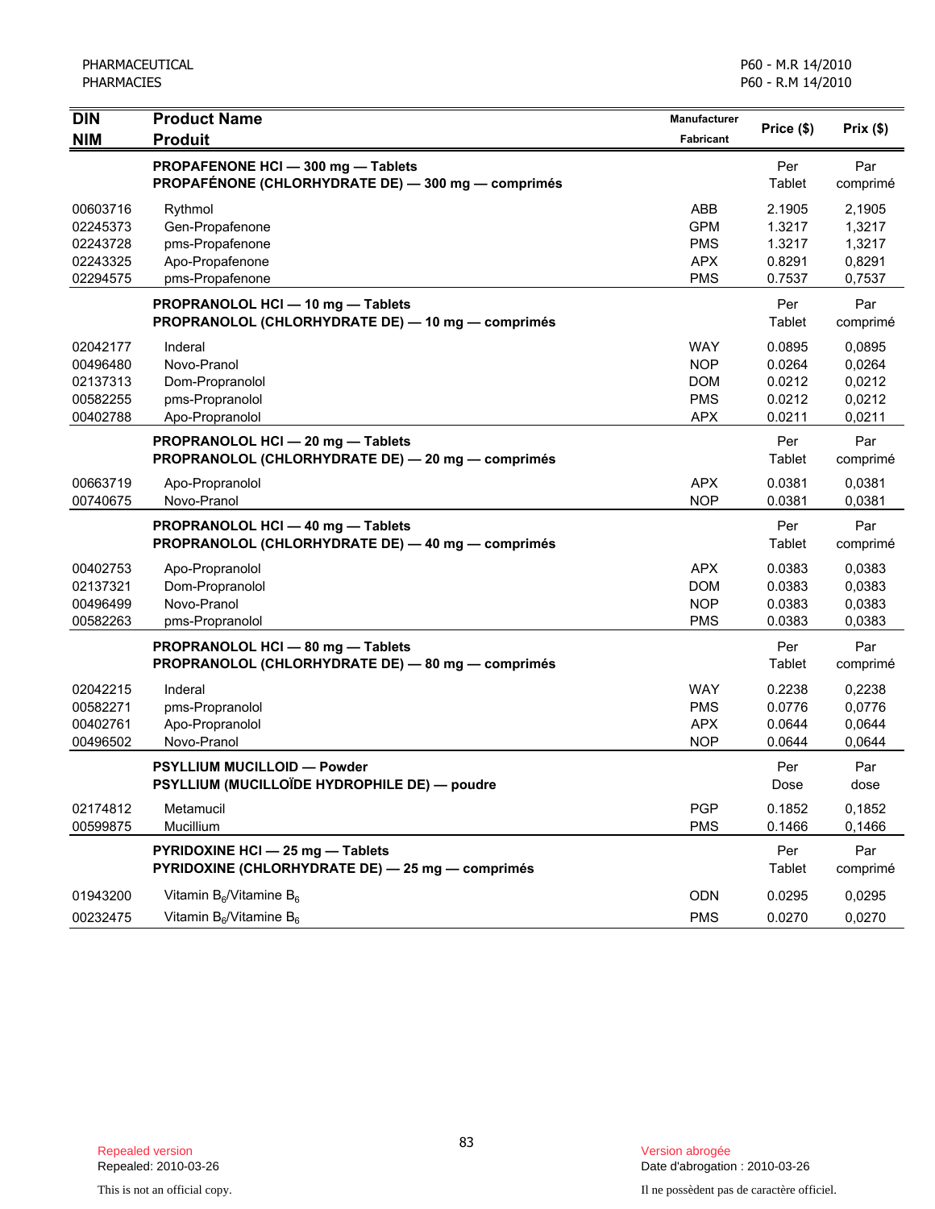| DIN<br>NIM | Product Name<br>Produit | Manufacturer<br>Fabricant | Price ($) | Prix ($) |
|---|---|---|---|---|
| | **PROPAFENONE HCl — 300 mg — Tablets**<br>**PROPAFÉNONE (CHLORHYDRATE DE) — 300 mg — comprimés** | | Per Tablet | Par comprimé |
| 00603716 | Rythmol | ABB | 2.1905 | 2,1905 |
| 02245373 | Gen-Propafenone | GPM | 1.3217 | 1,3217 |
| 02243728 | pms-Propafenone | PMS | 1.3217 | 1,3217 |
| 02243325 | Apo-Propafenone | APX | 0.8291 | 0,8291 |
| 02294575 | pms-Propafenone | PMS | 0.7537 | 0,7537 |
| | **PROPRANOLOL HCl — 10 mg — Tablets**<br>**PROPRANOLOL (CHLORHYDRATE DE) — 10 mg — comprimés** | | Per Tablet | Par comprimé |
| 02042177 | Inderal | WAY | 0.0895 | 0,0895 |
| 00496480 | Novo-Pranol | NOP | 0.0264 | 0,0264 |
| 02137313 | Dom-Propranolol | DOM | 0.0212 | 0,0212 |
| 00582255 | pms-Propranolol | PMS | 0.0212 | 0,0212 |
| 00402788 | Apo-Propranolol | APX | 0.0211 | 0,0211 |
| | **PROPRANOLOL HCl — 20 mg — Tablets**<br>**PROPRANOLOL (CHLORHYDRATE DE) — 20 mg — comprimés** | | Per Tablet | Par comprimé |
| 00663719 | Apo-Propranolol | APX | 0.0381 | 0,0381 |
| 00740675 | Novo-Pranol | NOP | 0.0381 | 0,0381 |
| | **PROPRANOLOL HCl — 40 mg — Tablets**<br>**PROPRANOLOL (CHLORHYDRATE DE) — 40 mg — comprimés** | | Per Tablet | Par comprimé |
| 00402753 | Apo-Propranolol | APX | 0.0383 | 0,0383 |
| 02137321 | Dom-Propranolol | DOM | 0.0383 | 0,0383 |
| 00496499 | Novo-Pranol | NOP | 0.0383 | 0,0383 |
| 00582263 | pms-Propranolol | PMS | 0.0383 | 0,0383 |
| | **PROPRANOLOL HCl — 80 mg — Tablets**<br>**PROPRANOLOL (CHLORHYDRATE DE) — 80 mg — comprimés** | | Per Tablet | Par comprimé |
| 02042215 | Inderal | WAY | 0.2238 | 0,2238 |
| 00582271 | pms-Propranolol | PMS | 0.0776 | 0,0776 |
| 00402761 | Apo-Propranolol | APX | 0.0644 | 0,0644 |
| 00496502 | Novo-Pranol | NOP | 0.0644 | 0,0644 |
| | **PSYLLIUM MUCILLOID — Powder**<br>**PSYLLIUM (MUCILLOÏDE HYDROPHILE DE) — poudre** | | Per Dose | Par dose |
| 02174812 | Metamucil | PGP | 0.1852 | 0,1852 |
| 00599875 | Mucillium | PMS | 0.1466 | 0,1466 |
| | **PYRIDOXINE HCl — 25 mg — Tablets**<br>**PYRIDOXINE (CHLORHYDRATE DE) — 25 mg — comprimés** | | Per Tablet | Par comprimé |
| 01943200 | Vitamin $B_6$/Vitamine $B_6$ | ODN | 0.0295 | 0,0295 |
| 00232475 | Vitamin $B_6$/Vitamine $B_6$ | PMS | 0.0270 | 0,0270 |

Repealed version
Repealed: 2010-03-26

This is not an official copy.

Version abrogée
Date d'abrogation : 2010-03-26

Il ne possèdent pas de caractère officiel.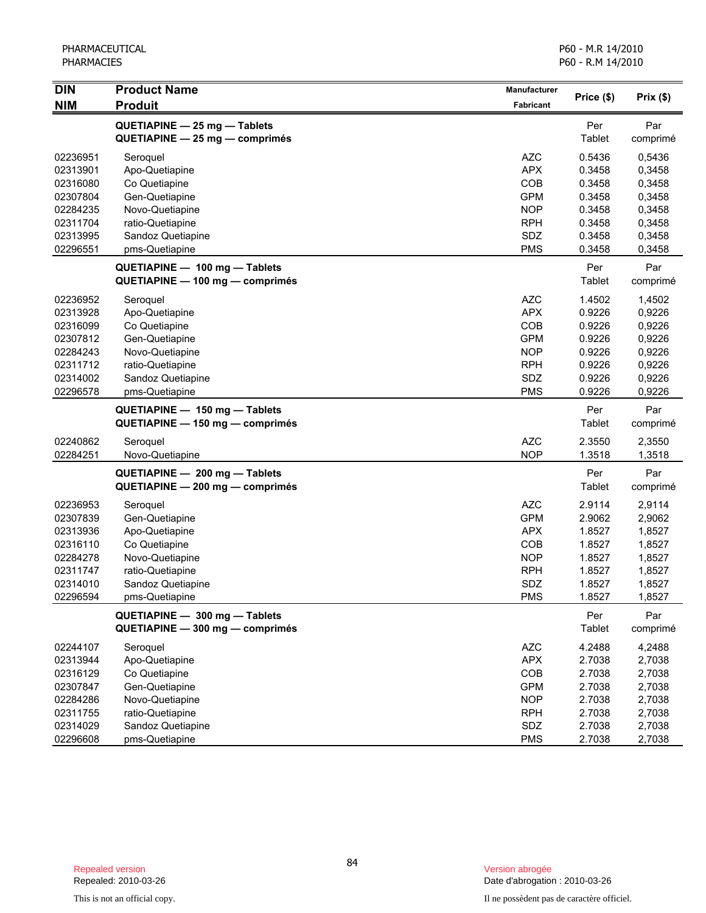PHARMACEUTICAL
PHARMACIES

P60 - M.R 14/2010
P60 - R.M 14/2010

| DIN<br>NIM | Product Name<br>Produit | Manufacturer<br>Fabricant | Price ($) | Prix ($) |
|---|---|---|---|---|
| | **QUETIAPINE — 25 mg — Tablets**<br>**QUETIAPINE — 25 mg — comprimés** | | Per Tablet | Par comprimé |
| 02236951 | Seroquel | AZC | 0.5436 | 0,5436 |
| 02313901 | Apo-Quetiapine | APX | 0.3458 | 0,3458 |
| 02316080 | Co Quetiapine | COB | 0.3458 | 0,3458 |
| 02307804 | Gen-Quetiapine | GPM | 0.3458 | 0,3458 |
| 02284235 | Novo-Quetiapine | NOP | 0.3458 | 0,3458 |
| 02311704 | ratio-Quetiapine | RPH | 0.3458 | 0,3458 |
| 02313995 | Sandoz Quetiapine | SDZ | 0.3458 | 0,3458 |
| 02296551 | pms-Quetiapine | PMS | 0.3458 | 0,3458 |
| | **QUETIAPINE — 100 mg — Tablets**<br>**QUETIAPINE — 100 mg — comprimés** | | Per Tablet | Par comprimé |
| 02236952 | Seroquel | AZC | 1.4502 | 1,4502 |
| 02313928 | Apo-Quetiapine | APX | 0.9226 | 0,9226 |
| 02316099 | Co Quetiapine | COB | 0.9226 | 0,9226 |
| 02307812 | Gen-Quetiapine | GPM | 0.9226 | 0,9226 |
| 02284243 | Novo-Quetiapine | NOP | 0.9226 | 0,9226 |
| 02311712 | ratio-Quetiapine | RPH | 0.9226 | 0,9226 |
| 02314002 | Sandoz Quetiapine | SDZ | 0.9226 | 0,9226 |
| 02296578 | pms-Quetiapine | PMS | 0.9226 | 0,9226 |
| | **QUETIAPINE — 150 mg — Tablets**<br>**QUETIAPINE — 150 mg — comprimés** | | Per Tablet | Par comprimé |
| 02240862 | Seroquel | AZC | 2.3550 | 2,3550 |
| 02284251 | Novo-Quetiapine | NOP | 1.3518 | 1,3518 |
| | **QUETIAPINE — 200 mg — Tablets**<br>**QUETIAPINE — 200 mg — comprimés** | | Per Tablet | Par comprimé |
| 02236953 | Seroquel | AZC | 2.9114 | 2,9114 |
| 02307839 | Gen-Quetiapine | GPM | 2.9062 | 2,9062 |
| 02313936 | Apo-Quetiapine | APX | 1.8527 | 1,8527 |
| 02316110 | Co Quetiapine | COB | 1.8527 | 1,8527 |
| 02284278 | Novo-Quetiapine | NOP | 1.8527 | 1,8527 |
| 02311747 | ratio-Quetiapine | RPH | 1.8527 | 1,8527 |
| 02314010 | Sandoz Quetiapine | SDZ | 1.8527 | 1,8527 |
| 02296594 | pms-Quetiapine | PMS | 1.8527 | 1,8527 |
| | **QUETIAPINE — 300 mg — Tablets**<br>**QUETIAPINE — 300 mg — comprimés** | | Per Tablet | Par comprimé |
| 02244107 | Seroquel | AZC | 4.2488 | 4,2488 |
| 02313944 | Apo-Quetiapine | APX | 2.7038 | 2,7038 |
| 02316129 | Co Quetiapine | COB | 2.7038 | 2,7038 |
| 02307847 | Gen-Quetiapine | GPM | 2.7038 | 2,7038 |
| 02284286 | Novo-Quetiapine | NOP | 2.7038 | 2,7038 |
| 02311755 | ratio-Quetiapine | RPH | 2.7038 | 2,7038 |
| 02314029 | Sandoz Quetiapine | SDZ | 2.7038 | 2,7038 |
| 02296608 | pms-Quetiapine | PMS | 2.7038 | 2,7038 |

Repealed version
Repealed: 2010-03-26

This is not an official copy.

Version abrogée
Date d'abrogation : 2010-03-26

Il ne possèdent pas de caractère officiel.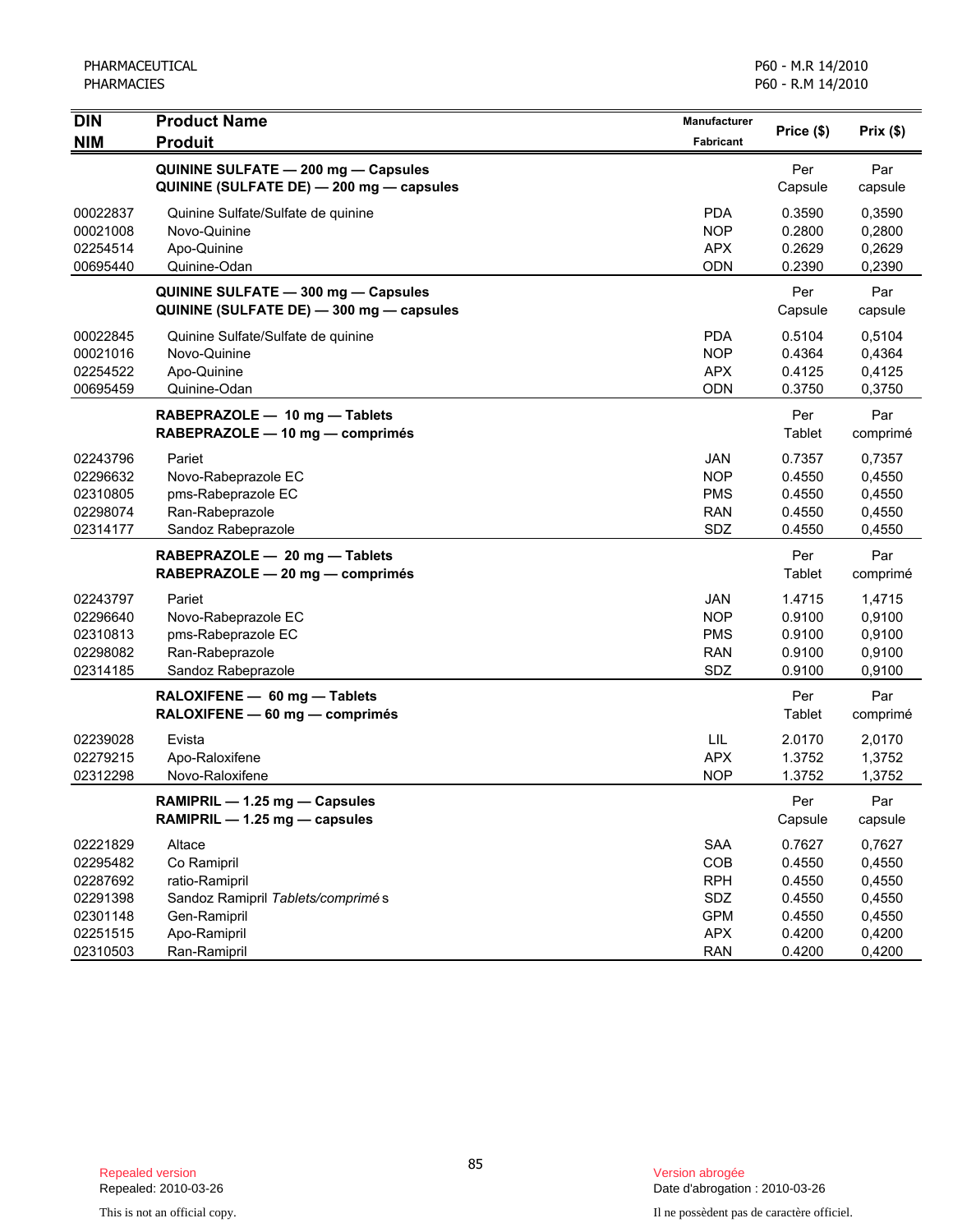| DIN<br>NIM | Product Name<br>Produit | Manufacturer<br>Fabricant | Price ($) | Prix ($) |
|---|---|---|---|---|
| | **QUININE SULFATE — 200 mg — Capsules**<br>**QUININE (SULFATE DE) — 200 mg — capsules** | | Per<br>Capsule | Par<br>capsule |
| 00022837 | Quinine Sulfate/Sulfate de quinine | PDA | 0.3590 | 0,3590 |
| 00021008 | Novo-Quinine | NOP | 0.2800 | 0,2800 |
| 02254514 | Apo-Quinine | APX | 0.2629 | 0,2629 |
| 00695440 | Quinine-Odan | ODN | 0.2390 | 0,2390 |
| | **QUININE SULFATE — 300 mg — Capsules**<br>**QUININE (SULFATE DE) — 300 mg — capsules** | | Per<br>Capsule | Par<br>capsule |
| 00022845 | Quinine Sulfate/Sulfate de quinine | PDA | 0.5104 | 0,5104 |
| 00021016 | Novo-Quinine | NOP | 0.4364 | 0,4364 |
| 02254522 | Apo-Quinine | APX | 0.4125 | 0,4125 |
| 00695459 | Quinine-Odan | ODN | 0.3750 | 0,3750 |
| | **RABEPRAZOLE — 10 mg — Tablets**<br>**RABEPRAZOLE — 10 mg — comprimés** | | Per<br>Tablet | Par<br>comprimé |
| 02243796 | Pariet | JAN | 0.7357 | 0,7357 |
| 02296632 | Novo-Rabeprazole EC | NOP | 0.4550 | 0,4550 |
| 02310805 | pms-Rabeprazole EC | PMS | 0.4550 | 0,4550 |
| 02298074 | Ran-Rabeprazole | RAN | 0.4550 | 0,4550 |
| 02314177 | Sandoz Rabeprazole | SDZ | 0.4550 | 0,4550 |
| | **RABEPRAZOLE — 20 mg — Tablets**<br>**RABEPRAZOLE — 20 mg — comprimés** | | Per<br>Tablet | Par<br>comprimé |
| 02243797 | Pariet | JAN | 1.4715 | 1,4715 |
| 02296640 | Novo-Rabeprazole EC | NOP | 0.9100 | 0,9100 |
| 02310813 | pms-Rabeprazole EC | PMS | 0.9100 | 0,9100 |
| 02298082 | Ran-Rabeprazole | RAN | 0.9100 | 0,9100 |
| 02314185 | Sandoz Rabeprazole | SDZ | 0.9100 | 0,9100 |
| | **RALOXIFENE — 60 mg — Tablets**<br>**RALOXIFENE — 60 mg — comprimés** | | Per<br>Tablet | Par<br>comprimé |
| 02239028 | Evista | LIL | 2.0170 | 2,0170 |
| 02279215 | Apo-Raloxifene | APX | 1.3752 | 1,3752 |
| 02312298 | Novo-Raloxifene | NOP | 1.3752 | 1,3752 |
| | **RAMIPRIL — 1.25 mg — Capsules**<br>**RAMIPRIL — 1.25 mg — capsules** | | Per<br>Capsule | Par<br>capsule |
| 02221829 | Altace | SAA | 0.7627 | 0,7627 |
| 02295482 | Co Ramipril | COB | 0.4550 | 0,4550 |
| 02287692 | ratio-Ramipril | RPH | 0.4550 | 0,4550 |
| 02291398 | Sandoz Ramipril *Tablets/comprimés* | SDZ | 0.4550 | 0,4550 |
| 02301148 | Gen-Ramipril | GPM | 0.4550 | 0,4550 |
| 02251515 | Apo-Ramipril | APX | 0.4200 | 0,4200 |
| 02310503 | Ran-Ramipril | RAN | 0.4200 | 0,4200 |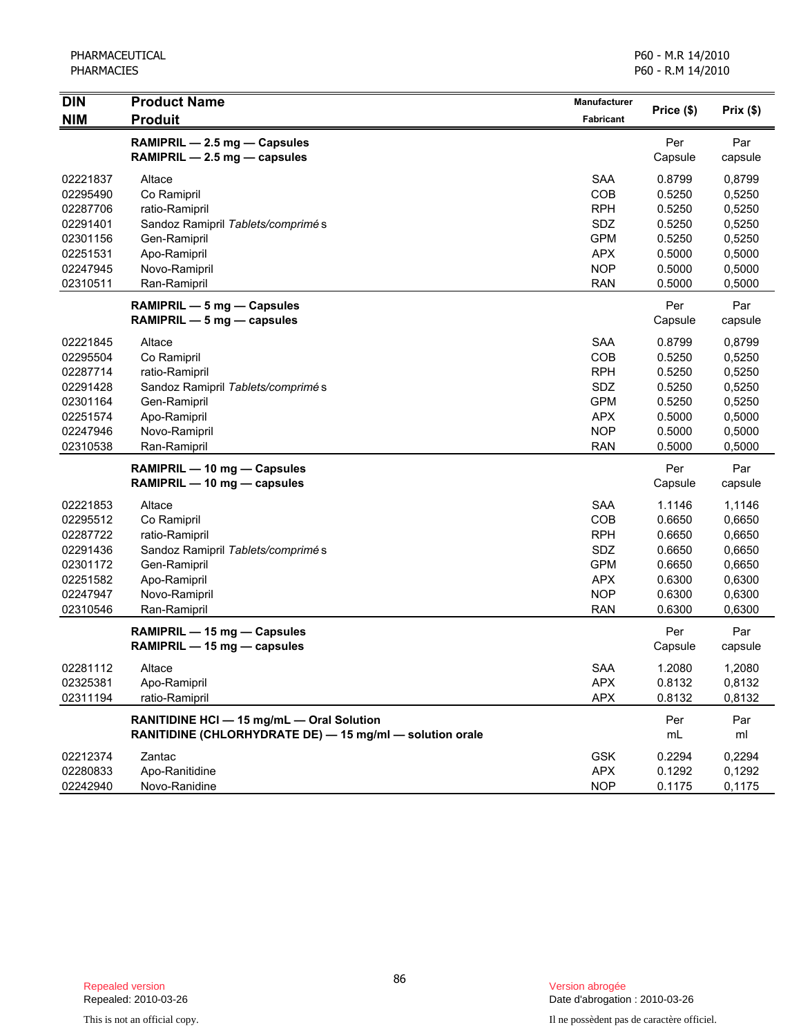| DIN<br>NIM | Product Name<br>Produit | Manufacturer<br>Fabricant | Price ($) | Prix ($) |
|---|---|---|---|---|
| | **RAMIPRIL — 2.5 mg — Capsules**<br>**RAMIPRIL — 2.5 mg — capsules** | | Per<br>Capsule | Par<br>capsule |
| 02221837 | Altace | SAA | 0.8799 | 0,8799 |
| 02295490 | Co Ramipril | COB | 0.5250 | 0,5250 |
| 02287706 | ratio-Ramipril | RPH | 0.5250 | 0,5250 |
| 02291401 | Sandoz Ramipril *Tablets/comprimés* | SDZ | 0.5250 | 0,5250 |
| 02301156 | Gen-Ramipril | GPM | 0.5250 | 0,5250 |
| 02251531 | Apo-Ramipril | APX | 0.5000 | 0,5000 |
| 02247945 | Novo-Ramipril | NOP | 0.5000 | 0,5000 |
| 02310511 | Ran-Ramipril | RAN | 0.5000 | 0,5000 |
| | **RAMIPRIL — 5 mg — Capsules**<br>**RAMIPRIL — 5 mg — capsules** | | Per<br>Capsule | Par<br>capsule |
| 02221845 | Altace | SAA | 0.8799 | 0,8799 |
| 02295504 | Co Ramipril | COB | 0.5250 | 0,5250 |
| 02287714 | ratio-Ramipril | RPH | 0.5250 | 0,5250 |
| 02291428 | Sandoz Ramipril *Tablets/comprimés* | SDZ | 0.5250 | 0,5250 |
| 02301164 | Gen-Ramipril | GPM | 0.5250 | 0,5250 |
| 02251574 | Apo-Ramipril | APX | 0.5000 | 0,5000 |
| 02247946 | Novo-Ramipril | NOP | 0.5000 | 0,5000 |
| 02310538 | Ran-Ramipril | RAN | 0.5000 | 0,5000 |
| | **RAMIPRIL — 10 mg — Capsules**<br>**RAMIPRIL — 10 mg — capsules** | | Per<br>Capsule | Par<br>capsule |
| 02221853 | Altace | SAA | 1.1146 | 1,1146 |
| 02295512 | Co Ramipril | COB | 0.6650 | 0,6650 |
| 02287722 | ratio-Ramipril | RPH | 0.6650 | 0,6650 |
| 02291436 | Sandoz Ramipril *Tablets/comprimés* | SDZ | 0.6650 | 0,6650 |
| 02301172 | Gen-Ramipril | GPM | 0.6650 | 0,6650 |
| 02251582 | Apo-Ramipril | APX | 0.6300 | 0,6300 |
| 02247947 | Novo-Ramipril | NOP | 0.6300 | 0,6300 |
| 02310546 | Ran-Ramipril | RAN | 0.6300 | 0,6300 |
| | **RAMIPRIL — 15 mg — Capsules**<br>**RAMIPRIL — 15 mg — capsules** | | Per<br>Capsule | Par<br>capsule |
| 02281112 | Altace | SAA | 1.2080 | 1,2080 |
| 02325381 | Apo-Ramipril | APX | 0.8132 | 0,8132 |
| 02311194 | ratio-Ramipril | APX | 0.8132 | 0,8132 |
| | **RANITIDINE HCl — 15 mg/mL — Oral Solution**<br>**RANITIDINE (CHLORHYDRATE DE) — 15 mg/ml — solution orale** | | Per<br>mL | Par<br>ml |
| 02212374 | Zantac | GSK | 0.2294 | 0,2294 |
| 02280833 | Apo-Ranitidine | APX | 0.1292 | 0,1292 |
| 02242940 | Novo-Ranidine | NOP | 0.1175 | 0,1175 |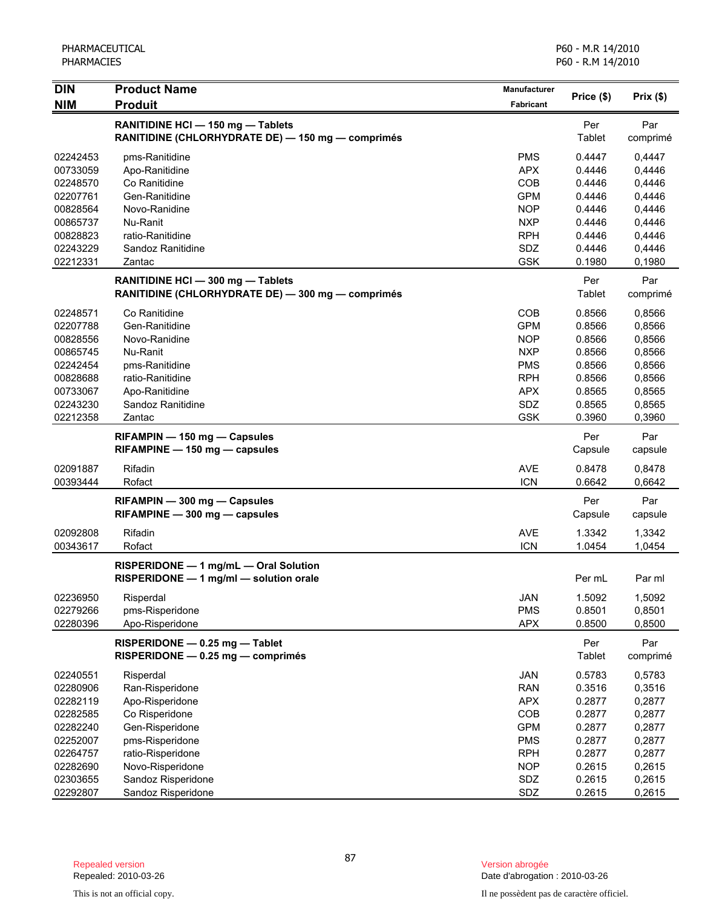| DIN<br>NIM | Product Name<br>Produit | Manufacturer<br>Fabricant | Price ($) | Prix ($) |
|---|---|---|---|---|
| | **RANITIDINE HCl — 150 mg — Tablets**<br>**RANITIDINE (CHLORHYDRATE DE) — 150 mg — comprimés** | | Per Tablet | Par comprimé |
| 02242453 | pms-Ranitidine | PMS | 0.4447 | 0,4447 |
| 00733059 | Apo-Ranitidine | APX | 0.4446 | 0,4446 |
| 02248570 | Co Ranitidine | COB | 0.4446 | 0,4446 |
| 02207761 | Gen-Ranitidine | GPM | 0.4446 | 0,4446 |
| 00828564 | Novo-Ranidine | NOP | 0.4446 | 0,4446 |
| 00865737 | Nu-Ranit | NXP | 0.4446 | 0,4446 |
| 00828823 | ratio-Ranitidine | RPH | 0.4446 | 0,4446 |
| 02243229 | Sandoz Ranitidine | SDZ | 0.4446 | 0,4446 |
| 02212331 | Zantac | GSK | 0.1980 | 0,1980 |
| | **RANITIDINE HCl — 300 mg — Tablets**<br>**RANITIDINE (CHLORHYDRATE DE) — 300 mg — comprimés** | | Per Tablet | Par comprimé |
| 02248571 | Co Ranitidine | COB | 0.8566 | 0,8566 |
| 02207788 | Gen-Ranitidine | GPM | 0.8566 | 0,8566 |
| 00828556 | Novo-Ranidine | NOP | 0.8566 | 0,8566 |
| 00865745 | Nu-Ranit | NXP | 0.8566 | 0,8566 |
| 02242454 | pms-Ranitidine | PMS | 0.8566 | 0,8566 |
| 00828688 | ratio-Ranitidine | RPH | 0.8566 | 0,8566 |
| 00733067 | Apo-Ranitidine | APX | 0.8565 | 0,8565 |
| 02243230 | Sandoz Ranitidine | SDZ | 0.8565 | 0,8565 |
| 02212358 | Zantac | GSK | 0.3960 | 0,3960 |
| | **RIFAMPIN — 150 mg — Capsules**<br>**RIFAMPINE — 150 mg — capsules** | | Per Capsule | Par capsule |
| 02091887 | Rifadin | AVE | 0.8478 | 0,8478 |
| 00393444 | Rofact | ICN | 0.6642 | 0,6642 |
| | **RIFAMPIN — 300 mg — Capsules**<br>**RIFAMPINE — 300 mg — capsules** | | Per Capsule | Par capsule |
| 02092808 | Rifadin | AVE | 1.3342 | 1,3342 |
| 00343617 | Rofact | ICN | 1.0454 | 1,0454 |
| | **RISPERIDONE — 1 mg/mL — Oral Solution**<br>**RISPERIDONE — 1 mg/ml — solution orale** | | Per mL | Par ml |
| 02236950 | Risperdal | JAN | 1.5092 | 1,5092 |
| 02279266 | pms-Risperidone | PMS | 0.8501 | 0,8501 |
| 02280396 | Apo-Risperidone | APX | 0.8500 | 0,8500 |
| | **RISPERIDONE — 0.25 mg — Tablet**<br>**RISPERIDONE — 0.25 mg — comprimés** | | Per Tablet | Par comprimé |
| 02240551 | Risperdal | JAN | 0.5783 | 0,5783 |
| 02280906 | Ran-Risperidone | RAN | 0.3516 | 0,3516 |
| 02282119 | Apo-Risperidone | APX | 0.2877 | 0,2877 |
| 02282585 | Co Risperidone | COB | 0.2877 | 0,2877 |
| 02282240 | Gen-Risperidone | GPM | 0.2877 | 0,2877 |
| 02252007 | pms-Risperidone | PMS | 0.2877 | 0,2877 |
| 02264757 | ratio-Risperidone | RPH | 0.2877 | 0,2877 |
| 02282690 | Novo-Risperidone | NOP | 0.2615 | 0,2615 |
| 02303655 | Sandoz Risperidone | SDZ | 0.2615 | 0,2615 |
| 02292807 | Sandoz Risperidone | SDZ | 0.2615 | 0,2615 |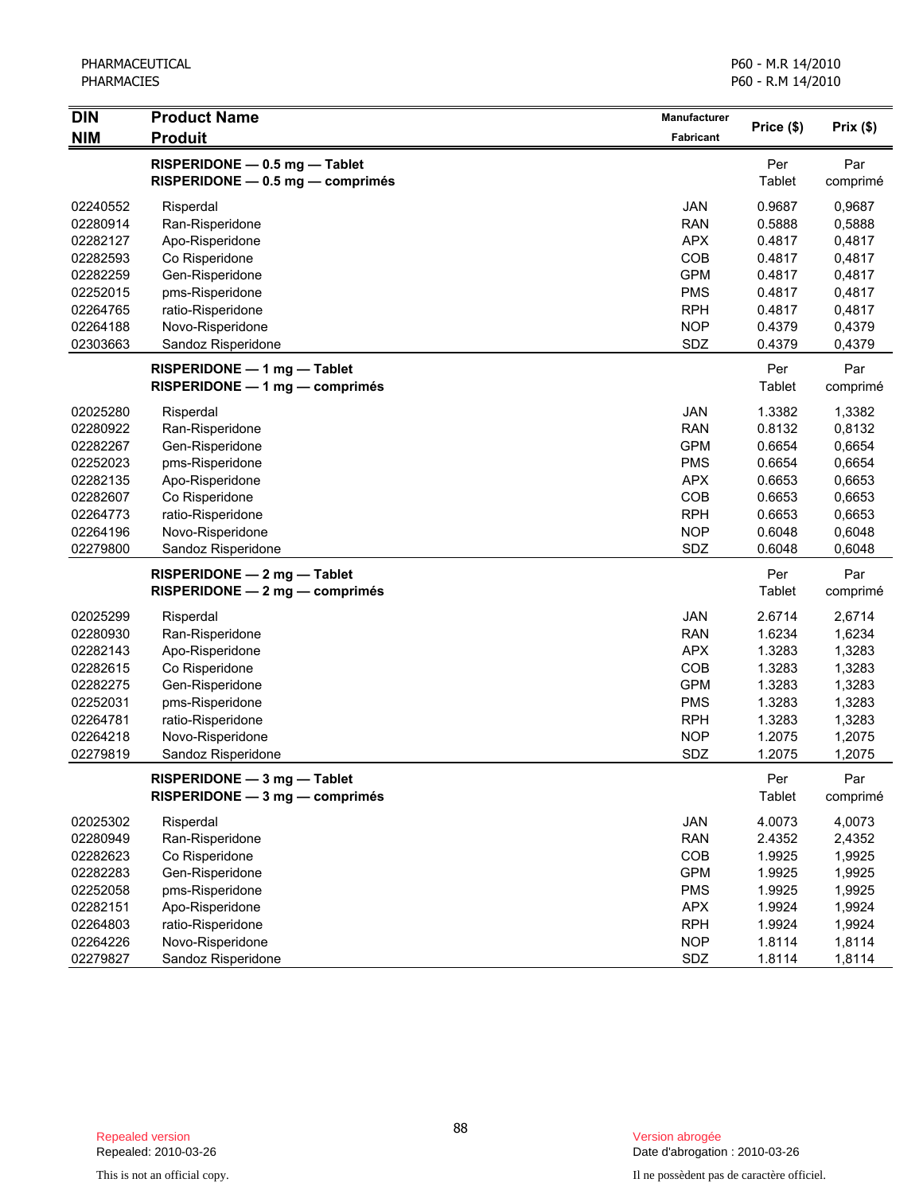| DIN<br>NIM | Product Name<br>Produit | Manufacturer<br>Fabricant | Price ($) | Prix ($) |
|---|---|---|---|---|
| | **RISPERIDONE — 0.5 mg — Tablet**<br>**RISPERIDONE — 0.5 mg — comprimés** | | Per Tablet | Par comprimé |
| 02240552 | Risperdal | JAN | 0.9687 | 0,9687 |
| 02280914 | Ran-Risperidone | RAN | 0.5888 | 0,5888 |
| 02282127 | Apo-Risperidone | APX | 0.4817 | 0,4817 |
| 02282593 | Co Risperidone | COB | 0.4817 | 0,4817 |
| 02282259 | Gen-Risperidone | GPM | 0.4817 | 0,4817 |
| 02252015 | pms-Risperidone | PMS | 0.4817 | 0,4817 |
| 02264765 | ratio-Risperidone | RPH | 0.4817 | 0,4817 |
| 02264188 | Novo-Risperidone | NOP | 0.4379 | 0,4379 |
| 02303663 | Sandoz Risperidone | SDZ | 0.4379 | 0,4379 |
| | **RISPERIDONE — 1 mg — Tablet**<br>**RISPERIDONE — 1 mg — comprimés** | | Per Tablet | Par comprimé |
| 02025280 | Risperdal | JAN | 1.3382 | 1,3382 |
| 02280922 | Ran-Risperidone | RAN | 0.8132 | 0,8132 |
| 02282267 | Gen-Risperidone | GPM | 0.6654 | 0,6654 |
| 02252023 | pms-Risperidone | PMS | 0.6654 | 0,6654 |
| 02282135 | Apo-Risperidone | APX | 0.6653 | 0,6653 |
| 02282607 | Co Risperidone | COB | 0.6653 | 0,6653 |
| 02264773 | ratio-Risperidone | RPH | 0.6653 | 0,6653 |
| 02264196 | Novo-Risperidone | NOP | 0.6048 | 0,6048 |
| 02279800 | Sandoz Risperidone | SDZ | 0.6048 | 0,6048 |
| | **RISPERIDONE — 2 mg — Tablet**<br>**RISPERIDONE — 2 mg — comprimés** | | Per Tablet | Par comprimé |
| 02025299 | Risperdal | JAN | 2.6714 | 2,6714 |
| 02280930 | Ran-Risperidone | RAN | 1.6234 | 1,6234 |
| 02282143 | Apo-Risperidone | APX | 1.3283 | 1,3283 |
| 02282615 | Co Risperidone | COB | 1.3283 | 1,3283 |
| 02282275 | Gen-Risperidone | GPM | 1.3283 | 1,3283 |
| 02252031 | pms-Risperidone | PMS | 1.3283 | 1,3283 |
| 02264781 | ratio-Risperidone | RPH | 1.3283 | 1,3283 |
| 02264218 | Novo-Risperidone | NOP | 1.2075 | 1,2075 |
| 02279819 | Sandoz Risperidone | SDZ | 1.2075 | 1,2075 |
| | **RISPERIDONE — 3 mg — Tablet**<br>**RISPERIDONE — 3 mg — comprimés** | | Per Tablet | Par comprimé |
| 02025302 | Risperdal | JAN | 4.0073 | 4,0073 |
| 02280949 | Ran-Risperidone | RAN | 2.4352 | 2,4352 |
| 02282623 | Co Risperidone | COB | 1.9925 | 1,9925 |
| 02282283 | Gen-Risperidone | GPM | 1.9925 | 1,9925 |
| 02252058 | pms-Risperidone | PMS | 1.9925 | 1,9925 |
| 02282151 | Apo-Risperidone | APX | 1.9924 | 1,9924 |
| 02264803 | ratio-Risperidone | RPH | 1.9924 | 1,9924 |
| 02264226 | Novo-Risperidone | NOP | 1.8114 | 1,8114 |
| 02279827 | Sandoz Risperidone | SDZ | 1.8114 | 1,8114 |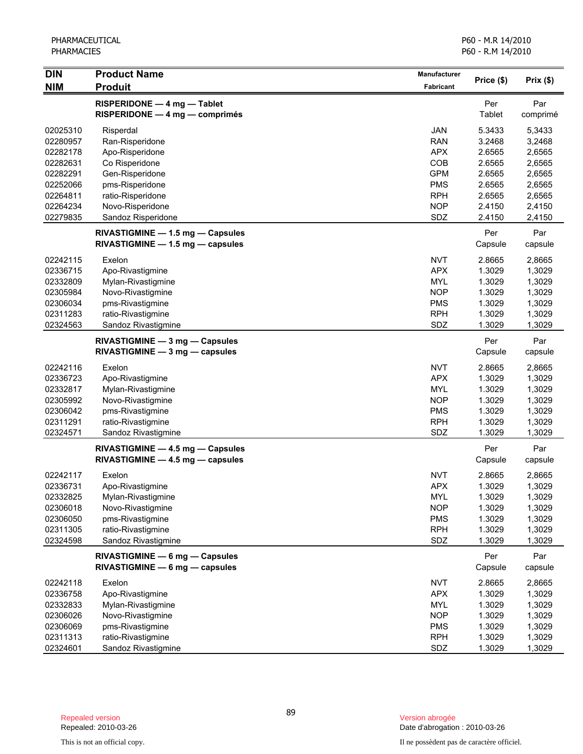| DIN<br>NIM | Product Name<br>Produit | Manufacturer<br>Fabricant | Price ($) | Prix ($) |
|---|---|---|---|---|
| | **RISPERIDONE — 4 mg — Tablet**<br>**RISPERIDONE — 4 mg — comprimés** | | Per Tablet | Par comprimé |
| 02025310 | Risperdal | JAN | 5.3433 | 5,3433 |
| 02280957 | Ran-Risperidone | RAN | 3.2468 | 3,2468 |
| 02282178 | Apo-Risperidone | APX | 2.6565 | 2,6565 |
| 02282631 | Co Risperidone | COB | 2.6565 | 2,6565 |
| 02282291 | Gen-Risperidone | GPM | 2.6565 | 2,6565 |
| 02252066 | pms-Risperidone | PMS | 2.6565 | 2,6565 |
| 02264811 | ratio-Risperidone | RPH | 2.6565 | 2,6565 |
| 02264234 | Novo-Risperidone | NOP | 2.4150 | 2,4150 |
| 02279835 | Sandoz Risperidone | SDZ | 2.4150 | 2,4150 |
| | **RIVASTIGMINE — 1.5 mg — Capsules**<br>**RIVASTIGMINE — 1.5 mg — capsules** | | Per Capsule | Par capsule |
| 02242115 | Exelon | NVT | 2.8665 | 2,8665 |
| 02336715 | Apo-Rivastigmine | APX | 1.3029 | 1,3029 |
| 02332809 | Mylan-Rivastigmine | MYL | 1.3029 | 1,3029 |
| 02305984 | Novo-Rivastigmine | NOP | 1.3029 | 1,3029 |
| 02306034 | pms-Rivastigmine | PMS | 1.3029 | 1,3029 |
| 02311283 | ratio-Rivastigmine | RPH | 1.3029 | 1,3029 |
| 02324563 | Sandoz Rivastigmine | SDZ | 1.3029 | 1,3029 |
| | **RIVASTIGMINE — 3 mg — Capsules**<br>**RIVASTIGMINE — 3 mg — capsules** | | Per Capsule | Par capsule |
| 02242116 | Exelon | NVT | 2.8665 | 2,8665 |
| 02336723 | Apo-Rivastigmine | APX | 1.3029 | 1,3029 |
| 02332817 | Mylan-Rivastigmine | MYL | 1.3029 | 1,3029 |
| 02305992 | Novo-Rivastigmine | NOP | 1.3029 | 1,3029 |
| 02306042 | pms-Rivastigmine | PMS | 1.3029 | 1,3029 |
| 02311291 | ratio-Rivastigmine | RPH | 1.3029 | 1,3029 |
| 02324571 | Sandoz Rivastigmine | SDZ | 1.3029 | 1,3029 |
| | **RIVASTIGMINE — 4.5 mg — Capsules**<br>**RIVASTIGMINE — 4.5 mg — capsules** | | Per Capsule | Par capsule |
| 02242117 | Exelon | NVT | 2.8665 | 2,8665 |
| 02336731 | Apo-Rivastigmine | APX | 1.3029 | 1,3029 |
| 02332825 | Mylan-Rivastigmine | MYL | 1.3029 | 1,3029 |
| 02306018 | Novo-Rivastigmine | NOP | 1.3029 | 1,3029 |
| 02306050 | pms-Rivastigmine | PMS | 1.3029 | 1,3029 |
| 02311305 | ratio-Rivastigmine | RPH | 1.3029 | 1,3029 |
| 02324598 | Sandoz Rivastigmine | SDZ | 1.3029 | 1,3029 |
| | **RIVASTIGMINE — 6 mg — Capsules**<br>**RIVASTIGMINE — 6 mg — capsules** | | Per Capsule | Par capsule |
| 02242118 | Exelon | NVT | 2.8665 | 2,8665 |
| 02336758 | Apo-Rivastigmine | APX | 1.3029 | 1,3029 |
| 02332833 | Mylan-Rivastigmine | MYL | 1.3029 | 1,3029 |
| 02306026 | Novo-Rivastigmine | NOP | 1.3029 | 1,3029 |
| 02306069 | pms-Rivastigmine | PMS | 1.3029 | 1,3029 |
| 02311313 | ratio-Rivastigmine | RPH | 1.3029 | 1,3029 |
| 02324601 | Sandoz Rivastigmine | SDZ | 1.3029 | 1,3029 |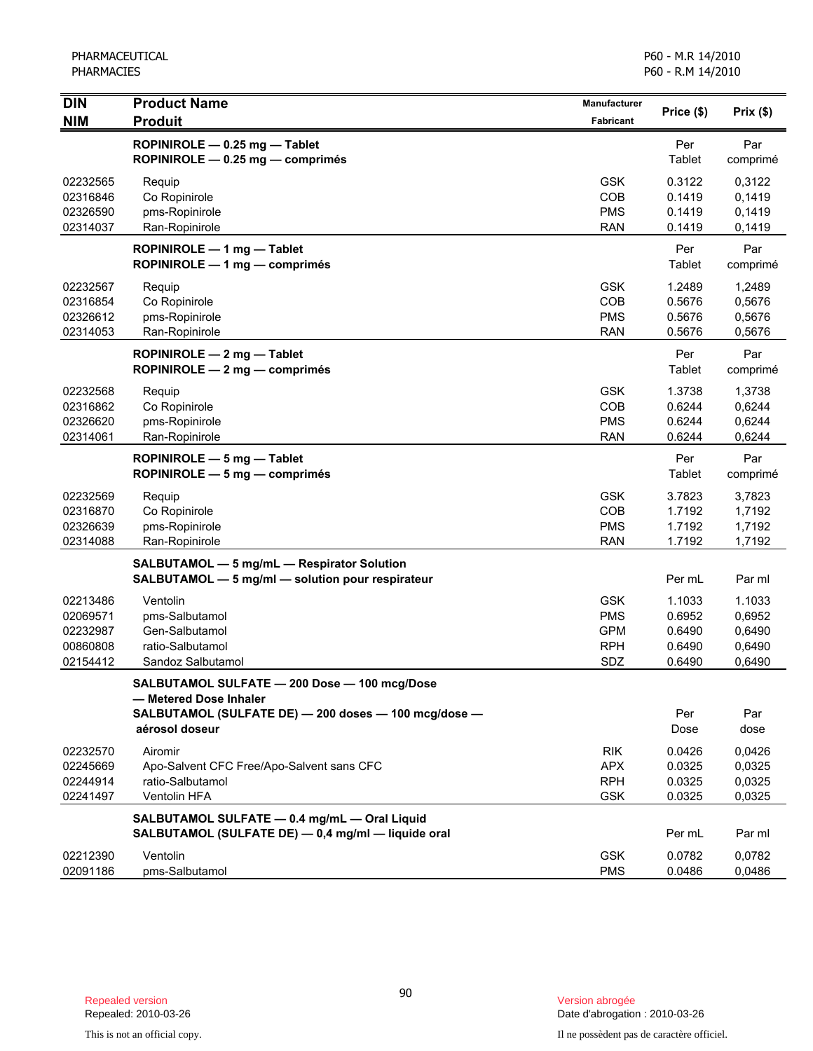| DIN<br>NIM | Product Name<br>Produit | Manufacturer<br>Fabricant | Price ($) | Prix ($) |
|---|---|---|---|---|
| | **ROPINIROLE — 0.25 mg — Tablet**<br>**ROPINIROLE — 0.25 mg — comprimés** | | Per Tablet | Par comprimé |
| 02232565 | Requip | GSK | 0.3122 | 0,3122 |
| 02316846 | Co Ropinirole | COB | 0.1419 | 0,1419 |
| 02326590 | pms-Ropinirole | PMS | 0.1419 | 0,1419 |
| 02314037 | Ran-Ropinirole | RAN | 0.1419 | 0,1419 |
| | **ROPINIROLE — 1 mg — Tablet**<br>**ROPINIROLE — 1 mg — comprimés** | | Per Tablet | Par comprimé |
| 02232567 | Requip | GSK | 1.2489 | 1,2489 |
| 02316854 | Co Ropinirole | COB | 0.5676 | 0,5676 |
| 02326612 | pms-Ropinirole | PMS | 0.5676 | 0,5676 |
| 02314053 | Ran-Ropinirole | RAN | 0.5676 | 0,5676 |
| | **ROPINIROLE — 2 mg — Tablet**<br>**ROPINIROLE — 2 mg — comprimés** | | Per Tablet | Par comprimé |
| 02232568 | Requip | GSK | 1.3738 | 1,3738 |
| 02316862 | Co Ropinirole | COB | 0.6244 | 0,6244 |
| 02326620 | pms-Ropinirole | PMS | 0.6244 | 0,6244 |
| 02314061 | Ran-Ropinirole | RAN | 0.6244 | 0,6244 |
| | **ROPINIROLE — 5 mg — Tablet**<br>**ROPINIROLE — 5 mg — comprimés** | | Per Tablet | Par comprimé |
| 02232569 | Requip | GSK | 3.7823 | 3,7823 |
| 02316870 | Co Ropinirole | COB | 1.7192 | 1,7192 |
| 02326639 | pms-Ropinirole | PMS | 1.7192 | 1,7192 |
| 02314088 | Ran-Ropinirole | RAN | 1.7192 | 1,7192 |
| | **SALBUTAMOL — 5 mg/mL — Respirator Solution**<br>**SALBUTAMOL — 5 mg/ml — solution pour respirateur** | | Per mL | Par ml |
| 02213486 | Ventolin | GSK | 1.1033 | 1.1033 |
| 02069571 | pms-Salbutamol | PMS | 0.6952 | 0,6952 |
| 02232987 | Gen-Salbutamol | GPM | 0.6490 | 0,6490 |
| 00860808 | ratio-Salbutamol | RPH | 0.6490 | 0,6490 |
| 02154412 | Sandoz Salbutamol | SDZ | 0.6490 | 0,6490 |
| | **SALBUTAMOL SULFATE — 200 Dose — 100 mcg/Dose — Metered Dose Inhaler**<br>**SALBUTAMOL (SULFATE DE) — 200 doses — 100 mcg/dose — aérosol doseur** | | Per Dose | Par dose |
| 02232570 | Airomir | RIK | 0.0426 | 0,0426 |
| 02245669 | Apo-Salvent CFC Free/Apo-Salvent sans CFC | APX | 0.0325 | 0,0325 |
| 02244914 | ratio-Salbutamol | RPH | 0.0325 | 0,0325 |
| 02241497 | Ventolin HFA | GSK | 0.0325 | 0,0325 |
| | **SALBUTAMOL SULFATE — 0.4 mg/mL — Oral Liquid**<br>**SALBUTAMOL (SULFATE DE) — 0,4 mg/ml — liquide oral** | | Per mL | Par ml |
| 02212390 | Ventolin | GSK | 0.0782 | 0,0782 |
| 02091186 | pms-Salbutamol | PMS | 0.0486 | 0,0486 |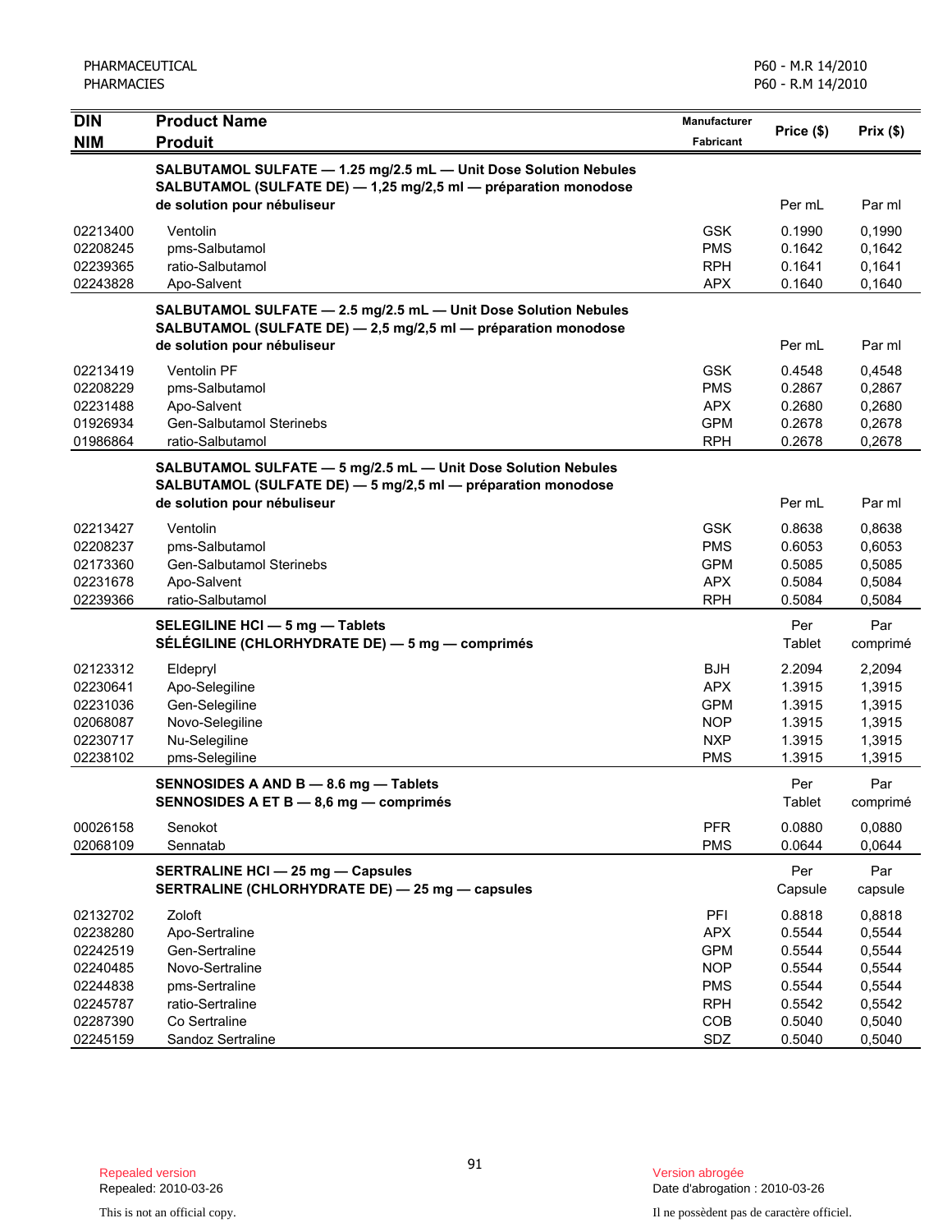| DIN / NIM | Product Name / Produit | Manufacturer / Fabricant | Price ($) | Prix ($) |
|---|---|---|---|---|
| | **SALBUTAMOL SULFATE — 1.25 mg/2.5 mL — Unit Dose Solution Nebules / SALBUTAMOL (SULFATE DE) — 1,25 mg/2,5 ml — préparation monodose de solution pour nébuliseur** | | Per mL | Par ml |
| 02213400 | Ventolin | GSK | 0.1990 | 0,1990 |
| 02208245 | pms-Salbutamol | PMS | 0.1642 | 0,1642 |
| 02239365 | ratio-Salbutamol | RPH | 0.1641 | 0,1641 |
| 02243828 | Apo-Salvent | APX | 0.1640 | 0,1640 |
| | **SALBUTAMOL SULFATE — 2.5 mg/2.5 mL — Unit Dose Solution Nebules / SALBUTAMOL (SULFATE DE) — 2,5 mg/2,5 ml — préparation monodose de solution pour nébuliseur** | | Per mL | Par ml |
| 02213419 | Ventolin PF | GSK | 0.4548 | 0,4548 |
| 02208229 | pms-Salbutamol | PMS | 0.2867 | 0,2867 |
| 02231488 | Apo-Salvent | APX | 0.2680 | 0,2680 |
| 01926934 | Gen-Salbutamol Sterinebs | GPM | 0.2678 | 0,2678 |
| 01986864 | ratio-Salbutamol | RPH | 0.2678 | 0,2678 |
| | **SALBUTAMOL SULFATE — 5 mg/2.5 mL — Unit Dose Solution Nebules / SALBUTAMOL (SULFATE DE) — 5 mg/2,5 ml — préparation monodose de solution pour nébuliseur** | | Per mL | Par ml |
| 02213427 | Ventolin | GSK | 0.8638 | 0,8638 |
| 02208237 | pms-Salbutamol | PMS | 0.6053 | 0,6053 |
| 02173360 | Gen-Salbutamol Sterinebs | GPM | 0.5085 | 0,5085 |
| 02231678 | Apo-Salvent | APX | 0.5084 | 0,5084 |
| 02239366 | ratio-Salbutamol | RPH | 0.5084 | 0,5084 |
| | **SELEGILINE HCl — 5 mg — Tablets / SÉLÉGILINE (CHLORHYDRATE DE) — 5 mg — comprimés** | | Per Tablet | Par comprimé |
| 02123312 | Eldepryl | BJH | 2.2094 | 2,2094 |
| 02230641 | Apo-Selegiline | APX | 1.3915 | 1,3915 |
| 02231036 | Gen-Selegiline | GPM | 1.3915 | 1,3915 |
| 02068087 | Novo-Selegiline | NOP | 1.3915 | 1,3915 |
| 02230717 | Nu-Selegiline | NXP | 1.3915 | 1,3915 |
| 02238102 | pms-Selegiline | PMS | 1.3915 | 1,3915 |
| | **SENNOSIDES A AND B — 8.6 mg — Tablets / SENNOSIDES A ET B — 8,6 mg — comprimés** | | Per Tablet | Par comprimé |
| 00026158 | Senokot | PFR | 0.0880 | 0,0880 |
| 02068109 | Sennatab | PMS | 0.0644 | 0,0644 |
| | **SERTRALINE HCl — 25 mg — Capsules / SERTRALINE (CHLORHYDRATE DE) — 25 mg — capsules** | | Per Capsule | Par capsule |
| 02132702 | Zoloft | PFI | 0.8818 | 0,8818 |
| 02238280 | Apo-Sertraline | APX | 0.5544 | 0,5544 |
| 02242519 | Gen-Sertraline | GPM | 0.5544 | 0,5544 |
| 02240485 | Novo-Sertraline | NOP | 0.5544 | 0,5544 |
| 02244838 | pms-Sertraline | PMS | 0.5544 | 0,5544 |
| 02245787 | ratio-Sertraline | RPH | 0.5542 | 0,5542 |
| 02287390 | Co Sertraline | COB | 0.5040 | 0,5040 |
| 02245159 | Sandoz Sertraline | SDZ | 0.5040 | 0,5040 |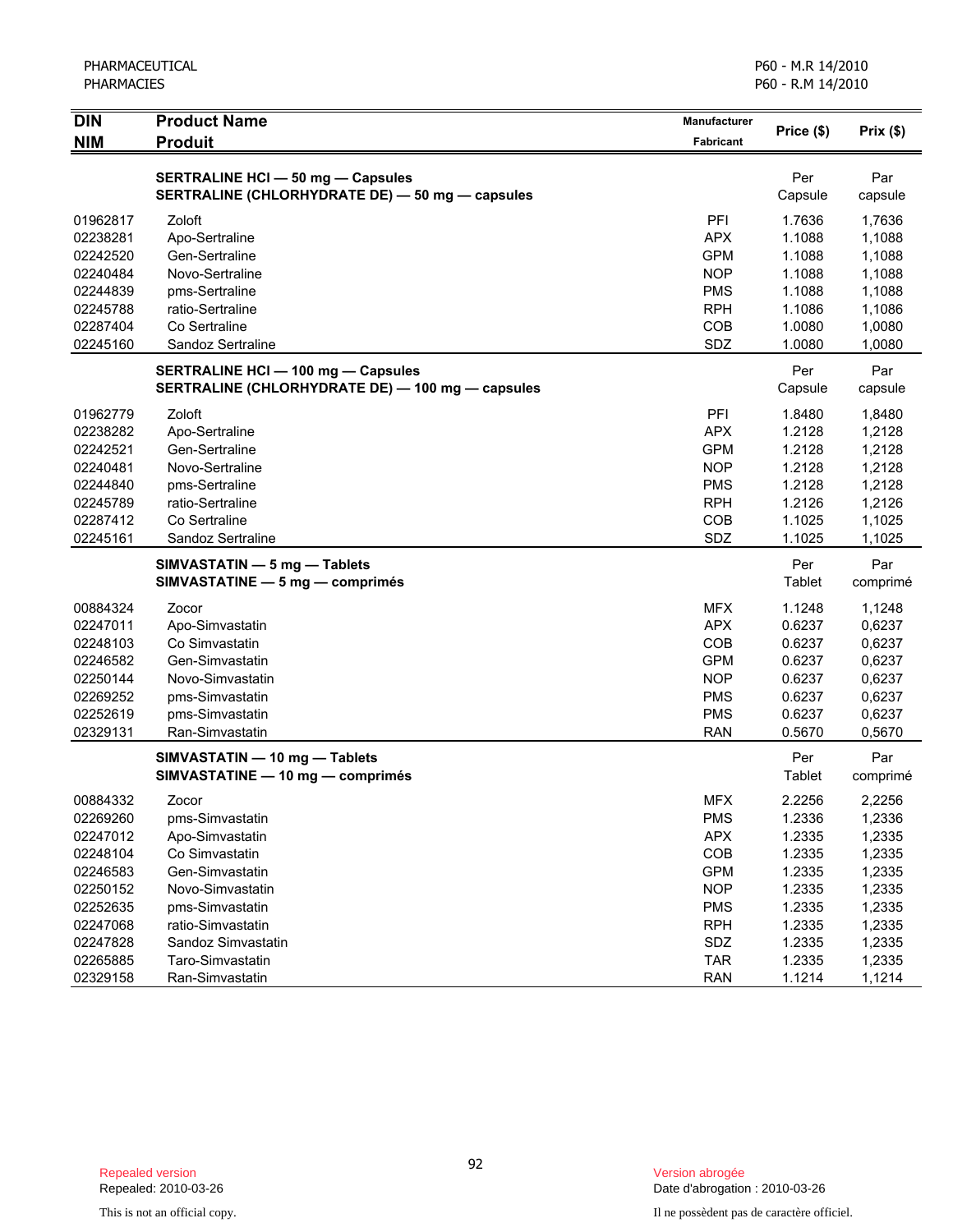| DIN<br>NIM | Product Name<br>Produit | Manufacturer<br>Fabricant | Price ($) | Prix ($) |
|---|---|---|---|---|
| | **SERTRALINE HCl — 50 mg — Capsules**<br>**SERTRALINE (CHLORHYDRATE DE) — 50 mg — capsules** | | Per Capsule | Par capsule |
| 01962817 | Zoloft | PFI | 1.7636 | 1,7636 |
| 02238281 | Apo-Sertraline | APX | 1.1088 | 1,1088 |
| 02242520 | Gen-Sertraline | GPM | 1.1088 | 1,1088 |
| 02240484 | Novo-Sertraline | NOP | 1.1088 | 1,1088 |
| 02244839 | pms-Sertraline | PMS | 1.1088 | 1,1088 |
| 02245788 | ratio-Sertraline | RPH | 1.1086 | 1,1086 |
| 02287404 | Co Sertraline | COB | 1.0080 | 1,0080 |
| 02245160 | Sandoz Sertraline | SDZ | 1.0080 | 1,0080 |
| | **SERTRALINE HCl — 100 mg — Capsules**<br>**SERTRALINE (CHLORHYDRATE DE) — 100 mg — capsules** | | Per Capsule | Par capsule |
| 01962779 | Zoloft | PFI | 1.8480 | 1,8480 |
| 02238282 | Apo-Sertraline | APX | 1.2128 | 1,2128 |
| 02242521 | Gen-Sertraline | GPM | 1.2128 | 1,2128 |
| 02240481 | Novo-Sertraline | NOP | 1.2128 | 1,2128 |
| 02244840 | pms-Sertraline | PMS | 1.2128 | 1,2128 |
| 02245789 | ratio-Sertraline | RPH | 1.2126 | 1,2126 |
| 02287412 | Co Sertraline | COB | 1.1025 | 1,1025 |
| 02245161 | Sandoz Sertraline | SDZ | 1.1025 | 1,1025 |
| | **SIMVASTATIN — 5 mg — Tablets**<br>**SIMVASTATINE — 5 mg — comprimés** | | Per Tablet | Par comprimé |
| 00884324 | Zocor | MFX | 1.1248 | 1,1248 |
| 02247011 | Apo-Simvastatin | APX | 0.6237 | 0,6237 |
| 02248103 | Co Simvastatin | COB | 0.6237 | 0,6237 |
| 02246582 | Gen-Simvastatin | GPM | 0.6237 | 0,6237 |
| 02250144 | Novo-Simvastatin | NOP | 0.6237 | 0,6237 |
| 02269252 | pms-Simvastatin | PMS | 0.6237 | 0,6237 |
| 02252619 | pms-Simvastatin | PMS | 0.6237 | 0,6237 |
| 02329131 | Ran-Simvastatin | RAN | 0.5670 | 0,5670 |
| | **SIMVASTATIN — 10 mg — Tablets**<br>**SIMVASTATINE — 10 mg — comprimés** | | Per Tablet | Par comprimé |
| 00884332 | Zocor | MFX | 2.2256 | 2,2256 |
| 02269260 | pms-Simvastatin | PMS | 1.2336 | 1,2336 |
| 02247012 | Apo-Simvastatin | APX | 1.2335 | 1,2335 |
| 02248104 | Co Simvastatin | COB | 1.2335 | 1,2335 |
| 02246583 | Gen-Simvastatin | GPM | 1.2335 | 1,2335 |
| 02250152 | Novo-Simvastatin | NOP | 1.2335 | 1,2335 |
| 02252635 | pms-Simvastatin | PMS | 1.2335 | 1,2335 |
| 02247068 | ratio-Simvastatin | RPH | 1.2335 | 1,2335 |
| 02247828 | Sandoz Simvastatin | SDZ | 1.2335 | 1,2335 |
| 02265885 | Taro-Simvastatin | TAR | 1.2335 | 1,2335 |
| 02329158 | Ran-Simvastatin | RAN | 1.1214 | 1,1214 |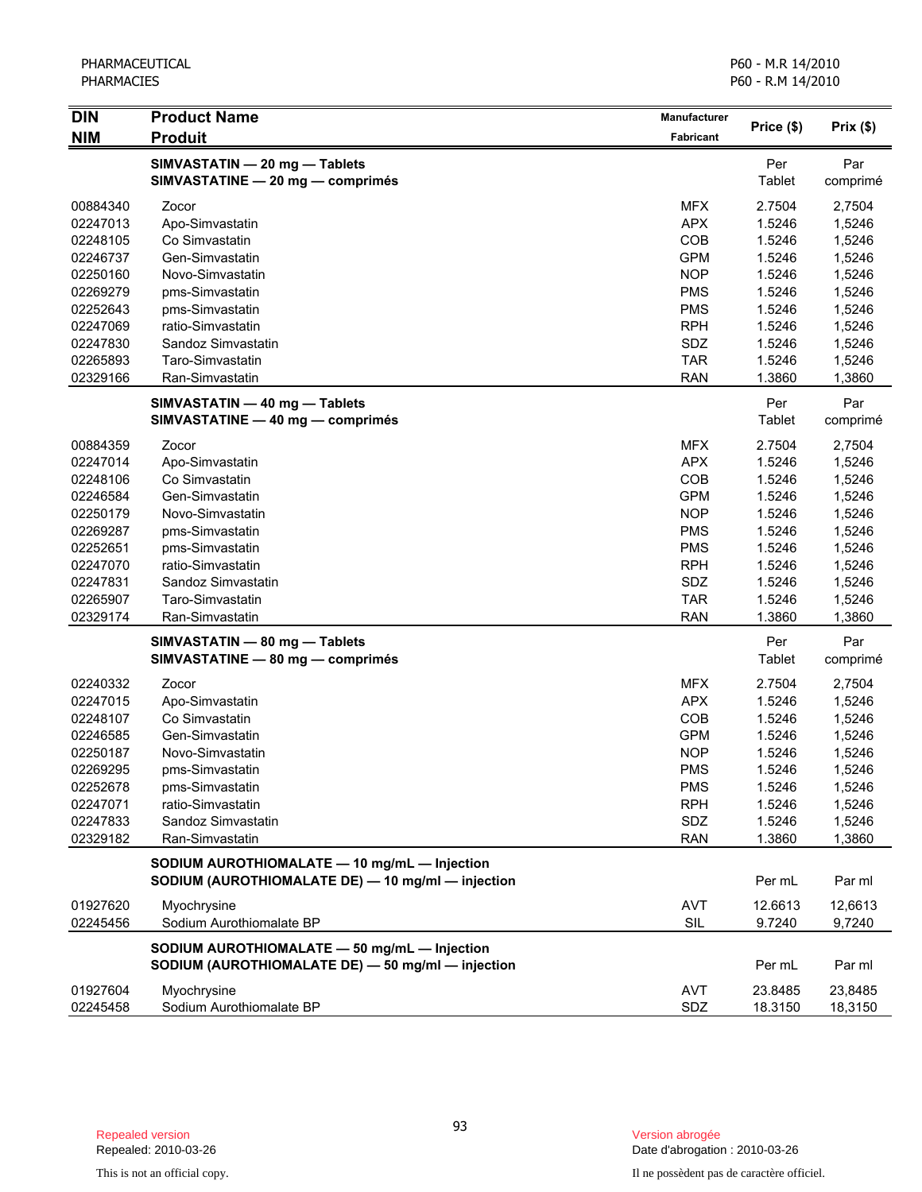| DIN<br>NIM | Product Name<br>Produit | Manufacturer<br>Fabricant | Price ($) | Prix ($) |
|---|---|---|---|---|
| | **SIMVASTATIN — 20 mg — Tablets**<br>**SIMVASTATINE — 20 mg — comprimés** | | Per Tablet | Par comprimé |
| 00884340 | Zocor | MFX | 2.7504 | 2,7504 |
| 02247013 | Apo-Simvastatin | APX | 1.5246 | 1,5246 |
| 02248105 | Co Simvastatin | COB | 1.5246 | 1,5246 |
| 02246737 | Gen-Simvastatin | GPM | 1.5246 | 1,5246 |
| 02250160 | Novo-Simvastatin | NOP | 1.5246 | 1,5246 |
| 02269279 | pms-Simvastatin | PMS | 1.5246 | 1,5246 |
| 02252643 | pms-Simvastatin | PMS | 1.5246 | 1,5246 |
| 02247069 | ratio-Simvastatin | RPH | 1.5246 | 1,5246 |
| 02247830 | Sandoz Simvastatin | SDZ | 1.5246 | 1,5246 |
| 02265893 | Taro-Simvastatin | TAR | 1.5246 | 1,5246 |
| 02329166 | Ran-Simvastatin | RAN | 1.3860 | 1,3860 |
| | **SIMVASTATIN — 40 mg — Tablets**<br>**SIMVASTATINE — 40 mg — comprimés** | | Per Tablet | Par comprimé |
| 00884359 | Zocor | MFX | 2.7504 | 2,7504 |
| 02247014 | Apo-Simvastatin | APX | 1.5246 | 1,5246 |
| 02248106 | Co Simvastatin | COB | 1.5246 | 1,5246 |
| 02246584 | Gen-Simvastatin | GPM | 1.5246 | 1,5246 |
| 02250179 | Novo-Simvastatin | NOP | 1.5246 | 1,5246 |
| 02269287 | pms-Simvastatin | PMS | 1.5246 | 1,5246 |
| 02252651 | pms-Simvastatin | PMS | 1.5246 | 1,5246 |
| 02247070 | ratio-Simvastatin | RPH | 1.5246 | 1,5246 |
| 02247831 | Sandoz Simvastatin | SDZ | 1.5246 | 1,5246 |
| 02265907 | Taro-Simvastatin | TAR | 1.5246 | 1,5246 |
| 02329174 | Ran-Simvastatin | RAN | 1.3860 | 1,3860 |
| | **SIMVASTATIN — 80 mg — Tablets**<br>**SIMVASTATINE — 80 mg — comprimés** | | Per Tablet | Par comprimé |
| 02240332 | Zocor | MFX | 2.7504 | 2,7504 |
| 02247015 | Apo-Simvastatin | APX | 1.5246 | 1,5246 |
| 02248107 | Co Simvastatin | COB | 1.5246 | 1,5246 |
| 02246585 | Gen-Simvastatin | GPM | 1.5246 | 1,5246 |
| 02250187 | Novo-Simvastatin | NOP | 1.5246 | 1,5246 |
| 02269295 | pms-Simvastatin | PMS | 1.5246 | 1,5246 |
| 02252678 | pms-Simvastatin | PMS | 1.5246 | 1,5246 |
| 02247071 | ratio-Simvastatin | RPH | 1.5246 | 1,5246 |
| 02247833 | Sandoz Simvastatin | SDZ | 1.5246 | 1,5246 |
| 02329182 | Ran-Simvastatin | RAN | 1.3860 | 1,3860 |
| | **SODIUM AUROTHIOMALATE — 10 mg/mL — Injection**<br>**SODIUM (AUROTHIOMALATE DE) — 10 mg/ml — injection** | | Per mL | Par ml |
| 01927620 | Myochrysine | AVT | 12.6613 | 12,6613 |
| 02245456 | Sodium Aurothiomalate BP | SIL | 9.7240 | 9,7240 |
| | **SODIUM AUROTHIOMALATE — 50 mg/mL — Injection**<br>**SODIUM (AUROTHIOMALATE DE) — 50 mg/ml — injection** | | Per mL | Par ml |
| 01927604 | Myochrysine | AVT | 23.8485 | 23,8485 |
| 02245458 | Sodium Aurothiomalate BP | SDZ | 18.3150 | 18,3150 |

Repealed version
Repealed: 2010-03-26

This is not an official copy.

Version abrogée
Date d'abrogation : 2010-03-26

Il ne possèdent pas de caractère officiel.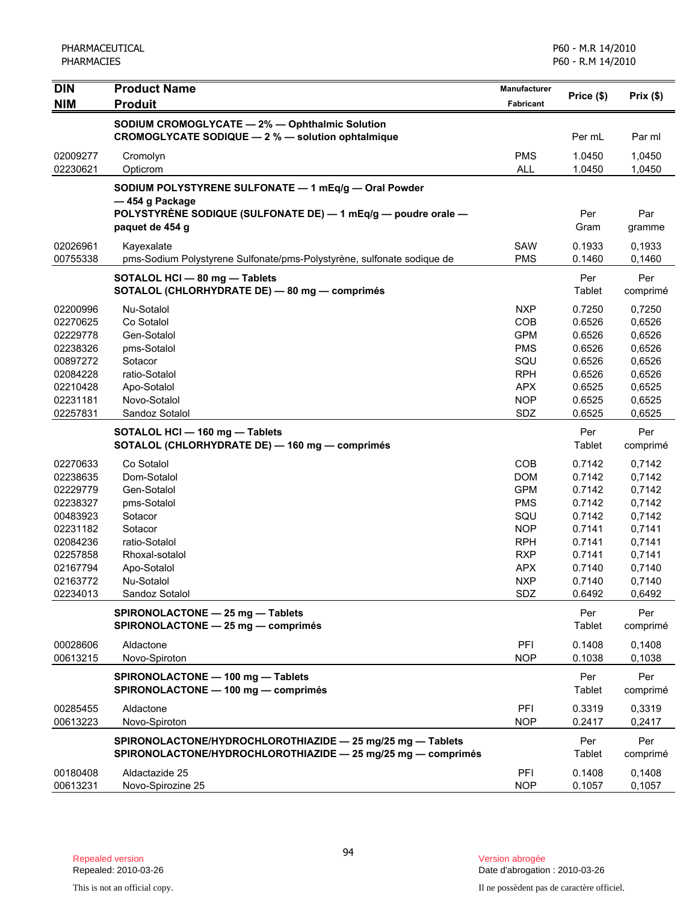| DIN<br>NIM | Product Name<br>Produit | Manufacturer<br>Fabricant | Price ($) | Prix ($) |
|---|---|---|---|---|
| | **SODIUM CROMOGLYCATE — 2% — Ophthalmic Solution**<br>**CROMOGLYCATE SODIQUE — 2 % — solution ophtalmique** | | Per mL | Par ml |
| 02009277 | Cromolyn | PMS | 1.0450 | 1,0450 |
| 02230621 | Opticrom | ALL | 1.0450 | 1,0450 |
| | **SODIUM POLYSTYRENE SULFONATE — 1 mEq/g — Oral Powder — 454 g Package**<br>**POLYSTYRÈNE SODIQUE (SULFONATE DE) — 1 mEq/g — poudre orale — paquet de 454 g** | | Per Gram | Par gramme |
| 02026961 | Kayexalate | SAW | 0.1933 | 0,1933 |
| 00755338 | pms-Sodium Polystyrene Sulfonate/pms-Polystyrène, sulfonate sodique de | PMS | 0.1460 | 0,1460 |
| | **SOTALOL HCl — 80 mg — Tablets**<br>**SOTALOL (CHLORHYDRATE DE) — 80 mg — comprimés** | | Per Tablet | Per comprimé |
| 02200996 | Nu-Sotalol | NXP | 0.7250 | 0,7250 |
| 02270625 | Co Sotalol | COB | 0.6526 | 0,6526 |
| 02229778 | Gen-Sotalol | GPM | 0.6526 | 0,6526 |
| 02238326 | pms-Sotalol | PMS | 0.6526 | 0,6526 |
| 00897272 | Sotacor | SQU | 0.6526 | 0,6526 |
| 02084228 | ratio-Sotalol | RPH | 0.6526 | 0,6526 |
| 02210428 | Apo-Sotalol | APX | 0.6525 | 0,6525 |
| 02231181 | Novo-Sotalol | NOP | 0.6525 | 0,6525 |
| 02257831 | Sandoz Sotalol | SDZ | 0.6525 | 0,6525 |
| | **SOTALOL HCl — 160 mg — Tablets**<br>**SOTALOL (CHLORHYDRATE DE) — 160 mg — comprimés** | | Per Tablet | Per comprimé |
| 02270633 | Co Sotalol | COB | 0.7142 | 0,7142 |
| 02238635 | Dom-Sotalol | DOM | 0.7142 | 0,7142 |
| 02229779 | Gen-Sotalol | GPM | 0.7142 | 0,7142 |
| 02238327 | pms-Sotalol | PMS | 0.7142 | 0,7142 |
| 00483923 | Sotacor | SQU | 0.7142 | 0,7142 |
| 02231182 | Sotacor | NOP | 0.7141 | 0,7141 |
| 02084236 | ratio-Sotalol | RPH | 0.7141 | 0,7141 |
| 02257858 | Rhoxal-sotalol | RXP | 0.7141 | 0,7141 |
| 02167794 | Apo-Sotalol | APX | 0.7140 | 0,7140 |
| 02163772 | Nu-Sotalol | NXP | 0.7140 | 0,7140 |
| 02234013 | Sandoz Sotalol | SDZ | 0.6492 | 0,6492 |
| | **SPIRONOLACTONE — 25 mg — Tablets**<br>**SPIRONOLACTONE — 25 mg — comprimés** | | Per Tablet | Per comprimé |
| 00028606 | Aldactone | PFI | 0.1408 | 0,1408 |
| 00613215 | Novo-Spiroton | NOP | 0.1038 | 0,1038 |
| | **SPIRONOLACTONE — 100 mg — Tablets**<br>**SPIRONOLACTONE — 100 mg — comprimés** | | Per Tablet | Per comprimé |
| 00285455 | Aldactone | PFI | 0.3319 | 0,3319 |
| 00613223 | Novo-Spiroton | NOP | 0.2417 | 0,2417 |
| | **SPIRONOLACTONE/HYDROCHLOROTHIAZIDE — 25 mg/25 mg — Tablets**<br>**SPIRONOLACTONE/HYDROCHLOROTHIAZIDE — 25 mg/25 mg — comprimés** | | Per Tablet | Per comprimé |
| 00180408 | Aldactazide 25 | PFI | 0.1408 | 0,1408 |
| 00613231 | Novo-Spirozine 25 | NOP | 0.1057 | 0,1057 |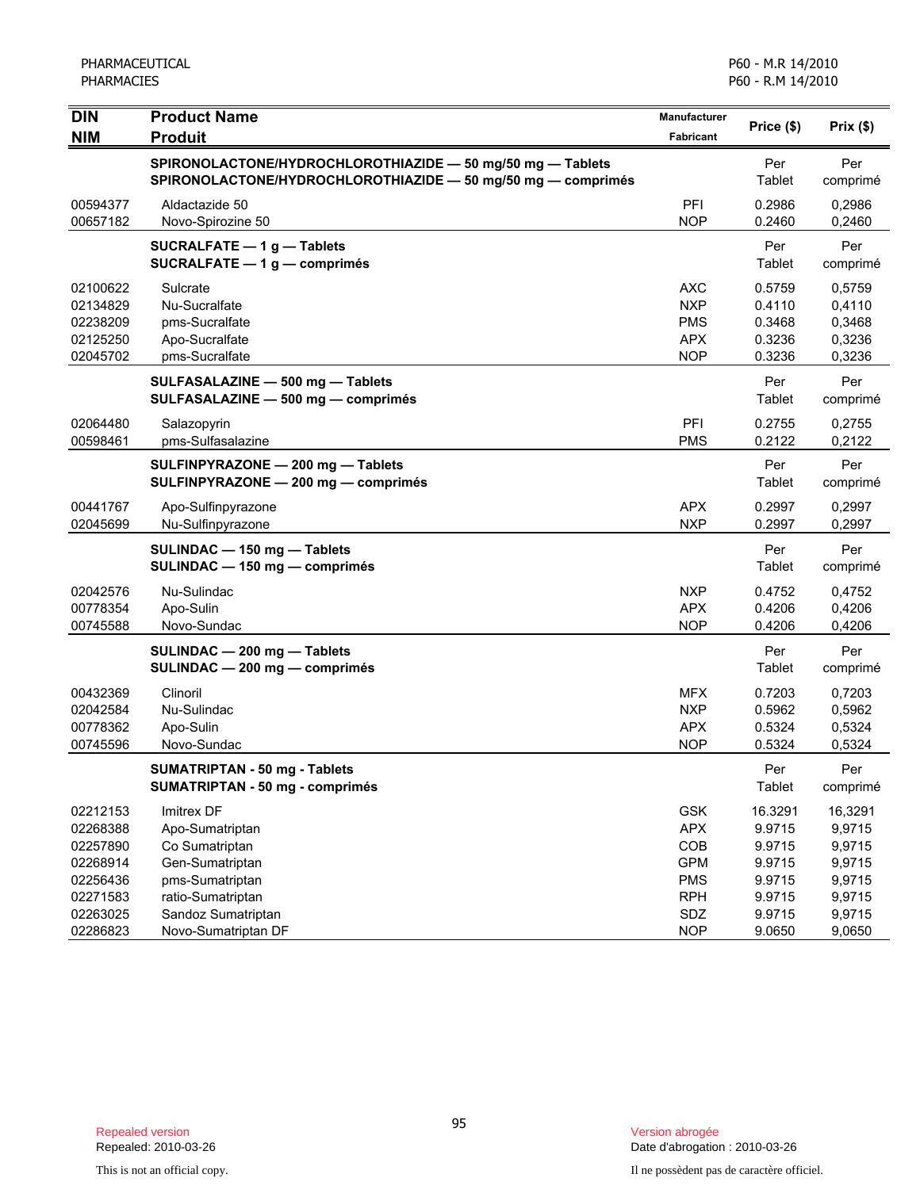| DIN<br>NIM | Product Name<br>Produit | Manufacturer<br>Fabricant | Price ($) | Prix ($) |
|---|---|---|---|---|
| | **SPIRONOLACTONE/HYDROCHLOROTHIAZIDE — 50 mg/50 mg — Tablets**<br>**SPIRONOLACTONE/HYDROCHLOROTHIAZIDE — 50 mg/50 mg — comprimés** | | Per Tablet | Per comprimé |
| 00594377 | Aldactazide 50 | PFI | 0.2986 | 0,2986 |
| 00657182 | Novo-Spirozine 50 | NOP | 0.2460 | 0,2460 |
| | **SUCRALFATE — 1 g — Tablets**<br>**SUCRALFATE — 1 g — comprimés** | | Per Tablet | Per comprimé |
| 02100622 | Sulcrate | AXC | 0.5759 | 0,5759 |
| 02134829 | Nu-Sucralfate | NXP | 0.4110 | 0,4110 |
| 02238209 | pms-Sucralfate | PMS | 0.3468 | 0,3468 |
| 02125250 | Apo-Sucralfate | APX | 0.3236 | 0,3236 |
| 02045702 | pms-Sucralfate | NOP | 0.3236 | 0,3236 |
| | **SULFASALAZINE — 500 mg — Tablets**<br>**SULFASALAZINE — 500 mg — comprimés** | | Per Tablet | Per comprimé |
| 02064480 | Salazopyrin | PFI | 0.2755 | 0,2755 |
| 00598461 | pms-Sulfasalazine | PMS | 0.2122 | 0,2122 |
| | **SULFINPYRAZONE — 200 mg — Tablets**<br>**SULFINPYRAZONE — 200 mg — comprimés** | | Per Tablet | Per comprimé |
| 00441767 | Apo-Sulfinpyrazone | APX | 0.2997 | 0,2997 |
| 02045699 | Nu-Sulfinpyrazone | NXP | 0.2997 | 0,2997 |
| | **SULINDAC — 150 mg — Tablets**<br>**SULINDAC — 150 mg — comprimés** | | Per Tablet | Per comprimé |
| 02042576 | Nu-Sulindac | NXP | 0.4752 | 0,4752 |
| 00778354 | Apo-Sulin | APX | 0.4206 | 0,4206 |
| 00745588 | Novo-Sundac | NOP | 0.4206 | 0,4206 |
| | **SULINDAC — 200 mg — Tablets**<br>**SULINDAC — 200 mg — comprimés** | | Per Tablet | Per comprimé |
| 00432369 | Clinoril | MFX | 0.7203 | 0,7203 |
| 02042584 | Nu-Sulindac | NXP | 0.5962 | 0,5962 |
| 00778362 | Apo-Sulin | APX | 0.5324 | 0,5324 |
| 00745596 | Novo-Sundac | NOP | 0.5324 | 0,5324 |
| | **SUMATRIPTAN - 50 mg - Tablets**<br>**SUMATRIPTAN - 50 mg - comprimés** | | Per Tablet | Per comprimé |
| 02212153 | Imitrex DF | GSK | 16.3291 | 16,3291 |
| 02268388 | Apo-Sumatriptan | APX | 9.9715 | 9,9715 |
| 02257890 | Co Sumatriptan | COB | 9.9715 | 9,9715 |
| 02268914 | Gen-Sumatriptan | GPM | 9.9715 | 9,9715 |
| 02256436 | pms-Sumatriptan | PMS | 9.9715 | 9,9715 |
| 02271583 | ratio-Sumatriptan | RPH | 9.9715 | 9,9715 |
| 02263025 | Sandoz Sumatriptan | SDZ | 9.9715 | 9,9715 |
| 02286823 | Novo-Sumatriptan DF | NOP | 9.0650 | 9,0650 |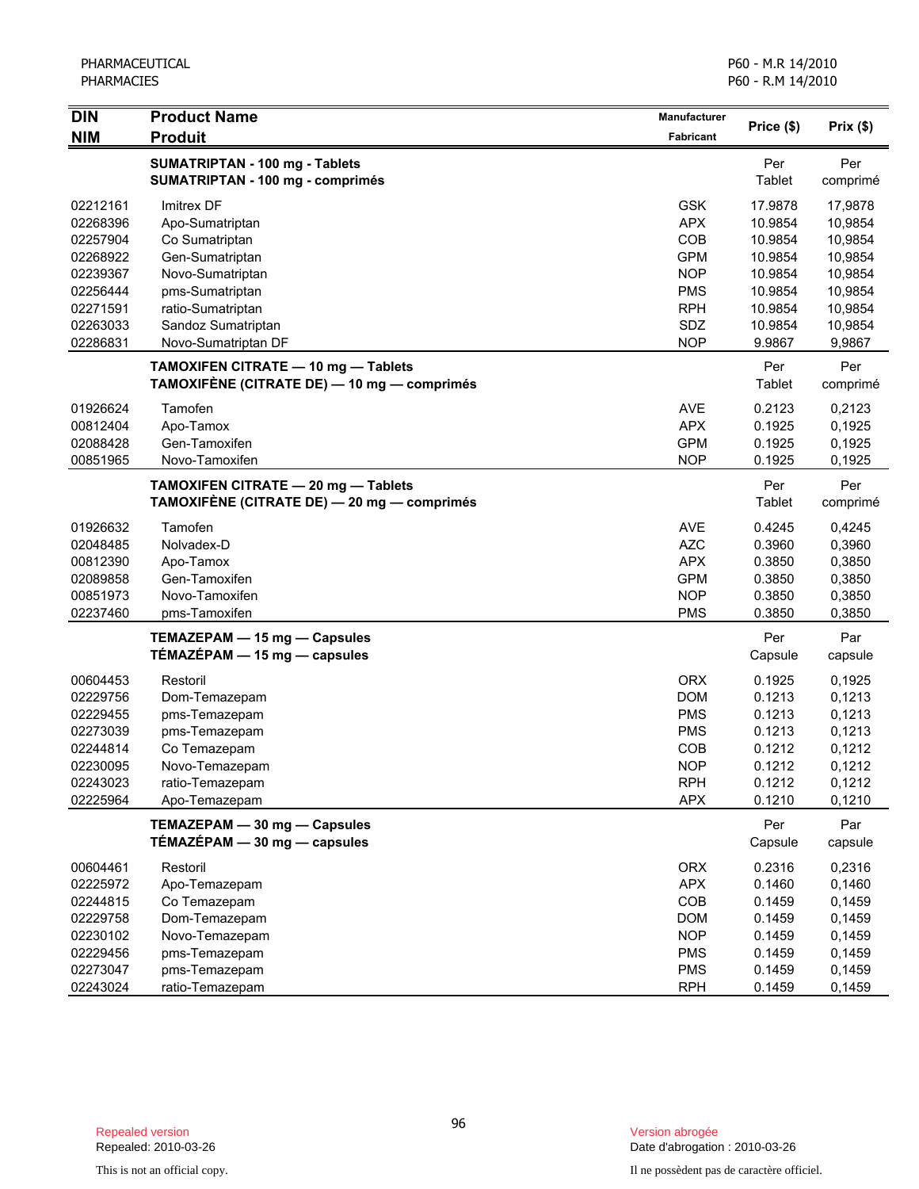PHARMACEUTICAL
PHARMACIES

P60 - M.R 14/2010
P60 - R.M 14/2010

| DIN<br>NIM | Product Name<br>Produit | Manufacturer<br>Fabricant | Price ($) | Prix ($) |
|---|---|---|---|---|
| | **SUMATRIPTAN - 100 mg - Tablets<br>SUMATRIPTAN - 100 mg - comprimés** | | Per<br>Tablet | Per<br>comprimé |
| 02212161 | Imitrex DF | GSK | 17.9878 | 17,9878 |
| 02268396 | Apo-Sumatriptan | APX | 10.9854 | 10,9854 |
| 02257904 | Co Sumatriptan | COB | 10.9854 | 10,9854 |
| 02268922 | Gen-Sumatriptan | GPM | 10.9854 | 10,9854 |
| 02239367 | Novo-Sumatriptan | NOP | 10.9854 | 10,9854 |
| 02256444 | pms-Sumatriptan | PMS | 10.9854 | 10,9854 |
| 02271591 | ratio-Sumatriptan | RPH | 10.9854 | 10,9854 |
| 02263033 | Sandoz Sumatriptan | SDZ | 10.9854 | 10,9854 |
| 02286831 | Novo-Sumatriptan DF | NOP | 9.9867 | 9,9867 |
| | **TAMOXIFEN CITRATE — 10 mg — Tablets<br>TAMOXIFÈNE (CITRATE DE) — 10 mg — comprimés** | | Per<br>Tablet | Per<br>comprimé |
| 01926624 | Tamofen | AVE | 0.2123 | 0,2123 |
| 00812404 | Apo-Tamox | APX | 0.1925 | 0,1925 |
| 02088428 | Gen-Tamoxifen | GPM | 0.1925 | 0,1925 |
| 00851965 | Novo-Tamoxifen | NOP | 0.1925 | 0,1925 |
| | **TAMOXIFEN CITRATE — 20 mg — Tablets<br>TAMOXIFÈNE (CITRATE DE) — 20 mg — comprimés** | | Per<br>Tablet | Per<br>comprimé |
| 01926632 | Tamofen | AVE | 0.4245 | 0,4245 |
| 02048485 | Nolvadex-D | AZC | 0.3960 | 0,3960 |
| 00812390 | Apo-Tamox | APX | 0.3850 | 0,3850 |
| 02089858 | Gen-Tamoxifen | GPM | 0.3850 | 0,3850 |
| 00851973 | Novo-Tamoxifen | NOP | 0.3850 | 0,3850 |
| 02237460 | pms-Tamoxifen | PMS | 0.3850 | 0,3850 |
| | **TEMAZEPAM — 15 mg — Capsules<br>TÉMAZÉPAM — 15 mg — capsules** | | Per<br>Capsule | Par<br>capsule |
| 00604453 | Restoril | ORX | 0.1925 | 0,1925 |
| 02229756 | Dom-Temazepam | DOM | 0.1213 | 0,1213 |
| 02229455 | pms-Temazepam | PMS | 0.1213 | 0,1213 |
| 02273039 | pms-Temazepam | PMS | 0.1213 | 0,1213 |
| 02244814 | Co Temazepam | COB | 0.1212 | 0,1212 |
| 02230095 | Novo-Temazepam | NOP | 0.1212 | 0,1212 |
| 02243023 | ratio-Temazepam | RPH | 0.1212 | 0,1212 |
| 02225964 | Apo-Temazepam | APX | 0.1210 | 0,1210 |
| | **TEMAZEPAM — 30 mg — Capsules<br>TÉMAZÉPAM — 30 mg — capsules** | | Per<br>Capsule | Par<br>capsule |
| 00604461 | Restoril | ORX | 0.2316 | 0,2316 |
| 02225972 | Apo-Temazepam | APX | 0.1460 | 0,1460 |
| 02244815 | Co Temazepam | COB | 0.1459 | 0,1459 |
| 02229758 | Dom-Temazepam | DOM | 0.1459 | 0,1459 |
| 02230102 | Novo-Temazepam | NOP | 0.1459 | 0,1459 |
| 02229456 | pms-Temazepam | PMS | 0.1459 | 0,1459 |
| 02273047 | pms-Temazepam | PMS | 0.1459 | 0,1459 |
| 02243024 | ratio-Temazepam | RPH | 0.1459 | 0,1459 |

Repealed version
Repealed: 2010-03-26

Version abrogée
Date d'abrogation : 2010-03-26

This is not an official copy.

Il ne possèdent pas de caractère officiel.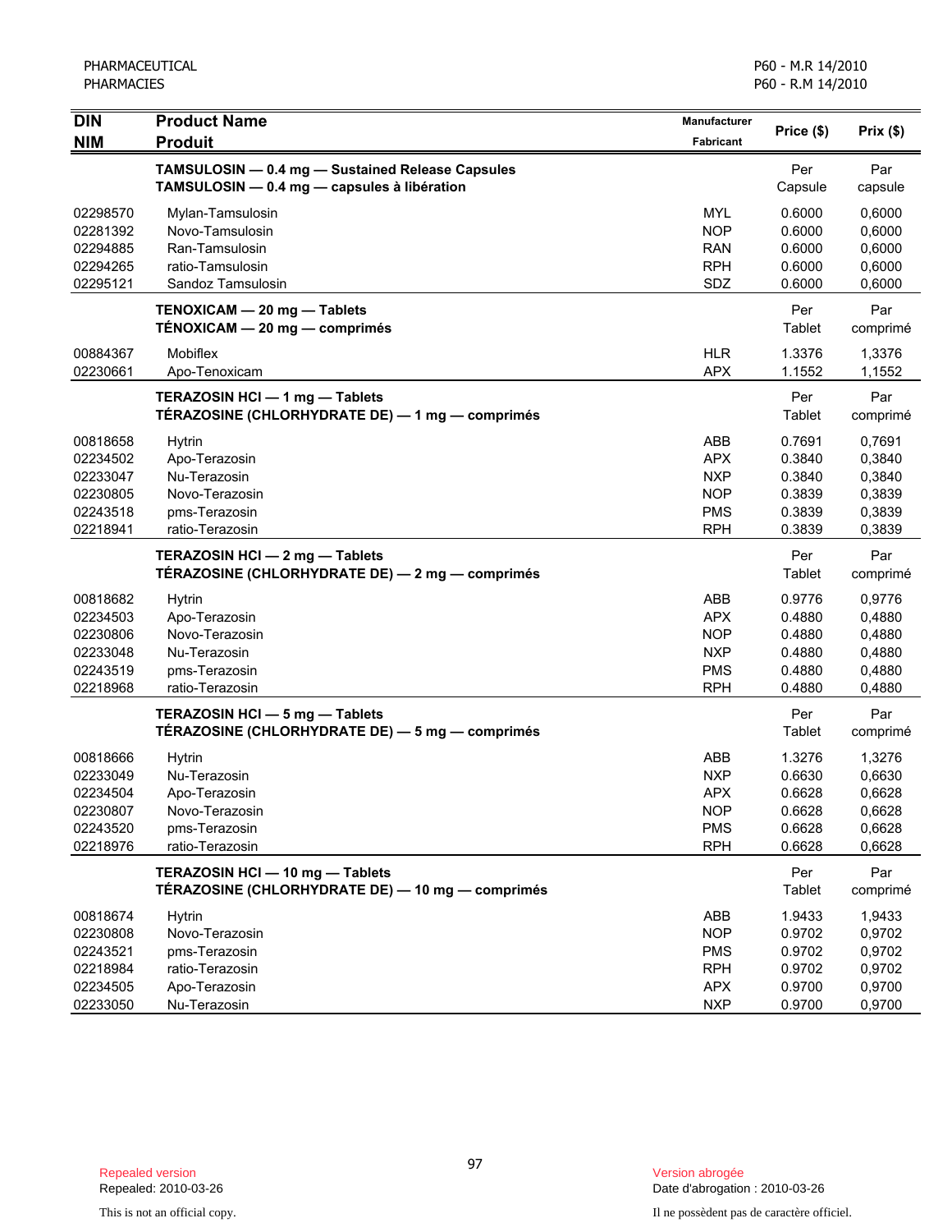| DIN<br>NIM | Product Name<br>Produit | Manufacturer<br>Fabricant | Price ($) | Prix ($) |
|---|---|---|---|---|
| | **TAMSULOSIN — 0.4 mg — Sustained Release Capsules**<br>**TAMSULOSIN — 0.4 mg — capsules à libération** | | Per Capsule | Par capsule |
| 02298570 | Mylan-Tamsulosin | MYL | 0.6000 | 0,6000 |
| 02281392 | Novo-Tamsulosin | NOP | 0.6000 | 0,6000 |
| 02294885 | Ran-Tamsulosin | RAN | 0.6000 | 0,6000 |
| 02294265 | ratio-Tamsulosin | RPH | 0.6000 | 0,6000 |
| 02295121 | Sandoz Tamsulosin | SDZ | 0.6000 | 0,6000 |
| | **TENOXICAM — 20 mg — Tablets**<br>**TÉNOXICAM — 20 mg — comprimés** | | Per Tablet | Par comprimé |
| 00884367 | Mobiflex | HLR | 1.3376 | 1,3376 |
| 02230661 | Apo-Tenoxicam | APX | 1.1552 | 1,1552 |
| | **TERAZOSIN HCl — 1 mg — Tablets**<br>**TÉRAZOSINE (CHLORHYDRATE DE) — 1 mg — comprimés** | | Per Tablet | Par comprimé |
| 00818658 | Hytrin | ABB | 0.7691 | 0,7691 |
| 02234502 | Apo-Terazosin | APX | 0.3840 | 0,3840 |
| 02233047 | Nu-Terazosin | NXP | 0.3840 | 0,3840 |
| 02230805 | Novo-Terazosin | NOP | 0.3839 | 0,3839 |
| 02243518 | pms-Terazosin | PMS | 0.3839 | 0,3839 |
| 02218941 | ratio-Terazosin | RPH | 0.3839 | 0,3839 |
| | **TERAZOSIN HCl — 2 mg — Tablets**<br>**TÉRAZOSINE (CHLORHYDRATE DE) — 2 mg — comprimés** | | Per Tablet | Par comprimé |
| 00818682 | Hytrin | ABB | 0.9776 | 0,9776 |
| 02234503 | Apo-Terazosin | APX | 0.4880 | 0,4880 |
| 02230806 | Novo-Terazosin | NOP | 0.4880 | 0,4880 |
| 02233048 | Nu-Terazosin | NXP | 0.4880 | 0,4880 |
| 02243519 | pms-Terazosin | PMS | 0.4880 | 0,4880 |
| 02218968 | ratio-Terazosin | RPH | 0.4880 | 0,4880 |
| | **TERAZOSIN HCl — 5 mg — Tablets**<br>**TÉRAZOSINE (CHLORHYDRATE DE) — 5 mg — comprimés** | | Per Tablet | Par comprimé |
| 00818666 | Hytrin | ABB | 1.3276 | 1,3276 |
| 02233049 | Nu-Terazosin | NXP | 0.6630 | 0,6630 |
| 02234504 | Apo-Terazosin | APX | 0.6628 | 0,6628 |
| 02230807 | Novo-Terazosin | NOP | 0.6628 | 0,6628 |
| 02243520 | pms-Terazosin | PMS | 0.6628 | 0,6628 |
| 02218976 | ratio-Terazosin | RPH | 0.6628 | 0,6628 |
| | **TERAZOSIN HCl — 10 mg — Tablets**<br>**TÉRAZOSINE (CHLORHYDRATE DE) — 10 mg — comprimés** | | Per Tablet | Par comprimé |
| 00818674 | Hytrin | ABB | 1.9433 | 1,9433 |
| 02230808 | Novo-Terazosin | NOP | 0.9702 | 0,9702 |
| 02243521 | pms-Terazosin | PMS | 0.9702 | 0,9702 |
| 02218984 | ratio-Terazosin | RPH | 0.9702 | 0,9702 |
| 02234505 | Apo-Terazosin | APX | 0.9700 | 0,9700 |
| 02233050 | Nu-Terazosin | NXP | 0.9700 | 0,9700 |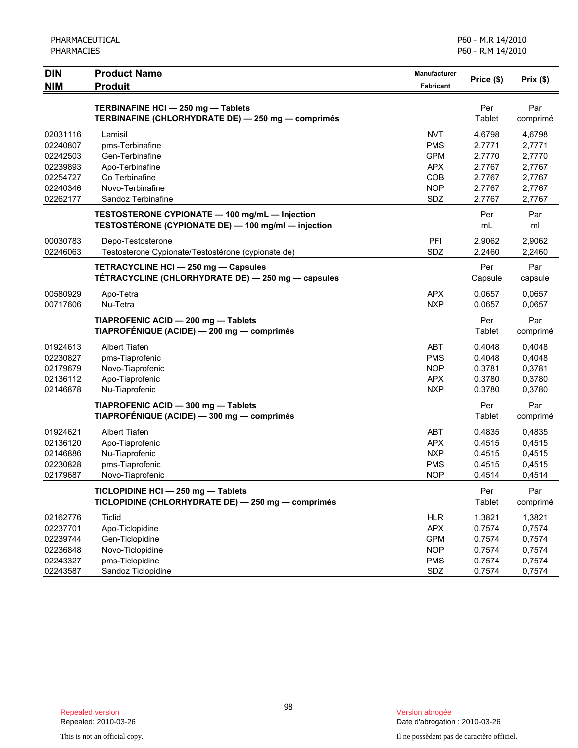| DIN<br>NIM | Product Name<br>Produit | Manufacturer<br>Fabricant | Price ($) | Prix ($) |
|---|---|---|---|---|
| | **TERBINAFINE HCl — 250 mg — Tablets**<br>**TERBINAFINE (CHLORHYDRATE DE) — 250 mg — comprimés** | | Per Tablet | Par comprimé |
| 02031116 | Lamisil | NVT | 4.6798 | 4,6798 |
| 02240807 | pms-Terbinafine | PMS | 2.7771 | 2,7771 |
| 02242503 | Gen-Terbinafine | GPM | 2.7770 | 2,7770 |
| 02239893 | Apo-Terbinafine | APX | 2.7767 | 2,7767 |
| 02254727 | Co Terbinafine | COB | 2.7767 | 2,7767 |
| 02240346 | Novo-Terbinafine | NOP | 2.7767 | 2,7767 |
| 02262177 | Sandoz Terbinafine | SDZ | 2.7767 | 2,7767 |
| | **TESTOSTERONE CYPIONATE — 100 mg/mL — Injection**<br>**TESTOSTÉRONE (CYPIONATE DE) — 100 mg/ml — injection** | | Per mL | Par ml |
| 00030783 | Depo-Testosterone | PFI | 2.9062 | 2,9062 |
| 02246063 | Testosterone Cypionate/Testostérone (cypionate de) | SDZ | 2.2460 | 2,2460 |
| | **TETRACYCLINE HCl — 250 mg — Capsules**<br>**TÉTRACYCLINE (CHLORHYDRATE DE) — 250 mg — capsules** | | Per Capsule | Par capsule |
| 00580929 | Apo-Tetra | APX | 0.0657 | 0,0657 |
| 00717606 | Nu-Tetra | NXP | 0.0657 | 0,0657 |
| | **TIAPROFENIC ACID — 200 mg — Tablets**<br>**TIAPROFÉNIQUE (ACIDE) — 200 mg — comprimés** | | Per Tablet | Par comprimé |
| 01924613 | Albert Tiafen | ABT | 0.4048 | 0,4048 |
| 02230827 | pms-Tiaprofenic | PMS | 0.4048 | 0,4048 |
| 02179679 | Novo-Tiaprofenic | NOP | 0.3781 | 0,3781 |
| 02136112 | Apo-Tiaprofenic | APX | 0.3780 | 0,3780 |
| 02146878 | Nu-Tiaprofenic | NXP | 0.3780 | 0,3780 |
| | **TIAPROFENIC ACID — 300 mg — Tablets**<br>**TIAPROFÉNIQUE (ACIDE) — 300 mg — comprimés** | | Per Tablet | Par comprimé |
| 01924621 | Albert Tiafen | ABT | 0.4835 | 0,4835 |
| 02136120 | Apo-Tiaprofenic | APX | 0.4515 | 0,4515 |
| 02146886 | Nu-Tiaprofenic | NXP | 0.4515 | 0,4515 |
| 02230828 | pms-Tiaprofenic | PMS | 0.4515 | 0,4515 |
| 02179687 | Novo-Tiaprofenic | NOP | 0.4514 | 0,4514 |
| | **TICLOPIDINE HCl — 250 mg — Tablets**<br>**TICLOPIDINE (CHLORHYDRATE DE) — 250 mg — comprimés** | | Per Tablet | Par comprimé |
| 02162776 | Ticlid | HLR | 1.3821 | 1,3821 |
| 02237701 | Apo-Ticlopidine | APX | 0.7574 | 0,7574 |
| 02239744 | Gen-Ticlopidine | GPM | 0.7574 | 0,7574 |
| 02236848 | Novo-Ticlopidine | NOP | 0.7574 | 0,7574 |
| 02243327 | pms-Ticlopidine | PMS | 0.7574 | 0,7574 |
| 02243587 | Sandoz Ticlopidine | SDZ | 0.7574 | 0,7574 |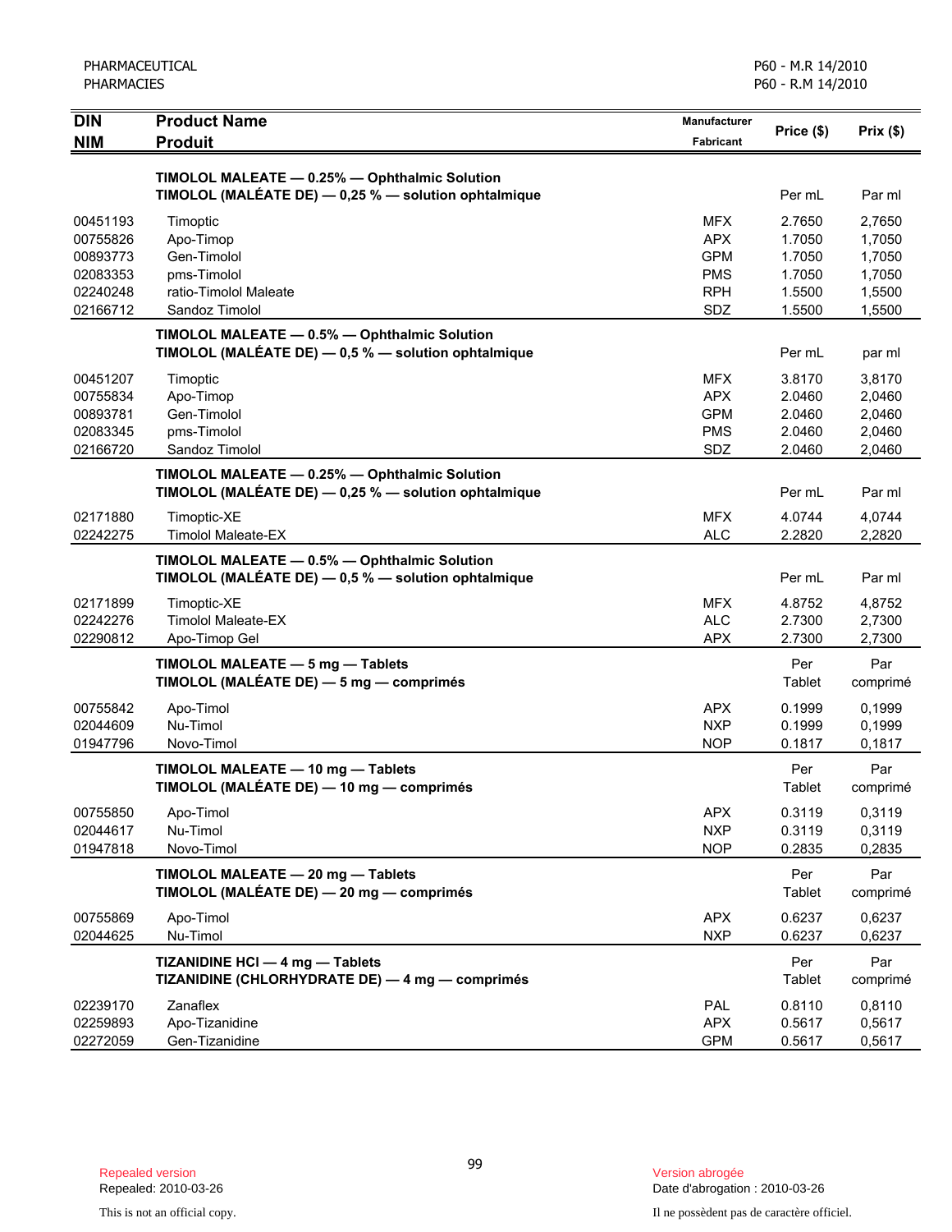| DIN<br>NIM | Product Name<br>Produit | Manufacturer<br>Fabricant | Price ($) | Prix ($) |
|---|---|---|---|---|
| | **TIMOLOL MALEATE — 0.25% — Ophthalmic Solution**<br>**TIMOLOL (MALÉATE DE) — 0,25 % — solution ophtalmique** | | Per mL | Par ml |
| 00451193 | Timoptic | MFX | 2.7650 | 2,7650 |
| 00755826 | Apo-Timop | APX | 1.7050 | 1,7050 |
| 00893773 | Gen-Timolol | GPM | 1.7050 | 1,7050 |
| 02083353 | pms-Timolol | PMS | 1.7050 | 1,7050 |
| 02240248 | ratio-Timolol Maleate | RPH | 1.5500 | 1,5500 |
| 02166712 | Sandoz Timolol | SDZ | 1.5500 | 1,5500 |
| | **TIMOLOL MALEATE — 0.5% — Ophthalmic Solution**<br>**TIMOLOL (MALÉATE DE) — 0,5 % — solution ophtalmique** | | Per mL | par ml |
| 00451207 | Timoptic | MFX | 3.8170 | 3,8170 |
| 00755834 | Apo-Timop | APX | 2.0460 | 2,0460 |
| 00893781 | Gen-Timolol | GPM | 2.0460 | 2,0460 |
| 02083345 | pms-Timolol | PMS | 2.0460 | 2,0460 |
| 02166720 | Sandoz Timolol | SDZ | 2.0460 | 2,0460 |
| | **TIMOLOL MALEATE — 0.25% — Ophthalmic Solution**<br>**TIMOLOL (MALÉATE DE) — 0,25 % — solution ophtalmique** | | Per mL | Par ml |
| 02171880 | Timoptic-XE | MFX | 4.0744 | 4,0744 |
| 02242275 | Timolol Maleate-EX | ALC | 2.2820 | 2,2820 |
| | **TIMOLOL MALEATE — 0.5% — Ophthalmic Solution**<br>**TIMOLOL (MALÉATE DE) — 0,5 % — solution ophtalmique** | | Per mL | Par ml |
| 02171899 | Timoptic-XE | MFX | 4.8752 | 4,8752 |
| 02242276 | Timolol Maleate-EX | ALC | 2.7300 | 2,7300 |
| 02290812 | Apo-Timop Gel | APX | 2.7300 | 2,7300 |
| | **TIMOLOL MALEATE — 5 mg — Tablets**<br>**TIMOLOL (MALÉATE DE) — 5 mg — comprimés** | | Per Tablet | Par comprimé |
| 00755842 | Apo-Timol | APX | 0.1999 | 0,1999 |
| 02044609 | Nu-Timol | NXP | 0.1999 | 0,1999 |
| 01947796 | Novo-Timol | NOP | 0.1817 | 0,1817 |
| | **TIMOLOL MALEATE — 10 mg — Tablets**<br>**TIMOLOL (MALÉATE DE) — 10 mg — comprimés** | | Per Tablet | Par comprimé |
| 00755850 | Apo-Timol | APX | 0.3119 | 0,3119 |
| 02044617 | Nu-Timol | NXP | 0.3119 | 0,3119 |
| 01947818 | Novo-Timol | NOP | 0.2835 | 0,2835 |
| | **TIMOLOL MALEATE — 20 mg — Tablets**<br>**TIMOLOL (MALÉATE DE) — 20 mg — comprimés** | | Per Tablet | Par comprimé |
| 00755869 | Apo-Timol | APX | 0.6237 | 0,6237 |
| 02044625 | Nu-Timol | NXP | 0.6237 | 0,6237 |
| | **TIZANIDINE HCl — 4 mg — Tablets**<br>**TIZANIDINE (CHLORHYDRATE DE) — 4 mg — comprimés** | | Per Tablet | Par comprimé |
| 02239170 | Zanaflex | PAL | 0.8110 | 0,8110 |
| 02259893 | Apo-Tizanidine | APX | 0.5617 | 0,5617 |
| 02272059 | Gen-Tizanidine | GPM | 0.5617 | 0,5617 |

Repealed version
Repealed: 2010-03-26

Version abrogée
Date d'abrogation : 2010-03-26

This is not an official copy.

Il ne possèdent pas de caractère officiel.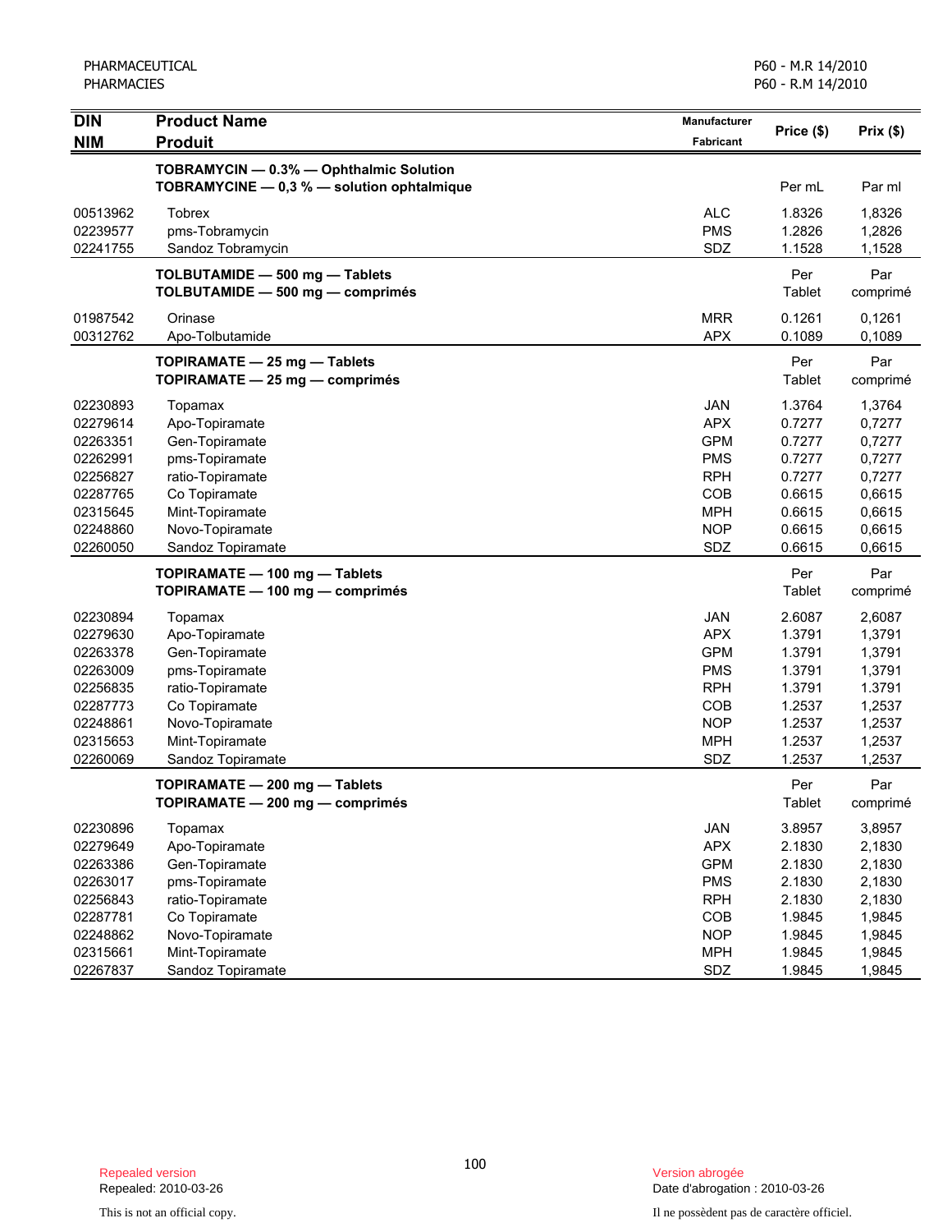| DIN<br>NIM | Product Name<br>Produit | Manufacturer<br>Fabricant | Price ($) | Prix ($) |
|---|---|---|---|---|
| | **TOBRAMYCIN — 0.3% — Ophthalmic Solution**<br>**TOBRAMYCINE — 0,3 % — solution ophtalmique** | | Per mL | Par ml |
| 00513962 | Tobrex | ALC | 1.8326 | 1,8326 |
| 02239577 | pms-Tobramycin | PMS | 1.2826 | 1,2826 |
| 02241755 | Sandoz Tobramycin | SDZ | 1.1528 | 1,1528 |
| | **TOLBUTAMIDE — 500 mg — Tablets**<br>**TOLBUTAMIDE — 500 mg — comprimés** | | Per Tablet | Par comprimé |
| 01987542 | Orinase | MRR | 0.1261 | 0,1261 |
| 00312762 | Apo-Tolbutamide | APX | 0.1089 | 0,1089 |
| | **TOPIRAMATE — 25 mg — Tablets**<br>**TOPIRAMATE — 25 mg — comprimés** | | Per Tablet | Par comprimé |
| 02230893 | Topamax | JAN | 1.3764 | 1,3764 |
| 02279614 | Apo-Topiramate | APX | 0.7277 | 0,7277 |
| 02263351 | Gen-Topiramate | GPM | 0.7277 | 0,7277 |
| 02262991 | pms-Topiramate | PMS | 0.7277 | 0,7277 |
| 02256827 | ratio-Topiramate | RPH | 0.7277 | 0,7277 |
| 02287765 | Co Topiramate | COB | 0.6615 | 0,6615 |
| 02315645 | Mint-Topiramate | MPH | 0.6615 | 0,6615 |
| 02248860 | Novo-Topiramate | NOP | 0.6615 | 0,6615 |
| 02260050 | Sandoz Topiramate | SDZ | 0.6615 | 0,6615 |
| | **TOPIRAMATE — 100 mg — Tablets**<br>**TOPIRAMATE — 100 mg — comprimés** | | Per Tablet | Par comprimé |
| 02230894 | Topamax | JAN | 2.6087 | 2,6087 |
| 02279630 | Apo-Topiramate | APX | 1.3791 | 1,3791 |
| 02263378 | Gen-Topiramate | GPM | 1.3791 | 1,3791 |
| 02263009 | pms-Topiramate | PMS | 1.3791 | 1,3791 |
| 02256835 | ratio-Topiramate | RPH | 1.3791 | 1.3791 |
| 02287773 | Co Topiramate | COB | 1.2537 | 1,2537 |
| 02248861 | Novo-Topiramate | NOP | 1.2537 | 1,2537 |
| 02315653 | Mint-Topiramate | MPH | 1.2537 | 1,2537 |
| 02260069 | Sandoz Topiramate | SDZ | 1.2537 | 1,2537 |
| | **TOPIRAMATE — 200 mg — Tablets**<br>**TOPIRAMATE — 200 mg — comprimés** | | Per Tablet | Par comprimé |
| 02230896 | Topamax | JAN | 3.8957 | 3,8957 |
| 02279649 | Apo-Topiramate | APX | 2.1830 | 2,1830 |
| 02263386 | Gen-Topiramate | GPM | 2.1830 | 2,1830 |
| 02263017 | pms-Topiramate | PMS | 2.1830 | 2,1830 |
| 02256843 | ratio-Topiramate | RPH | 2.1830 | 2,1830 |
| 02287781 | Co Topiramate | COB | 1.9845 | 1,9845 |
| 02248862 | Novo-Topiramate | NOP | 1.9845 | 1,9845 |
| 02315661 | Mint-Topiramate | MPH | 1.9845 | 1,9845 |
| 02267837 | Sandoz Topiramate | SDZ | 1.9845 | 1,9845 |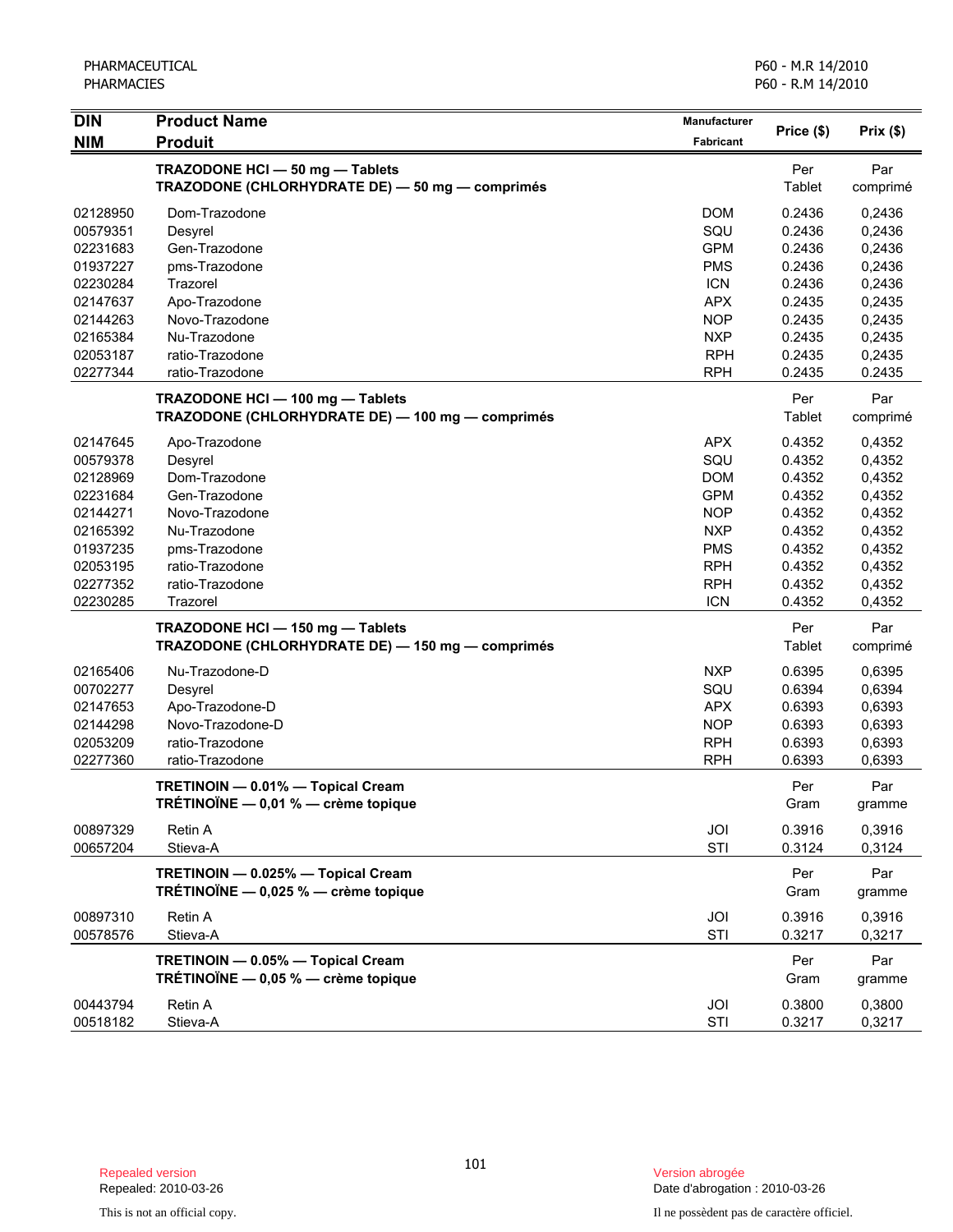| DIN<br>NIM | Product Name<br>Produit | Manufacturer<br>Fabricant | Price ($) | Prix ($) |
|---|---|---|---|---|
| | **TRAZODONE HCl — 50 mg — Tablets**<br>**TRAZODONE (CHLORHYDRATE DE) — 50 mg — comprimés** | | Per Tablet | Par comprimé |
| 02128950 | Dom-Trazodone | DOM | 0.2436 | 0,2436 |
| 00579351 | Desyrel | SQU | 0.2436 | 0,2436 |
| 02231683 | Gen-Trazodone | GPM | 0.2436 | 0,2436 |
| 01937227 | pms-Trazodone | PMS | 0.2436 | 0,2436 |
| 02230284 | Trazorel | ICN | 0.2436 | 0,2436 |
| 02147637 | Apo-Trazodone | APX | 0.2435 | 0,2435 |
| 02144263 | Novo-Trazodone | NOP | 0.2435 | 0,2435 |
| 02165384 | Nu-Trazodone | NXP | 0.2435 | 0,2435 |
| 02053187 | ratio-Trazodone | RPH | 0.2435 | 0,2435 |
| 02277344 | ratio-Trazodone | RPH | 0.2435 | 0.2435 |
| | **TRAZODONE HCl — 100 mg — Tablets**<br>**TRAZODONE (CHLORHYDRATE DE) — 100 mg — comprimés** | | Per Tablet | Par comprimé |
| 02147645 | Apo-Trazodone | APX | 0.4352 | 0,4352 |
| 00579378 | Desyrel | SQU | 0.4352 | 0,4352 |
| 02128969 | Dom-Trazodone | DOM | 0.4352 | 0,4352 |
| 02231684 | Gen-Trazodone | GPM | 0.4352 | 0,4352 |
| 02144271 | Novo-Trazodone | NOP | 0.4352 | 0,4352 |
| 02165392 | Nu-Trazodone | NXP | 0.4352 | 0,4352 |
| 01937235 | pms-Trazodone | PMS | 0.4352 | 0,4352 |
| 02053195 | ratio-Trazodone | RPH | 0.4352 | 0,4352 |
| 02277352 | ratio-Trazodone | RPH | 0.4352 | 0,4352 |
| 02230285 | Trazorel | ICN | 0.4352 | 0,4352 |
| | **TRAZODONE HCl — 150 mg — Tablets**<br>**TRAZODONE (CHLORHYDRATE DE) — 150 mg — comprimés** | | Per Tablet | Par comprimé |
| 02165406 | Nu-Trazodone-D | NXP | 0.6395 | 0,6395 |
| 00702277 | Desyrel | SQU | 0.6394 | 0,6394 |
| 02147653 | Apo-Trazodone-D | APX | 0.6393 | 0,6393 |
| 02144298 | Novo-Trazodone-D | NOP | 0.6393 | 0,6393 |
| 02053209 | ratio-Trazodone | RPH | 0.6393 | 0,6393 |
| 02277360 | ratio-Trazodone | RPH | 0.6393 | 0,6393 |
| | **TRETINOIN — 0.01% — Topical Cream**<br>**TRÉTINOÏNE — 0,01 % — crème topique** | | Per Gram | Par gramme |
| 00897329 | Retin A | JOI | 0.3916 | 0,3916 |
| 00657204 | Stieva-A | STI | 0.3124 | 0,3124 |
| | **TRETINOIN — 0.025% — Topical Cream**<br>**TRÉTINOÏNE — 0,025 % — crème topique** | | Per Gram | Par gramme |
| 00897310 | Retin A | JOI | 0.3916 | 0,3916 |
| 00578576 | Stieva-A | STI | 0.3217 | 0,3217 |
| | **TRETINOIN — 0.05% — Topical Cream**<br>**TRÉTINOÏNE — 0,05 % — crème topique** | | Per Gram | Par gramme |
| 00443794 | Retin A | JOI | 0.3800 | 0,3800 |
| 00518182 | Stieva-A | STI | 0.3217 | 0,3217 |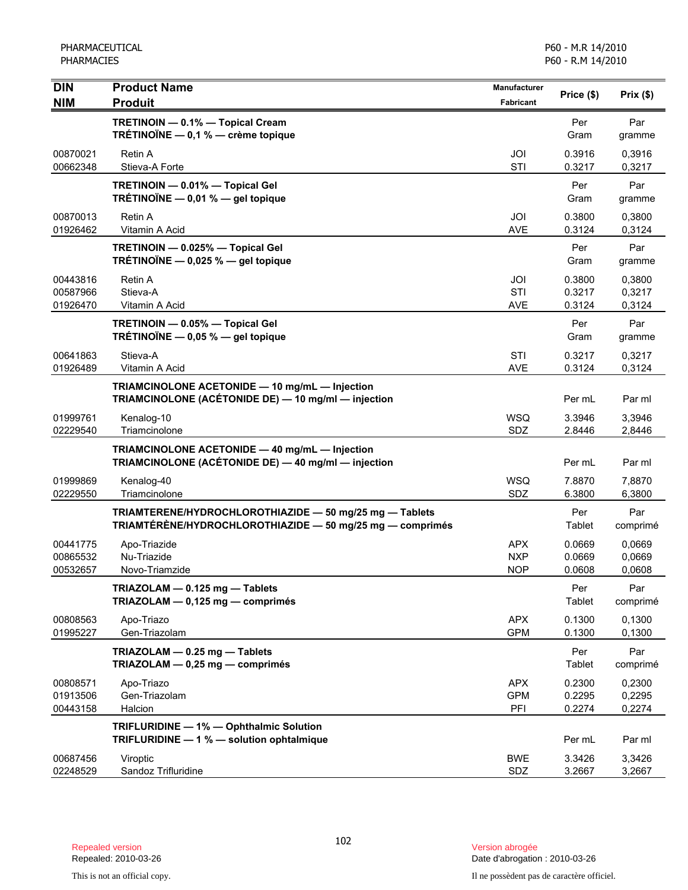| DIN<br>NIM | Product Name<br>Produit | Manufacturer<br>Fabricant | Price ($) | Prix ($) |
|---|---|---|---|---|
| | **TRETINOIN — 0.1% — Topical Cream**<br>**TRÉTINOÏNE — 0,1 % — crème topique** | | Per Gram | Par gramme |
| 00870021 | Retin A | JOI | 0.3916 | 0,3916 |
| 00662348 | Stieva-A Forte | STI | 0.3217 | 0,3217 |
| | **TRETINOIN — 0.01% — Topical Gel**<br>**TRÉTINOÏNE — 0,01 % — gel topique** | | Per Gram | Par gramme |
| 00870013 | Retin A | JOI | 0.3800 | 0,3800 |
| 01926462 | Vitamin A Acid | AVE | 0.3124 | 0,3124 |
| | **TRETINOIN — 0.025% — Topical Gel**<br>**TRÉTINOÏNE — 0,025 % — gel topique** | | Per Gram | Par gramme |
| 00443816 | Retin A | JOI | 0.3800 | 0,3800 |
| 00587966 | Stieva-A | STI | 0.3217 | 0,3217 |
| 01926470 | Vitamin A Acid | AVE | 0.3124 | 0,3124 |
| | **TRETINOIN — 0.05% — Topical Gel**<br>**TRÉTINOÏNE — 0,05 % — gel topique** | | Per Gram | Par gramme |
| 00641863 | Stieva-A | STI | 0.3217 | 0,3217 |
| 01926489 | Vitamin A Acid | AVE | 0.3124 | 0,3124 |
| | **TRIAMCINOLONE ACETONIDE — 10 mg/mL — Injection**<br>**TRIAMCINOLONE (ACÉTONIDE DE) — 10 mg/ml — injection** | | Per mL | Par ml |
| 01999761 | Kenalog-10 | WSQ | 3.3946 | 3,3946 |
| 02229540 | Triamcinolone | SDZ | 2.8446 | 2,8446 |
| | **TRIAMCINOLONE ACETONIDE — 40 mg/mL — Injection**<br>**TRIAMCINOLONE (ACÉTONIDE DE) — 40 mg/ml — injection** | | Per mL | Par ml |
| 01999869 | Kenalog-40 | WSQ | 7.8870 | 7,8870 |
| 02229550 | Triamcinolone | SDZ | 6.3800 | 6,3800 |
| | **TRIAMTERENE/HYDROCHLOROTHIAZIDE — 50 mg/25 mg — Tablets**<br>**TRIAMTÉRÈNE/HYDROCHLOROTHIAZIDE — 50 mg/25 mg — comprimés** | | Per Tablet | Par comprimé |
| 00441775 | Apo-Triazide | APX | 0.0669 | 0,0669 |
| 00865532 | Nu-Triazide | NXP | 0.0669 | 0,0669 |
| 00532657 | Novo-Triamzide | NOP | 0.0608 | 0,0608 |
| | **TRIAZOLAM — 0.125 mg — Tablets**<br>**TRIAZOLAM — 0,125 mg — comprimés** | | Per Tablet | Par comprimé |
| 00808563 | Apo-Triazo | APX | 0.1300 | 0,1300 |
| 01995227 | Gen-Triazolam | GPM | 0.1300 | 0,1300 |
| | **TRIAZOLAM — 0.25 mg — Tablets**<br>**TRIAZOLAM — 0,25 mg — comprimés** | | Per Tablet | Par comprimé |
| 00808571 | Apo-Triazo | APX | 0.2300 | 0,2300 |
| 01913506 | Gen-Triazolam | GPM | 0.2295 | 0,2295 |
| 00443158 | Halcion | PFI | 0.2274 | 0,2274 |
| | **TRIFLURIDINE — 1% — Ophthalmic Solution**<br>**TRIFLURIDINE — 1 % — solution ophtalmique** | | Per mL | Par ml |
| 00687456 | Viroptic | BWE | 3.3426 | 3,3426 |
| 02248529 | Sandoz Trifluridine | SDZ | 3.2667 | 3,2667 |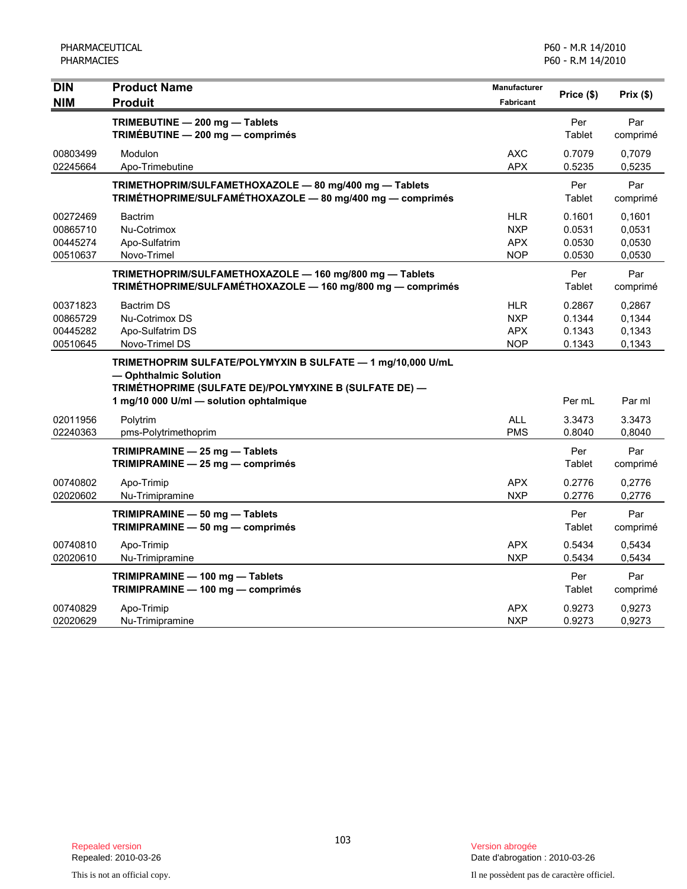| DIN<br>NIM | Product Name<br>Produit | Manufacturer<br>Fabricant | Price ($) | Prix ($) |
|---|---|---|---|---|
| | **TRIMEBUTINE — 200 mg — Tablets**<br>**TRIMÉBUTINE — 200 mg — comprimés** | | Per Tablet | Par comprimé |
| 00803499 | Modulon | AXC | 0.7079 | 0,7079 |
| 02245664 | Apo-Trimebutine | APX | 0.5235 | 0,5235 |
| | **TRIMETHOPRIM/SULFAMETHOXAZOLE — 80 mg/400 mg — Tablets**<br>**TRIMÉTHOPRIME/SULFAMÉTHOXAZOLE — 80 mg/400 mg — comprimés** | | Per Tablet | Par comprimé |
| 00272469 | Bactrim | HLR | 0.1601 | 0,1601 |
| 00865710 | Nu-Cotrimox | NXP | 0.0531 | 0,0531 |
| 00445274 | Apo-Sulfatrim | APX | 0.0530 | 0,0530 |
| 00510637 | Novo-Trimel | NOP | 0.0530 | 0,0530 |
| | **TRIMETHOPRIM/SULFAMETHOXAZOLE — 160 mg/800 mg — Tablets**<br>**TRIMÉTHOPRIME/SULFAMÉTHOXAZOLE — 160 mg/800 mg — comprimés** | | Per Tablet | Par comprimé |
| 00371823 | Bactrim DS | HLR | 0.2867 | 0,2867 |
| 00865729 | Nu-Cotrimox DS | NXP | 0.1344 | 0,1344 |
| 00445282 | Apo-Sulfatrim DS | APX | 0.1343 | 0,1343 |
| 00510645 | Novo-Trimel DS | NOP | 0.1343 | 0,1343 |
| | **TRIMETHOPRIM SULFATE/POLYMYXIN B SULFATE — 1 mg/10,000 U/mL — Ophthalmic Solution**<br>**TRIMÉTHOPRIME (SULFATE DE)/POLYMYXINE B (SULFATE DE) — 1 mg/10 000 U/ml — solution ophtalmique** | | Per mL | Par ml |
| 02011956 | Polytrim | ALL | 3.3473 | 3.3473 |
| 02240363 | pms-Polytrimethoprim | PMS | 0.8040 | 0,8040 |
| | **TRIMIPRAMINE — 25 mg — Tablets**<br>**TRIMIPRAMINE — 25 mg — comprimés** | | Per Tablet | Par comprimé |
| 00740802 | Apo-Trimip | APX | 0.2776 | 0,2776 |
| 02020602 | Nu-Trimipramine | NXP | 0.2776 | 0,2776 |
| | **TRIMIPRAMINE — 50 mg — Tablets**<br>**TRIMIPRAMINE — 50 mg — comprimés** | | Per Tablet | Par comprimé |
| 00740810 | Apo-Trimip | APX | 0.5434 | 0,5434 |
| 02020610 | Nu-Trimipramine | NXP | 0.5434 | 0,5434 |
| | **TRIMIPRAMINE — 100 mg — Tablets**<br>**TRIMIPRAMINE — 100 mg — comprimés** | | Per Tablet | Par comprimé |
| 00740829 | Apo-Trimip | APX | 0.9273 | 0,9273 |
| 02020629 | Nu-Trimipramine | NXP | 0.9273 | 0,9273 |

Repealed version
Repealed: 2010-03-26

Version abrogée
Date d'abrogation : 2010-03-26

This is not an official copy.

Il ne possèdent pas de caractère officiel.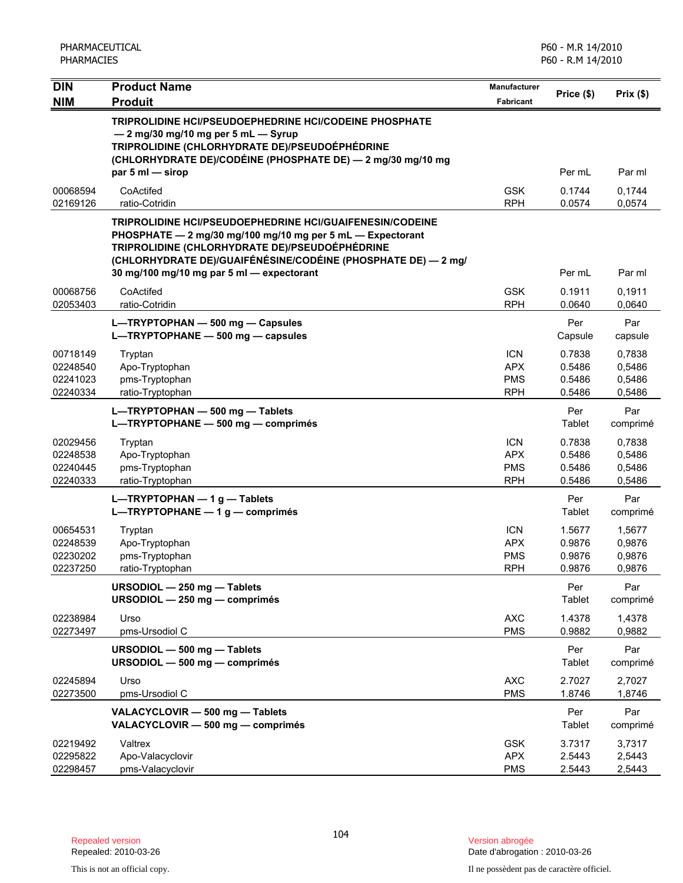| DIN<br>NIM | Product Name<br>Produit | Manufacturer<br>Fabricant | Price ($) | Prix ($) |
|---|---|---|---|---|
| | **TRIPROLIDINE HCl/PSEUDOEPHEDRINE HCl/CODEINE PHOSPHATE — 2 mg/30 mg/10 mg per 5 mL — Syrup**<br>**TRIPROLIDINE (CHLORHYDRATE DE)/PSEUDOÉPHÉDRINE (CHLORHYDRATE DE)/CODÉINE (PHOSPHATE DE) — 2 mg/30 mg/10 mg par 5 ml — sirop** | | Per mL | Par ml |
| 00068594 | CoActifed | GSK | 0.1744 | 0,1744 |
| 02169126 | ratio-Cotridin | RPH | 0.0574 | 0,0574 |
| | **TRIPROLIDINE HCl/PSEUDOEPHEDRINE HCl/GUAIFENESIN/CODEINE PHOSPHATE — 2 mg/30 mg/100 mg/10 mg per 5 mL — Expectorant**<br>**TRIPROLIDINE (CHLORHYDRATE DE)/PSEUDOÉPHÉDRINE (CHLORHYDRATE DE)/GUAIFÉNÉSINE/CODÉINE (PHOSPHATE DE) — 2 mg/30 mg/100 mg/10 mg par 5 ml — expectorant** | | Per mL | Par ml |
| 00068756 | CoActifed | GSK | 0.1911 | 0,1911 |
| 02053403 | ratio-Cotridin | RPH | 0.0640 | 0,0640 |
| | **L—TRYPTOPHAN — 500 mg — Capsules**<br>**L—TRYPTOPHANE — 500 mg — capsules** | | Per Capsule | Par capsule |
| 00718149 | Tryptan | ICN | 0.7838 | 0,7838 |
| 02248540 | Apo-Tryptophan | APX | 0.5486 | 0,5486 |
| 02241023 | pms-Tryptophan | PMS | 0.5486 | 0,5486 |
| 02240334 | ratio-Tryptophan | RPH | 0.5486 | 0,5486 |
| | **L—TRYPTOPHAN — 500 mg — Tablets**<br>**L—TRYPTOPHANE — 500 mg — comprimés** | | Per Tablet | Par comprimé |
| 02029456 | Tryptan | ICN | 0.7838 | 0,7838 |
| 02248538 | Apo-Tryptophan | APX | 0.5486 | 0,5486 |
| 02240445 | pms-Tryptophan | PMS | 0.5486 | 0,5486 |
| 02240333 | ratio-Tryptophan | RPH | 0.5486 | 0,5486 |
| | **L—TRYPTOPHAN — 1 g — Tablets**<br>**L—TRYPTOPHANE — 1 g — comprimés** | | Per Tablet | Par comprimé |
| 00654531 | Tryptan | ICN | 1.5677 | 1,5677 |
| 02248539 | Apo-Tryptophan | APX | 0.9876 | 0,9876 |
| 02230202 | pms-Tryptophan | PMS | 0.9876 | 0,9876 |
| 02237250 | ratio-Tryptophan | RPH | 0.9876 | 0,9876 |
| | **URSODIOL — 250 mg — Tablets**<br>**URSODIOL — 250 mg — comprimés** | | Per Tablet | Par comprimé |
| 02238984 | Urso | AXC | 1.4378 | 1,4378 |
| 02273497 | pms-Ursodiol C | PMS | 0.9882 | 0,9882 |
| | **URSODIOL — 500 mg — Tablets**<br>**URSODIOL — 500 mg — comprimés** | | Per Tablet | Par comprimé |
| 02245894 | Urso | AXC | 2.7027 | 2,7027 |
| 02273500 | pms-Ursodiol C | PMS | 1.8746 | 1,8746 |
| | **VALACYCLOVIR — 500 mg — Tablets**<br>**VALACYCLOVIR — 500 mg — comprimés** | | Per Tablet | Par comprimé |
| 02219492 | Valtrex | GSK | 3.7317 | 3,7317 |
| 02295822 | Apo-Valacyclovir | APX | 2.5443 | 2,5443 |
| 02298457 | pms-Valacyclovir | PMS | 2.5443 | 2,5443 |

Repealed version
Repealed: 2010-03-26

Version abrogée
Date d'abrogation : 2010-03-26

This is not an official copy.

Il ne possèdent pas de caractère officiel.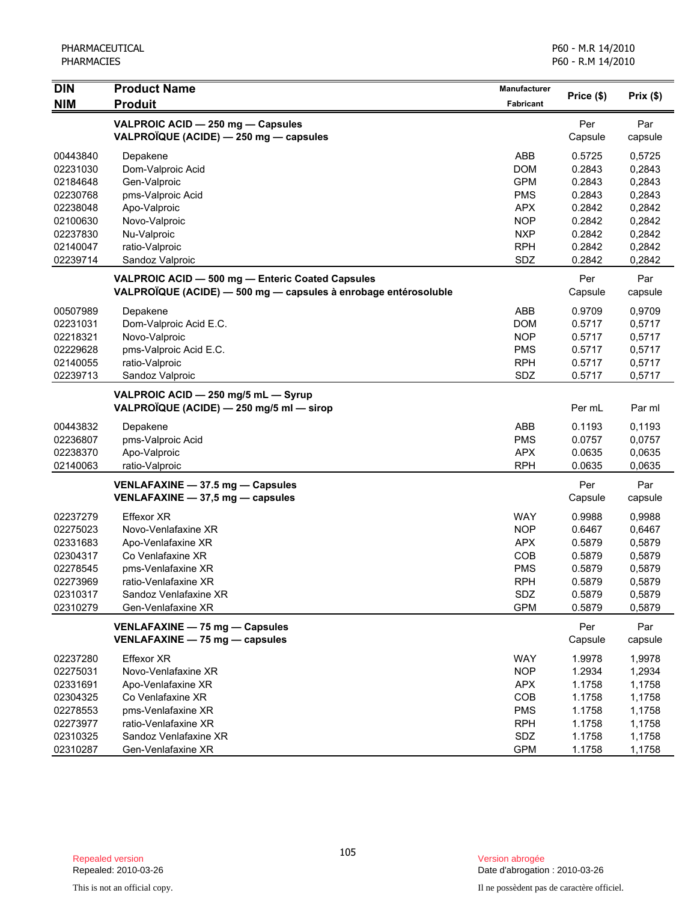| DIN<br>NIM | Product Name<br>Produit | Manufacturer<br>Fabricant | Price ($) | Prix ($) |
|---|---|---|---|---|
| | **VALPROIC ACID — 250 mg — Capsules**<br>**VALPROÏQUE (ACIDE) — 250 mg — capsules** | | Per Capsule | Par capsule |
| 00443840 | Depakene | ABB | 0.5725 | 0,5725 |
| 02231030 | Dom-Valproic Acid | DOM | 0.2843 | 0,2843 |
| 02184648 | Gen-Valproic | GPM | 0.2843 | 0,2843 |
| 02230768 | pms-Valproic Acid | PMS | 0.2843 | 0,2843 |
| 02238048 | Apo-Valproic | APX | 0.2842 | 0,2842 |
| 02100630 | Novo-Valproic | NOP | 0.2842 | 0,2842 |
| 02237830 | Nu-Valproic | NXP | 0.2842 | 0,2842 |
| 02140047 | ratio-Valproic | RPH | 0.2842 | 0,2842 |
| 02239714 | Sandoz Valproic | SDZ | 0.2842 | 0,2842 |
| | **VALPROIC ACID — 500 mg — Enteric Coated Capsules**<br>**VALPROÏQUE (ACIDE) — 500 mg — capsules à enrobage entérosoluble** | | Per Capsule | Par capsule |
| 00507989 | Depakene | ABB | 0.9709 | 0,9709 |
| 02231031 | Dom-Valproic Acid E.C. | DOM | 0.5717 | 0,5717 |
| 02218321 | Novo-Valproic | NOP | 0.5717 | 0,5717 |
| 02229628 | pms-Valproic Acid E.C. | PMS | 0.5717 | 0,5717 |
| 02140055 | ratio-Valproic | RPH | 0.5717 | 0,5717 |
| 02239713 | Sandoz Valproic | SDZ | 0.5717 | 0,5717 |
| | **VALPROIC ACID — 250 mg/5 mL — Syrup**<br>**VALPROÏQUE (ACIDE) — 250 mg/5 ml — sirop** | | Per mL | Par ml |
| 00443832 | Depakene | ABB | 0.1193 | 0,1193 |
| 02236807 | pms-Valproic Acid | PMS | 0.0757 | 0,0757 |
| 02238370 | Apo-Valproic | APX | 0.0635 | 0,0635 |
| 02140063 | ratio-Valproic | RPH | 0.0635 | 0,0635 |
| | **VENLAFAXINE — 37.5 mg — Capsules**<br>**VENLAFAXINE — 37,5 mg — capsules** | | Per Capsule | Par capsule |
| 02237279 | Effexor XR | WAY | 0.9988 | 0,9988 |
| 02275023 | Novo-Venlafaxine XR | NOP | 0.6467 | 0,6467 |
| 02331683 | Apo-Venlafaxine XR | APX | 0.5879 | 0,5879 |
| 02304317 | Co Venlafaxine XR | COB | 0.5879 | 0,5879 |
| 02278545 | pms-Venlafaxine XR | PMS | 0.5879 | 0,5879 |
| 02273969 | ratio-Venlafaxine XR | RPH | 0.5879 | 0,5879 |
| 02310317 | Sandoz Venlafaxine XR | SDZ | 0.5879 | 0,5879 |
| 02310279 | Gen-Venlafaxine XR | GPM | 0.5879 | 0,5879 |
| | **VENLAFAXINE — 75 mg — Capsules**<br>**VENLAFAXINE — 75 mg — capsules** | | Per Capsule | Par capsule |
| 02237280 | Effexor XR | WAY | 1.9978 | 1,9978 |
| 02275031 | Novo-Venlafaxine XR | NOP | 1.2934 | 1,2934 |
| 02331691 | Apo-Venlafaxine XR | APX | 1.1758 | 1,1758 |
| 02304325 | Co Venlafaxine XR | COB | 1.1758 | 1,1758 |
| 02278553 | pms-Venlafaxine XR | PMS | 1.1758 | 1,1758 |
| 02273977 | ratio-Venlafaxine XR | RPH | 1.1758 | 1,1758 |
| 02310325 | Sandoz Venlafaxine XR | SDZ | 1.1758 | 1,1758 |
| 02310287 | Gen-Venlafaxine XR | GPM | 1.1758 | 1,1758 |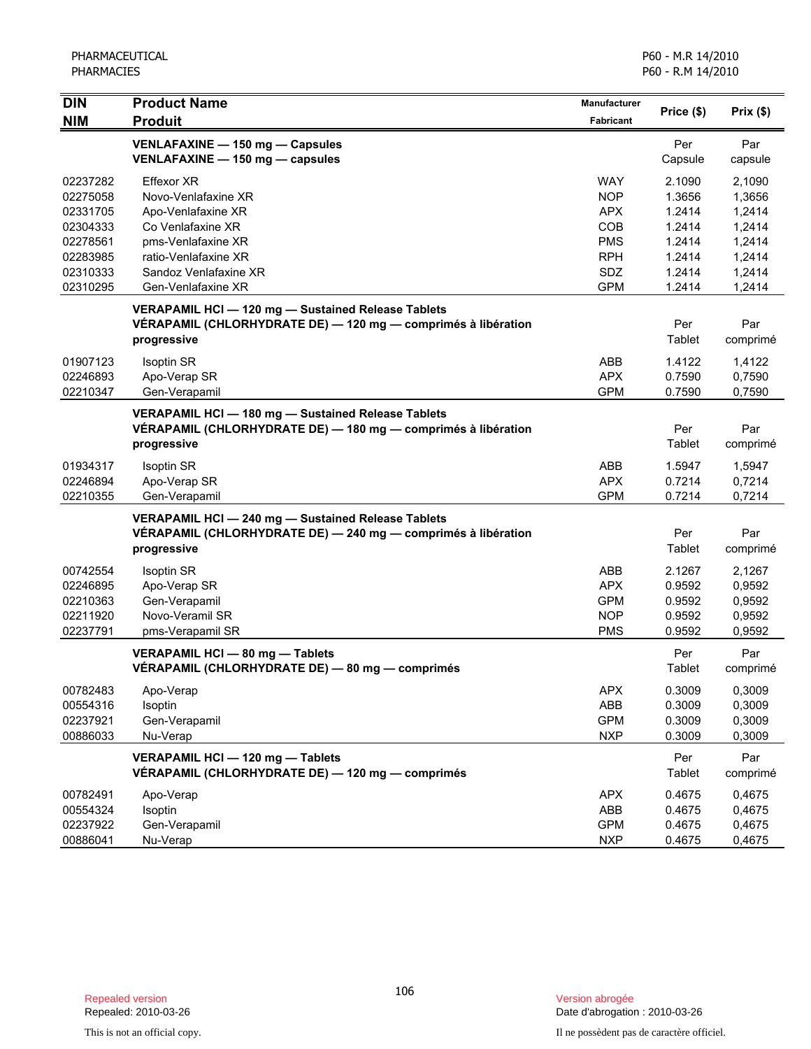| DIN<br>NIM | Product Name<br>Produit | Manufacturer<br>Fabricant | Price ($) | Prix ($) |
|---|---|---|---|---|
| | **VENLAFAXINE — 150 mg — Capsules**<br>**VENLAFAXINE — 150 mg — capsules** | | Per Capsule | Par capsule |
| 02237282 | Effexor XR | WAY | 2.1090 | 2,1090 |
| 02275058 | Novo-Venlafaxine XR | NOP | 1.3656 | 1,3656 |
| 02331705 | Apo-Venlafaxine XR | APX | 1.2414 | 1,2414 |
| 02304333 | Co Venlafaxine XR | COB | 1.2414 | 1,2414 |
| 02278561 | pms-Venlafaxine XR | PMS | 1.2414 | 1,2414 |
| 02283985 | ratio-Venlafaxine XR | RPH | 1.2414 | 1,2414 |
| 02310333 | Sandoz Venlafaxine XR | SDZ | 1.2414 | 1,2414 |
| 02310295 | Gen-Venlafaxine XR | GPM | 1.2414 | 1,2414 |
| | **VERAPAMIL HCl — 120 mg — Sustained Release Tablets**<br>**VÉRAPAMIL (CHLORHYDRATE DE) — 120 mg — comprimés à libération progressive** | | Per Tablet | Par comprimé |
| 01907123 | Isoptin SR | ABB | 1.4122 | 1,4122 |
| 02246893 | Apo-Verap SR | APX | 0.7590 | 0,7590 |
| 02210347 | Gen-Verapamil | GPM | 0.7590 | 0,7590 |
| | **VERAPAMIL HCl — 180 mg — Sustained Release Tablets**<br>**VÉRAPAMIL (CHLORHYDRATE DE) — 180 mg — comprimés à libération progressive** | | Per Tablet | Par comprimé |
| 01934317 | Isoptin SR | ABB | 1.5947 | 1,5947 |
| 02246894 | Apo-Verap SR | APX | 0.7214 | 0,7214 |
| 02210355 | Gen-Verapamil | GPM | 0.7214 | 0,7214 |
| | **VERAPAMIL HCl — 240 mg — Sustained Release Tablets**<br>**VÉRAPAMIL (CHLORHYDRATE DE) — 240 mg — comprimés à libération progressive** | | Per Tablet | Par comprimé |
| 00742554 | Isoptin SR | ABB | 2.1267 | 2,1267 |
| 02246895 | Apo-Verap SR | APX | 0.9592 | 0,9592 |
| 02210363 | Gen-Verapamil | GPM | 0.9592 | 0,9592 |
| 02211920 | Novo-Veramil SR | NOP | 0.9592 | 0,9592 |
| 02237791 | pms-Verapamil SR | PMS | 0.9592 | 0,9592 |
| | **VERAPAMIL HCl — 80 mg — Tablets**<br>**VÉRAPAMIL (CHLORHYDRATE DE) — 80 mg — comprimés** | | Per Tablet | Par comprimé |
| 00782483 | Apo-Verap | APX | 0.3009 | 0,3009 |
| 00554316 | Isoptin | ABB | 0.3009 | 0,3009 |
| 02237921 | Gen-Verapamil | GPM | 0.3009 | 0,3009 |
| 00886033 | Nu-Verap | NXP | 0.3009 | 0,3009 |
| | **VERAPAMIL HCl — 120 mg — Tablets**<br>**VÉRAPAMIL (CHLORHYDRATE DE) — 120 mg — comprimés** | | Per Tablet | Par comprimé |
| 00782491 | Apo-Verap | APX | 0.4675 | 0,4675 |
| 00554324 | Isoptin | ABB | 0.4675 | 0,4675 |
| 02237922 | Gen-Verapamil | GPM | 0.4675 | 0,4675 |
| 00886041 | Nu-Verap | NXP | 0.4675 | 0,4675 |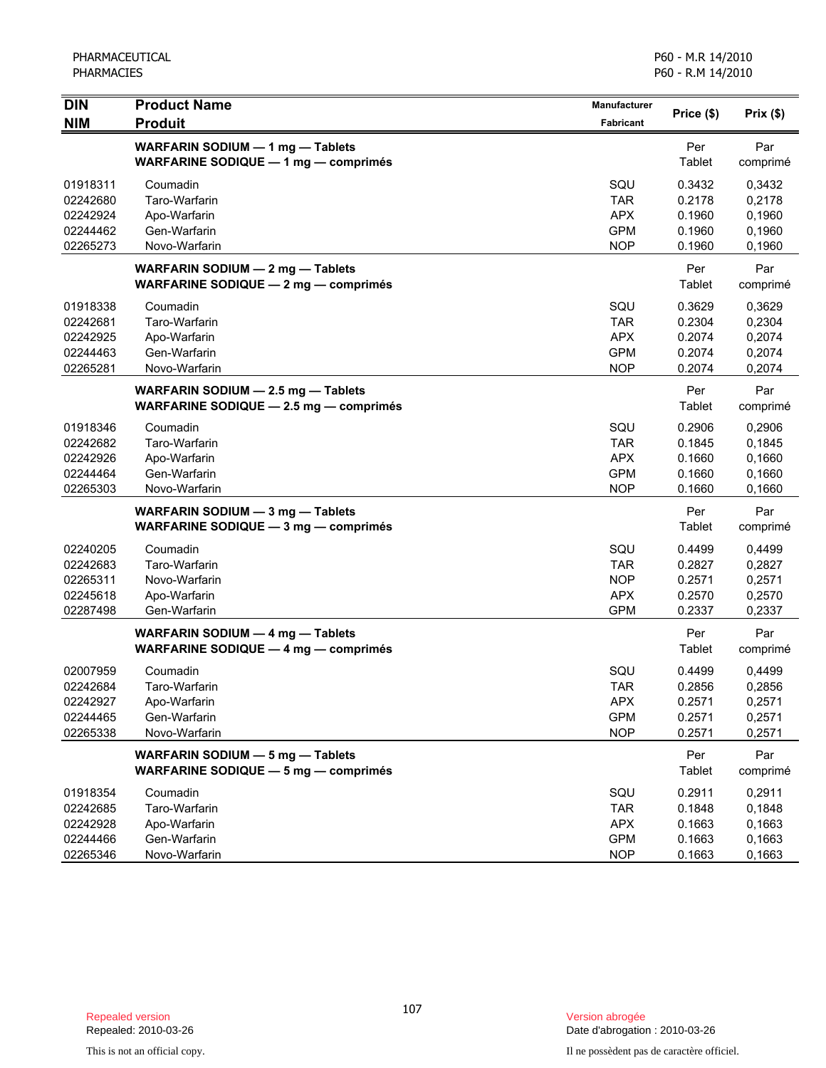| DIN<br>NIM | Product Name<br>Produit | Manufacturer<br>Fabricant | Price ($) | Prix ($) |
|---|---|---|---|---|
| | **WARFARIN SODIUM — 1 mg — Tablets**<br>**WARFARINE SODIQUE — 1 mg — comprimés** | | Per Tablet | Par comprimé |
| 01918311 | Coumadin | SQU | 0.3432 | 0,3432 |
| 02242680 | Taro-Warfarin | TAR | 0.2178 | 0,2178 |
| 02242924 | Apo-Warfarin | APX | 0.1960 | 0,1960 |
| 02244462 | Gen-Warfarin | GPM | 0.1960 | 0,1960 |
| 02265273 | Novo-Warfarin | NOP | 0.1960 | 0,1960 |
| | **WARFARIN SODIUM — 2 mg — Tablets**<br>**WARFARINE SODIQUE — 2 mg — comprimés** | | Per Tablet | Par comprimé |
| 01918338 | Coumadin | SQU | 0.3629 | 0,3629 |
| 02242681 | Taro-Warfarin | TAR | 0.2304 | 0,2304 |
| 02242925 | Apo-Warfarin | APX | 0.2074 | 0,2074 |
| 02244463 | Gen-Warfarin | GPM | 0.2074 | 0,2074 |
| 02265281 | Novo-Warfarin | NOP | 0.2074 | 0,2074 |
| | **WARFARIN SODIUM — 2.5 mg — Tablets**<br>**WARFARINE SODIQUE — 2.5 mg — comprimés** | | Per Tablet | Par comprimé |
| 01918346 | Coumadin | SQU | 0.2906 | 0,2906 |
| 02242682 | Taro-Warfarin | TAR | 0.1845 | 0,1845 |
| 02242926 | Apo-Warfarin | APX | 0.1660 | 0,1660 |
| 02244464 | Gen-Warfarin | GPM | 0.1660 | 0,1660 |
| 02265303 | Novo-Warfarin | NOP | 0.1660 | 0,1660 |
| | **WARFARIN SODIUM — 3 mg — Tablets**<br>**WARFARINE SODIQUE — 3 mg — comprimés** | | Per Tablet | Par comprimé |
| 02240205 | Coumadin | SQU | 0.4499 | 0,4499 |
| 02242683 | Taro-Warfarin | TAR | 0.2827 | 0,2827 |
| 02265311 | Novo-Warfarin | NOP | 0.2571 | 0,2571 |
| 02245618 | Apo-Warfarin | APX | 0.2570 | 0,2570 |
| 02287498 | Gen-Warfarin | GPM | 0.2337 | 0,2337 |
| | **WARFARIN SODIUM — 4 mg — Tablets**<br>**WARFARINE SODIQUE — 4 mg — comprimés** | | Per Tablet | Par comprimé |
| 02007959 | Coumadin | SQU | 0.4499 | 0,4499 |
| 02242684 | Taro-Warfarin | TAR | 0.2856 | 0,2856 |
| 02242927 | Apo-Warfarin | APX | 0.2571 | 0,2571 |
| 02244465 | Gen-Warfarin | GPM | 0.2571 | 0,2571 |
| 02265338 | Novo-Warfarin | NOP | 0.2571 | 0,2571 |
| | **WARFARIN SODIUM — 5 mg — Tablets**<br>**WARFARINE SODIQUE — 5 mg — comprimés** | | Per Tablet | Par comprimé |
| 01918354 | Coumadin | SQU | 0.2911 | 0,2911 |
| 02242685 | Taro-Warfarin | TAR | 0.1848 | 0,1848 |
| 02242928 | Apo-Warfarin | APX | 0.1663 | 0,1663 |
| 02244466 | Gen-Warfarin | GPM | 0.1663 | 0,1663 |
| 02265346 | Novo-Warfarin | NOP | 0.1663 | 0,1663 |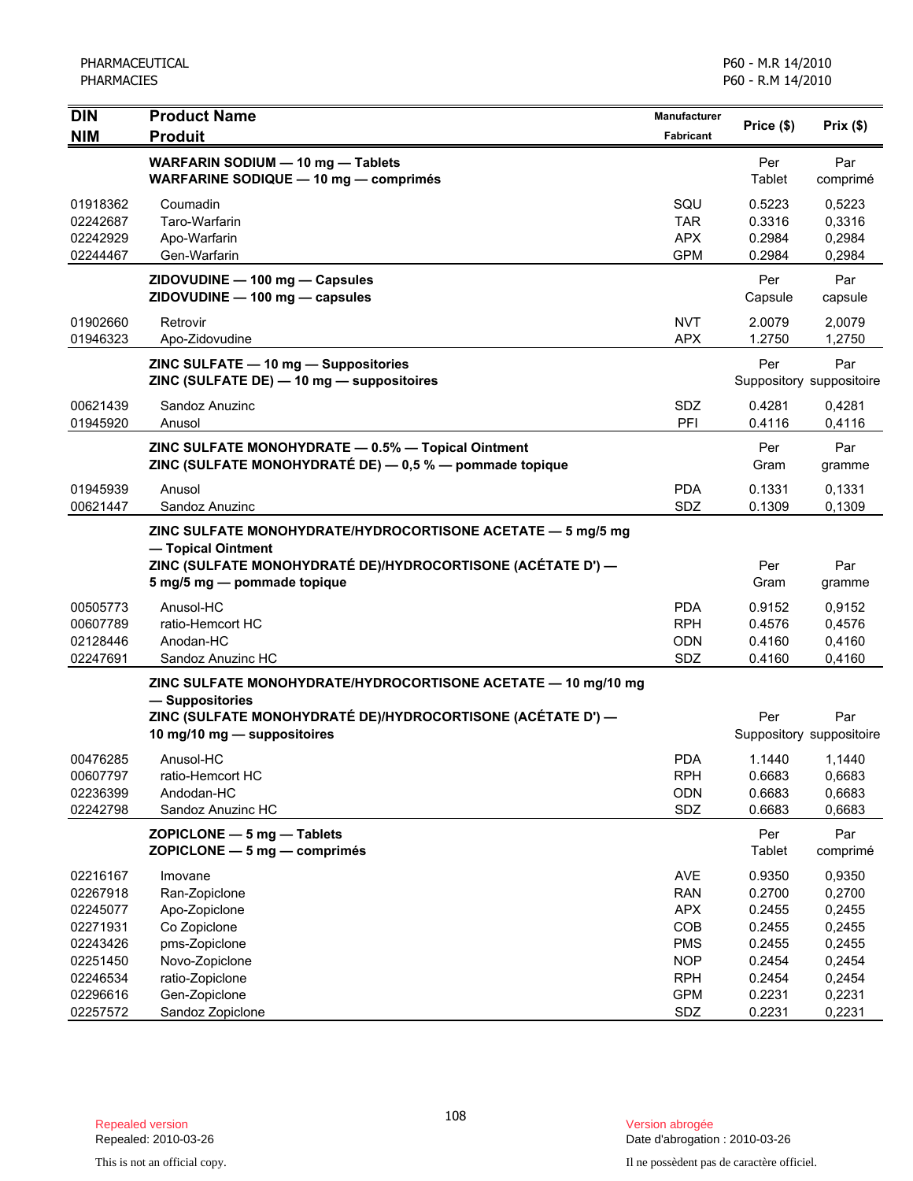| DIN<br>NIM | Product Name<br>Produit | Manufacturer<br>Fabricant | Price ($) | Prix ($) |
|---|---|---|---|---|
| | **WARFARIN SODIUM — 10 mg — Tablets**<br>**WARFARINE SODIQUE — 10 mg — comprimés** | | Per Tablet | Par comprimé |
| 01918362 | Coumadin | SQU | 0.5223 | 0,5223 |
| 02242687 | Taro-Warfarin | TAR | 0.3316 | 0,3316 |
| 02242929 | Apo-Warfarin | APX | 0.2984 | 0,2984 |
| 02244467 | Gen-Warfarin | GPM | 0.2984 | 0,2984 |
| | **ZIDOVUDINE — 100 mg — Capsules**<br>**ZIDOVUDINE — 100 mg — capsules** | | Per Capsule | Par capsule |
| 01902660 | Retrovir | NVT | 2.0079 | 2,0079 |
| 01946323 | Apo-Zidovudine | APX | 1.2750 | 1,2750 |
| | **ZINC SULFATE — 10 mg — Suppositories**<br>**ZINC (SULFATE DE) — 10 mg — suppositoires** | | Per Suppository | Par suppositoire |
| 00621439 | Sandoz Anuzinc | SDZ | 0.4281 | 0,4281 |
| 01945920 | Anusol | PFI | 0.4116 | 0,4116 |
| | **ZINC SULFATE MONOHYDRATE — 0.5% — Topical Ointment**<br>**ZINC (SULFATE MONOHYDRATÉ DE) — 0,5 % — pommade topique** | | Per Gram | Par gramme |
| 01945939 | Anusol | PDA | 0.1331 | 0,1331 |
| 00621447 | Sandoz Anuzinc | SDZ | 0.1309 | 0,1309 |
| | **ZINC SULFATE MONOHYDRATE/HYDROCORTISONE ACETATE — 5 mg/5 mg — Topical Ointment**<br>**ZINC (SULFATE MONOHYDRATÉ DE)/HYDROCORTISONE (ACÉTATE D') — 5 mg/5 mg — pommade topique** | | Per Gram | Par gramme |
| 00505773 | Anusol-HC | PDA | 0.9152 | 0,9152 |
| 00607789 | ratio-Hemcort HC | RPH | 0.4576 | 0,4576 |
| 02128446 | Anodan-HC | ODN | 0.4160 | 0,4160 |
| 02247691 | Sandoz Anuzinc HC | SDZ | 0.4160 | 0,4160 |
| | **ZINC SULFATE MONOHYDRATE/HYDROCORTISONE ACETATE — 10 mg/10 mg — Suppositories**<br>**ZINC (SULFATE MONOHYDRATÉ DE)/HYDROCORTISONE (ACÉTATE D') — 10 mg/10 mg — suppositoires** | | Per Suppository | Par suppositoire |
| 00476285 | Anusol-HC | PDA | 1.1440 | 1,1440 |
| 00607797 | ratio-Hemcort HC | RPH | 0.6683 | 0,6683 |
| 02236399 | Andodan-HC | ODN | 0.6683 | 0,6683 |
| 02242798 | Sandoz Anuzinc HC | SDZ | 0.6683 | 0,6683 |
| | **ZOPICLONE — 5 mg — Tablets**<br>**ZOPICLONE — 5 mg — comprimés** | | Per Tablet | Par comprimé |
| 02216167 | Imovane | AVE | 0.9350 | 0,9350 |
| 02267918 | Ran-Zopiclone | RAN | 0.2700 | 0,2700 |
| 02245077 | Apo-Zopiclone | APX | 0.2455 | 0,2455 |
| 02271931 | Co Zopiclone | COB | 0.2455 | 0,2455 |
| 02243426 | pms-Zopiclone | PMS | 0.2455 | 0,2455 |
| 02251450 | Novo-Zopiclone | NOP | 0.2454 | 0,2454 |
| 02246534 | ratio-Zopiclone | RPH | 0.2454 | 0,2454 |
| 02296616 | Gen-Zopiclone | GPM | 0.2231 | 0,2231 |
| 02257572 | Sandoz Zopiclone | SDZ | 0.2231 | 0,2231 |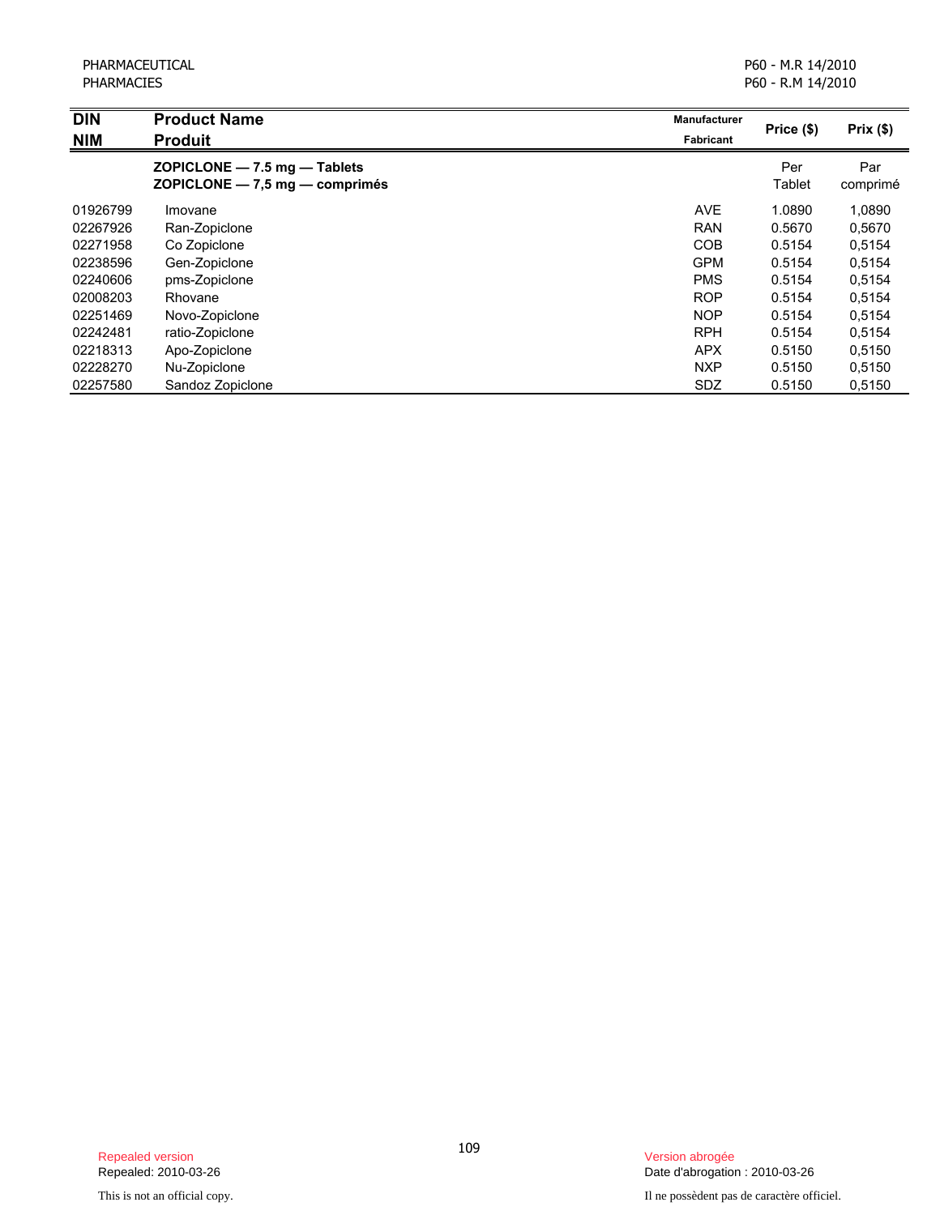| DIN<br>NIM | Product Name<br>Produit | Manufacturer<br>Fabricant | Price ($) | Prix ($) |
|---|---|---|---|---|
| | **ZOPICLONE — 7.5 mg — Tablets**<br>**ZOPICLONE — 7,5 mg — comprimés** | | Per Tablet | Par comprimé |
| 01926799 | Imovane | AVE | 1.0890 | 1,0890 |
| 02267926 | Ran-Zopiclone | RAN | 0.5670 | 0,5670 |
| 02271958 | Co Zopiclone | COB | 0.5154 | 0,5154 |
| 02238596 | Gen-Zopiclone | GPM | 0.5154 | 0,5154 |
| 02240606 | pms-Zopiclone | PMS | 0.5154 | 0,5154 |
| 02008203 | Rhovane | ROP | 0.5154 | 0,5154 |
| 02251469 | Novo-Zopiclone | NOP | 0.5154 | 0,5154 |
| 02242481 | ratio-Zopiclone | RPH | 0.5154 | 0,5154 |
| 02218313 | Apo-Zopiclone | APX | 0.5150 | 0,5150 |
| 02228270 | Nu-Zopiclone | NXP | 0.5150 | 0,5150 |
| 02257580 | Sandoz Zopiclone | SDZ | 0.5150 | 0,5150 |